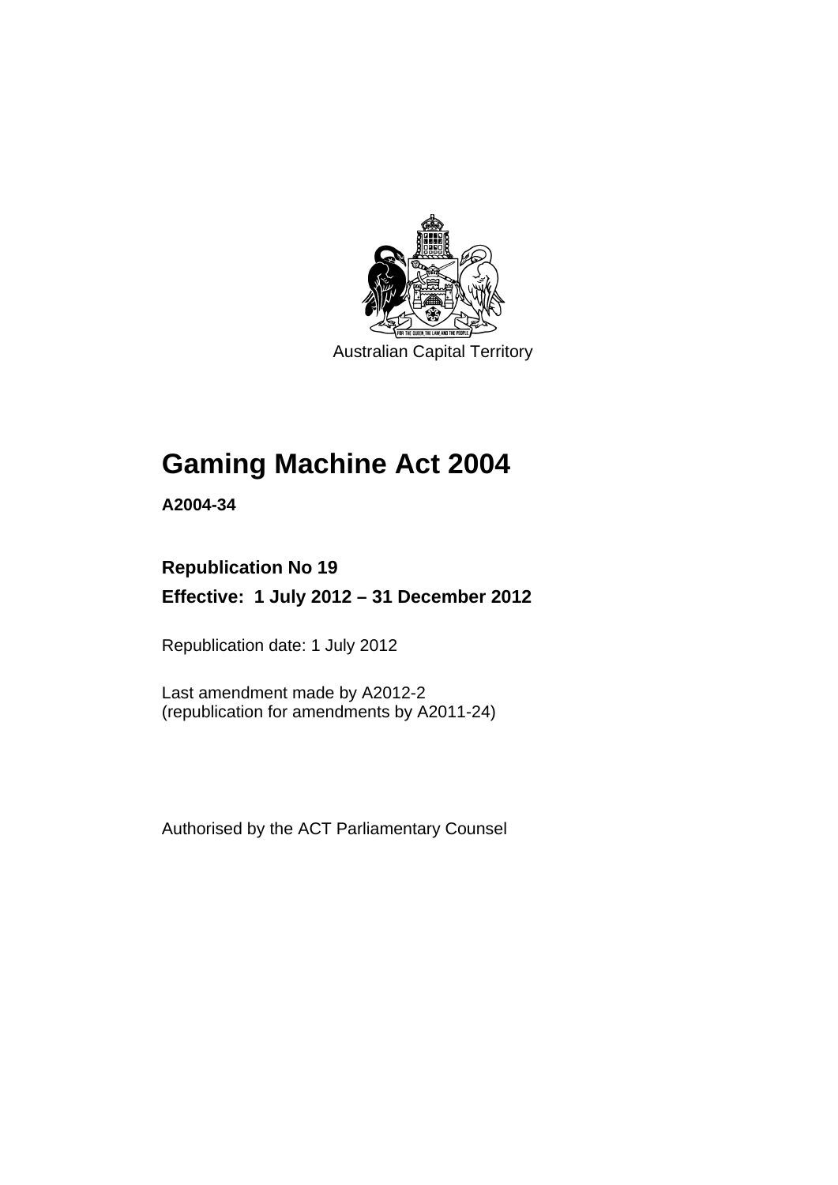Australian Capital Territory

# Gaming Machine Act 2004

**A2004-34**

## Republication No 19

**Effective: 1 July 2012 – 31 December 2012**

Republication date: 1 July 2012

Last amendment made by A2012-2
(republication for amendments by A2011-24)

Authorised by the ACT Parliamentary Counsel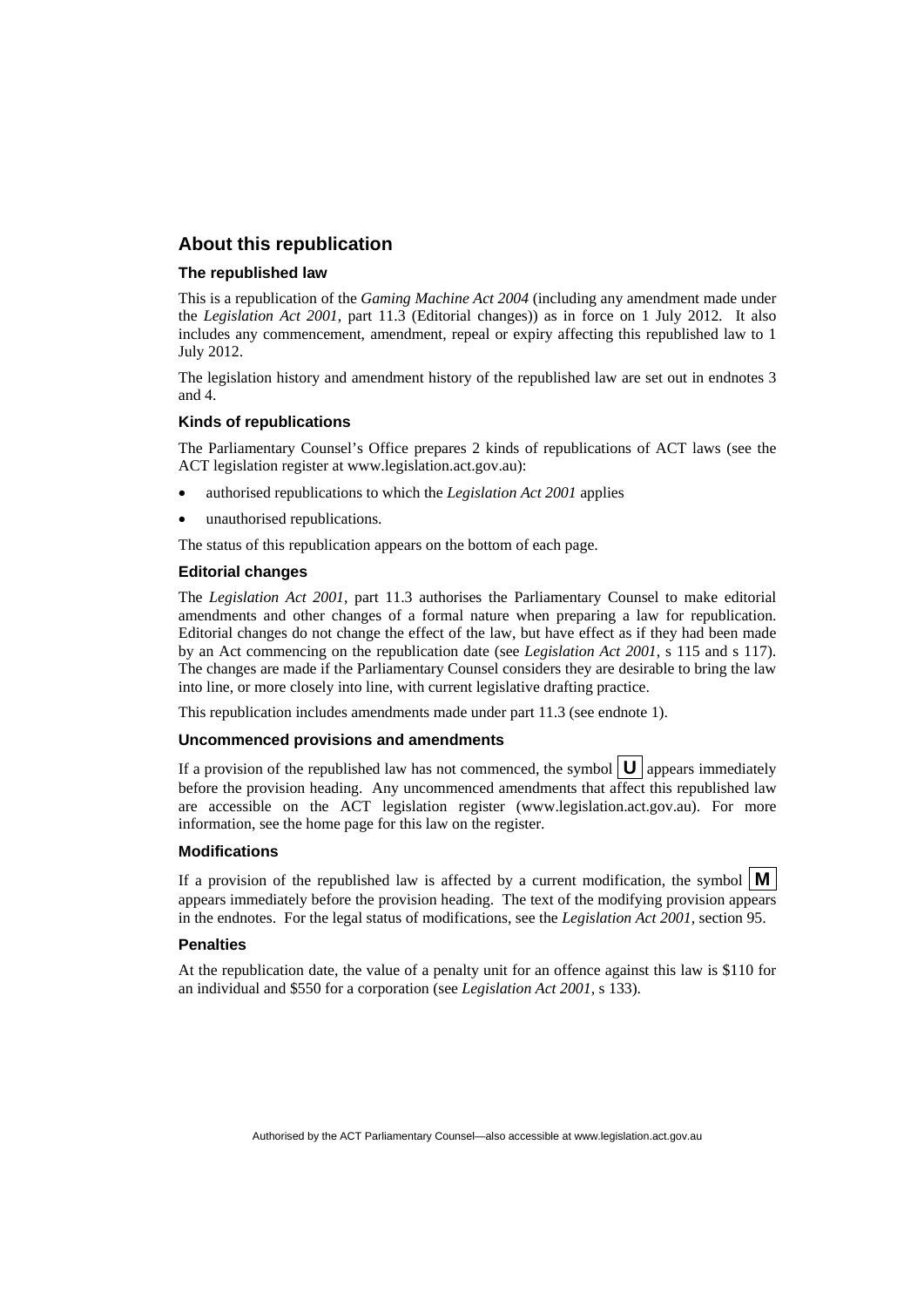## About this republication

### The republished law

This is a republication of the *Gaming Machine Act 2004* (including any amendment made under the *Legislation Act 2001*, part 11.3 (Editorial changes)) as in force on 1 July 2012. It also includes any commencement, amendment, repeal or expiry affecting this republished law to 1 July 2012.

The legislation history and amendment history of the republished law are set out in endnotes 3 and 4.

### Kinds of republications

The Parliamentary Counsel's Office prepares 2 kinds of republications of ACT laws (see the ACT legislation register at www.legislation.act.gov.au):

- authorised republications to which the *Legislation Act 2001* applies
- unauthorised republications.

The status of this republication appears on the bottom of each page.

### Editorial changes

The *Legislation Act 2001*, part 11.3 authorises the Parliamentary Counsel to make editorial amendments and other changes of a formal nature when preparing a law for republication. Editorial changes do not change the effect of the law, but have effect as if they had been made by an Act commencing on the republication date (see *Legislation Act 2001*, s 115 and s 117). The changes are made if the Parliamentary Counsel considers they are desirable to bring the law into line, or more closely into line, with current legislative drafting practice.

This republication includes amendments made under part 11.3 (see endnote 1).

### Uncommenced provisions and amendments

If a provision of the republished law has not commenced, the symbol **U** appears immediately before the provision heading. Any uncommenced amendments that affect this republished law are accessible on the ACT legislation register (www.legislation.act.gov.au). For more information, see the home page for this law on the register.

### Modifications

If a provision of the republished law is affected by a current modification, the symbol **M** appears immediately before the provision heading. The text of the modifying provision appears in the endnotes. For the legal status of modifications, see the *Legislation Act 2001*, section 95.

### Penalties

At the republication date, the value of a penalty unit for an offence against this law is $110 for an individual and $550 for a corporation (see *Legislation Act 2001*, s 133).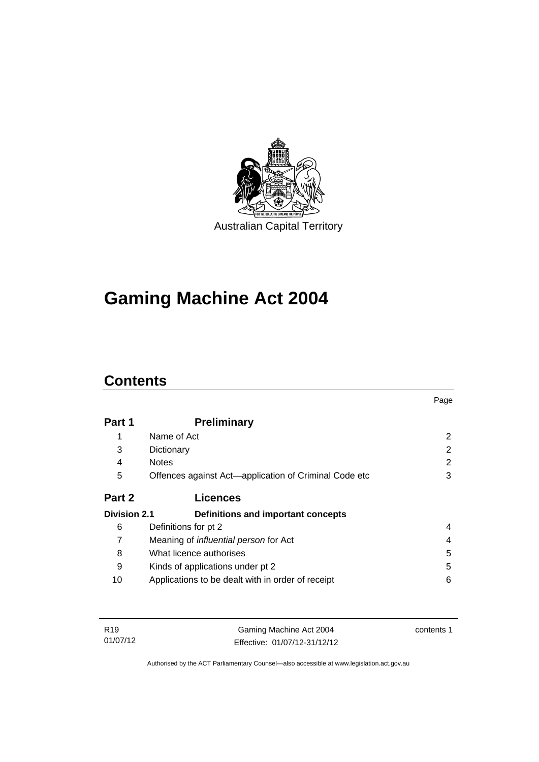Australian Capital Territory

# Gaming Machine Act 2004

## Contents

| | | Page |
|---|---|---|
| **Part 1** | **Preliminary** | |
| 1 | Name of Act | 2 |
| 3 | Dictionary | 2 |
| 4 | Notes | 2 |
| 5 | Offences against Act—application of Criminal Code etc | 3 |
| **Part 2** | **Licences** | |
| **Division 2.1** | **Definitions and important concepts** | |
| 6 | Definitions for pt 2 | 4 |
| 7 | Meaning of *influential person* for Act | 4 |
| 8 | What licence authorises | 5 |
| 9 | Kinds of applications under pt 2 | 5 |
| 10 | Applications to be dealt with in order of receipt | 6 |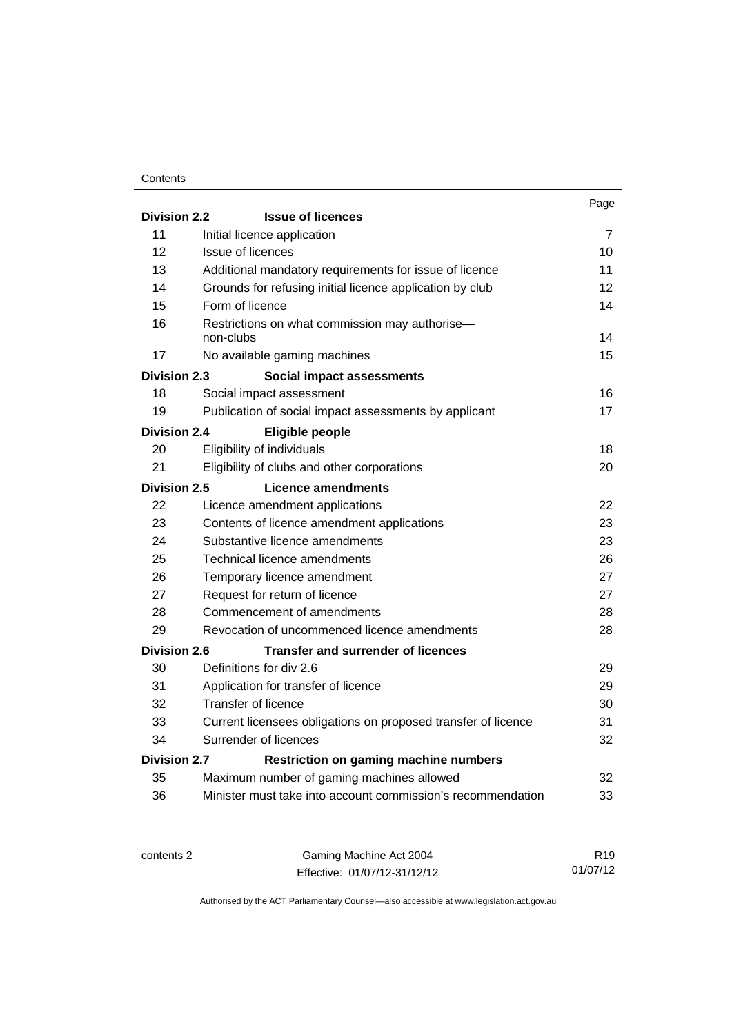| | | Page |
|---|---|---|
| **Division 2.2** | **Issue of licences** | |
| 11 | Initial licence application | 7 |
| 12 | Issue of licences | 10 |
| 13 | Additional mandatory requirements for issue of licence | 11 |
| 14 | Grounds for refusing initial licence application by club | 12 |
| 15 | Form of licence | 14 |
| 16 | Restrictions on what commission may authorise—non-clubs | 14 |
| 17 | No available gaming machines | 15 |
| **Division 2.3** | **Social impact assessments** | |
| 18 | Social impact assessment | 16 |
| 19 | Publication of social impact assessments by applicant | 17 |
| **Division 2.4** | **Eligible people** | |
| 20 | Eligibility of individuals | 18 |
| 21 | Eligibility of clubs and other corporations | 20 |
| **Division 2.5** | **Licence amendments** | |
| 22 | Licence amendment applications | 22 |
| 23 | Contents of licence amendment applications | 23 |
| 24 | Substantive licence amendments | 23 |
| 25 | Technical licence amendments | 26 |
| 26 | Temporary licence amendment | 27 |
| 27 | Request for return of licence | 27 |
| 28 | Commencement of amendments | 28 |
| 29 | Revocation of uncommenced licence amendments | 28 |
| **Division 2.6** | **Transfer and surrender of licences** | |
| 30 | Definitions for div 2.6 | 29 |
| 31 | Application for transfer of licence | 29 |
| 32 | Transfer of licence | 30 |
| 33 | Current licensees obligations on proposed transfer of licence | 31 |
| 34 | Surrender of licences | 32 |
| **Division 2.7** | **Restriction on gaming machine numbers** | |
| 35 | Maximum number of gaming machines allowed | 32 |
| 36 | Minister must take into account commission's recommendation | 33 |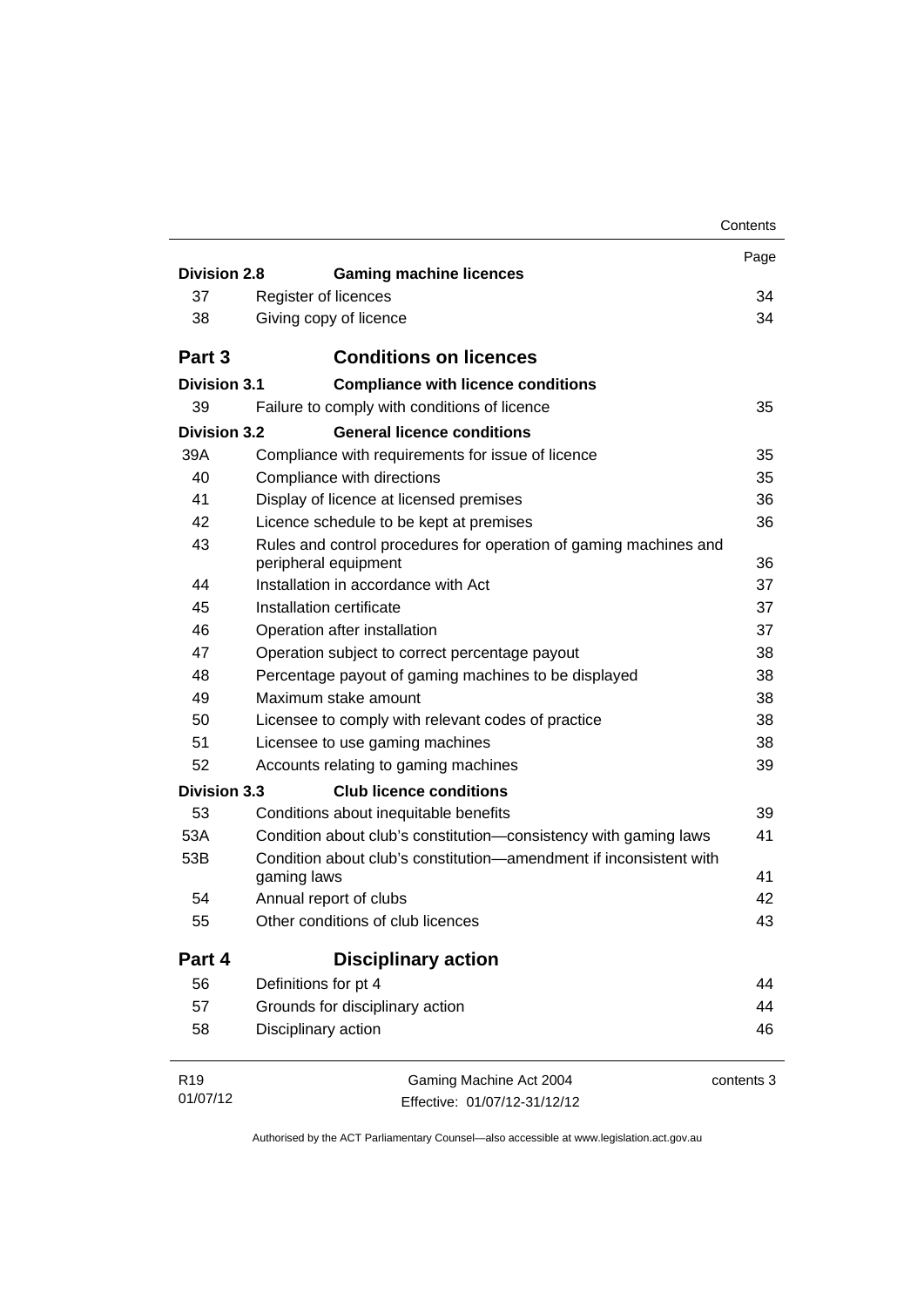| | | Page |
|---|---|---|
| **Division 2.8** | **Gaming machine licences** | |
| 37 | Register of licences | 34 |
| 38 | Giving copy of licence | 34 |
| **Part 3** | **Conditions on licences** | |
| **Division 3.1** | **Compliance with licence conditions** | |
| 39 | Failure to comply with conditions of licence | 35 |
| **Division 3.2** | **General licence conditions** | |
| 39A | Compliance with requirements for issue of licence | 35 |
| 40 | Compliance with directions | 35 |
| 41 | Display of licence at licensed premises | 36 |
| 42 | Licence schedule to be kept at premises | 36 |
| 43 | Rules and control procedures for operation of gaming machines and peripheral equipment | 36 |
| 44 | Installation in accordance with Act | 37 |
| 45 | Installation certificate | 37 |
| 46 | Operation after installation | 37 |
| 47 | Operation subject to correct percentage payout | 38 |
| 48 | Percentage payout of gaming machines to be displayed | 38 |
| 49 | Maximum stake amount | 38 |
| 50 | Licensee to comply with relevant codes of practice | 38 |
| 51 | Licensee to use gaming machines | 38 |
| 52 | Accounts relating to gaming machines | 39 |
| **Division 3.3** | **Club licence conditions** | |
| 53 | Conditions about inequitable benefits | 39 |
| 53A | Condition about club's constitution—consistency with gaming laws | 41 |
| 53B | Condition about club's constitution—amendment if inconsistent with gaming laws | 41 |
| 54 | Annual report of clubs | 42 |
| 55 | Other conditions of club licences | 43 |
| **Part 4** | **Disciplinary action** | |
| 56 | Definitions for pt 4 | 44 |
| 57 | Grounds for disciplinary action | 44 |
| 58 | Disciplinary action | 46 |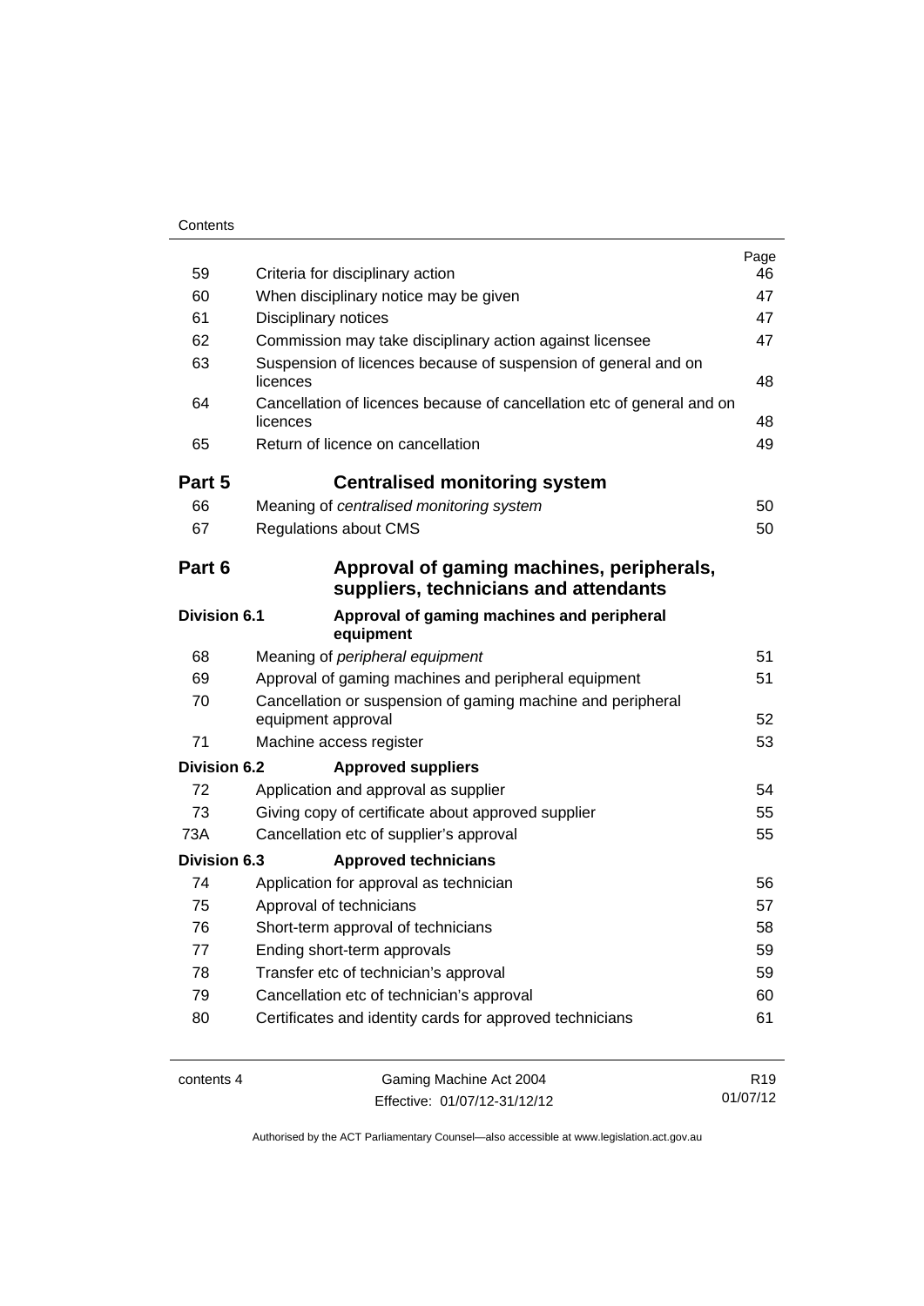| | | Page |
|---|---|---|
| 59 | Criteria for disciplinary action | 46 |
| 60 | When disciplinary notice may be given | 47 |
| 61 | Disciplinary notices | 47 |
| 62 | Commission may take disciplinary action against licensee | 47 |
| 63 | Suspension of licences because of suspension of general and on licences | 48 |
| 64 | Cancellation of licences because of cancellation etc of general and on licences | 48 |
| 65 | Return of licence on cancellation | 49 |

## Part 5 Centralised monitoring system

| | | |
|---|---|---|
| 66 | Meaning of *centralised monitoring system* | 50 |
| 67 | Regulations about CMS | 50 |

## Part 6 Approval of gaming machines, peripherals, suppliers, technicians and attendants

### Division 6.1 Approval of gaming machines and peripheral equipment

| | | |
|---|---|---|
| 68 | Meaning of *peripheral equipment* | 51 |
| 69 | Approval of gaming machines and peripheral equipment | 51 |
| 70 | Cancellation or suspension of gaming machine and peripheral equipment approval | 52 |
| 71 | Machine access register | 53 |

### Division 6.2 Approved suppliers

| | | |
|---|---|---|
| 72 | Application and approval as supplier | 54 |
| 73 | Giving copy of certificate about approved supplier | 55 |
| 73A | Cancellation etc of supplier's approval | 55 |

### Division 6.3 Approved technicians

| | | |
|---|---|---|
| 74 | Application for approval as technician | 56 |
| 75 | Approval of technicians | 57 |
| 76 | Short-term approval of technicians | 58 |
| 77 | Ending short-term approvals | 59 |
| 78 | Transfer etc of technician's approval | 59 |
| 79 | Cancellation etc of technician's approval | 60 |
| 80 | Certificates and identity cards for approved technicians | 61 |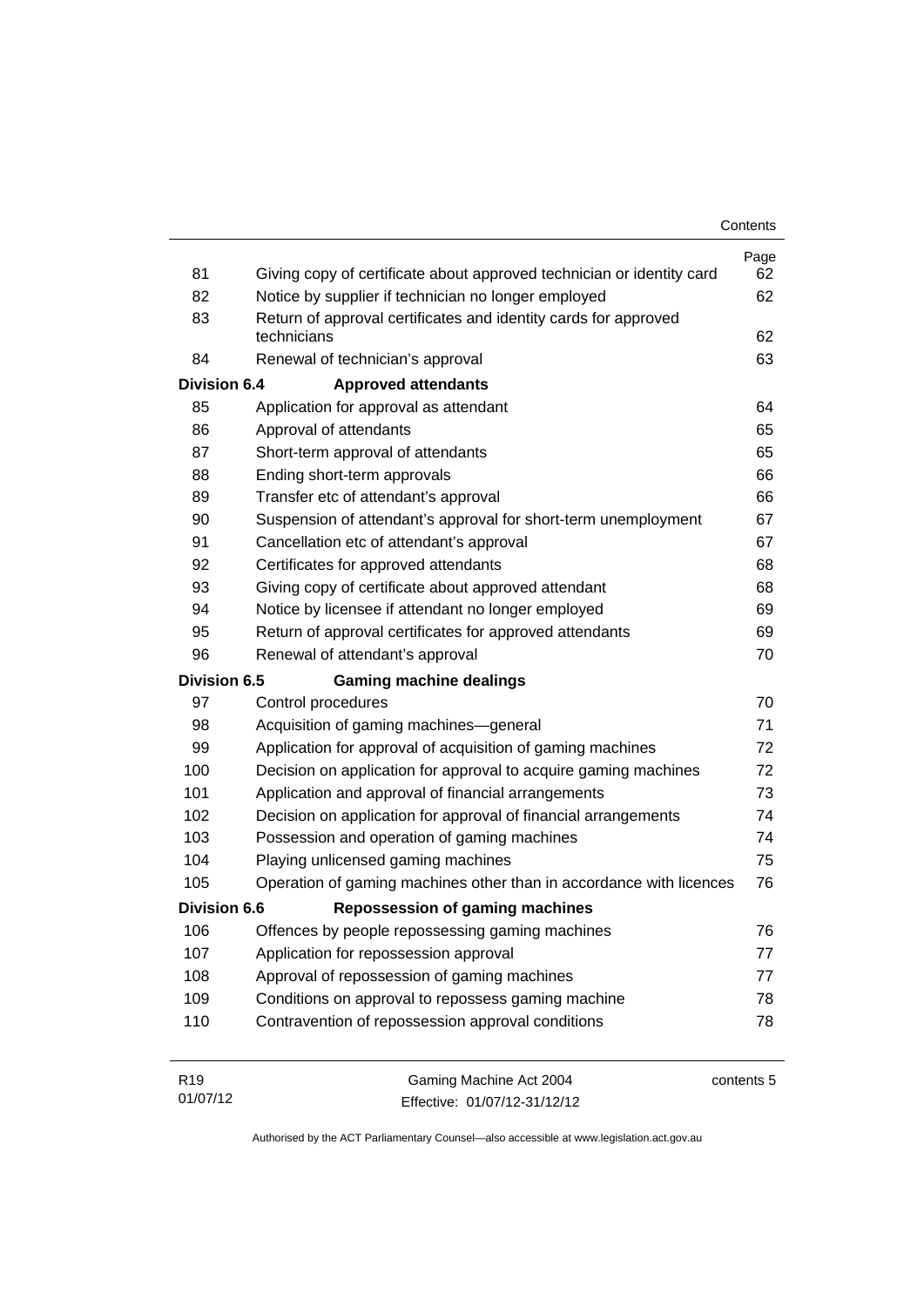| | | Page |
|---|---|---|
| 81 | Giving copy of certificate about approved technician or identity card | 62 |
| 82 | Notice by supplier if technician no longer employed | 62 |
| 83 | Return of approval certificates and identity cards for approved technicians | 62 |
| 84 | Renewal of technician's approval | 63 |
| **Division 6.4** | **Approved attendants** | |
| 85 | Application for approval as attendant | 64 |
| 86 | Approval of attendants | 65 |
| 87 | Short-term approval of attendants | 65 |
| 88 | Ending short-term approvals | 66 |
| 89 | Transfer etc of attendant's approval | 66 |
| 90 | Suspension of attendant's approval for short-term unemployment | 67 |
| 91 | Cancellation etc of attendant's approval | 67 |
| 92 | Certificates for approved attendants | 68 |
| 93 | Giving copy of certificate about approved attendant | 68 |
| 94 | Notice by licensee if attendant no longer employed | 69 |
| 95 | Return of approval certificates for approved attendants | 69 |
| 96 | Renewal of attendant's approval | 70 |
| **Division 6.5** | **Gaming machine dealings** | |
| 97 | Control procedures | 70 |
| 98 | Acquisition of gaming machines—general | 71 |
| 99 | Application for approval of acquisition of gaming machines | 72 |
| 100 | Decision on application for approval to acquire gaming machines | 72 |
| 101 | Application and approval of financial arrangements | 73 |
| 102 | Decision on application for approval of financial arrangements | 74 |
| 103 | Possession and operation of gaming machines | 74 |
| 104 | Playing unlicensed gaming machines | 75 |
| 105 | Operation of gaming machines other than in accordance with licences | 76 |
| **Division 6.6** | **Repossession of gaming machines** | |
| 106 | Offences by people repossessing gaming machines | 76 |
| 107 | Application for repossession approval | 77 |
| 108 | Approval of repossession of gaming machines | 77 |
| 109 | Conditions on approval to repossess gaming machine | 78 |
| 110 | Contravention of repossession approval conditions | 78 |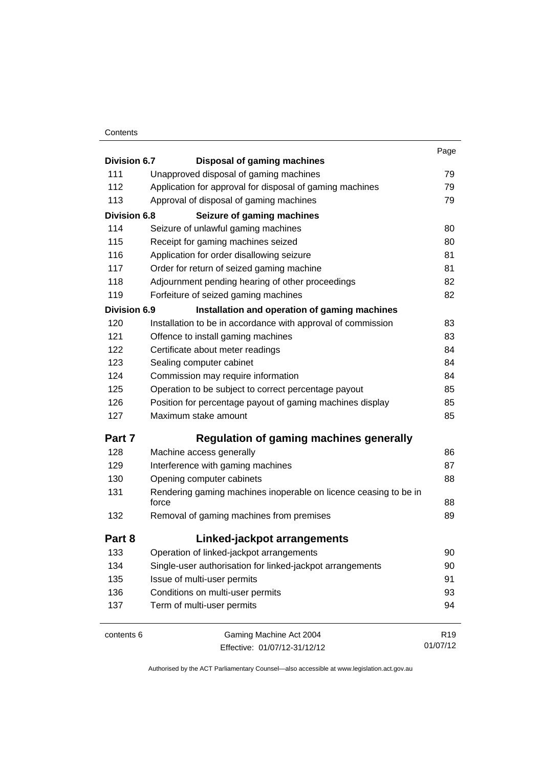| | | Page |
|---|---|---|
| **Division 6.7** | **Disposal of gaming machines** | |
| 111 | Unapproved disposal of gaming machines | 79 |
| 112 | Application for approval for disposal of gaming machines | 79 |
| 113 | Approval of disposal of gaming machines | 79 |
| **Division 6.8** | **Seizure of gaming machines** | |
| 114 | Seizure of unlawful gaming machines | 80 |
| 115 | Receipt for gaming machines seized | 80 |
| 116 | Application for order disallowing seizure | 81 |
| 117 | Order for return of seized gaming machine | 81 |
| 118 | Adjournment pending hearing of other proceedings | 82 |
| 119 | Forfeiture of seized gaming machines | 82 |
| **Division 6.9** | **Installation and operation of gaming machines** | |
| 120 | Installation to be in accordance with approval of commission | 83 |
| 121 | Offence to install gaming machines | 83 |
| 122 | Certificate about meter readings | 84 |
| 123 | Sealing computer cabinet | 84 |
| 124 | Commission may require information | 84 |
| 125 | Operation to be subject to correct percentage payout | 85 |
| 126 | Position for percentage payout of gaming machines display | 85 |
| 127 | Maximum stake amount | 85 |
| **Part 7** | **Regulation of gaming machines generally** | |
| 128 | Machine access generally | 86 |
| 129 | Interference with gaming machines | 87 |
| 130 | Opening computer cabinets | 88 |
| 131 | Rendering gaming machines inoperable on licence ceasing to be in force | 88 |
| 132 | Removal of gaming machines from premises | 89 |
| **Part 8** | **Linked-jackpot arrangements** | |
| 133 | Operation of linked-jackpot arrangements | 90 |
| 134 | Single-user authorisation for linked-jackpot arrangements | 90 |
| 135 | Issue of multi-user permits | 91 |
| 136 | Conditions on multi-user permits | 93 |
| 137 | Term of multi-user permits | 94 |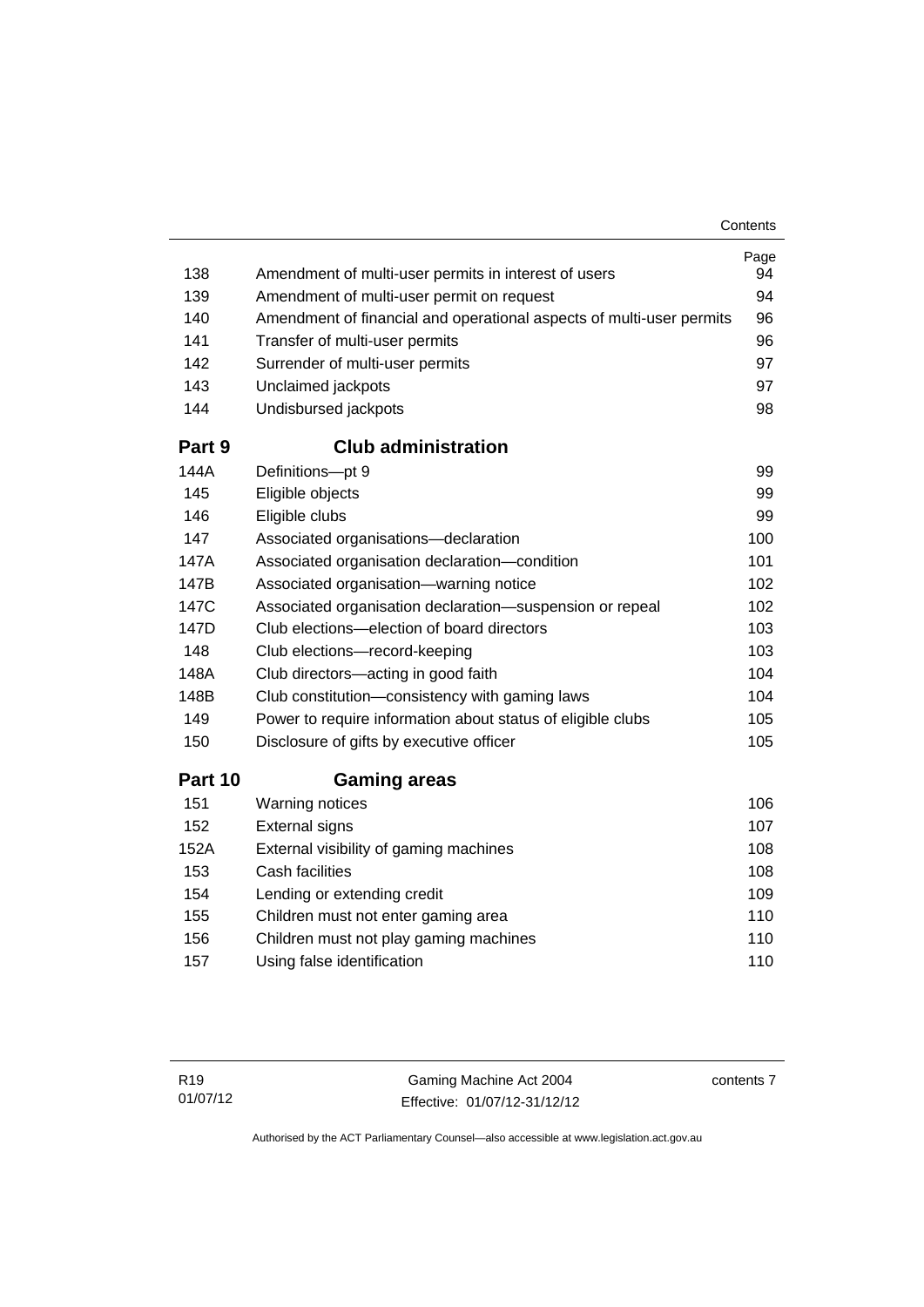| | | Page |
|---|---|---|
| 138 | Amendment of multi-user permits in interest of users | 94 |
| 139 | Amendment of multi-user permit on request | 94 |
| 140 | Amendment of financial and operational aspects of multi-user permits | 96 |
| 141 | Transfer of multi-user permits | 96 |
| 142 | Surrender of multi-user permits | 97 |
| 143 | Unclaimed jackpots | 97 |
| 144 | Undisbursed jackpots | 98 |
| **Part 9** | **Club administration** | |
| 144A | Definitions—pt 9 | 99 |
| 145 | Eligible objects | 99 |
| 146 | Eligible clubs | 99 |
| 147 | Associated organisations—declaration | 100 |
| 147A | Associated organisation declaration—condition | 101 |
| 147B | Associated organisation—warning notice | 102 |
| 147C | Associated organisation declaration—suspension or repeal | 102 |
| 147D | Club elections—election of board directors | 103 |
| 148 | Club elections—record-keeping | 103 |
| 148A | Club directors—acting in good faith | 104 |
| 148B | Club constitution—consistency with gaming laws | 104 |
| 149 | Power to require information about status of eligible clubs | 105 |
| 150 | Disclosure of gifts by executive officer | 105 |
| **Part 10** | **Gaming areas** | |
| 151 | Warning notices | 106 |
| 152 | External signs | 107 |
| 152A | External visibility of gaming machines | 108 |
| 153 | Cash facilities | 108 |
| 154 | Lending or extending credit | 109 |
| 155 | Children must not enter gaming area | 110 |
| 156 | Children must not play gaming machines | 110 |
| 157 | Using false identification | 110 |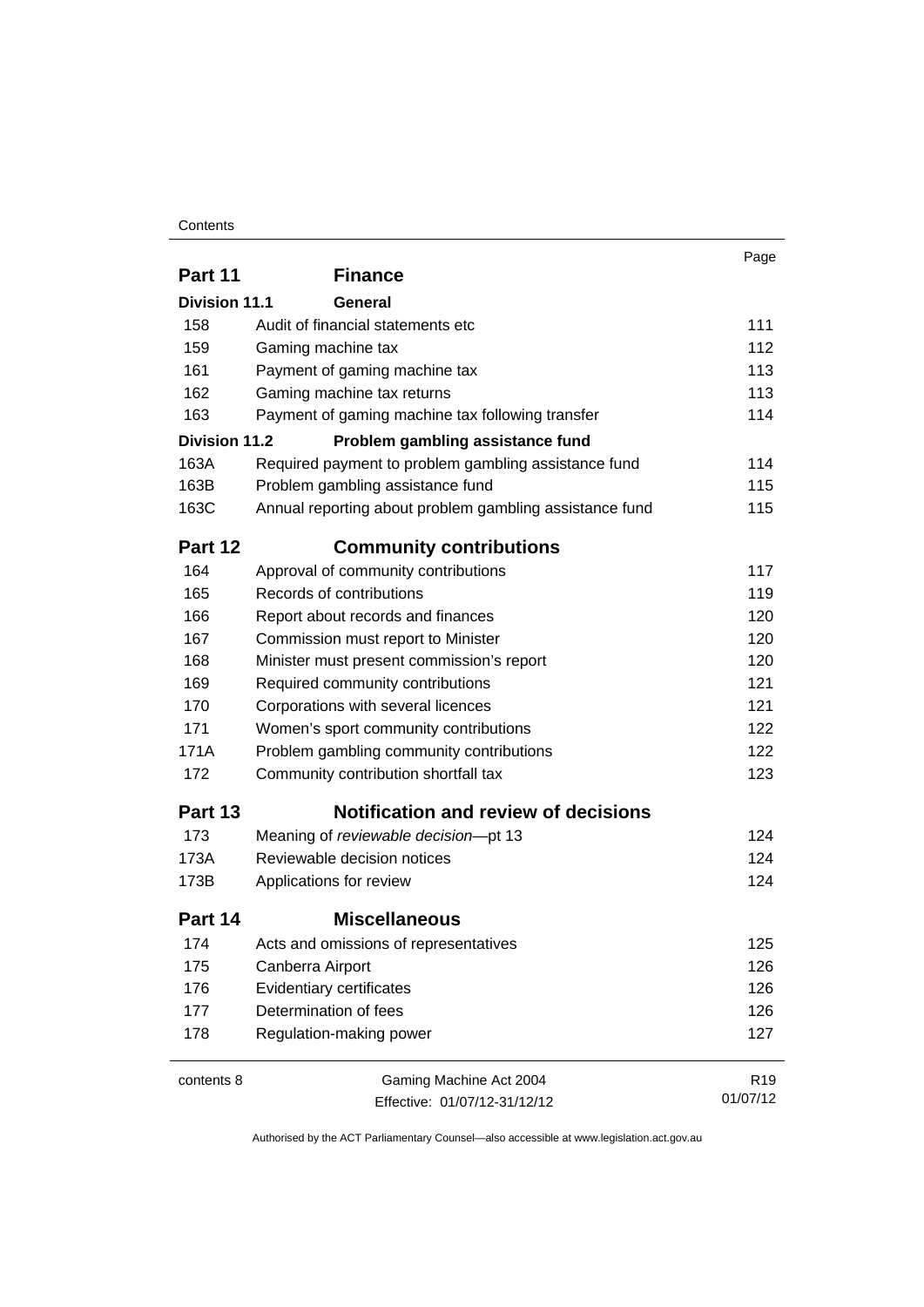| | | Page |
|---|---|---|
| **Part 11** | **Finance** | |
| **Division 11.1** | **General** | |
| 158 | Audit of financial statements etc | 111 |
| 159 | Gaming machine tax | 112 |
| 161 | Payment of gaming machine tax | 113 |
| 162 | Gaming machine tax returns | 113 |
| 163 | Payment of gaming machine tax following transfer | 114 |
| **Division 11.2** | **Problem gambling assistance fund** | |
| 163A | Required payment to problem gambling assistance fund | 114 |
| 163B | Problem gambling assistance fund | 115 |
| 163C | Annual reporting about problem gambling assistance fund | 115 |
| **Part 12** | **Community contributions** | |
| 164 | Approval of community contributions | 117 |
| 165 | Records of contributions | 119 |
| 166 | Report about records and finances | 120 |
| 167 | Commission must report to Minister | 120 |
| 168 | Minister must present commission's report | 120 |
| 169 | Required community contributions | 121 |
| 170 | Corporations with several licences | 121 |
| 171 | Women's sport community contributions | 122 |
| 171A | Problem gambling community contributions | 122 |
| 172 | Community contribution shortfall tax | 123 |
| **Part 13** | **Notification and review of decisions** | |
| 173 | Meaning of *reviewable decision*—pt 13 | 124 |
| 173A | Reviewable decision notices | 124 |
| 173B | Applications for review | 124 |
| **Part 14** | **Miscellaneous** | |
| 174 | Acts and omissions of representatives | 125 |
| 175 | Canberra Airport | 126 |
| 176 | Evidentiary certificates | 126 |
| 177 | Determination of fees | 126 |
| 178 | Regulation-making power | 127 |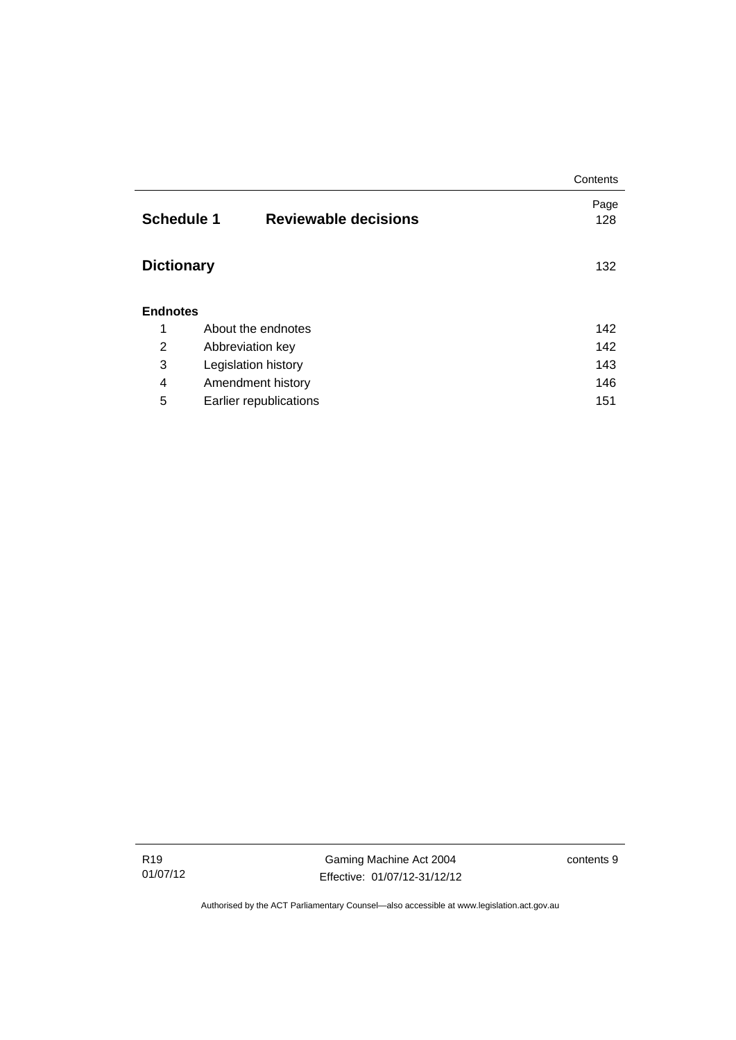| | | Page |
|---|---|---|
| **Schedule 1** | **Reviewable decisions** | 128 |
| **Dictionary** | | 132 |
| **Endnotes** | | |
| 1 | About the endnotes | 142 |
| 2 | Abbreviation key | 142 |
| 3 | Legislation history | 143 |
| 4 | Amendment history | 146 |
| 5 | Earlier republications | 151 |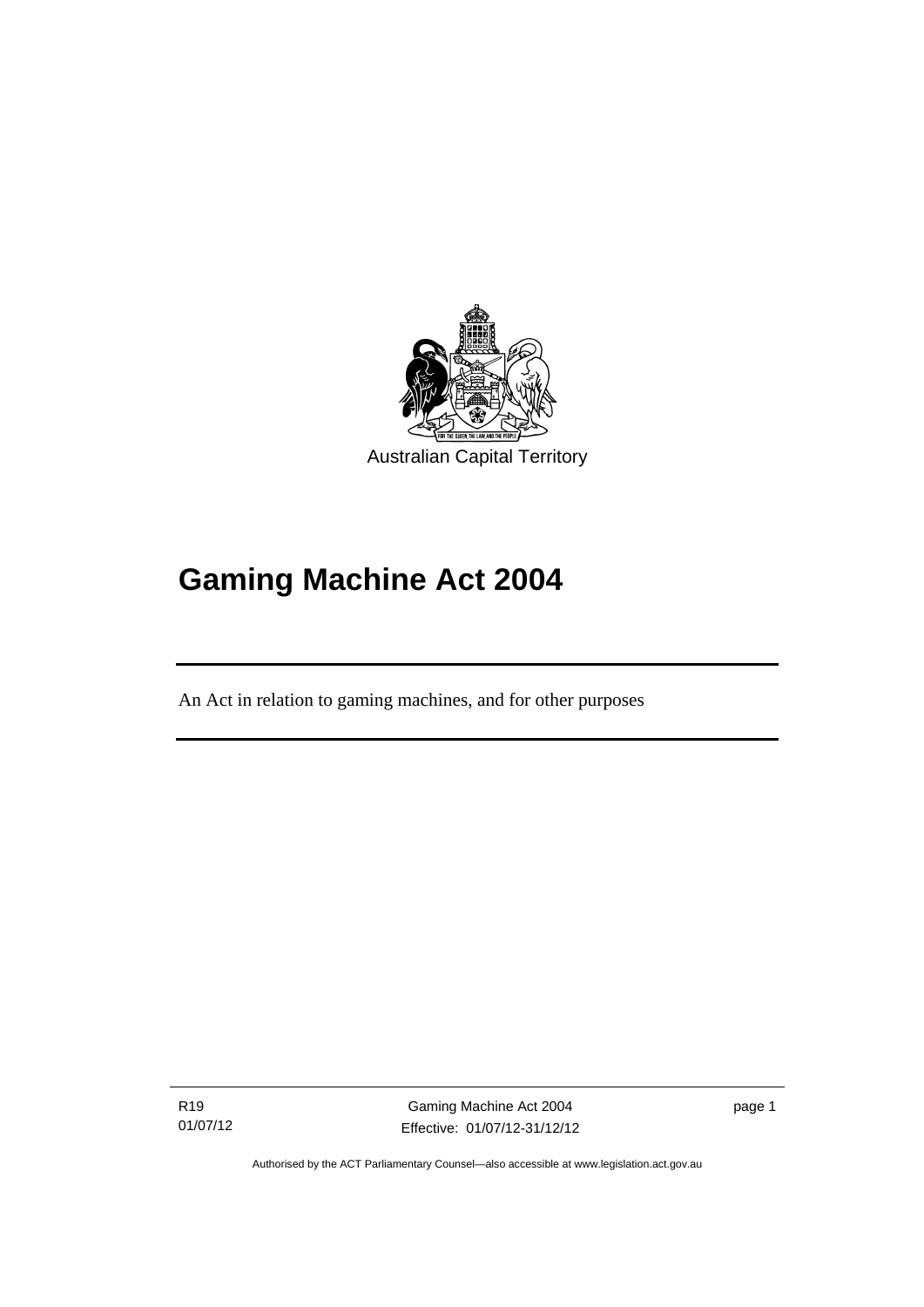Australian Capital Territory

# Gaming Machine Act 2004

An Act in relation to gaming machines, and for other purposes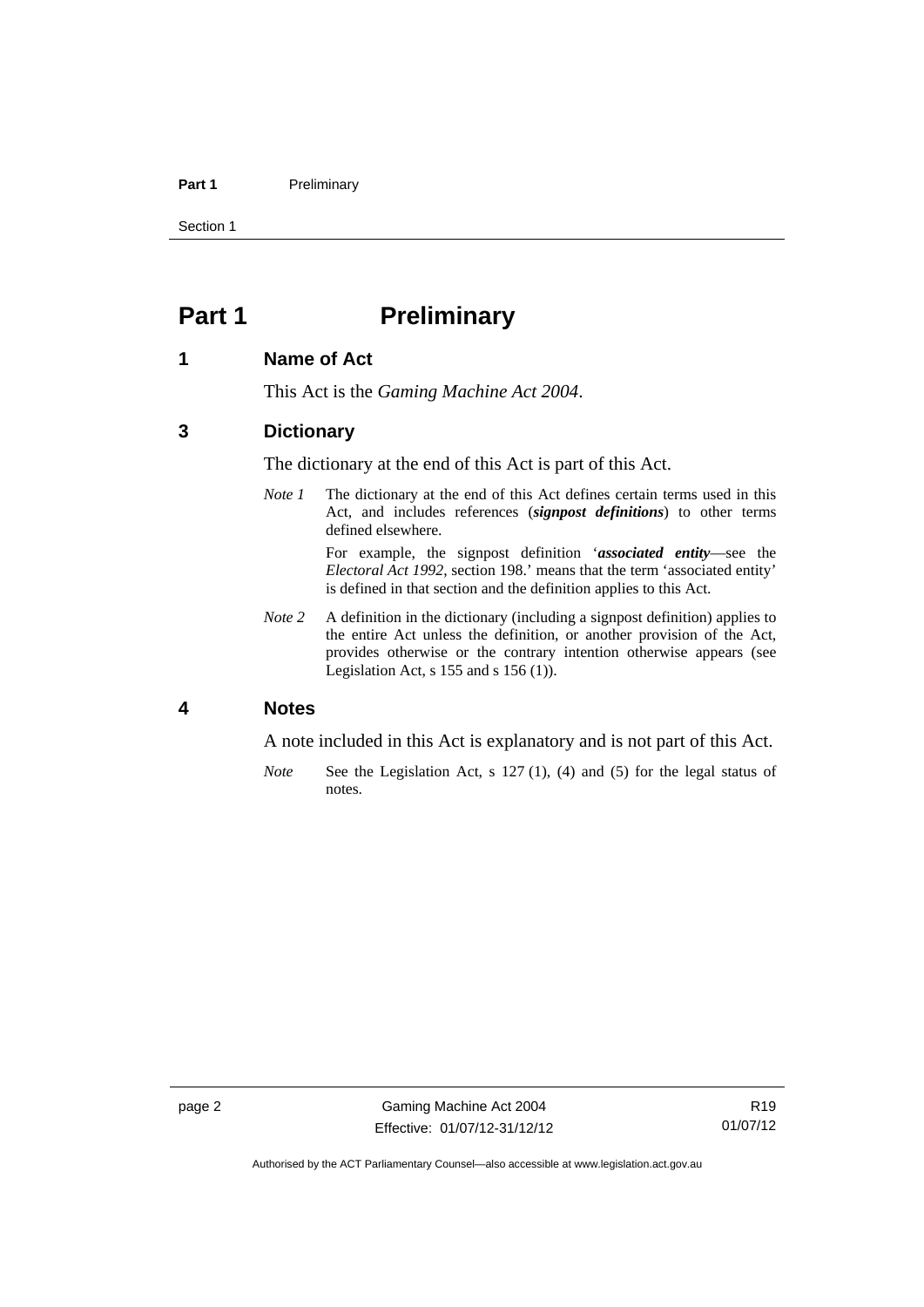# Part 1 Preliminary

## 1 Name of Act

This Act is the *Gaming Machine Act 2004*.

## 3 Dictionary

The dictionary at the end of this Act is part of this Act.

*Note 1* The dictionary at the end of this Act defines certain terms used in this Act, and includes references (***signpost definitions***) to other terms defined elsewhere.

For example, the signpost definition '***associated entity***—see the *Electoral Act 1992*, section 198.' means that the term 'associated entity' is defined in that section and the definition applies to this Act.

*Note 2* A definition in the dictionary (including a signpost definition) applies to the entire Act unless the definition, or another provision of the Act, provides otherwise or the contrary intention otherwise appears (see Legislation Act, s 155 and s 156 (1)).

## 4 Notes

A note included in this Act is explanatory and is not part of this Act.

*Note* See the Legislation Act, s 127 (1), (4) and (5) for the legal status of notes.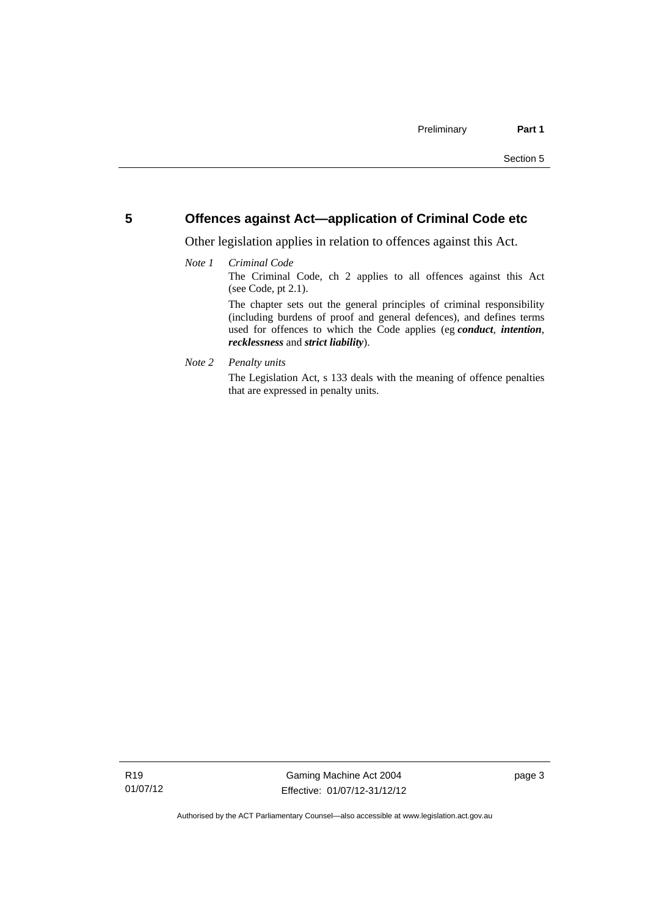## 5 Offences against Act—application of Criminal Code etc

Other legislation applies in relation to offences against this Act.

*Note 1* *Criminal Code*

The Criminal Code, ch 2 applies to all offences against this Act (see Code, pt 2.1).

The chapter sets out the general principles of criminal responsibility (including burdens of proof and general defences), and defines terms used for offences to which the Code applies (eg ***conduct***, ***intention***, ***recklessness*** and ***strict liability***).

*Note 2* *Penalty units*

The Legislation Act, s 133 deals with the meaning of offence penalties that are expressed in penalty units.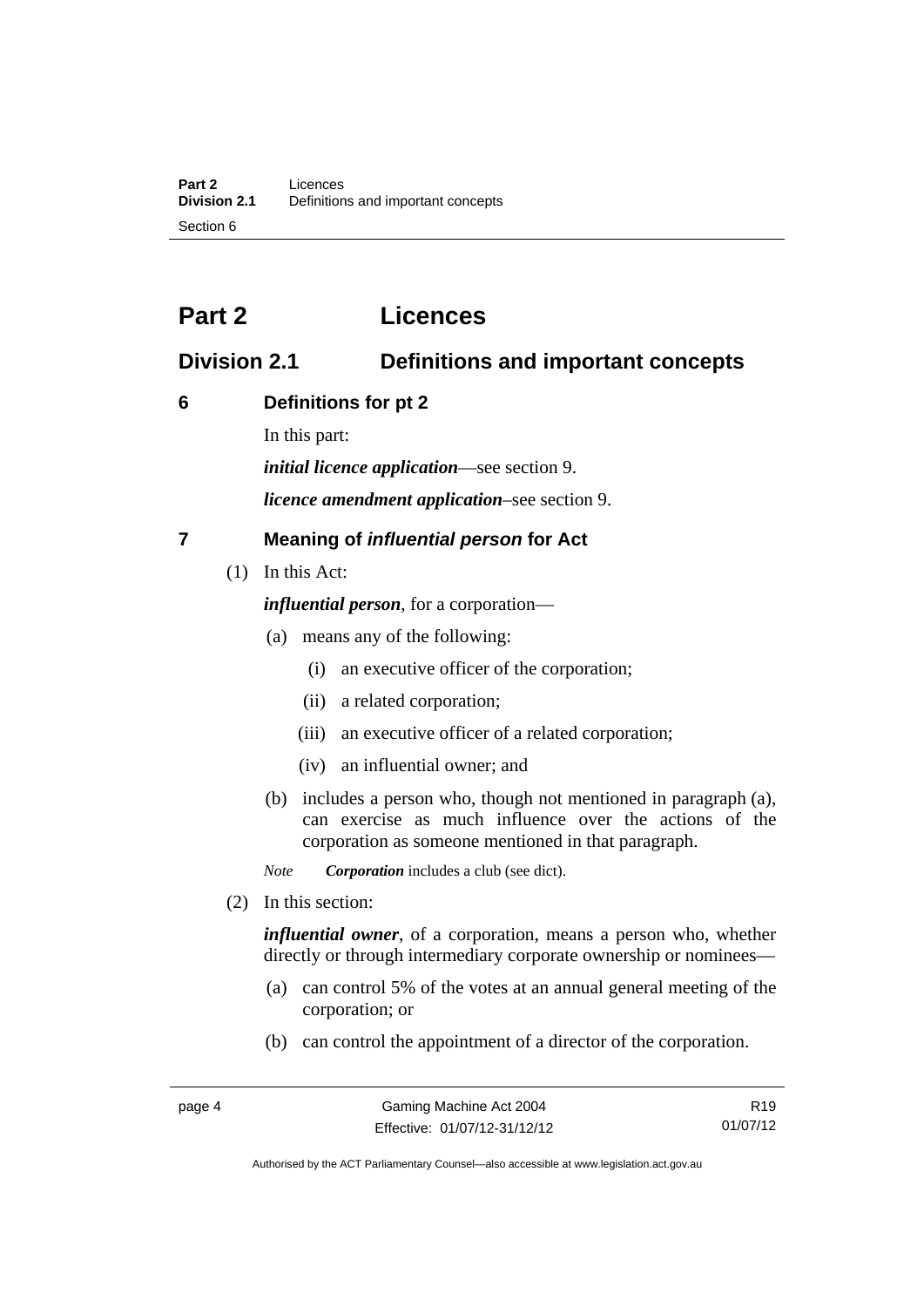# Part 2 Licences

## Division 2.1 Definitions and important concepts

### 6 Definitions for pt 2

In this part:

***initial licence application***—see section 9.

***licence amendment application***–see section 9.

### 7 Meaning of *influential person* for Act

(1) In this Act:

***influential person***, for a corporation—

(a) means any of the following:

(i) an executive officer of the corporation;

(ii) a related corporation;

(iii) an executive officer of a related corporation;

(iv) an influential owner; and

(b) includes a person who, though not mentioned in paragraph (a), can exercise as much influence over the actions of the corporation as someone mentioned in that paragraph.

*Note* ***Corporation*** includes a club (see dict).

(2) In this section:

***influential owner***, of a corporation, means a person who, whether directly or through intermediary corporate ownership or nominees—

(a) can control 5% of the votes at an annual general meeting of the corporation; or

(b) can control the appointment of a director of the corporation.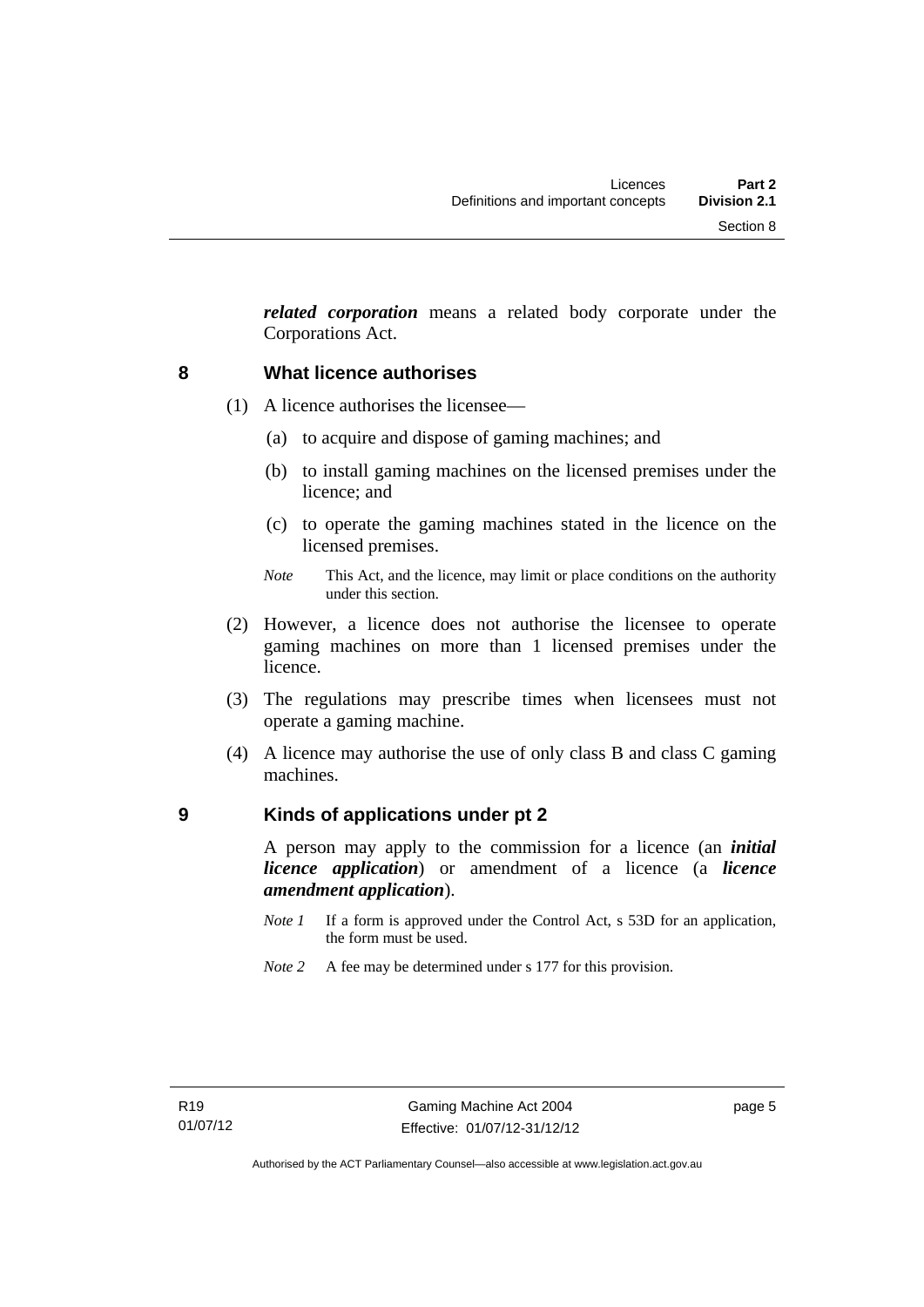***related corporation*** means a related body corporate under the Corporations Act.

## 8 What licence authorises

(1) A licence authorises the licensee—

(a) to acquire and dispose of gaming machines; and

(b) to install gaming machines on the licensed premises under the licence; and

(c) to operate the gaming machines stated in the licence on the licensed premises.

*Note* This Act, and the licence, may limit or place conditions on the authority under this section.

(2) However, a licence does not authorise the licensee to operate gaming machines on more than 1 licensed premises under the licence.

(3) The regulations may prescribe times when licensees must not operate a gaming machine.

(4) A licence may authorise the use of only class B and class C gaming machines.

## 9 Kinds of applications under pt 2

A person may apply to the commission for a licence (an ***initial licence application***) or amendment of a licence (a ***licence amendment application***).

*Note 1* If a form is approved under the Control Act, s 53D for an application, the form must be used.

*Note 2* A fee may be determined under s 177 for this provision.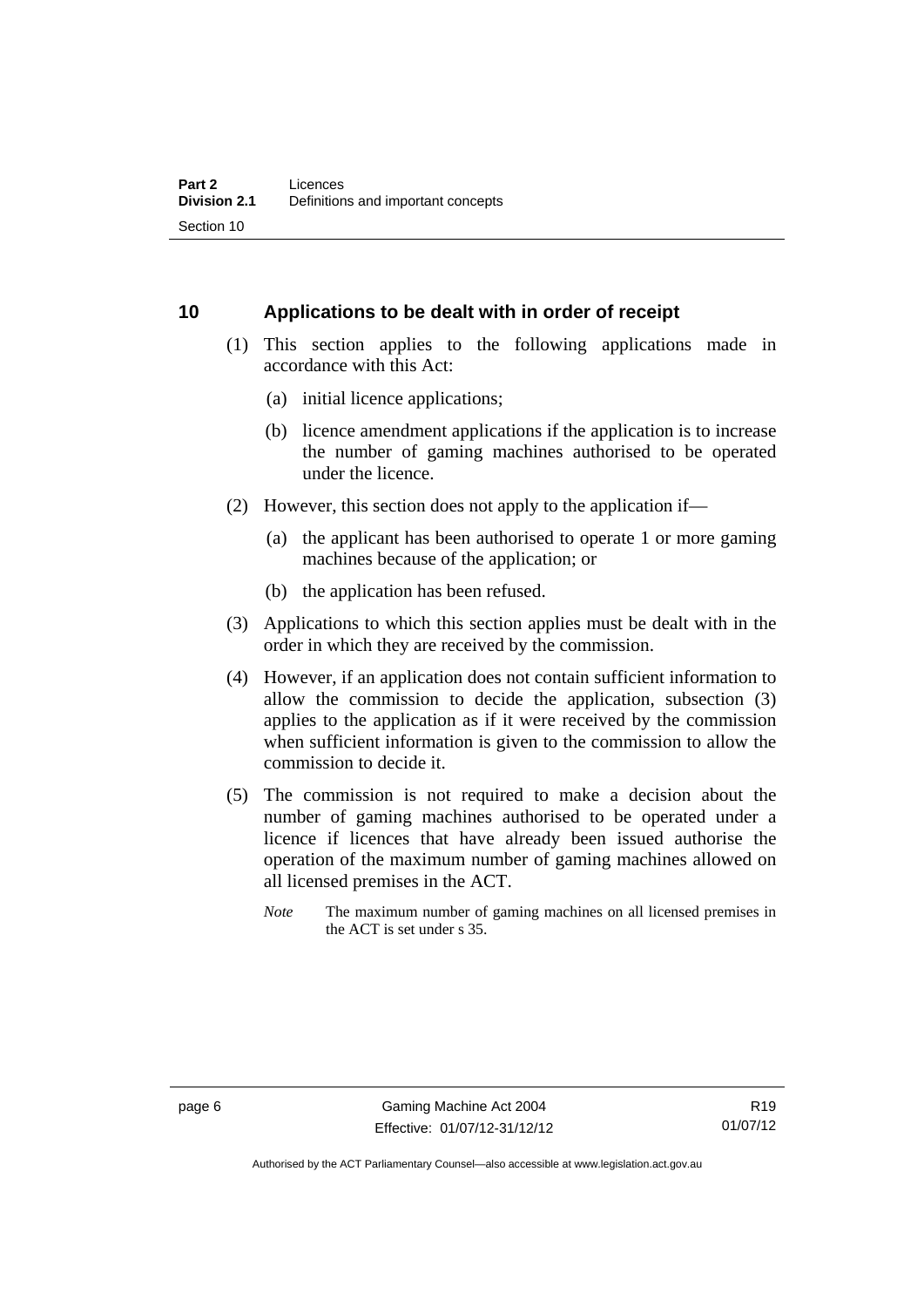## 10 Applications to be dealt with in order of receipt

(1) This section applies to the following applications made in accordance with this Act:

(a) initial licence applications;

(b) licence amendment applications if the application is to increase the number of gaming machines authorised to be operated under the licence.

(2) However, this section does not apply to the application if—

(a) the applicant has been authorised to operate 1 or more gaming machines because of the application; or

(b) the application has been refused.

(3) Applications to which this section applies must be dealt with in the order in which they are received by the commission.

(4) However, if an application does not contain sufficient information to allow the commission to decide the application, subsection (3) applies to the application as if it were received by the commission when sufficient information is given to the commission to allow the commission to decide it.

(5) The commission is not required to make a decision about the number of gaming machines authorised to be operated under a licence if licences that have already been issued authorise the operation of the maximum number of gaming machines allowed on all licensed premises in the ACT.

*Note* The maximum number of gaming machines on all licensed premises in the ACT is set under s 35.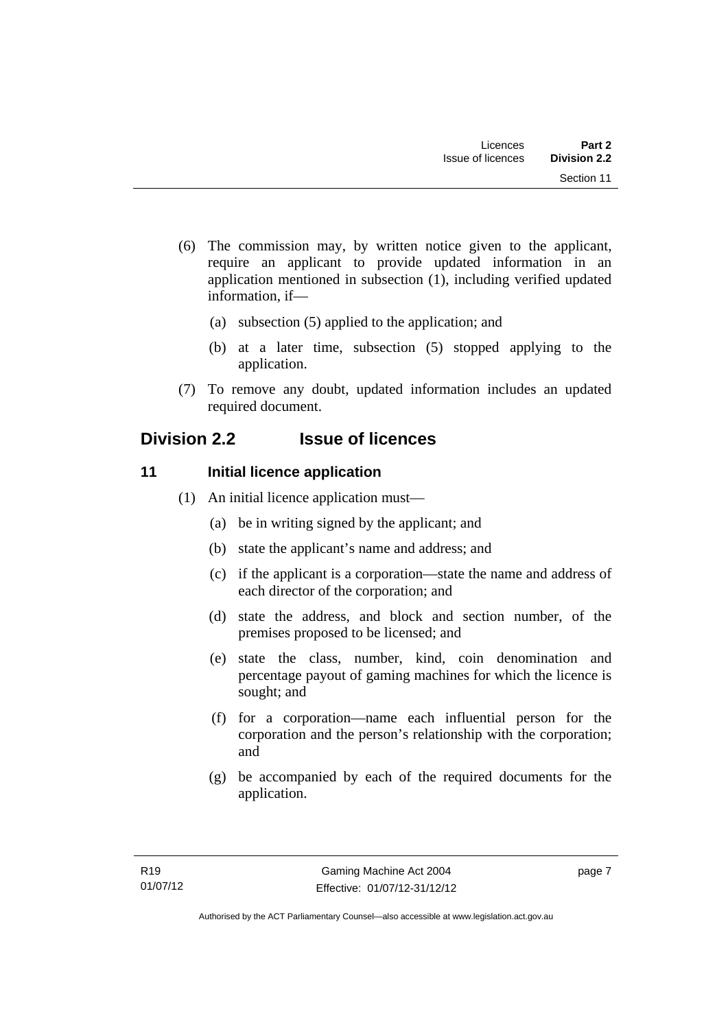(6) The commission may, by written notice given to the applicant, require an applicant to provide updated information in an application mentioned in subsection (1), including verified updated information, if—

   (a) subsection (5) applied to the application; and

   (b) at a later time, subsection (5) stopped applying to the application.

(7) To remove any doubt, updated information includes an updated required document.

## Division 2.2 Issue of licences

### 11 Initial licence application

(1) An initial licence application must—

   (a) be in writing signed by the applicant; and

   (b) state the applicant's name and address; and

   (c) if the applicant is a corporation—state the name and address of each director of the corporation; and

   (d) state the address, and block and section number, of the premises proposed to be licensed; and

   (e) state the class, number, kind, coin denomination and percentage payout of gaming machines for which the licence is sought; and

   (f) for a corporation—name each influential person for the corporation and the person's relationship with the corporation; and

   (g) be accompanied by each of the required documents for the application.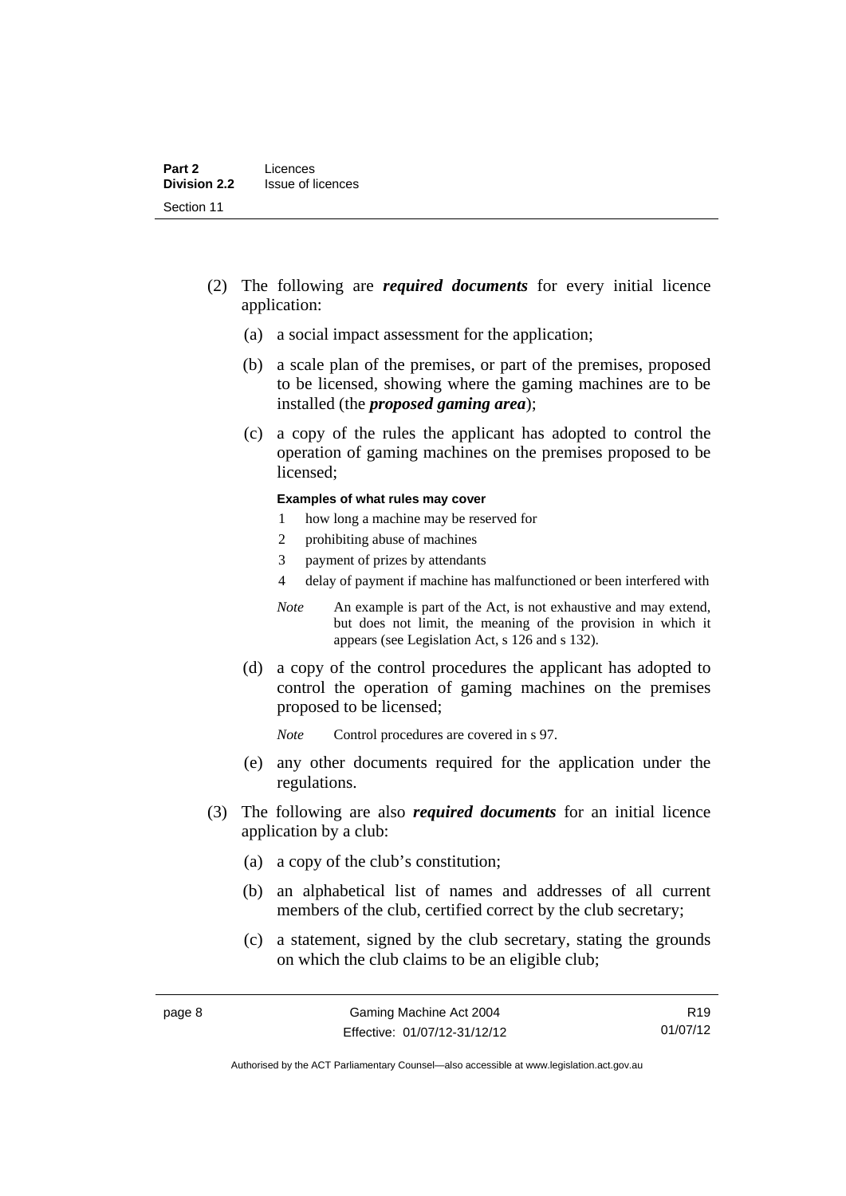(2) The following are ***required documents*** for every initial licence application:

(a) a social impact assessment for the application;

(b) a scale plan of the premises, or part of the premises, proposed to be licensed, showing where the gaming machines are to be installed (the ***proposed gaming area***);

(c) a copy of the rules the applicant has adopted to control the operation of gaming machines on the premises proposed to be licensed;

**Examples of what rules may cover**

1 how long a machine may be reserved for

2 prohibiting abuse of machines

3 payment of prizes by attendants

4 delay of payment if machine has malfunctioned or been interfered with

*Note* An example is part of the Act, is not exhaustive and may extend, but does not limit, the meaning of the provision in which it appears (see Legislation Act, s 126 and s 132).

(d) a copy of the control procedures the applicant has adopted to control the operation of gaming machines on the premises proposed to be licensed;

*Note* Control procedures are covered in s 97.

(e) any other documents required for the application under the regulations.

(3) The following are also ***required documents*** for an initial licence application by a club:

(a) a copy of the club's constitution;

(b) an alphabetical list of names and addresses of all current members of the club, certified correct by the club secretary;

(c) a statement, signed by the club secretary, stating the grounds on which the club claims to be an eligible club;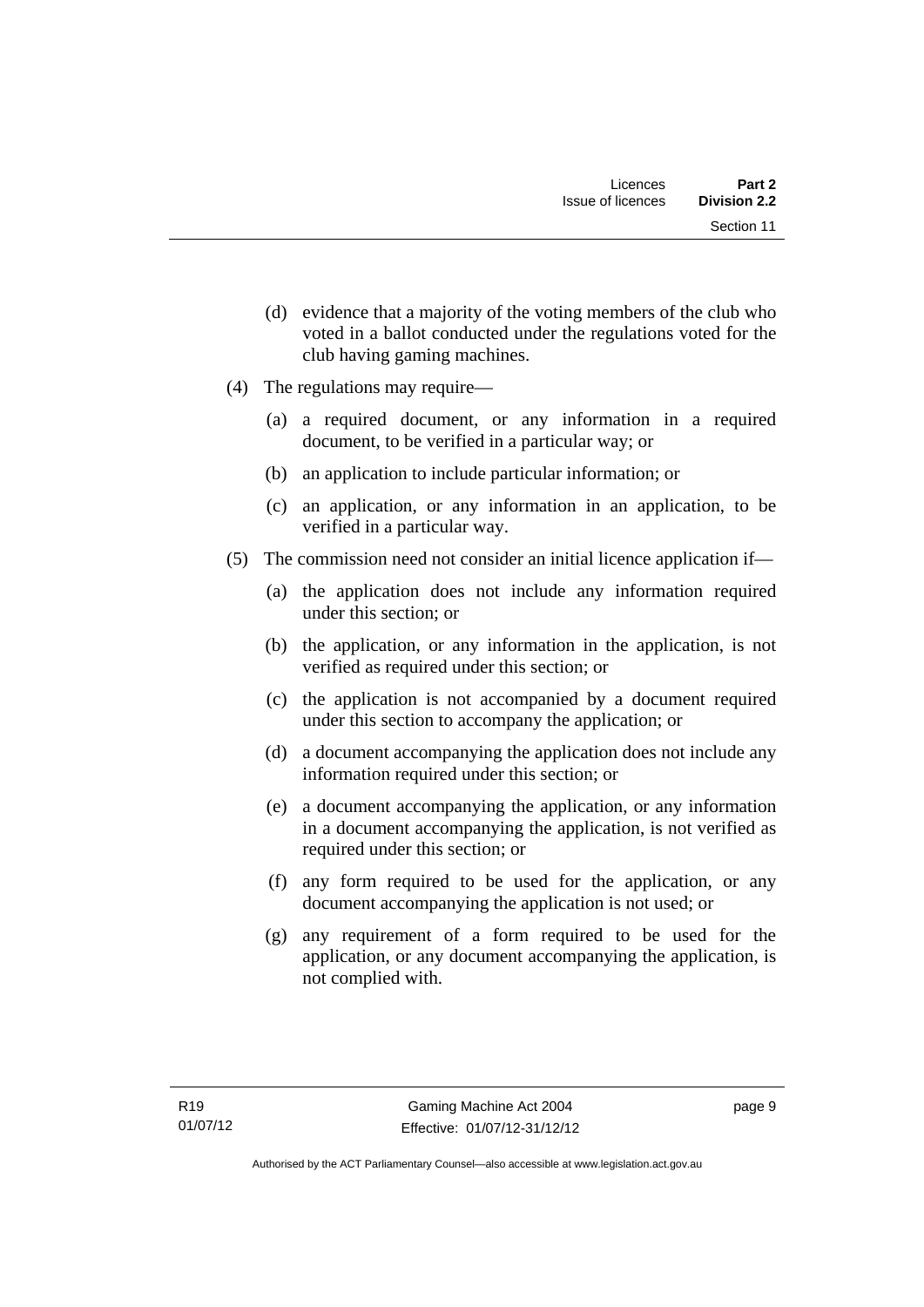(d) evidence that a majority of the voting members of the club who voted in a ballot conducted under the regulations voted for the club having gaming machines.

(4) The regulations may require—

(a) a required document, or any information in a required document, to be verified in a particular way; or

(b) an application to include particular information; or

(c) an application, or any information in an application, to be verified in a particular way.

(5) The commission need not consider an initial licence application if—

(a) the application does not include any information required under this section; or

(b) the application, or any information in the application, is not verified as required under this section; or

(c) the application is not accompanied by a document required under this section to accompany the application; or

(d) a document accompanying the application does not include any information required under this section; or

(e) a document accompanying the application, or any information in a document accompanying the application, is not verified as required under this section; or

(f) any form required to be used for the application, or any document accompanying the application is not used; or

(g) any requirement of a form required to be used for the application, or any document accompanying the application, is not complied with.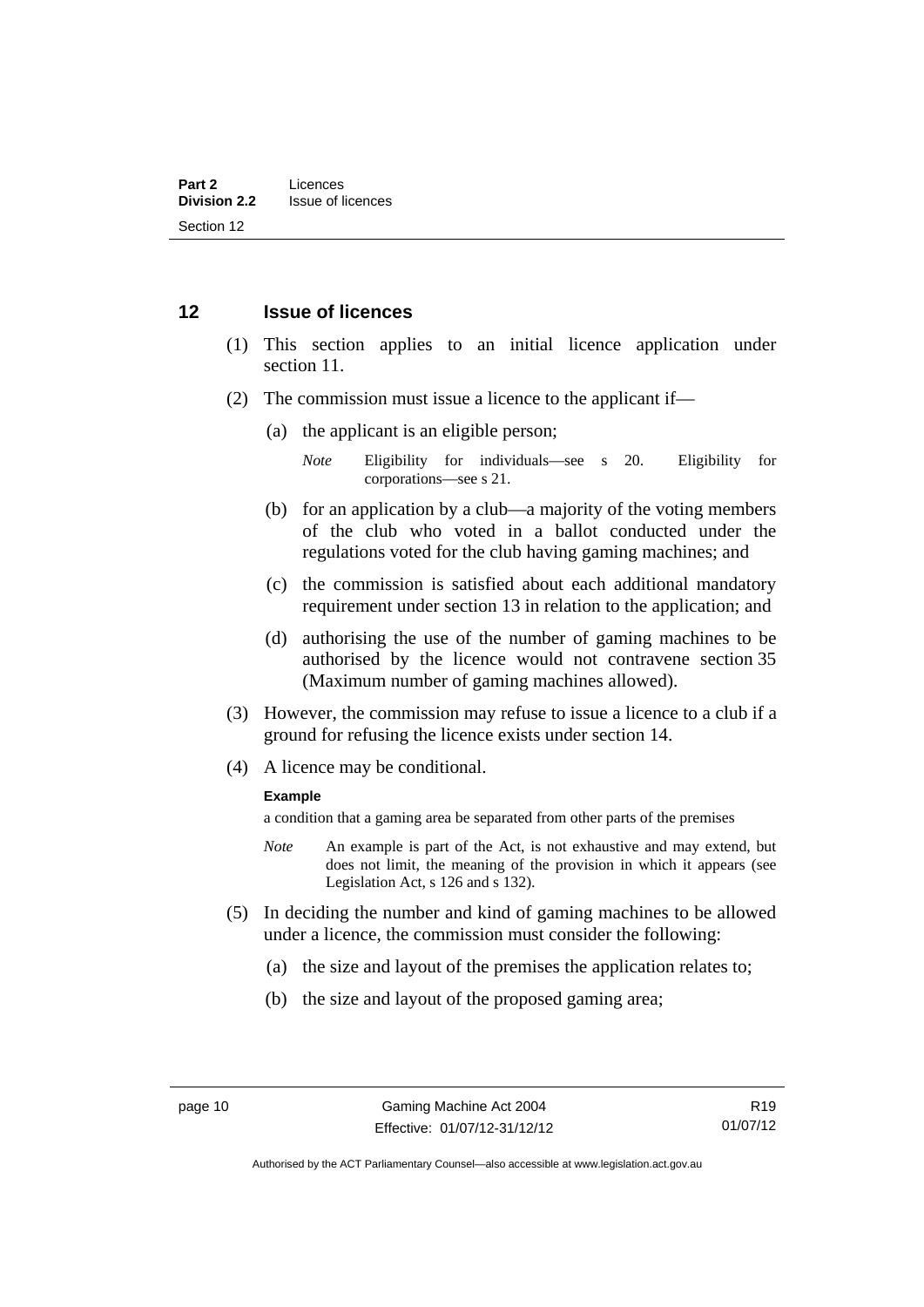## 12 Issue of licences

(1) This section applies to an initial licence application under section 11.

(2) The commission must issue a licence to the applicant if—

(a) the applicant is an eligible person;

*Note* Eligibility for individuals—see s 20. Eligibility for corporations—see s 21.

(b) for an application by a club—a majority of the voting members of the club who voted in a ballot conducted under the regulations voted for the club having gaming machines; and

(c) the commission is satisfied about each additional mandatory requirement under section 13 in relation to the application; and

(d) authorising the use of the number of gaming machines to be authorised by the licence would not contravene section 35 (Maximum number of gaming machines allowed).

(3) However, the commission may refuse to issue a licence to a club if a ground for refusing the licence exists under section 14.

(4) A licence may be conditional.

**Example**

a condition that a gaming area be separated from other parts of the premises

*Note* An example is part of the Act, is not exhaustive and may extend, but does not limit, the meaning of the provision in which it appears (see Legislation Act, s 126 and s 132).

(5) In deciding the number and kind of gaming machines to be allowed under a licence, the commission must consider the following:

(a) the size and layout of the premises the application relates to;

(b) the size and layout of the proposed gaming area;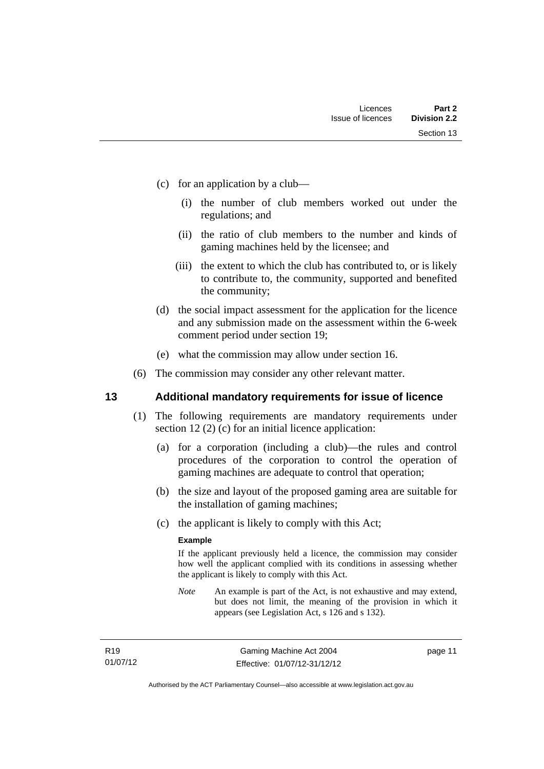(c) for an application by a club—

   (i) the number of club members worked out under the regulations; and

   (ii) the ratio of club members to the number and kinds of gaming machines held by the licensee; and

   (iii) the extent to which the club has contributed to, or is likely to contribute to, the community, supported and benefited the community;

(d) the social impact assessment for the application for the licence and any submission made on the assessment within the 6-week comment period under section 19;

(e) what the commission may allow under section 16.

(6) The commission may consider any other relevant matter.

## 13 Additional mandatory requirements for issue of licence

(1) The following requirements are mandatory requirements under section 12 (2) (c) for an initial licence application:

   (a) for a corporation (including a club)—the rules and control procedures of the corporation to control the operation of gaming machines are adequate to control that operation;

   (b) the size and layout of the proposed gaming area are suitable for the installation of gaming machines;

   (c) the applicant is likely to comply with this Act;

   **Example**

   If the applicant previously held a licence, the commission may consider how well the applicant complied with its conditions in assessing whether the applicant is likely to comply with this Act.

   *Note* An example is part of the Act, is not exhaustive and may extend, but does not limit, the meaning of the provision in which it appears (see Legislation Act, s 126 and s 132).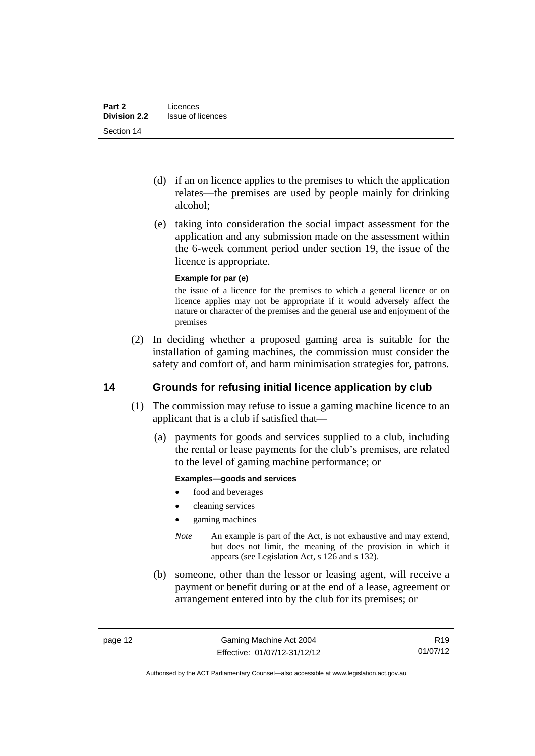(d) if an on licence applies to the premises to which the application relates—the premises are used by people mainly for drinking alcohol;

(e) taking into consideration the social impact assessment for the application and any submission made on the assessment within the 6-week comment period under section 19, the issue of the licence is appropriate.

**Example for par (e)**

the issue of a licence for the premises to which a general licence or on licence applies may not be appropriate if it would adversely affect the nature or character of the premises and the general use and enjoyment of the premises

(2) In deciding whether a proposed gaming area is suitable for the installation of gaming machines, the commission must consider the safety and comfort of, and harm minimisation strategies for, patrons.

## 14 Grounds for refusing initial licence application by club

(1) The commission may refuse to issue a gaming machine licence to an applicant that is a club if satisfied that—

(a) payments for goods and services supplied to a club, including the rental or lease payments for the club's premises, are related to the level of gaming machine performance; or

**Examples—goods and services**

- food and beverages
- cleaning services
- gaming machines

*Note* An example is part of the Act, is not exhaustive and may extend, but does not limit, the meaning of the provision in which it appears (see Legislation Act, s 126 and s 132).

(b) someone, other than the lessor or leasing agent, will receive a payment or benefit during or at the end of a lease, agreement or arrangement entered into by the club for its premises; or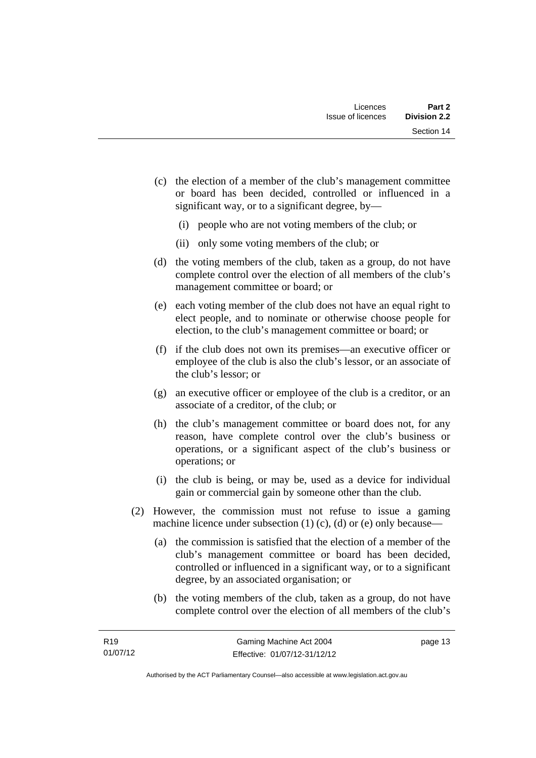(c) the election of a member of the club's management committee or board has been decided, controlled or influenced in a significant way, or to a significant degree, by—

(i) people who are not voting members of the club; or

(ii) only some voting members of the club; or

(d) the voting members of the club, taken as a group, do not have complete control over the election of all members of the club's management committee or board; or

(e) each voting member of the club does not have an equal right to elect people, and to nominate or otherwise choose people for election, to the club's management committee or board; or

(f) if the club does not own its premises—an executive officer or employee of the club is also the club's lessor, or an associate of the club's lessor; or

(g) an executive officer or employee of the club is a creditor, or an associate of a creditor, of the club; or

(h) the club's management committee or board does not, for any reason, have complete control over the club's business or operations, or a significant aspect of the club's business or operations; or

(i) the club is being, or may be, used as a device for individual gain or commercial gain by someone other than the club.

(2) However, the commission must not refuse to issue a gaming machine licence under subsection (1) (c), (d) or (e) only because—

(a) the commission is satisfied that the election of a member of the club's management committee or board has been decided, controlled or influenced in a significant way, or to a significant degree, by an associated organisation; or

(b) the voting members of the club, taken as a group, do not have complete control over the election of all members of the club's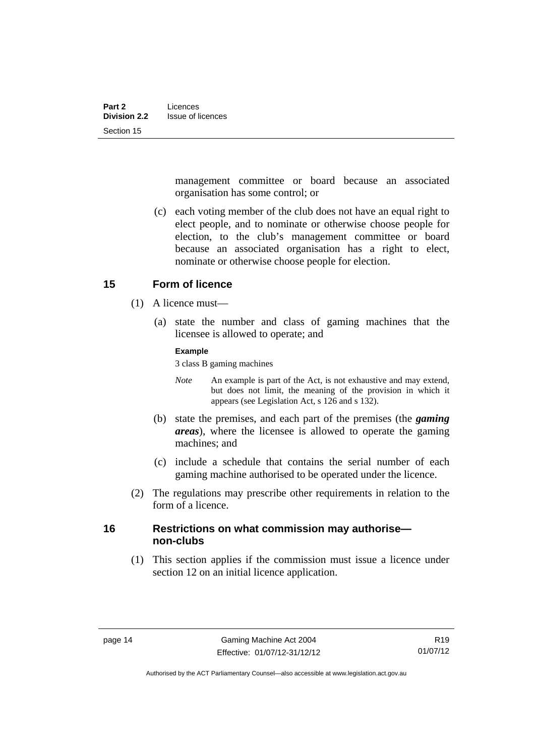management committee or board because an associated organisation has some control; or

(c) each voting member of the club does not have an equal right to elect people, and to nominate or otherwise choose people for election, to the club's management committee or board because an associated organisation has a right to elect, nominate or otherwise choose people for election.

## 15 Form of licence

(1) A licence must—

(a) state the number and class of gaming machines that the licensee is allowed to operate; and

**Example**

3 class B gaming machines

*Note* An example is part of the Act, is not exhaustive and may extend, but does not limit, the meaning of the provision in which it appears (see Legislation Act, s 126 and s 132).

(b) state the premises, and each part of the premises (the ***gaming areas***), where the licensee is allowed to operate the gaming machines; and

(c) include a schedule that contains the serial number of each gaming machine authorised to be operated under the licence.

(2) The regulations may prescribe other requirements in relation to the form of a licence.

## 16 Restrictions on what commission may authorise—non-clubs

(1) This section applies if the commission must issue a licence under section 12 on an initial licence application.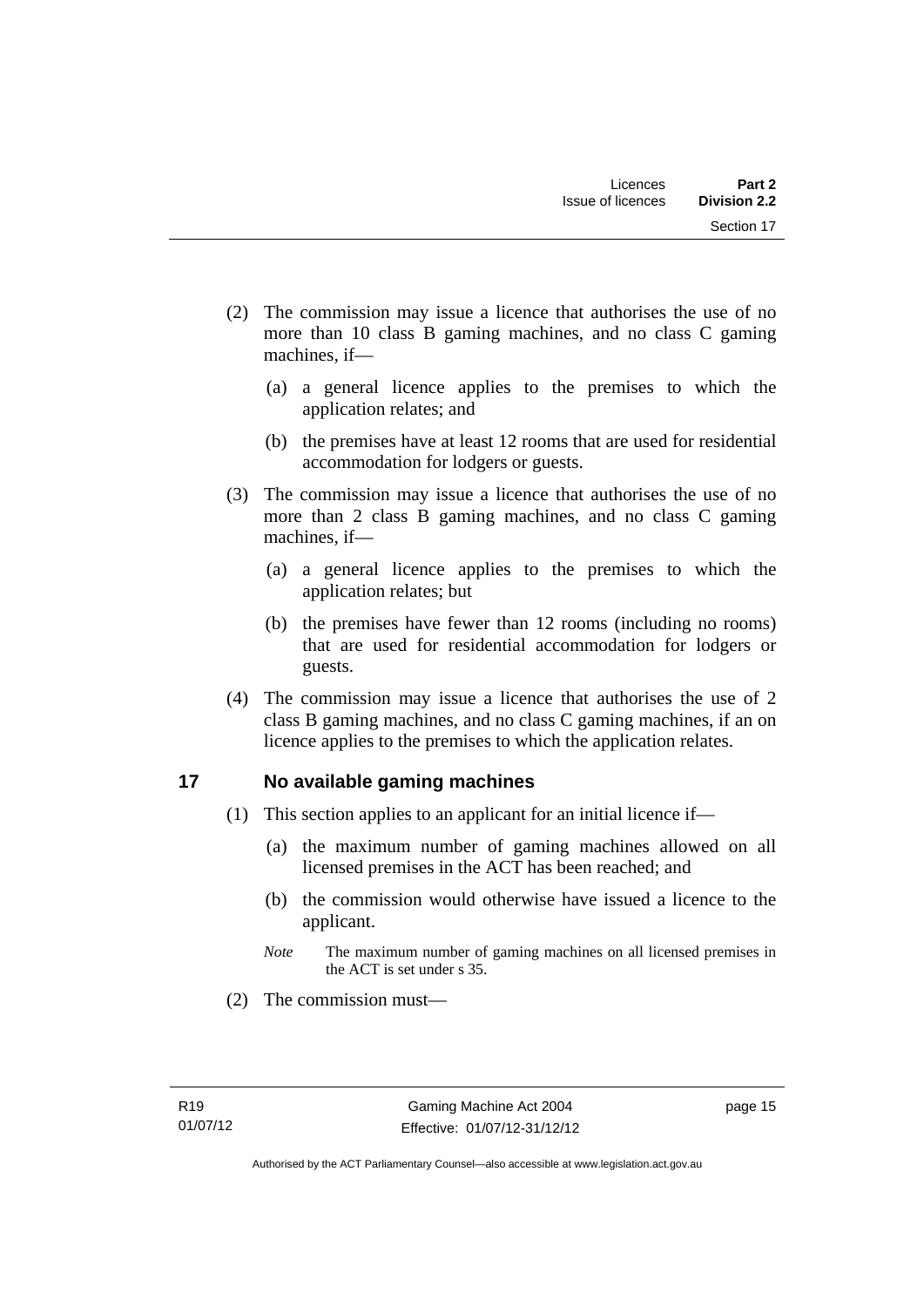(2) The commission may issue a licence that authorises the use of no more than 10 class B gaming machines, and no class C gaming machines, if—

   (a) a general licence applies to the premises to which the application relates; and

   (b) the premises have at least 12 rooms that are used for residential accommodation for lodgers or guests.

(3) The commission may issue a licence that authorises the use of no more than 2 class B gaming machines, and no class C gaming machines, if—

   (a) a general licence applies to the premises to which the application relates; but

   (b) the premises have fewer than 12 rooms (including no rooms) that are used for residential accommodation for lodgers or guests.

(4) The commission may issue a licence that authorises the use of 2 class B gaming machines, and no class C gaming machines, if an on licence applies to the premises to which the application relates.

## 17 No available gaming machines

(1) This section applies to an applicant for an initial licence if—

   (a) the maximum number of gaming machines allowed on all licensed premises in the ACT has been reached; and

   (b) the commission would otherwise have issued a licence to the applicant.

   *Note* The maximum number of gaming machines on all licensed premises in the ACT is set under s 35.

(2) The commission must—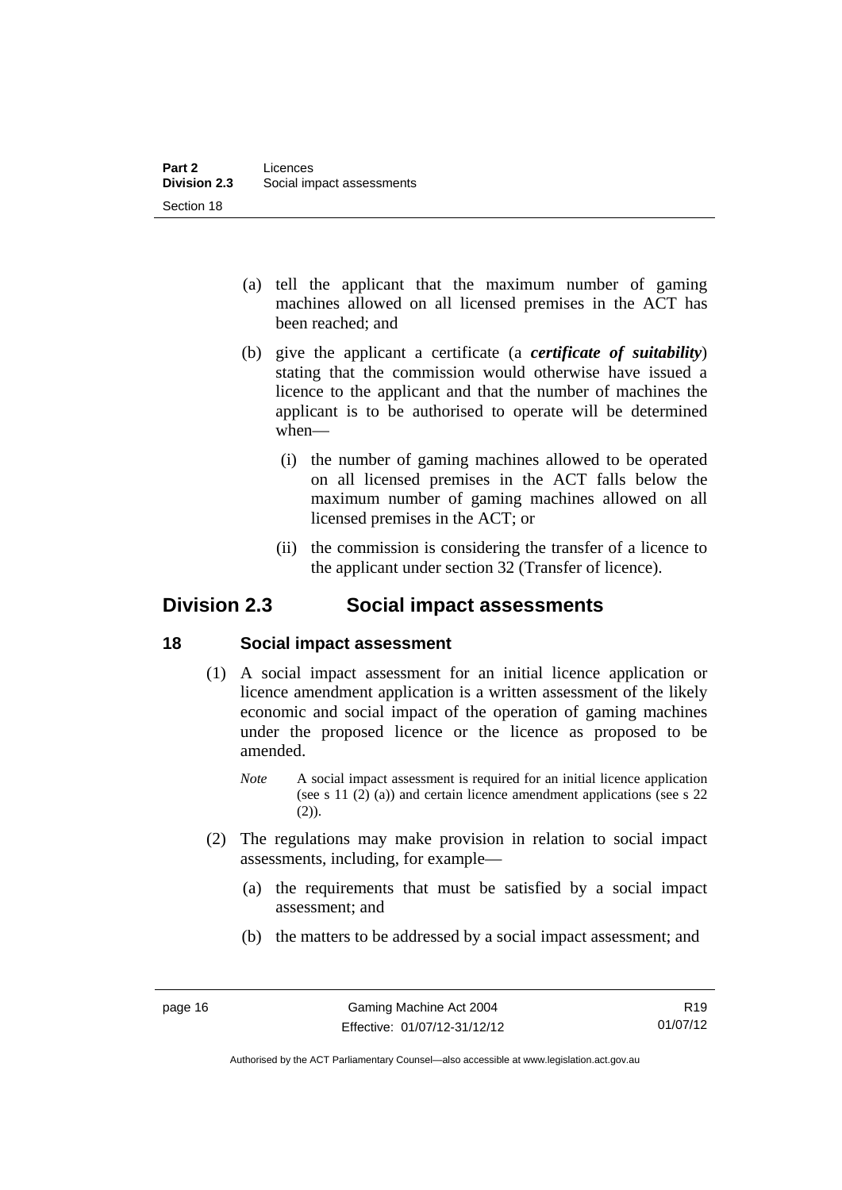(a) tell the applicant that the maximum number of gaming machines allowed on all licensed premises in the ACT has been reached; and

(b) give the applicant a certificate (a ***certificate of suitability***) stating that the commission would otherwise have issued a licence to the applicant and that the number of machines the applicant is to be authorised to operate will be determined when—

(i) the number of gaming machines allowed to be operated on all licensed premises in the ACT falls below the maximum number of gaming machines allowed on all licensed premises in the ACT; or

(ii) the commission is considering the transfer of a licence to the applicant under section 32 (Transfer of licence).

## Division 2.3 Social impact assessments

### 18 Social impact assessment

(1) A social impact assessment for an initial licence application or licence amendment application is a written assessment of the likely economic and social impact of the operation of gaming machines under the proposed licence or the licence as proposed to be amended.

*Note* A social impact assessment is required for an initial licence application (see s 11 (2) (a)) and certain licence amendment applications (see s 22 (2)).

(2) The regulations may make provision in relation to social impact assessments, including, for example—

(a) the requirements that must be satisfied by a social impact assessment; and

(b) the matters to be addressed by a social impact assessment; and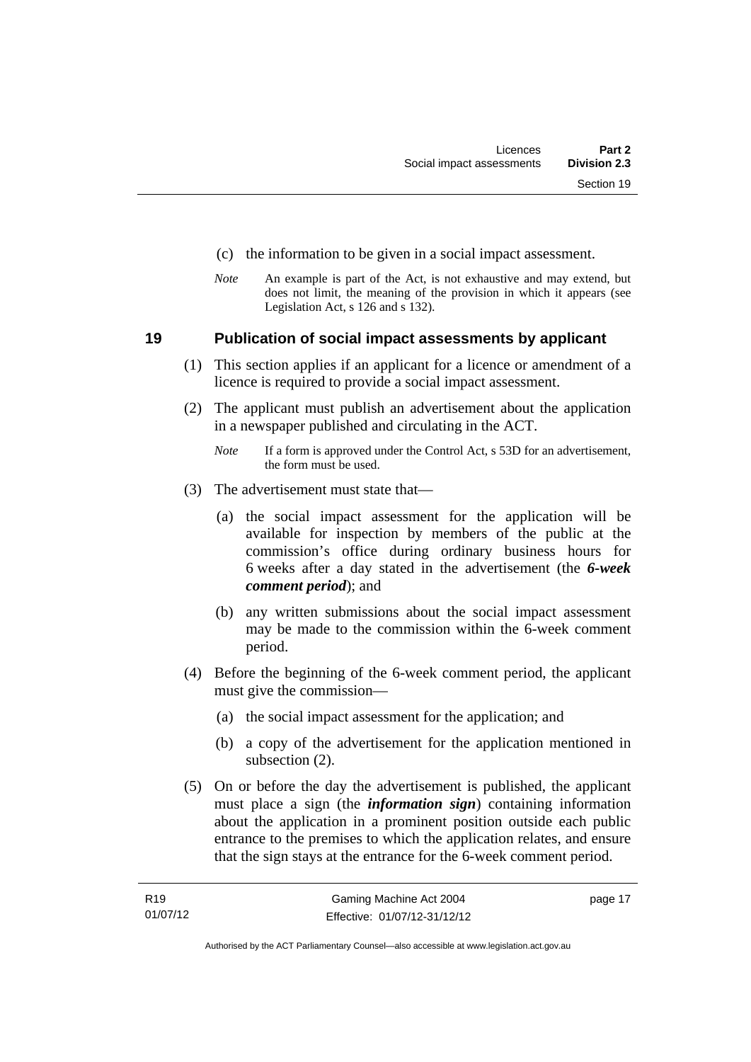(c) the information to be given in a social impact assessment.

*Note* An example is part of the Act, is not exhaustive and may extend, but does not limit, the meaning of the provision in which it appears (see Legislation Act, s 126 and s 132).

## 19 Publication of social impact assessments by applicant

(1) This section applies if an applicant for a licence or amendment of a licence is required to provide a social impact assessment.

(2) The applicant must publish an advertisement about the application in a newspaper published and circulating in the ACT.

*Note* If a form is approved under the Control Act, s 53D for an advertisement, the form must be used.

(3) The advertisement must state that—

(a) the social impact assessment for the application will be available for inspection by members of the public at the commission's office during ordinary business hours for 6 weeks after a day stated in the advertisement (the ***6-week comment period***); and

(b) any written submissions about the social impact assessment may be made to the commission within the 6-week comment period.

(4) Before the beginning of the 6-week comment period, the applicant must give the commission—

(a) the social impact assessment for the application; and

(b) a copy of the advertisement for the application mentioned in subsection (2).

(5) On or before the day the advertisement is published, the applicant must place a sign (the ***information sign***) containing information about the application in a prominent position outside each public entrance to the premises to which the application relates, and ensure that the sign stays at the entrance for the 6-week comment period.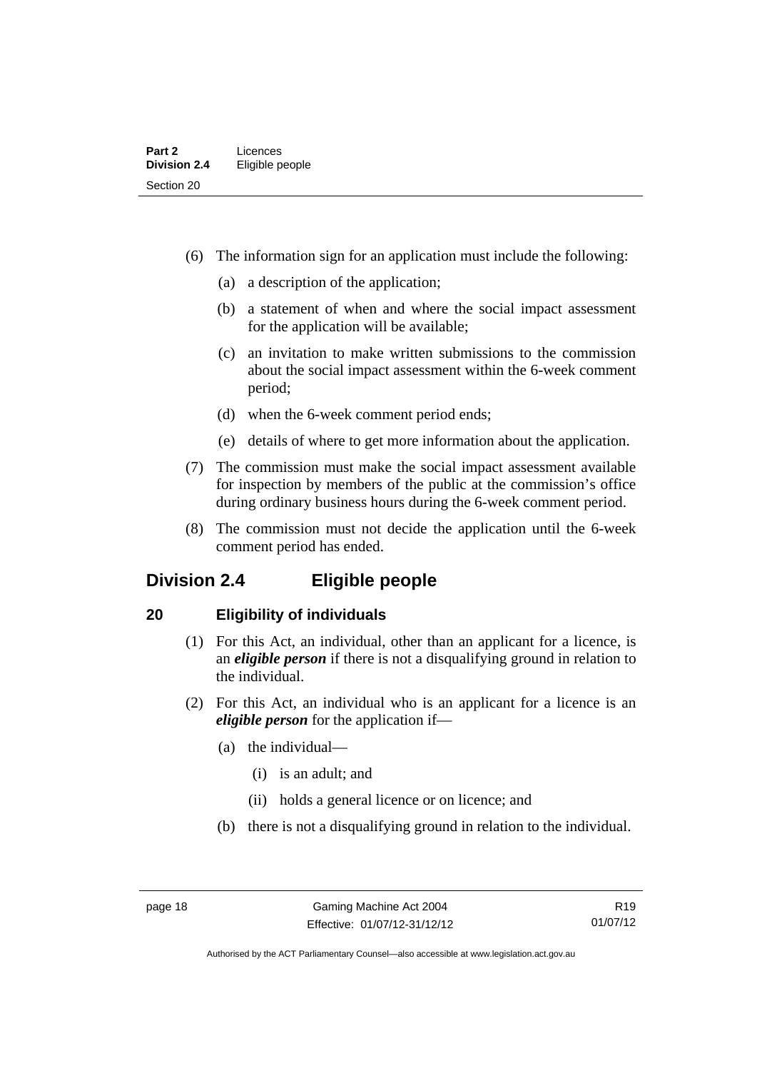(6) The information sign for an application must include the following:

(a) a description of the application;

(b) a statement of when and where the social impact assessment for the application will be available;

(c) an invitation to make written submissions to the commission about the social impact assessment within the 6-week comment period;

(d) when the 6-week comment period ends;

(e) details of where to get more information about the application.

(7) The commission must make the social impact assessment available for inspection by members of the public at the commission's office during ordinary business hours during the 6-week comment period.

(8) The commission must not decide the application until the 6-week comment period has ended.

## Division 2.4 Eligible people

### 20 Eligibility of individuals

(1) For this Act, an individual, other than an applicant for a licence, is an ***eligible person*** if there is not a disqualifying ground in relation to the individual.

(2) For this Act, an individual who is an applicant for a licence is an ***eligible person*** for the application if—

(a) the individual—

(i) is an adult; and

(ii) holds a general licence or on licence; and

(b) there is not a disqualifying ground in relation to the individual.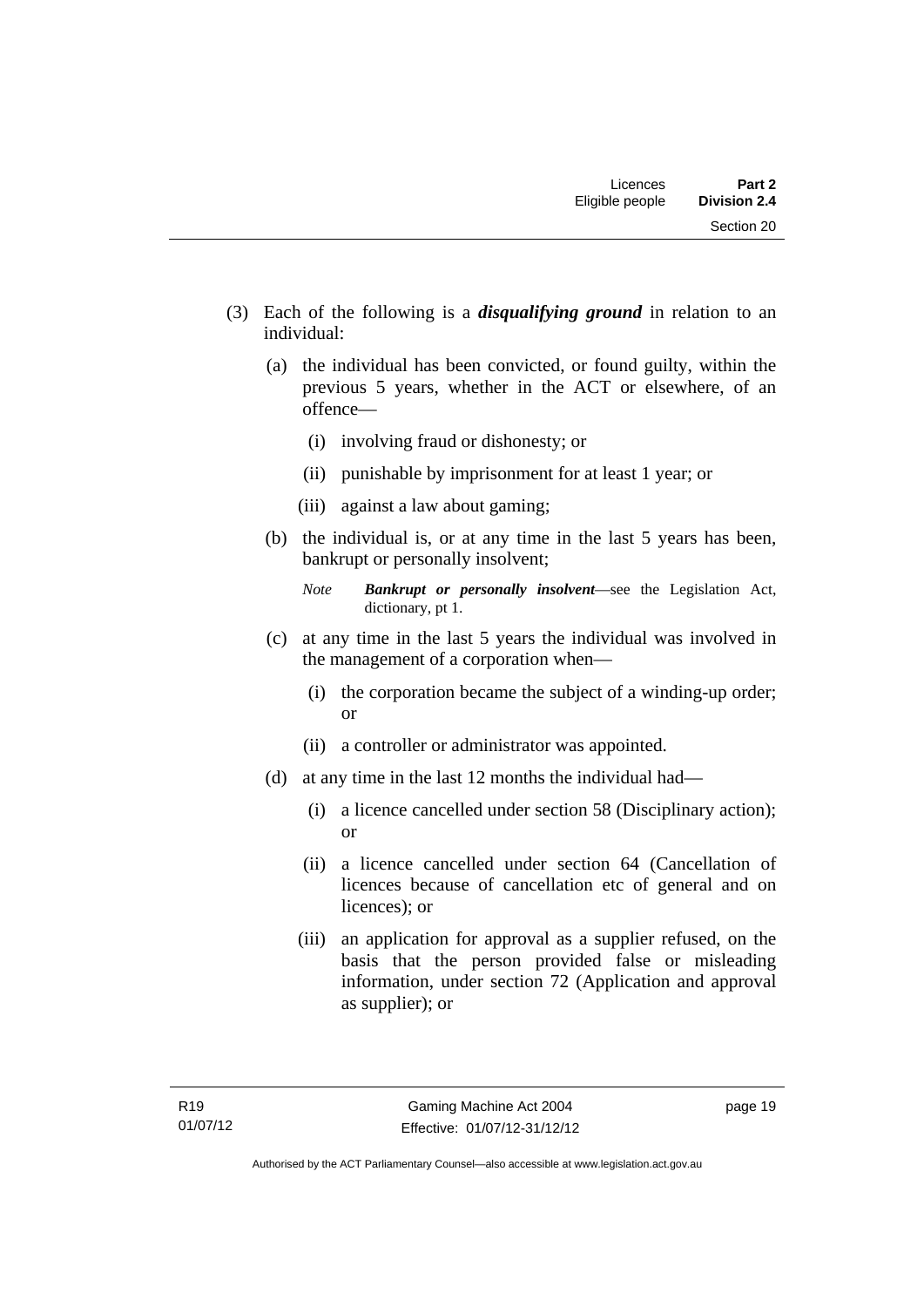(3) Each of the following is a ***disqualifying ground*** in relation to an individual:

(a) the individual has been convicted, or found guilty, within the previous 5 years, whether in the ACT or elsewhere, of an offence—

(i) involving fraud or dishonesty; or

(ii) punishable by imprisonment for at least 1 year; or

(iii) against a law about gaming;

(b) the individual is, or at any time in the last 5 years has been, bankrupt or personally insolvent;

*Note* ***Bankrupt or personally insolvent***—see the Legislation Act, dictionary, pt 1.

(c) at any time in the last 5 years the individual was involved in the management of a corporation when—

(i) the corporation became the subject of a winding-up order; or

(ii) a controller or administrator was appointed.

(d) at any time in the last 12 months the individual had—

(i) a licence cancelled under section 58 (Disciplinary action); or

(ii) a licence cancelled under section 64 (Cancellation of licences because of cancellation etc of general and on licences); or

(iii) an application for approval as a supplier refused, on the basis that the person provided false or misleading information, under section 72 (Application and approval as supplier); or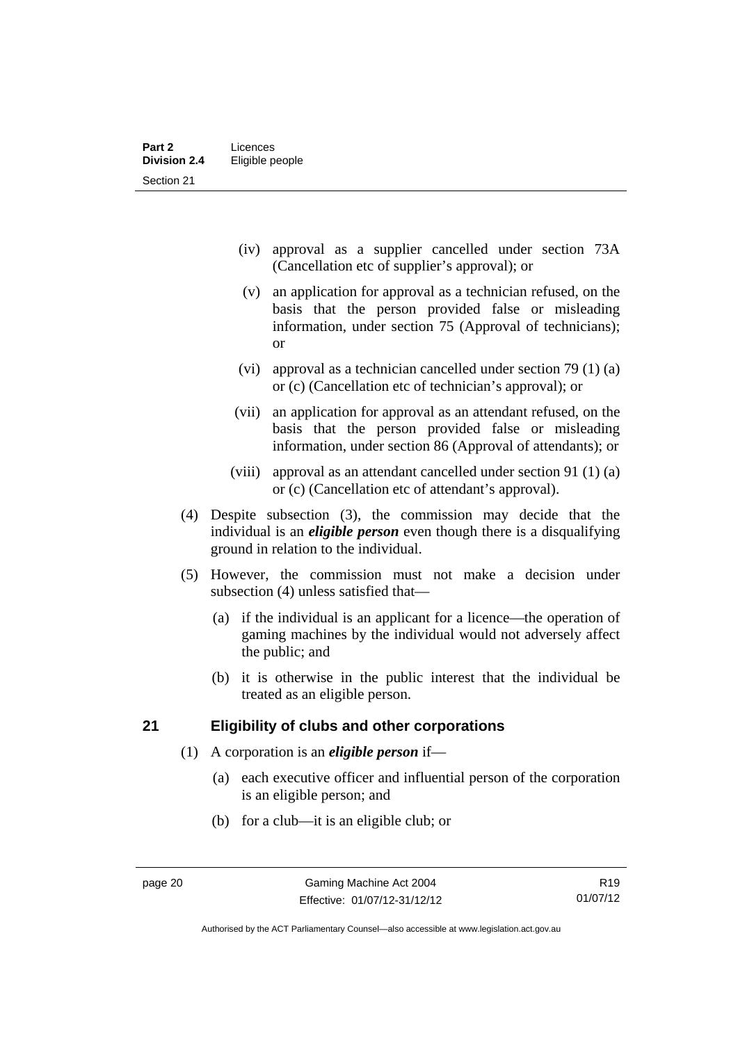(iv) approval as a supplier cancelled under section 73A (Cancellation etc of supplier's approval); or

(v) an application for approval as a technician refused, on the basis that the person provided false or misleading information, under section 75 (Approval of technicians); or

(vi) approval as a technician cancelled under section 79 (1) (a) or (c) (Cancellation etc of technician's approval); or

(vii) an application for approval as an attendant refused, on the basis that the person provided false or misleading information, under section 86 (Approval of attendants); or

(viii) approval as an attendant cancelled under section 91 (1) (a) or (c) (Cancellation etc of attendant's approval).

(4) Despite subsection (3), the commission may decide that the individual is an ***eligible person*** even though there is a disqualifying ground in relation to the individual.

(5) However, the commission must not make a decision under subsection (4) unless satisfied that—

(a) if the individual is an applicant for a licence—the operation of gaming machines by the individual would not adversely affect the public; and

(b) it is otherwise in the public interest that the individual be treated as an eligible person.

## 21 Eligibility of clubs and other corporations

(1) A corporation is an ***eligible person*** if—

(a) each executive officer and influential person of the corporation is an eligible person; and

(b) for a club—it is an eligible club; or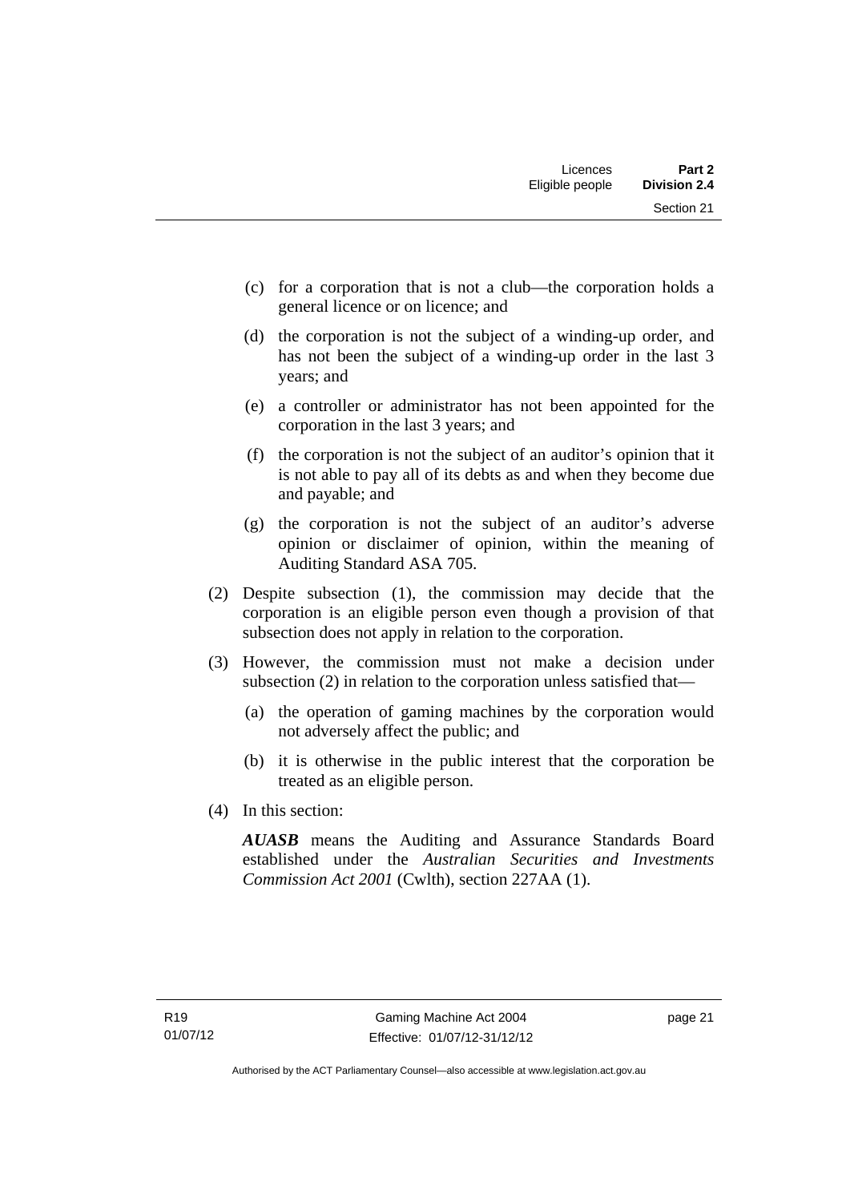(c) for a corporation that is not a club—the corporation holds a general licence or on licence; and

(d) the corporation is not the subject of a winding-up order, and has not been the subject of a winding-up order in the last 3 years; and

(e) a controller or administrator has not been appointed for the corporation in the last 3 years; and

(f) the corporation is not the subject of an auditor's opinion that it is not able to pay all of its debts as and when they become due and payable; and

(g) the corporation is not the subject of an auditor's adverse opinion or disclaimer of opinion, within the meaning of Auditing Standard ASA 705.

(2) Despite subsection (1), the commission may decide that the corporation is an eligible person even though a provision of that subsection does not apply in relation to the corporation.

(3) However, the commission must not make a decision under subsection (2) in relation to the corporation unless satisfied that—

(a) the operation of gaming machines by the corporation would not adversely affect the public; and

(b) it is otherwise in the public interest that the corporation be treated as an eligible person.

(4) In this section:

***AUASB*** means the Auditing and Assurance Standards Board established under the *Australian Securities and Investments Commission Act 2001* (Cwlth), section 227AA (1).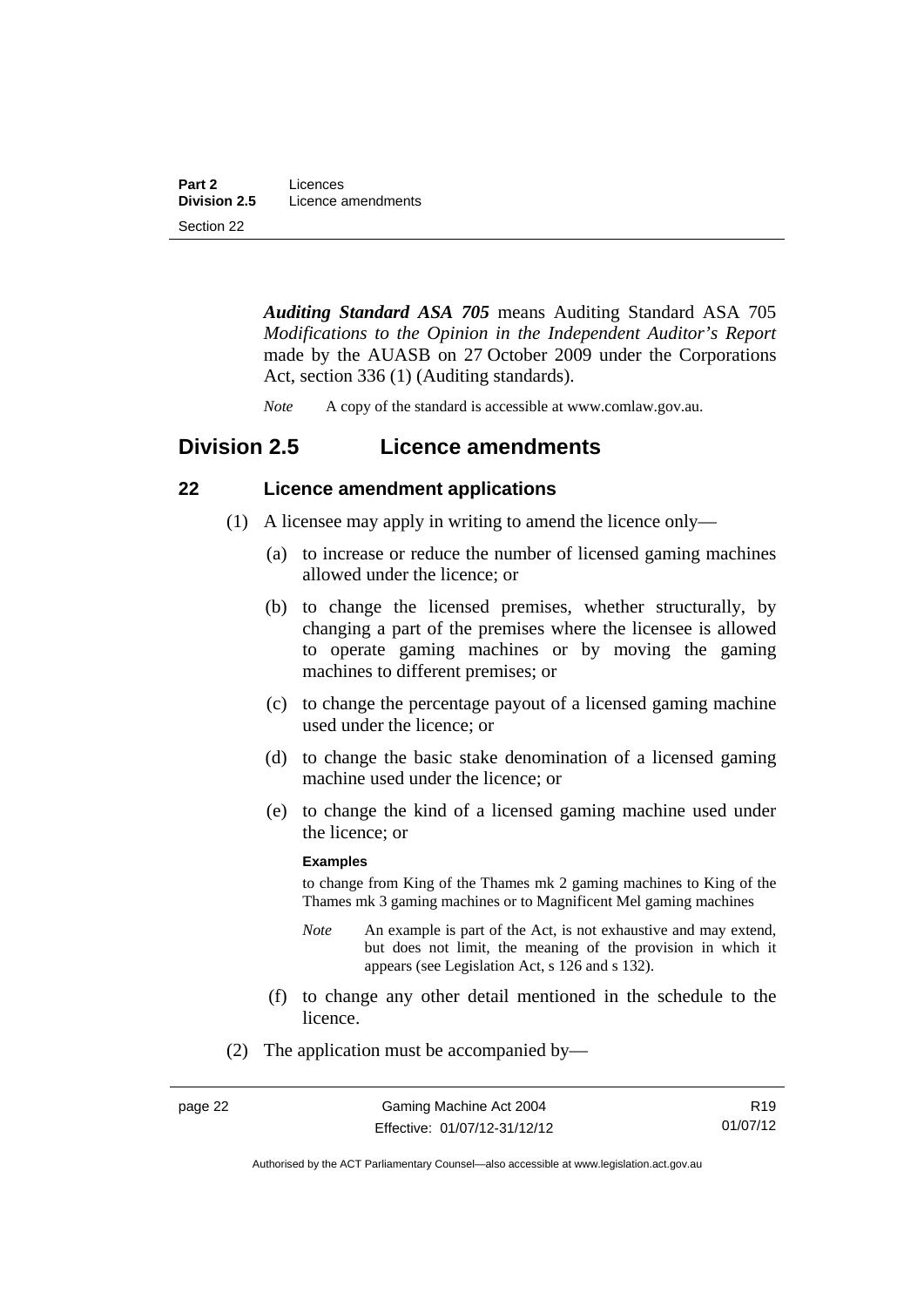***Auditing Standard ASA 705*** means Auditing Standard ASA 705 *Modifications to the Opinion in the Independent Auditor's Report* made by the AUASB on 27 October 2009 under the Corporations Act, section 336 (1) (Auditing standards).

*Note* A copy of the standard is accessible at www.comlaw.gov.au.

## Division 2.5 Licence amendments

### 22 Licence amendment applications

(1) A licensee may apply in writing to amend the licence only—

(a) to increase or reduce the number of licensed gaming machines allowed under the licence; or

(b) to change the licensed premises, whether structurally, by changing a part of the premises where the licensee is allowed to operate gaming machines or by moving the gaming machines to different premises; or

(c) to change the percentage payout of a licensed gaming machine used under the licence; or

(d) to change the basic stake denomination of a licensed gaming machine used under the licence; or

(e) to change the kind of a licensed gaming machine used under the licence; or

**Examples**

to change from King of the Thames mk 2 gaming machines to King of the Thames mk 3 gaming machines or to Magnificent Mel gaming machines

*Note* An example is part of the Act, is not exhaustive and may extend, but does not limit, the meaning of the provision in which it appears (see Legislation Act, s 126 and s 132).

(f) to change any other detail mentioned in the schedule to the licence.

(2) The application must be accompanied by—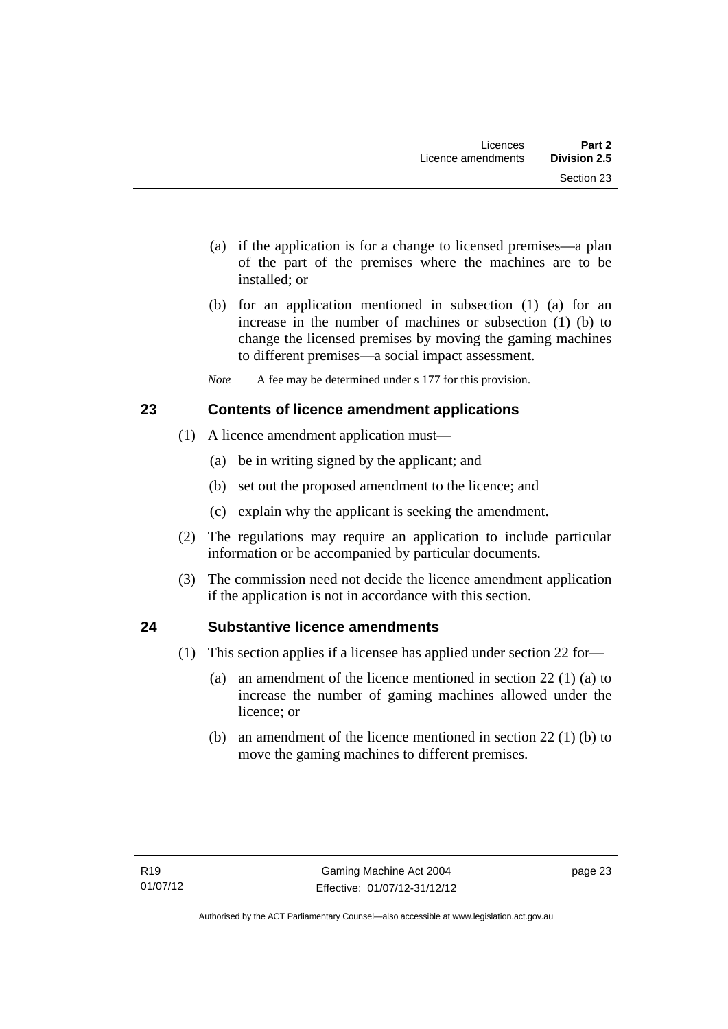(a) if the application is for a change to licensed premises—a plan of the part of the premises where the machines are to be installed; or

(b) for an application mentioned in subsection (1) (a) for an increase in the number of machines or subsection (1) (b) to change the licensed premises by moving the gaming machines to different premises—a social impact assessment.

*Note* A fee may be determined under s 177 for this provision.

## 23 Contents of licence amendment applications

(1) A licence amendment application must—

(a) be in writing signed by the applicant; and

(b) set out the proposed amendment to the licence; and

(c) explain why the applicant is seeking the amendment.

(2) The regulations may require an application to include particular information or be accompanied by particular documents.

(3) The commission need not decide the licence amendment application if the application is not in accordance with this section.

## 24 Substantive licence amendments

(1) This section applies if a licensee has applied under section 22 for—

(a) an amendment of the licence mentioned in section 22 (1) (a) to increase the number of gaming machines allowed under the licence; or

(b) an amendment of the licence mentioned in section 22 (1) (b) to move the gaming machines to different premises.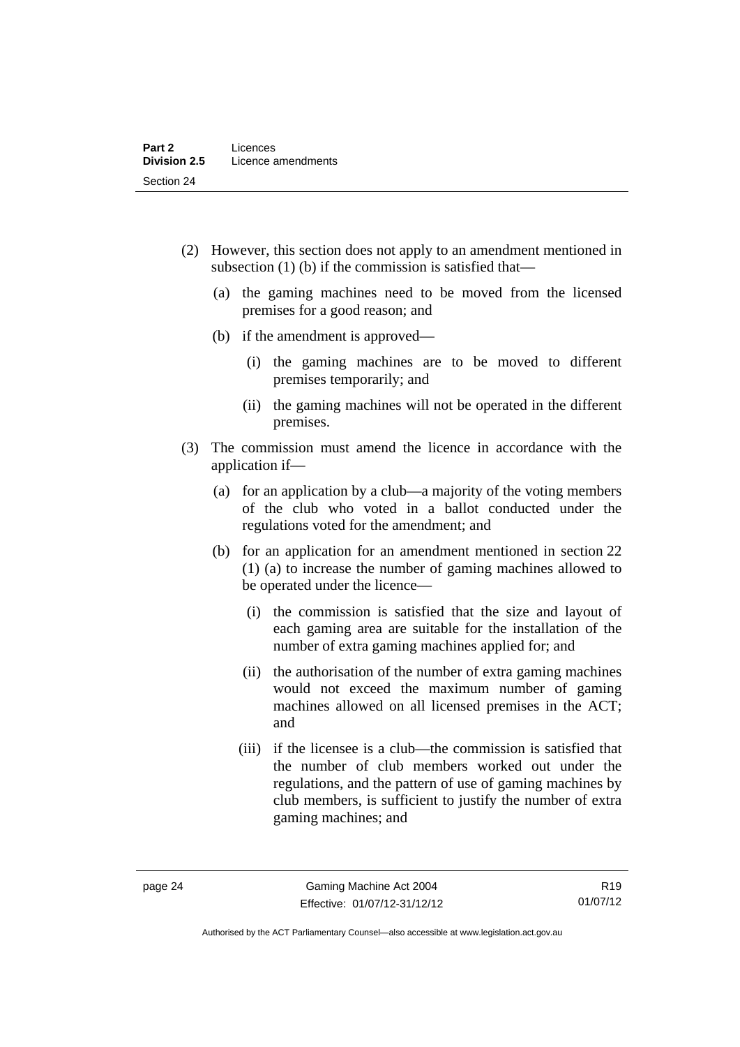(2) However, this section does not apply to an amendment mentioned in subsection (1) (b) if the commission is satisfied that—

(a) the gaming machines need to be moved from the licensed premises for a good reason; and

(b) if the amendment is approved—

(i) the gaming machines are to be moved to different premises temporarily; and

(ii) the gaming machines will not be operated in the different premises.

(3) The commission must amend the licence in accordance with the application if—

(a) for an application by a club—a majority of the voting members of the club who voted in a ballot conducted under the regulations voted for the amendment; and

(b) for an application for an amendment mentioned in section 22 (1) (a) to increase the number of gaming machines allowed to be operated under the licence—

(i) the commission is satisfied that the size and layout of each gaming area are suitable for the installation of the number of extra gaming machines applied for; and

(ii) the authorisation of the number of extra gaming machines would not exceed the maximum number of gaming machines allowed on all licensed premises in the ACT; and

(iii) if the licensee is a club—the commission is satisfied that the number of club members worked out under the regulations, and the pattern of use of gaming machines by club members, is sufficient to justify the number of extra gaming machines; and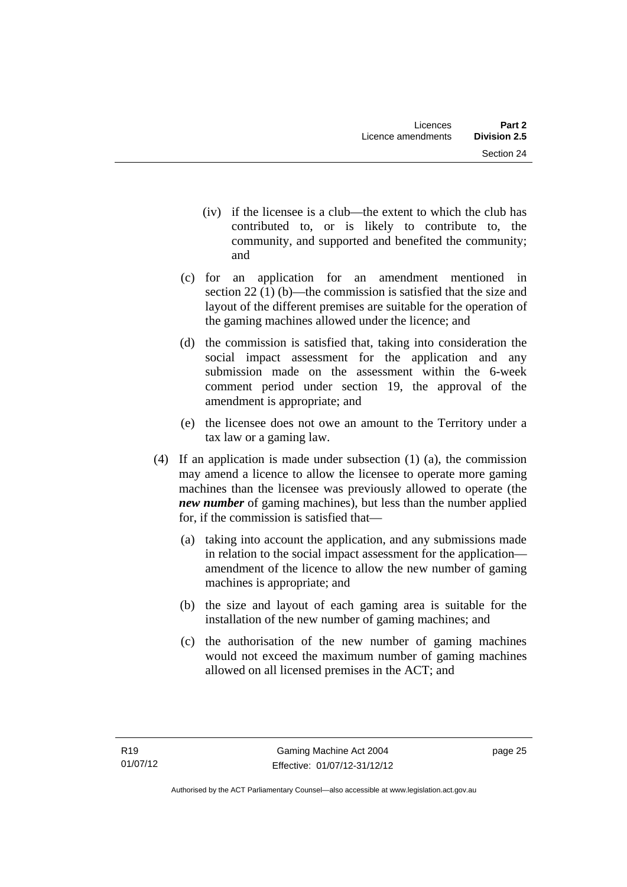(iv) if the licensee is a club—the extent to which the club has contributed to, or is likely to contribute to, the community, and supported and benefited the community; and

(c) for an application for an amendment mentioned in section 22 (1) (b)—the commission is satisfied that the size and layout of the different premises are suitable for the operation of the gaming machines allowed under the licence; and

(d) the commission is satisfied that, taking into consideration the social impact assessment for the application and any submission made on the assessment within the 6-week comment period under section 19, the approval of the amendment is appropriate; and

(e) the licensee does not owe an amount to the Territory under a tax law or a gaming law.

(4) If an application is made under subsection (1) (a), the commission may amend a licence to allow the licensee to operate more gaming machines than the licensee was previously allowed to operate (the ***new number*** of gaming machines), but less than the number applied for, if the commission is satisfied that—

(a) taking into account the application, and any submissions made in relation to the social impact assessment for the application—amendment of the licence to allow the new number of gaming machines is appropriate; and

(b) the size and layout of each gaming area is suitable for the installation of the new number of gaming machines; and

(c) the authorisation of the new number of gaming machines would not exceed the maximum number of gaming machines allowed on all licensed premises in the ACT; and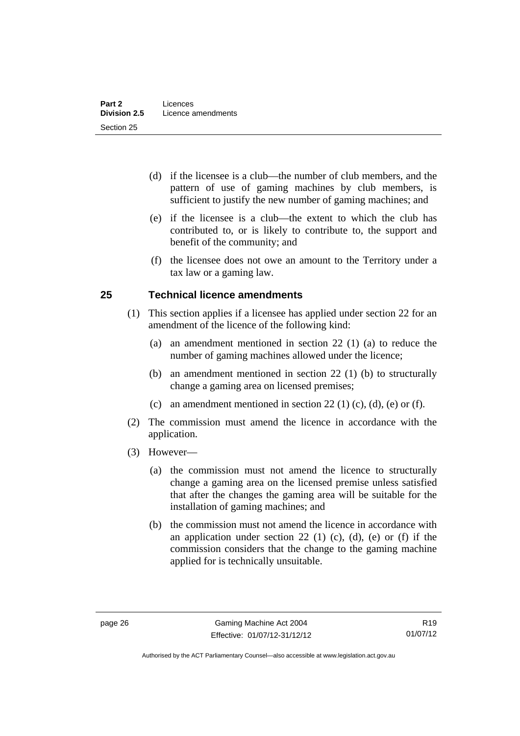(d) if the licensee is a club—the number of club members, and the pattern of use of gaming machines by club members, is sufficient to justify the new number of gaming machines; and

(e) if the licensee is a club—the extent to which the club has contributed to, or is likely to contribute to, the support and benefit of the community; and

(f) the licensee does not owe an amount to the Territory under a tax law or a gaming law.

## 25 Technical licence amendments

(1) This section applies if a licensee has applied under section 22 for an amendment of the licence of the following kind:

(a) an amendment mentioned in section 22 (1) (a) to reduce the number of gaming machines allowed under the licence;

(b) an amendment mentioned in section 22 (1) (b) to structurally change a gaming area on licensed premises;

(c) an amendment mentioned in section 22 (1) (c), (d), (e) or (f).

(2) The commission must amend the licence in accordance with the application.

(3) However—

(a) the commission must not amend the licence to structurally change a gaming area on the licensed premise unless satisfied that after the changes the gaming area will be suitable for the installation of gaming machines; and

(b) the commission must not amend the licence in accordance with an application under section 22 (1) (c), (d), (e) or (f) if the commission considers that the change to the gaming machine applied for is technically unsuitable.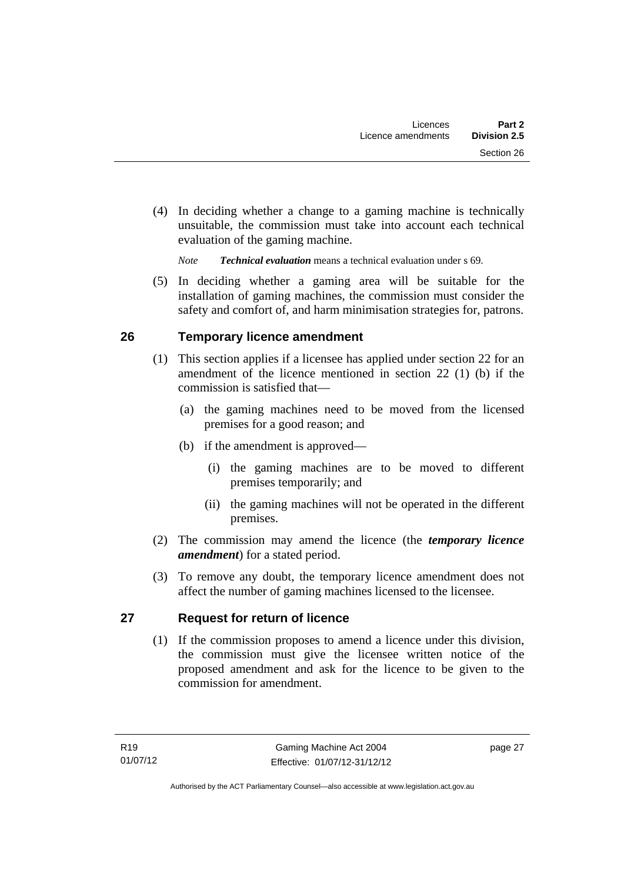(4) In deciding whether a change to a gaming machine is technically unsuitable, the commission must take into account each technical evaluation of the gaming machine.

*Note* ***Technical evaluation*** means a technical evaluation under s 69.

(5) In deciding whether a gaming area will be suitable for the installation of gaming machines, the commission must consider the safety and comfort of, and harm minimisation strategies for, patrons.

## 26 Temporary licence amendment

(1) This section applies if a licensee has applied under section 22 for an amendment of the licence mentioned in section 22 (1) (b) if the commission is satisfied that—

(a) the gaming machines need to be moved from the licensed premises for a good reason; and

(b) if the amendment is approved—

(i) the gaming machines are to be moved to different premises temporarily; and

(ii) the gaming machines will not be operated in the different premises.

(2) The commission may amend the licence (the ***temporary licence amendment***) for a stated period.

(3) To remove any doubt, the temporary licence amendment does not affect the number of gaming machines licensed to the licensee.

## 27 Request for return of licence

(1) If the commission proposes to amend a licence under this division, the commission must give the licensee written notice of the proposed amendment and ask for the licence to be given to the commission for amendment.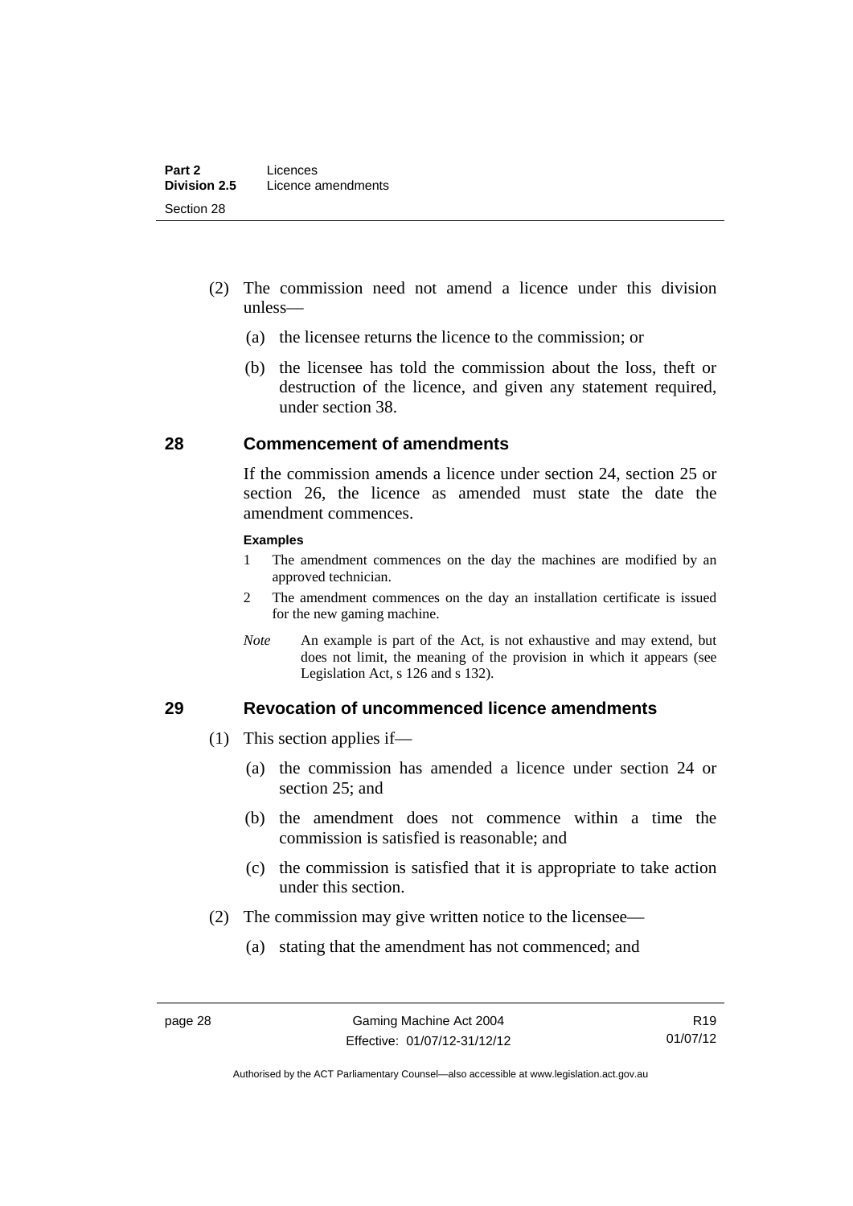(2) The commission need not amend a licence under this division unless—

(a) the licensee returns the licence to the commission; or

(b) the licensee has told the commission about the loss, theft or destruction of the licence, and given any statement required, under section 38.

## 28 Commencement of amendments

If the commission amends a licence under section 24, section 25 or section 26, the licence as amended must state the date the amendment commences.

**Examples**

1 The amendment commences on the day the machines are modified by an approved technician.

2 The amendment commences on the day an installation certificate is issued for the new gaming machine.

*Note* An example is part of the Act, is not exhaustive and may extend, but does not limit, the meaning of the provision in which it appears (see Legislation Act, s 126 and s 132).

## 29 Revocation of uncommenced licence amendments

(1) This section applies if—

(a) the commission has amended a licence under section 24 or section 25; and

(b) the amendment does not commence within a time the commission is satisfied is reasonable; and

(c) the commission is satisfied that it is appropriate to take action under this section.

(2) The commission may give written notice to the licensee—

(a) stating that the amendment has not commenced; and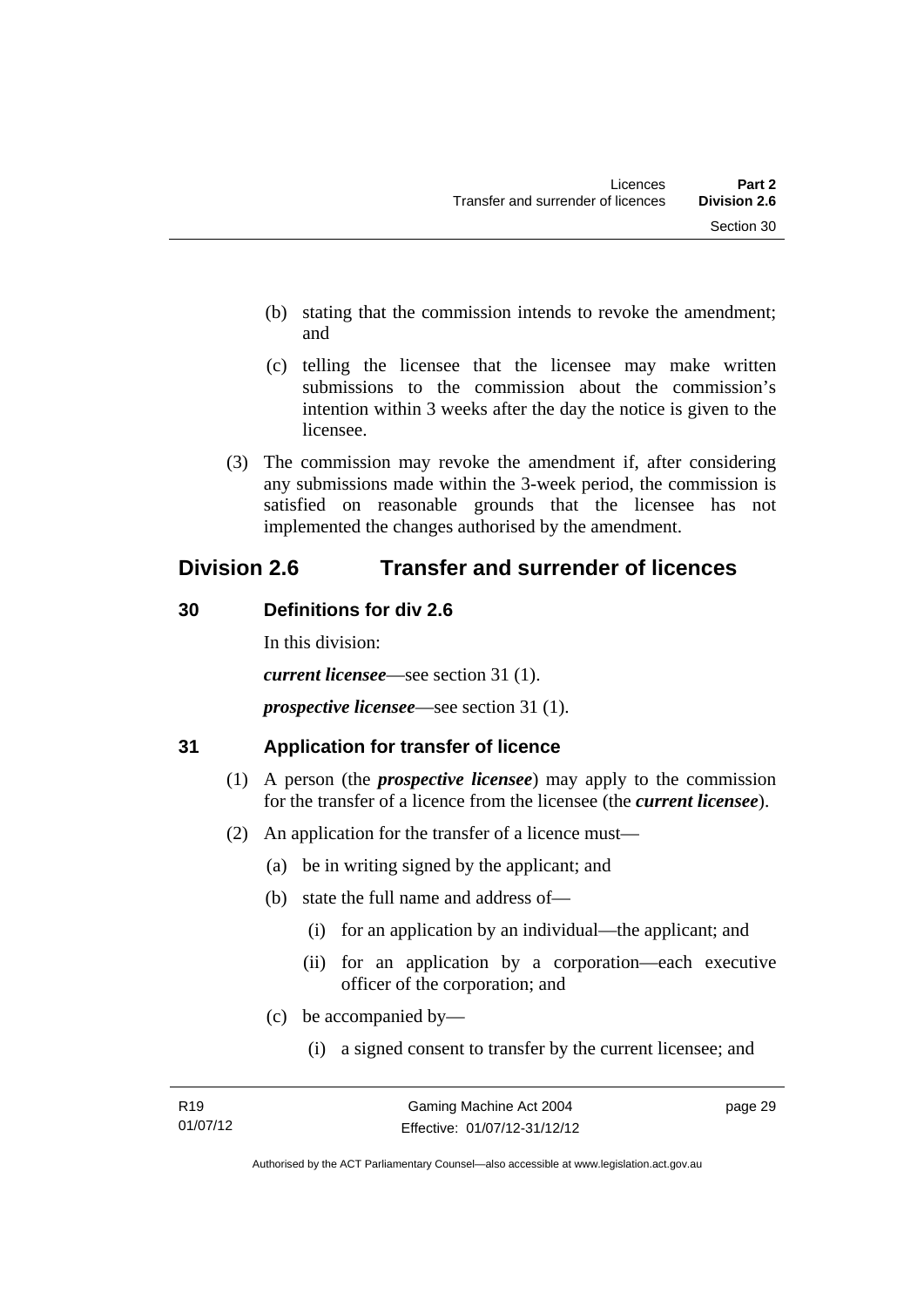(b) stating that the commission intends to revoke the amendment; and

(c) telling the licensee that the licensee may make written submissions to the commission about the commission's intention within 3 weeks after the day the notice is given to the licensee.

(3) The commission may revoke the amendment if, after considering any submissions made within the 3-week period, the commission is satisfied on reasonable grounds that the licensee has not implemented the changes authorised by the amendment.

## Division 2.6 Transfer and surrender of licences

### 30 Definitions for div 2.6

In this division:

***current licensee***—see section 31 (1).

***prospective licensee***—see section 31 (1).

### 31 Application for transfer of licence

(1) A person (the ***prospective licensee***) may apply to the commission for the transfer of a licence from the licensee (the ***current licensee***).

(2) An application for the transfer of a licence must—

(a) be in writing signed by the applicant; and

(b) state the full name and address of—

(i) for an application by an individual—the applicant; and

(ii) for an application by a corporation—each executive officer of the corporation; and

(c) be accompanied by—

(i) a signed consent to transfer by the current licensee; and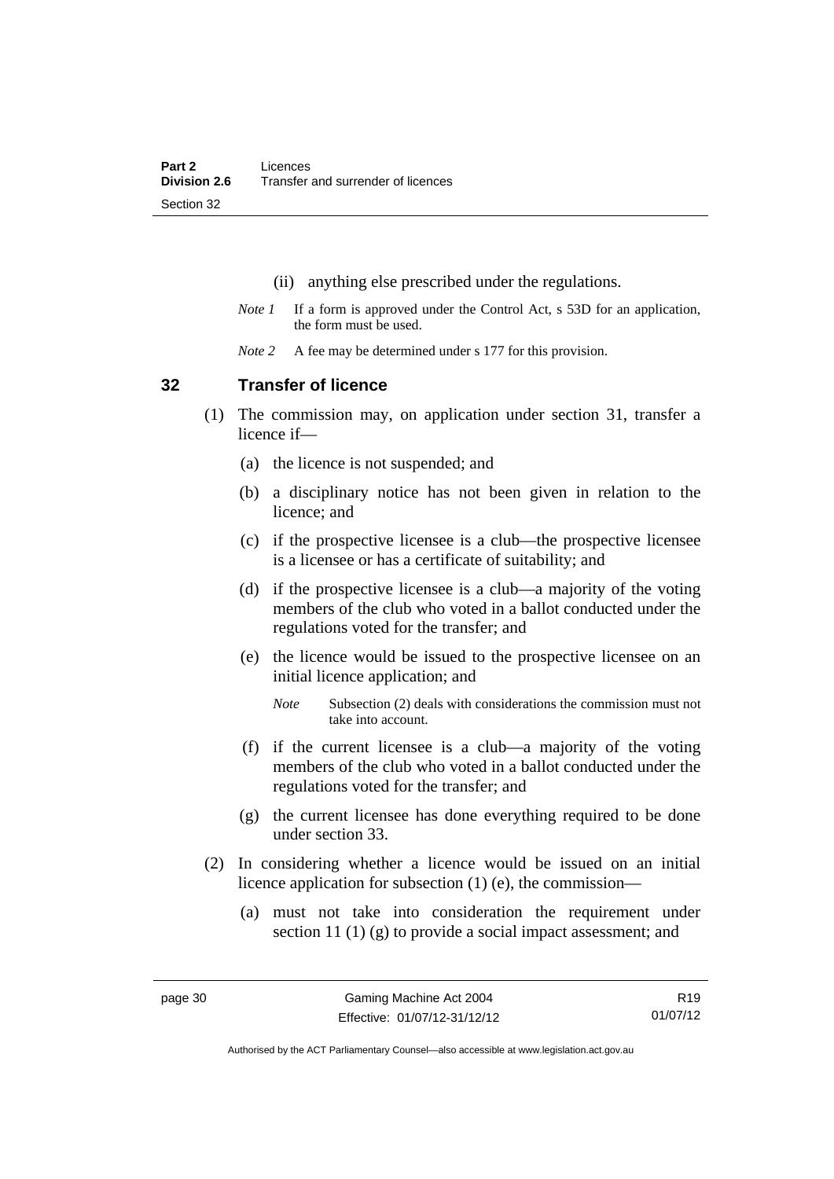(ii) anything else prescribed under the regulations.

*Note 1* If a form is approved under the Control Act, s 53D for an application, the form must be used.

*Note 2* A fee may be determined under s 177 for this provision.

## 32 Transfer of licence

(1) The commission may, on application under section 31, transfer a licence if—

(a) the licence is not suspended; and

(b) a disciplinary notice has not been given in relation to the licence; and

(c) if the prospective licensee is a club—the prospective licensee is a licensee or has a certificate of suitability; and

(d) if the prospective licensee is a club—a majority of the voting members of the club who voted in a ballot conducted under the regulations voted for the transfer; and

(e) the licence would be issued to the prospective licensee on an initial licence application; and

*Note* Subsection (2) deals with considerations the commission must not take into account.

(f) if the current licensee is a club—a majority of the voting members of the club who voted in a ballot conducted under the regulations voted for the transfer; and

(g) the current licensee has done everything required to be done under section 33.

(2) In considering whether a licence would be issued on an initial licence application for subsection (1) (e), the commission—

(a) must not take into consideration the requirement under section 11 (1) (g) to provide a social impact assessment; and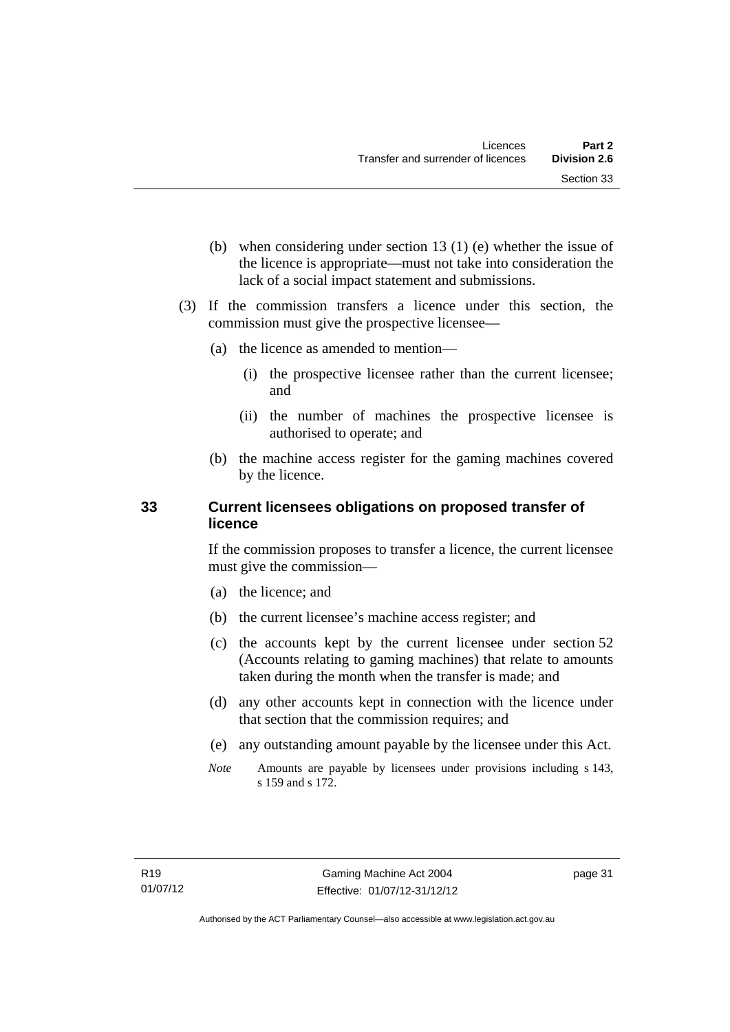(b) when considering under section 13 (1) (e) whether the issue of the licence is appropriate—must not take into consideration the lack of a social impact statement and submissions.

(3) If the commission transfers a licence under this section, the commission must give the prospective licensee—

(a) the licence as amended to mention—

(i) the prospective licensee rather than the current licensee; and

(ii) the number of machines the prospective licensee is authorised to operate; and

(b) the machine access register for the gaming machines covered by the licence.

## 33 Current licensees obligations on proposed transfer of licence

If the commission proposes to transfer a licence, the current licensee must give the commission—

(a) the licence; and

(b) the current licensee's machine access register; and

(c) the accounts kept by the current licensee under section 52 (Accounts relating to gaming machines) that relate to amounts taken during the month when the transfer is made; and

(d) any other accounts kept in connection with the licence under that section that the commission requires; and

(e) any outstanding amount payable by the licensee under this Act.

*Note* Amounts are payable by licensees under provisions including s 143, s 159 and s 172.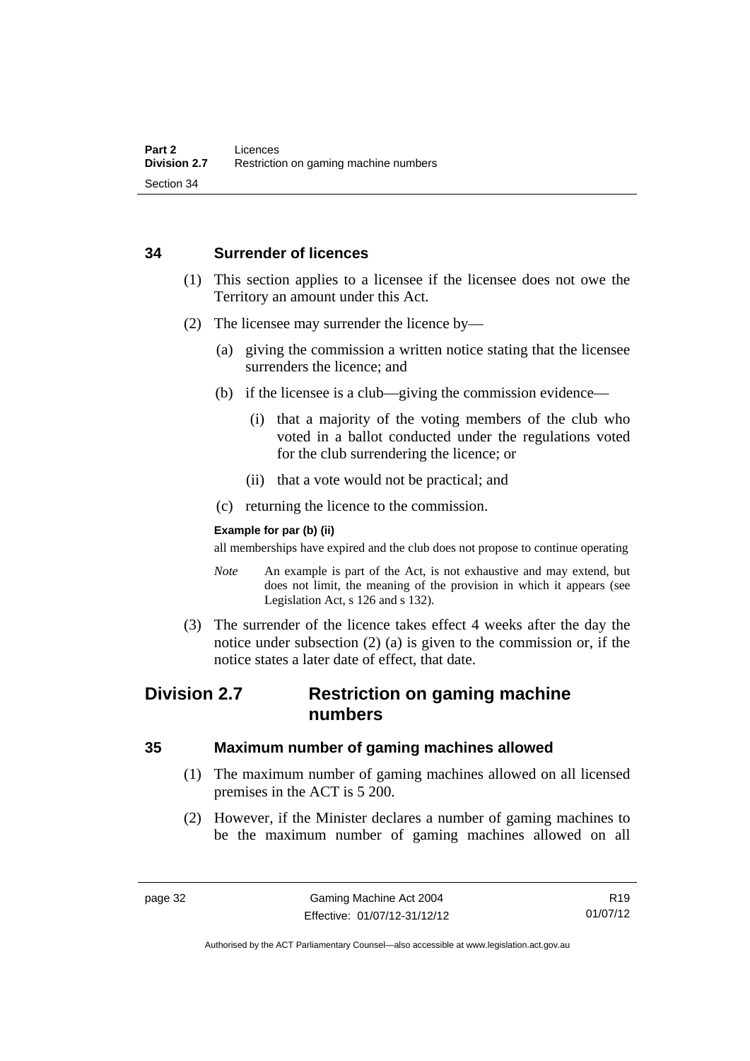## 34 Surrender of licences

(1) This section applies to a licensee if the licensee does not owe the Territory an amount under this Act.

(2) The licensee may surrender the licence by—

(a) giving the commission a written notice stating that the licensee surrenders the licence; and

(b) if the licensee is a club—giving the commission evidence—

(i) that a majority of the voting members of the club who voted in a ballot conducted under the regulations voted for the club surrendering the licence; or

(ii) that a vote would not be practical; and

(c) returning the licence to the commission.

**Example for par (b) (ii)**

all memberships have expired and the club does not propose to continue operating

*Note* An example is part of the Act, is not exhaustive and may extend, but does not limit, the meaning of the provision in which it appears (see Legislation Act, s 126 and s 132).

(3) The surrender of the licence takes effect 4 weeks after the day the notice under subsection (2) (a) is given to the commission or, if the notice states a later date of effect, that date.

# Division 2.7 Restriction on gaming machine numbers

## 35 Maximum number of gaming machines allowed

(1) The maximum number of gaming machines allowed on all licensed premises in the ACT is 5 200.

(2) However, if the Minister declares a number of gaming machines to be the maximum number of gaming machines allowed on all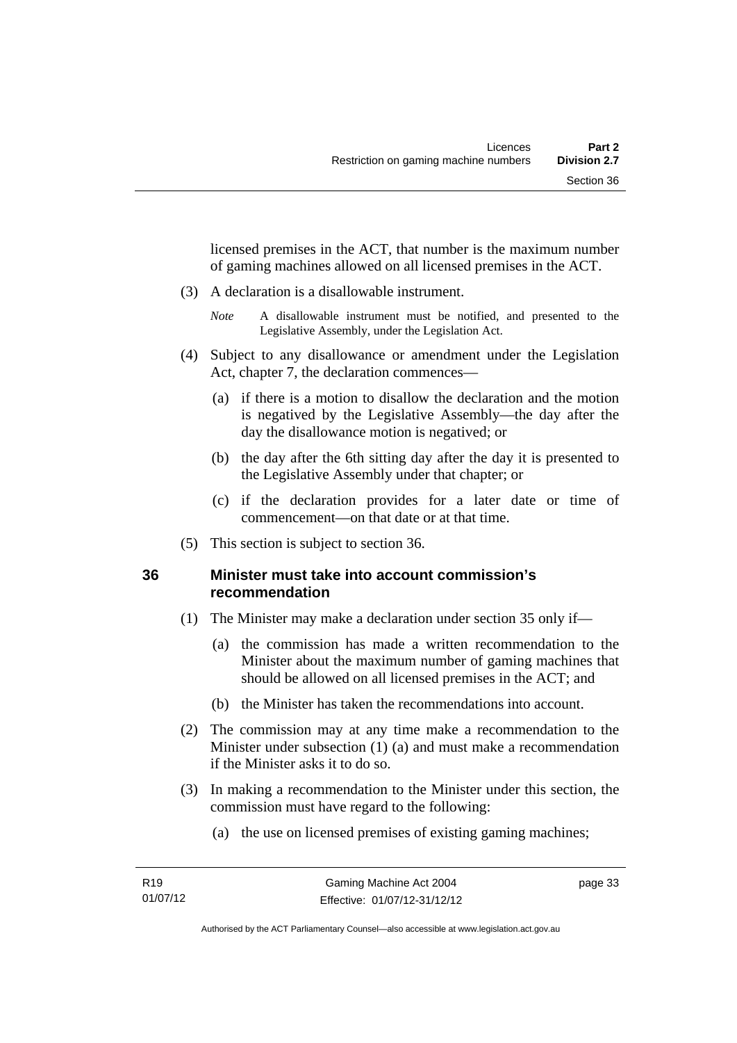licensed premises in the ACT, that number is the maximum number of gaming machines allowed on all licensed premises in the ACT.

(3) A declaration is a disallowable instrument.

*Note* A disallowable instrument must be notified, and presented to the Legislative Assembly, under the Legislation Act.

(4) Subject to any disallowance or amendment under the Legislation Act, chapter 7, the declaration commences—

(a) if there is a motion to disallow the declaration and the motion is negatived by the Legislative Assembly—the day after the day the disallowance motion is negatived; or

(b) the day after the 6th sitting day after the day it is presented to the Legislative Assembly under that chapter; or

(c) if the declaration provides for a later date or time of commencement—on that date or at that time.

(5) This section is subject to section 36.

### 36 Minister must take into account commission's recommendation

(1) The Minister may make a declaration under section 35 only if—

(a) the commission has made a written recommendation to the Minister about the maximum number of gaming machines that should be allowed on all licensed premises in the ACT; and

(b) the Minister has taken the recommendations into account.

(2) The commission may at any time make a recommendation to the Minister under subsection (1) (a) and must make a recommendation if the Minister asks it to do so.

(3) In making a recommendation to the Minister under this section, the commission must have regard to the following:

(a) the use on licensed premises of existing gaming machines;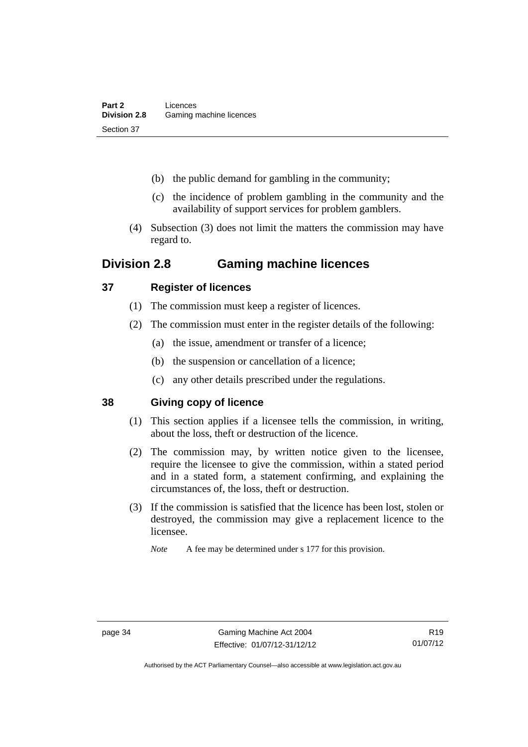(b) the public demand for gambling in the community;

(c) the incidence of problem gambling in the community and the availability of support services for problem gamblers.

(4) Subsection (3) does not limit the matters the commission may have regard to.

## Division 2.8 Gaming machine licences

### 37 Register of licences

(1) The commission must keep a register of licences.

(2) The commission must enter in the register details of the following:

(a) the issue, amendment or transfer of a licence;

(b) the suspension or cancellation of a licence;

(c) any other details prescribed under the regulations.

### 38 Giving copy of licence

(1) This section applies if a licensee tells the commission, in writing, about the loss, theft or destruction of the licence.

(2) The commission may, by written notice given to the licensee, require the licensee to give the commission, within a stated period and in a stated form, a statement confirming, and explaining the circumstances of, the loss, theft or destruction.

(3) If the commission is satisfied that the licence has been lost, stolen or destroyed, the commission may give a replacement licence to the licensee.

*Note* A fee may be determined under s 177 for this provision.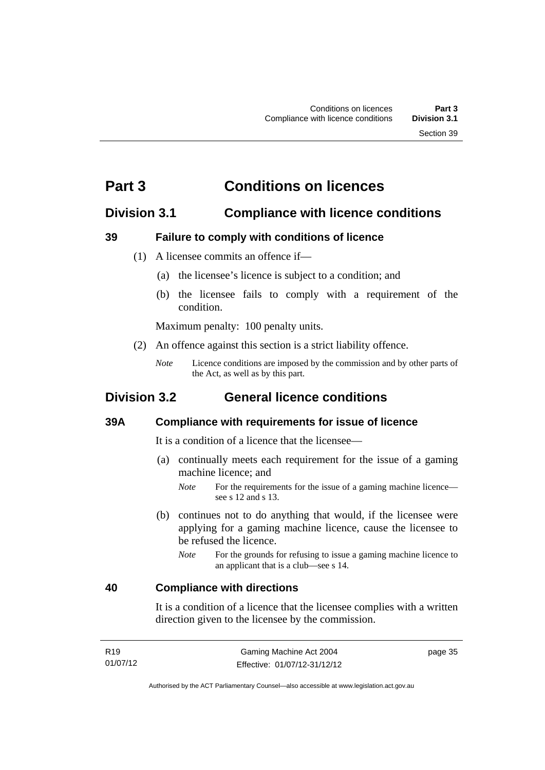# Part 3 Conditions on licences

## Division 3.1 Compliance with licence conditions

### 39 Failure to comply with conditions of licence

(1) A licensee commits an offence if—

(a) the licensee's licence is subject to a condition; and

(b) the licensee fails to comply with a requirement of the condition.

Maximum penalty: 100 penalty units.

(2) An offence against this section is a strict liability offence.

*Note* Licence conditions are imposed by the commission and by other parts of the Act, as well as by this part.

## Division 3.2 General licence conditions

### 39A Compliance with requirements for issue of licence

It is a condition of a licence that the licensee—

(a) continually meets each requirement for the issue of a gaming machine licence; and

*Note* For the requirements for the issue of a gaming machine licence—see s 12 and s 13.

(b) continues not to do anything that would, if the licensee were applying for a gaming machine licence, cause the licensee to be refused the licence.

*Note* For the grounds for refusing to issue a gaming machine licence to an applicant that is a club—see s 14.

### 40 Compliance with directions

It is a condition of a licence that the licensee complies with a written direction given to the licensee by the commission.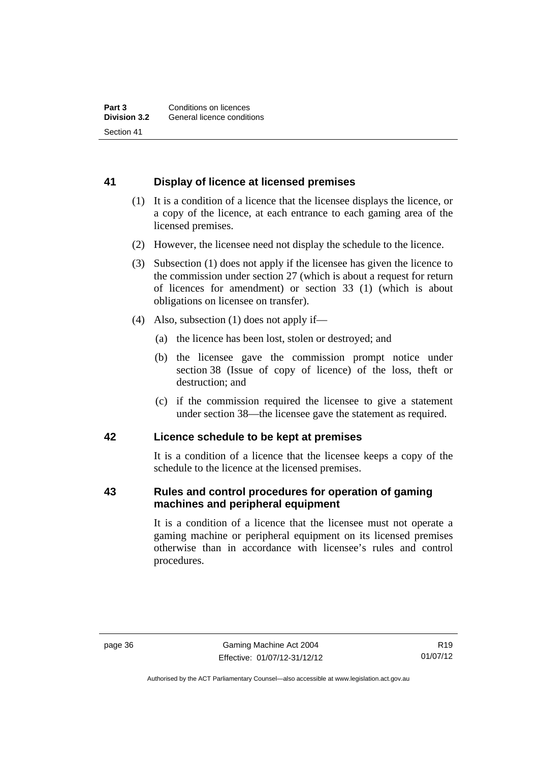## 41 Display of licence at licensed premises

(1) It is a condition of a licence that the licensee displays the licence, or a copy of the licence, at each entrance to each gaming area of the licensed premises.

(2) However, the licensee need not display the schedule to the licence.

(3) Subsection (1) does not apply if the licensee has given the licence to the commission under section 27 (which is about a request for return of licences for amendment) or section 33 (1) (which is about obligations on licensee on transfer).

(4) Also, subsection (1) does not apply if—

(a) the licence has been lost, stolen or destroyed; and

(b) the licensee gave the commission prompt notice under section 38 (Issue of copy of licence) of the loss, theft or destruction; and

(c) if the commission required the licensee to give a statement under section 38—the licensee gave the statement as required.

## 42 Licence schedule to be kept at premises

It is a condition of a licence that the licensee keeps a copy of the schedule to the licence at the licensed premises.

## 43 Rules and control procedures for operation of gaming machines and peripheral equipment

It is a condition of a licence that the licensee must not operate a gaming machine or peripheral equipment on its licensed premises otherwise than in accordance with licensee's rules and control procedures.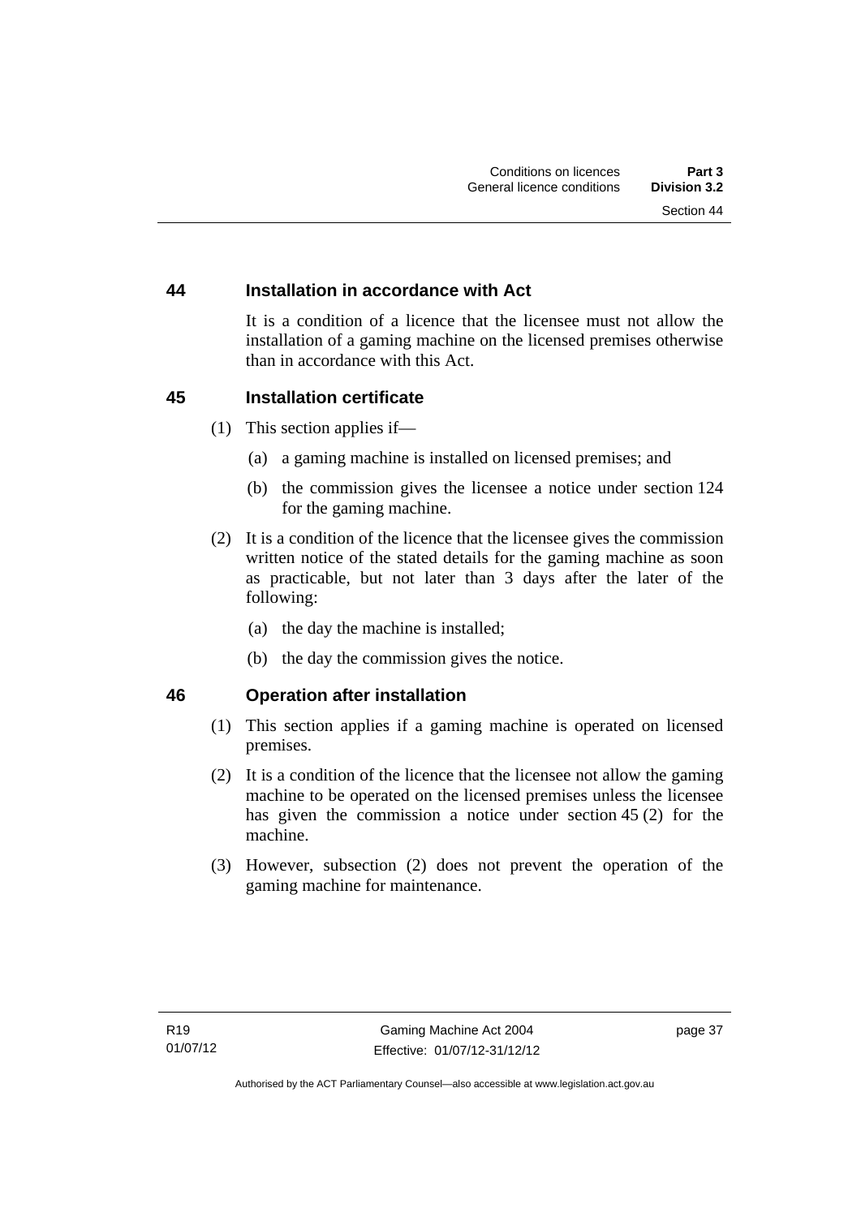### 44 Installation in accordance with Act

It is a condition of a licence that the licensee must not allow the installation of a gaming machine on the licensed premises otherwise than in accordance with this Act.

### 45 Installation certificate

(1) This section applies if—

(a) a gaming machine is installed on licensed premises; and

(b) the commission gives the licensee a notice under section 124 for the gaming machine.

(2) It is a condition of the licence that the licensee gives the commission written notice of the stated details for the gaming machine as soon as practicable, but not later than 3 days after the later of the following:

(a) the day the machine is installed;

(b) the day the commission gives the notice.

### 46 Operation after installation

(1) This section applies if a gaming machine is operated on licensed premises.

(2) It is a condition of the licence that the licensee not allow the gaming machine to be operated on the licensed premises unless the licensee has given the commission a notice under section 45 (2) for the machine.

(3) However, subsection (2) does not prevent the operation of the gaming machine for maintenance.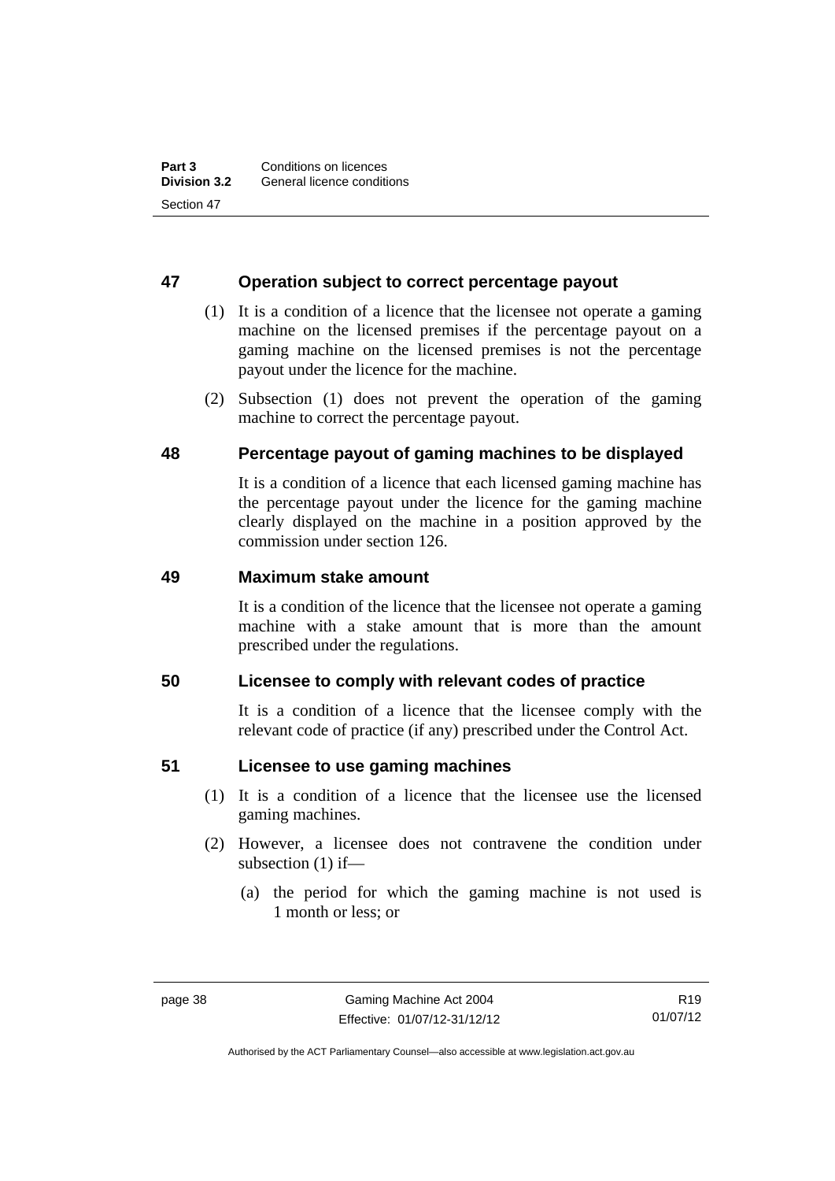### 47 Operation subject to correct percentage payout

(1) It is a condition of a licence that the licensee not operate a gaming machine on the licensed premises if the percentage payout on a gaming machine on the licensed premises is not the percentage payout under the licence for the machine.

(2) Subsection (1) does not prevent the operation of the gaming machine to correct the percentage payout.

### 48 Percentage payout of gaming machines to be displayed

It is a condition of a licence that each licensed gaming machine has the percentage payout under the licence for the gaming machine clearly displayed on the machine in a position approved by the commission under section 126.

### 49 Maximum stake amount

It is a condition of the licence that the licensee not operate a gaming machine with a stake amount that is more than the amount prescribed under the regulations.

### 50 Licensee to comply with relevant codes of practice

It is a condition of a licence that the licensee comply with the relevant code of practice (if any) prescribed under the Control Act.

### 51 Licensee to use gaming machines

(1) It is a condition of a licence that the licensee use the licensed gaming machines.

(2) However, a licensee does not contravene the condition under subsection (1) if—

(a) the period for which the gaming machine is not used is 1 month or less; or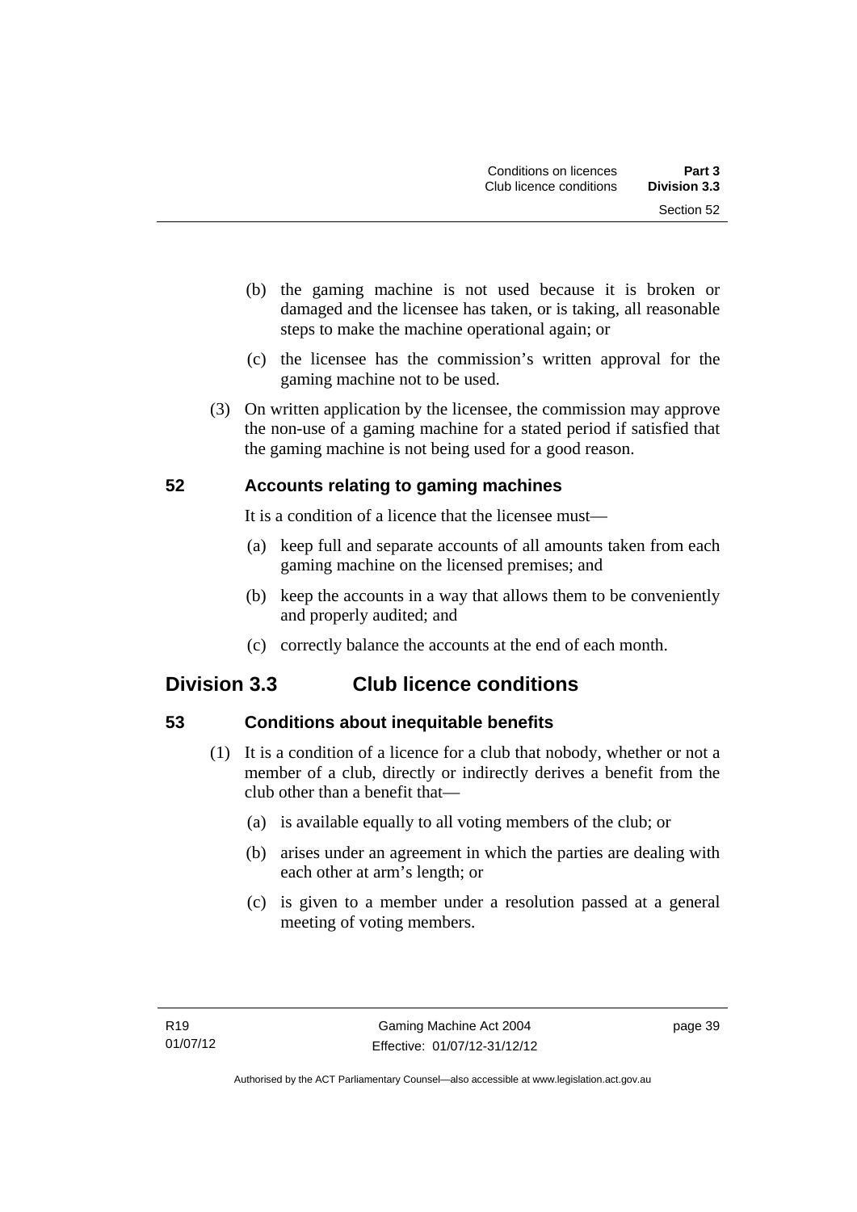(b) the gaming machine is not used because it is broken or damaged and the licensee has taken, or is taking, all reasonable steps to make the machine operational again; or

(c) the licensee has the commission's written approval for the gaming machine not to be used.

(3) On written application by the licensee, the commission may approve the non-use of a gaming machine for a stated period if satisfied that the gaming machine is not being used for a good reason.

### 52 Accounts relating to gaming machines

It is a condition of a licence that the licensee must—

(a) keep full and separate accounts of all amounts taken from each gaming machine on the licensed premises; and

(b) keep the accounts in a way that allows them to be conveniently and properly audited; and

(c) correctly balance the accounts at the end of each month.

## Division 3.3 Club licence conditions

### 53 Conditions about inequitable benefits

(1) It is a condition of a licence for a club that nobody, whether or not a member of a club, directly or indirectly derives a benefit from the club other than a benefit that—

(a) is available equally to all voting members of the club; or

(b) arises under an agreement in which the parties are dealing with each other at arm's length; or

(c) is given to a member under a resolution passed at a general meeting of voting members.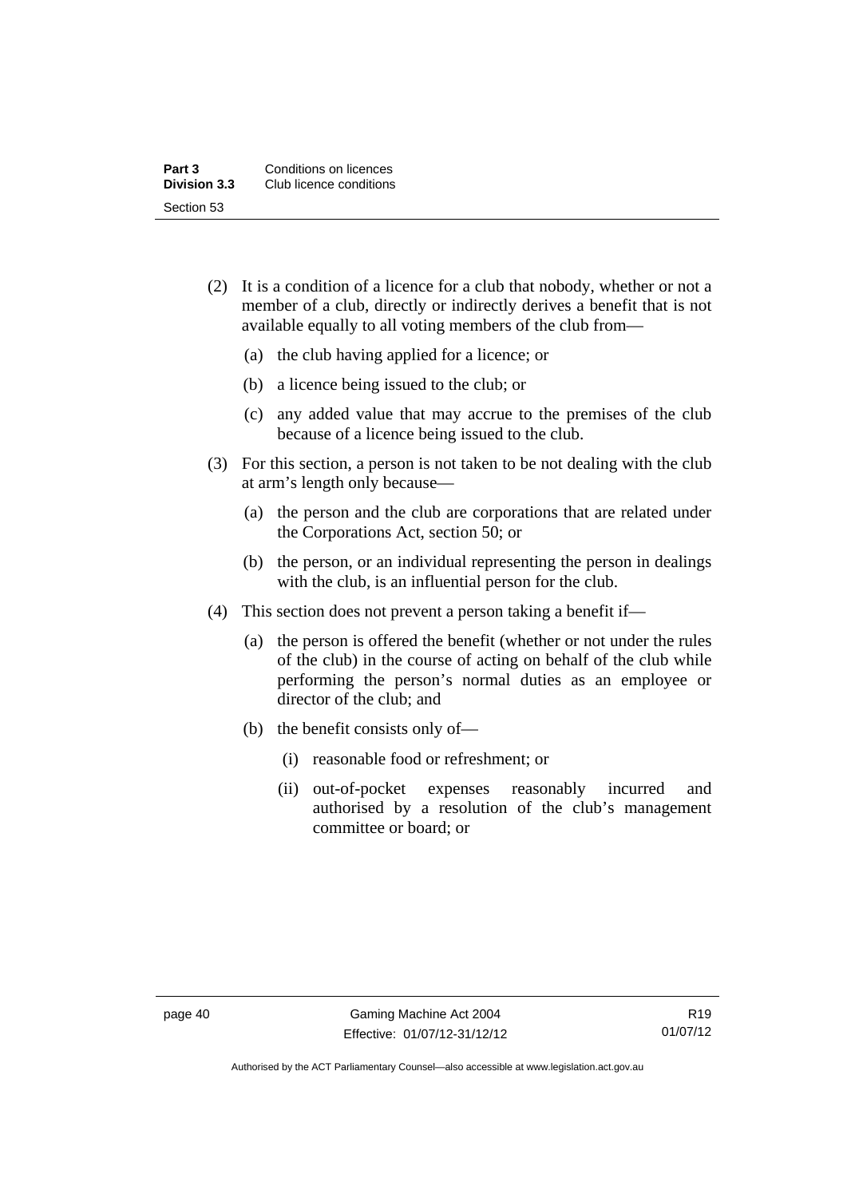(2) It is a condition of a licence for a club that nobody, whether or not a member of a club, directly or indirectly derives a benefit that is not available equally to all voting members of the club from—

(a) the club having applied for a licence; or

(b) a licence being issued to the club; or

(c) any added value that may accrue to the premises of the club because of a licence being issued to the club.

(3) For this section, a person is not taken to be not dealing with the club at arm's length only because—

(a) the person and the club are corporations that are related under the Corporations Act, section 50; or

(b) the person, or an individual representing the person in dealings with the club, is an influential person for the club.

(4) This section does not prevent a person taking a benefit if—

(a) the person is offered the benefit (whether or not under the rules of the club) in the course of acting on behalf of the club while performing the person's normal duties as an employee or director of the club; and

(b) the benefit consists only of—

(i) reasonable food or refreshment; or

(ii) out-of-pocket expenses reasonably incurred and authorised by a resolution of the club's management committee or board; or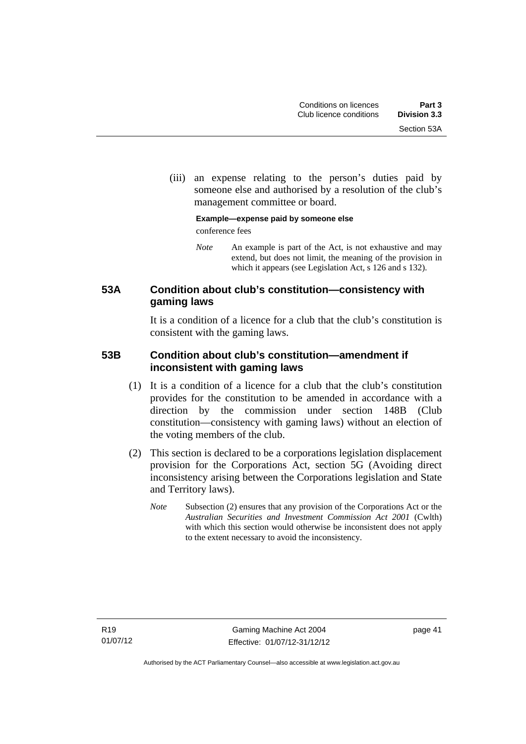(iii) an expense relating to the person's duties paid by someone else and authorised by a resolution of the club's management committee or board.

**Example—expense paid by someone else**

conference fees

*Note* An example is part of the Act, is not exhaustive and may extend, but does not limit, the meaning of the provision in which it appears (see Legislation Act, s 126 and s 132).

## 53A Condition about club's constitution—consistency with gaming laws

It is a condition of a licence for a club that the club's constitution is consistent with the gaming laws.

## 53B Condition about club's constitution—amendment if inconsistent with gaming laws

(1) It is a condition of a licence for a club that the club's constitution provides for the constitution to be amended in accordance with a direction by the commission under section 148B (Club constitution—consistency with gaming laws) without an election of the voting members of the club.

(2) This section is declared to be a corporations legislation displacement provision for the Corporations Act, section 5G (Avoiding direct inconsistency arising between the Corporations legislation and State and Territory laws).

*Note* Subsection (2) ensures that any provision of the Corporations Act or the *Australian Securities and Investment Commission Act 2001* (Cwlth) with which this section would otherwise be inconsistent does not apply to the extent necessary to avoid the inconsistency.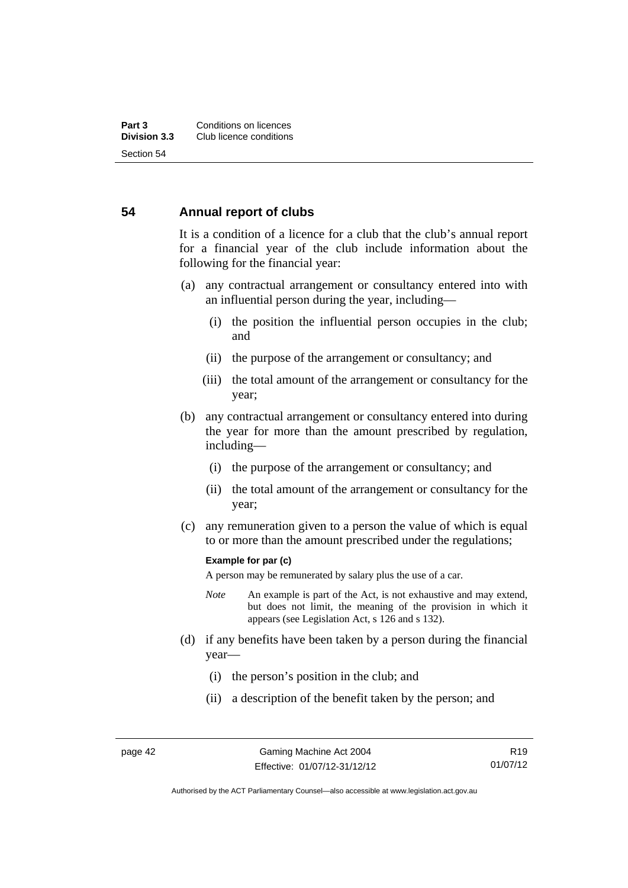## 54 Annual report of clubs

It is a condition of a licence for a club that the club's annual report for a financial year of the club include information about the following for the financial year:

(a) any contractual arrangement or consultancy entered into with an influential person during the year, including—

  (i) the position the influential person occupies in the club; and

  (ii) the purpose of the arrangement or consultancy; and

  (iii) the total amount of the arrangement or consultancy for the year;

(b) any contractual arrangement or consultancy entered into during the year for more than the amount prescribed by regulation, including—

  (i) the purpose of the arrangement or consultancy; and

  (ii) the total amount of the arrangement or consultancy for the year;

(c) any remuneration given to a person the value of which is equal to or more than the amount prescribed under the regulations;

**Example for par (c)**

A person may be remunerated by salary plus the use of a car.

*Note* An example is part of the Act, is not exhaustive and may extend, but does not limit, the meaning of the provision in which it appears (see Legislation Act, s 126 and s 132).

(d) if any benefits have been taken by a person during the financial year—

  (i) the person's position in the club; and

  (ii) a description of the benefit taken by the person; and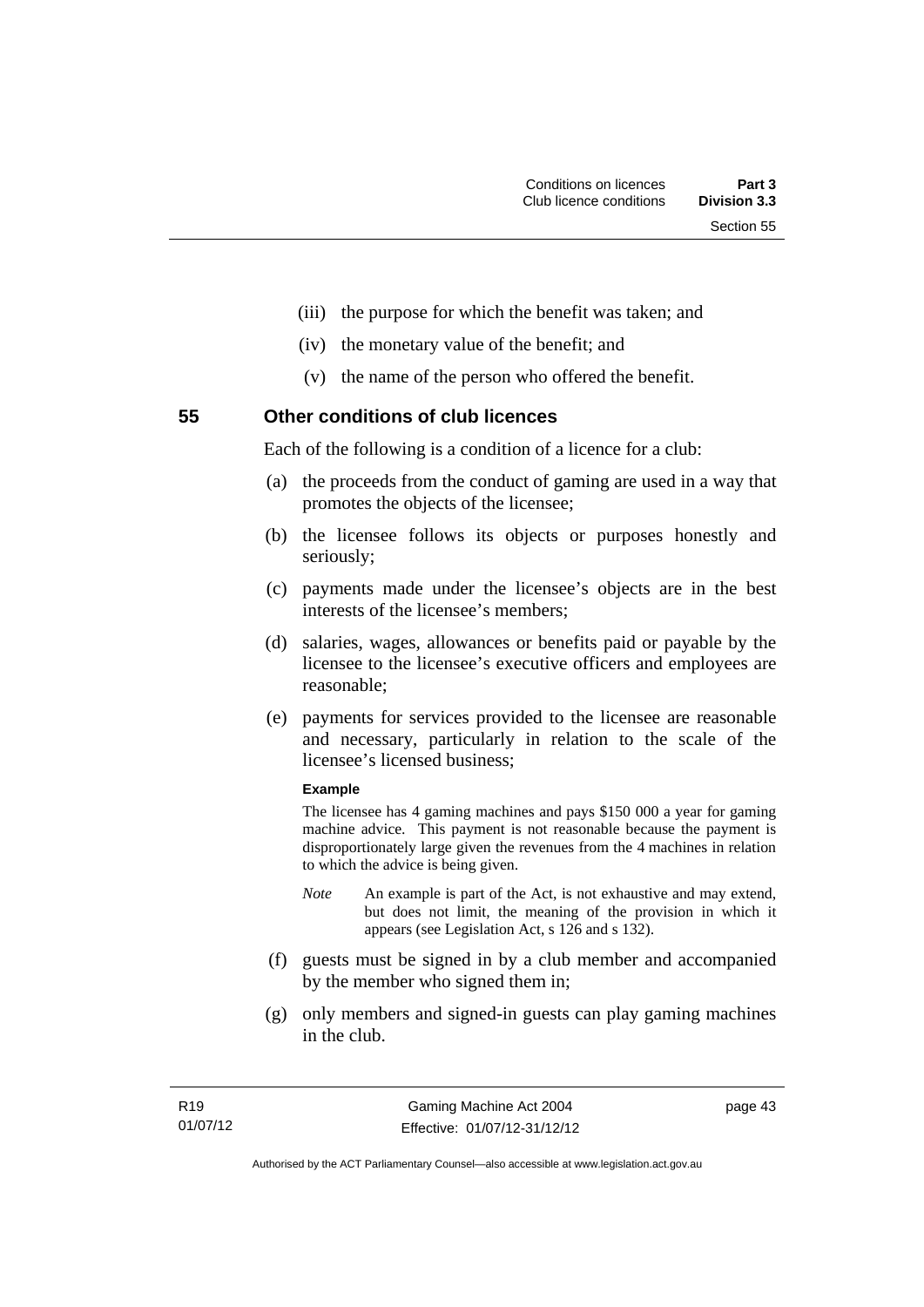(iii) the purpose for which the benefit was taken; and

(iv) the monetary value of the benefit; and

(v) the name of the person who offered the benefit.

## 55 Other conditions of club licences

Each of the following is a condition of a licence for a club:

(a) the proceeds from the conduct of gaming are used in a way that promotes the objects of the licensee;

(b) the licensee follows its objects or purposes honestly and seriously;

(c) payments made under the licensee's objects are in the best interests of the licensee's members;

(d) salaries, wages, allowances or benefits paid or payable by the licensee to the licensee's executive officers and employees are reasonable;

(e) payments for services provided to the licensee are reasonable and necessary, particularly in relation to the scale of the licensee's licensed business;

**Example**

The licensee has 4 gaming machines and pays $150 000 a year for gaming machine advice. This payment is not reasonable because the payment is disproportionately large given the revenues from the 4 machines in relation to which the advice is being given.

*Note* An example is part of the Act, is not exhaustive and may extend, but does not limit, the meaning of the provision in which it appears (see Legislation Act, s 126 and s 132).

(f) guests must be signed in by a club member and accompanied by the member who signed them in;

(g) only members and signed-in guests can play gaming machines in the club.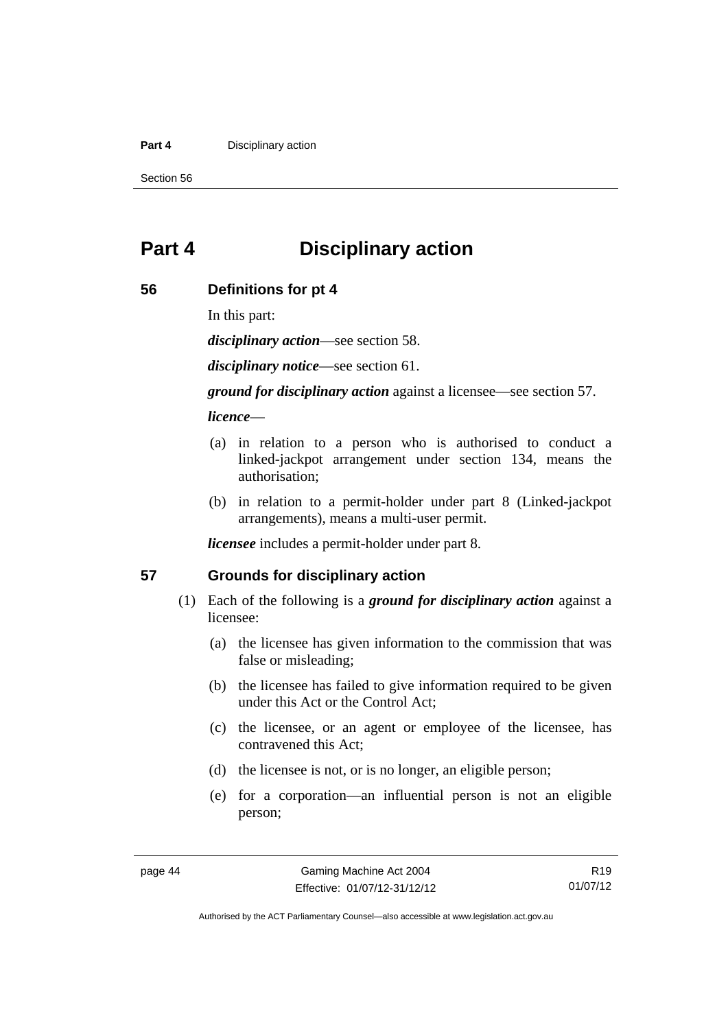# Part 4 Disciplinary action

## 56 Definitions for pt 4

In this part:

***disciplinary action***—see section 58.

***disciplinary notice***—see section 61.

***ground for disciplinary action*** against a licensee—see section 57.

***licence***—

(a) in relation to a person who is authorised to conduct a linked-jackpot arrangement under section 134, means the authorisation;

(b) in relation to a permit-holder under part 8 (Linked-jackpot arrangements), means a multi-user permit.

***licensee*** includes a permit-holder under part 8.

## 57 Grounds for disciplinary action

(1) Each of the following is a ***ground for disciplinary action*** against a licensee:

(a) the licensee has given information to the commission that was false or misleading;

(b) the licensee has failed to give information required to be given under this Act or the Control Act;

(c) the licensee, or an agent or employee of the licensee, has contravened this Act;

(d) the licensee is not, or is no longer, an eligible person;

(e) for a corporation—an influential person is not an eligible person;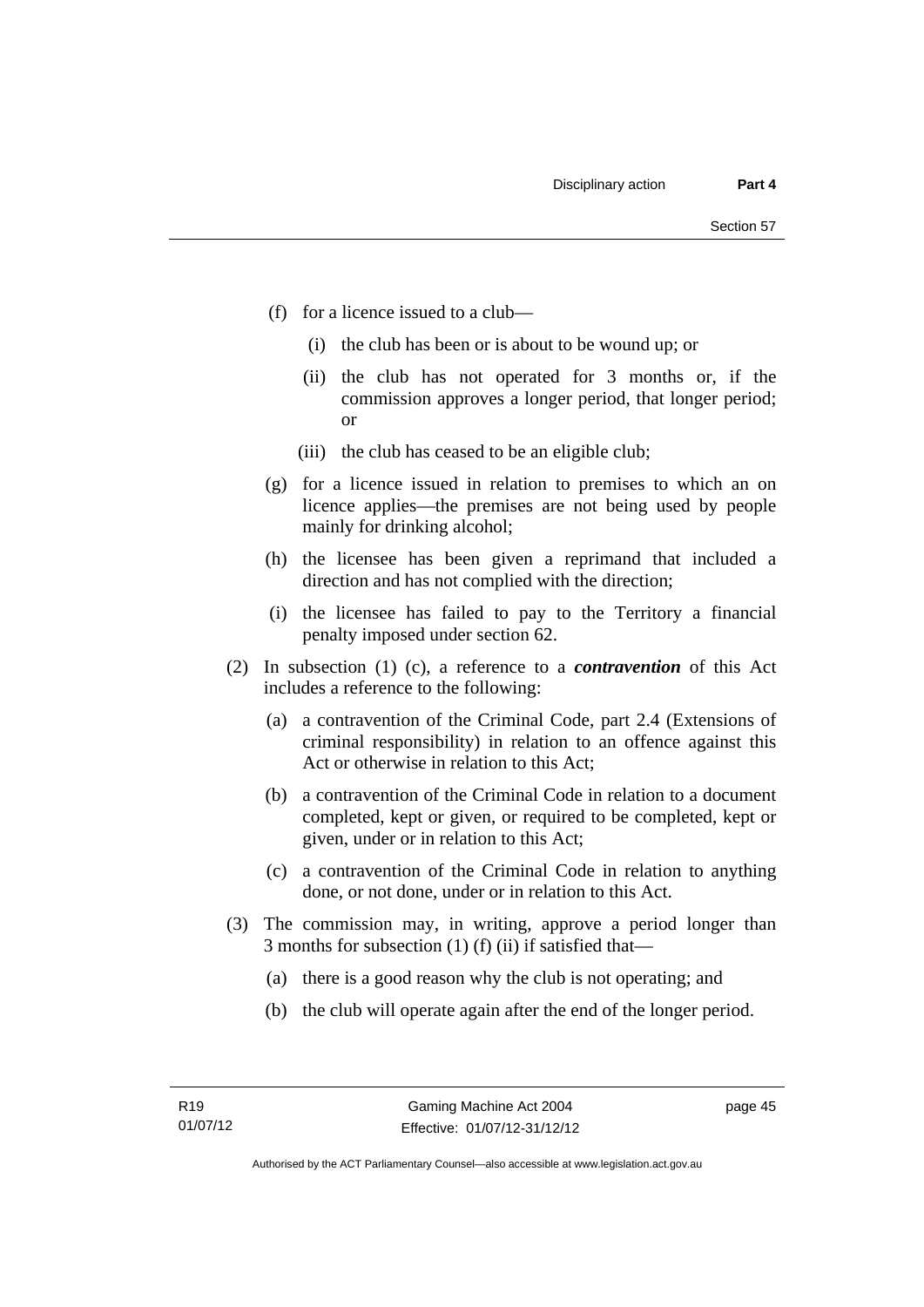(f) for a licence issued to a club—

  (i) the club has been or is about to be wound up; or

  (ii) the club has not operated for 3 months or, if the commission approves a longer period, that longer period; or

  (iii) the club has ceased to be an eligible club;

(g) for a licence issued in relation to premises to which an on licence applies—the premises are not being used by people mainly for drinking alcohol;

(h) the licensee has been given a reprimand that included a direction and has not complied with the direction;

(i) the licensee has failed to pay to the Territory a financial penalty imposed under section 62.

(2) In subsection (1) (c), a reference to a ***contravention*** of this Act includes a reference to the following:

  (a) a contravention of the Criminal Code, part 2.4 (Extensions of criminal responsibility) in relation to an offence against this Act or otherwise in relation to this Act;

  (b) a contravention of the Criminal Code in relation to a document completed, kept or given, or required to be completed, kept or given, under or in relation to this Act;

  (c) a contravention of the Criminal Code in relation to anything done, or not done, under or in relation to this Act.

(3) The commission may, in writing, approve a period longer than 3 months for subsection (1) (f) (ii) if satisfied that—

  (a) there is a good reason why the club is not operating; and

  (b) the club will operate again after the end of the longer period.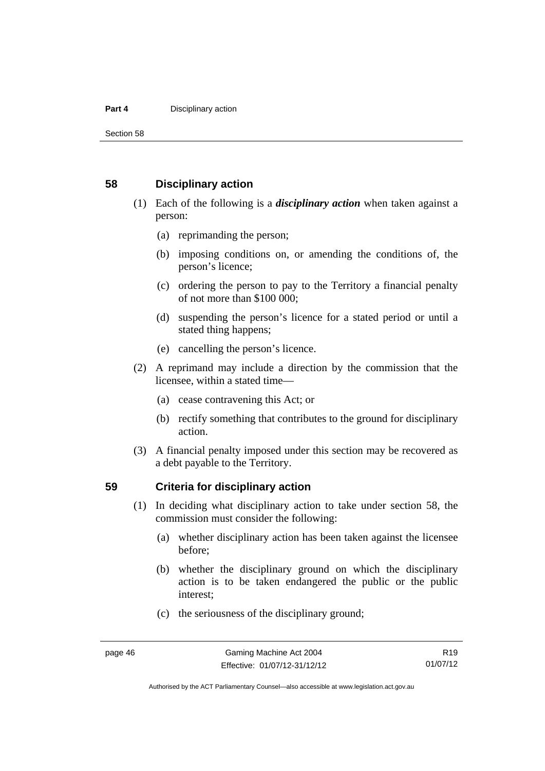## 58 Disciplinary action

(1) Each of the following is a ***disciplinary action*** when taken against a person:

  (a) reprimanding the person;

  (b) imposing conditions on, or amending the conditions of, the person's licence;

  (c) ordering the person to pay to the Territory a financial penalty of not more than $100 000;

  (d) suspending the person's licence for a stated period or until a stated thing happens;

  (e) cancelling the person's licence.

(2) A reprimand may include a direction by the commission that the licensee, within a stated time—

  (a) cease contravening this Act; or

  (b) rectify something that contributes to the ground for disciplinary action.

(3) A financial penalty imposed under this section may be recovered as a debt payable to the Territory.

## 59 Criteria for disciplinary action

(1) In deciding what disciplinary action to take under section 58, the commission must consider the following:

  (a) whether disciplinary action has been taken against the licensee before;

  (b) whether the disciplinary ground on which the disciplinary action is to be taken endangered the public or the public interest;

  (c) the seriousness of the disciplinary ground;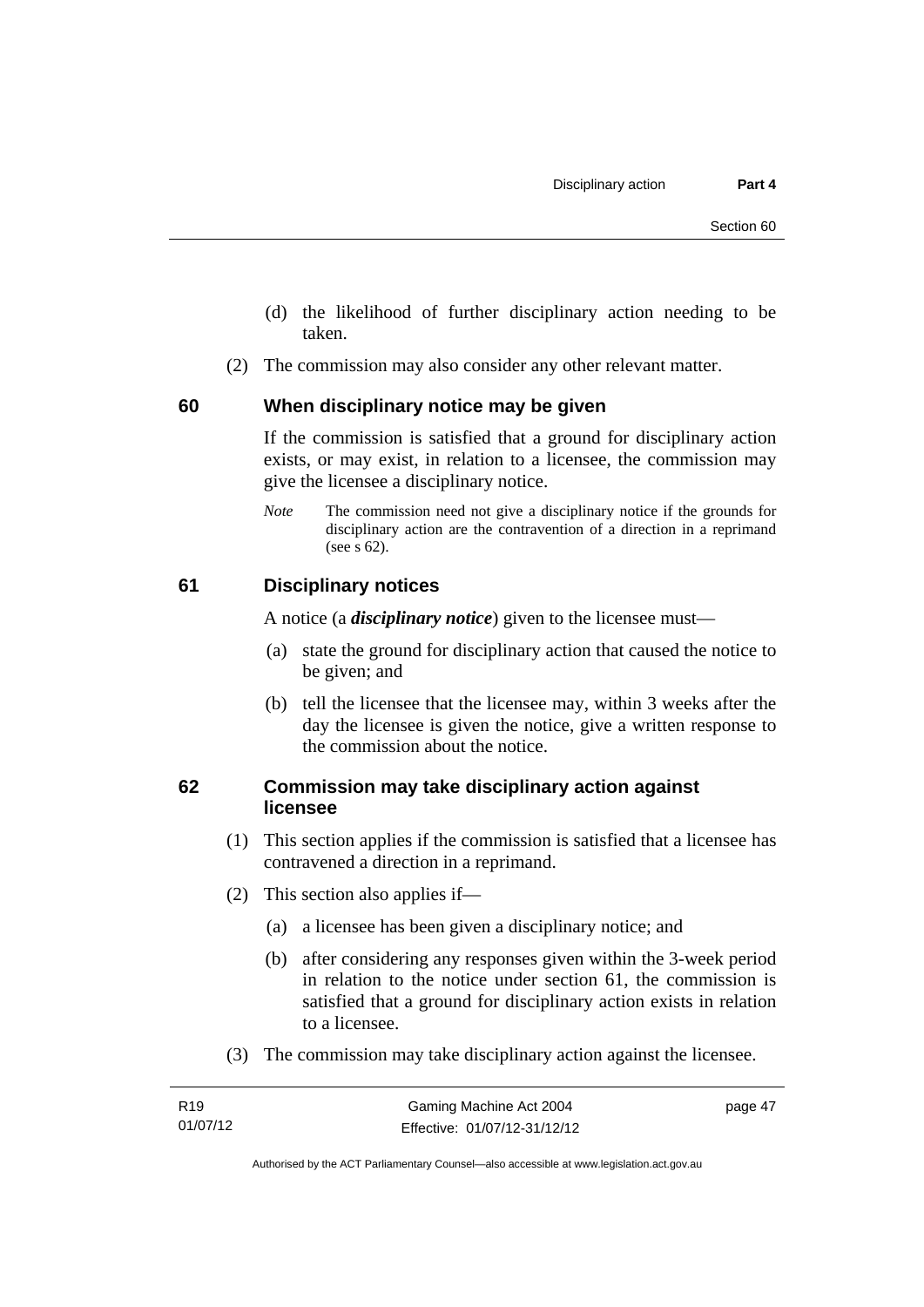(d) the likelihood of further disciplinary action needing to be taken.

(2) The commission may also consider any other relevant matter.

## 60 When disciplinary notice may be given

If the commission is satisfied that a ground for disciplinary action exists, or may exist, in relation to a licensee, the commission may give the licensee a disciplinary notice.

*Note* The commission need not give a disciplinary notice if the grounds for disciplinary action are the contravention of a direction in a reprimand (see s 62).

## 61 Disciplinary notices

A notice (a ***disciplinary notice***) given to the licensee must—

(a) state the ground for disciplinary action that caused the notice to be given; and

(b) tell the licensee that the licensee may, within 3 weeks after the day the licensee is given the notice, give a written response to the commission about the notice.

## 62 Commission may take disciplinary action against licensee

(1) This section applies if the commission is satisfied that a licensee has contravened a direction in a reprimand.

(2) This section also applies if—

(a) a licensee has been given a disciplinary notice; and

(b) after considering any responses given within the 3-week period in relation to the notice under section 61, the commission is satisfied that a ground for disciplinary action exists in relation to a licensee.

(3) The commission may take disciplinary action against the licensee.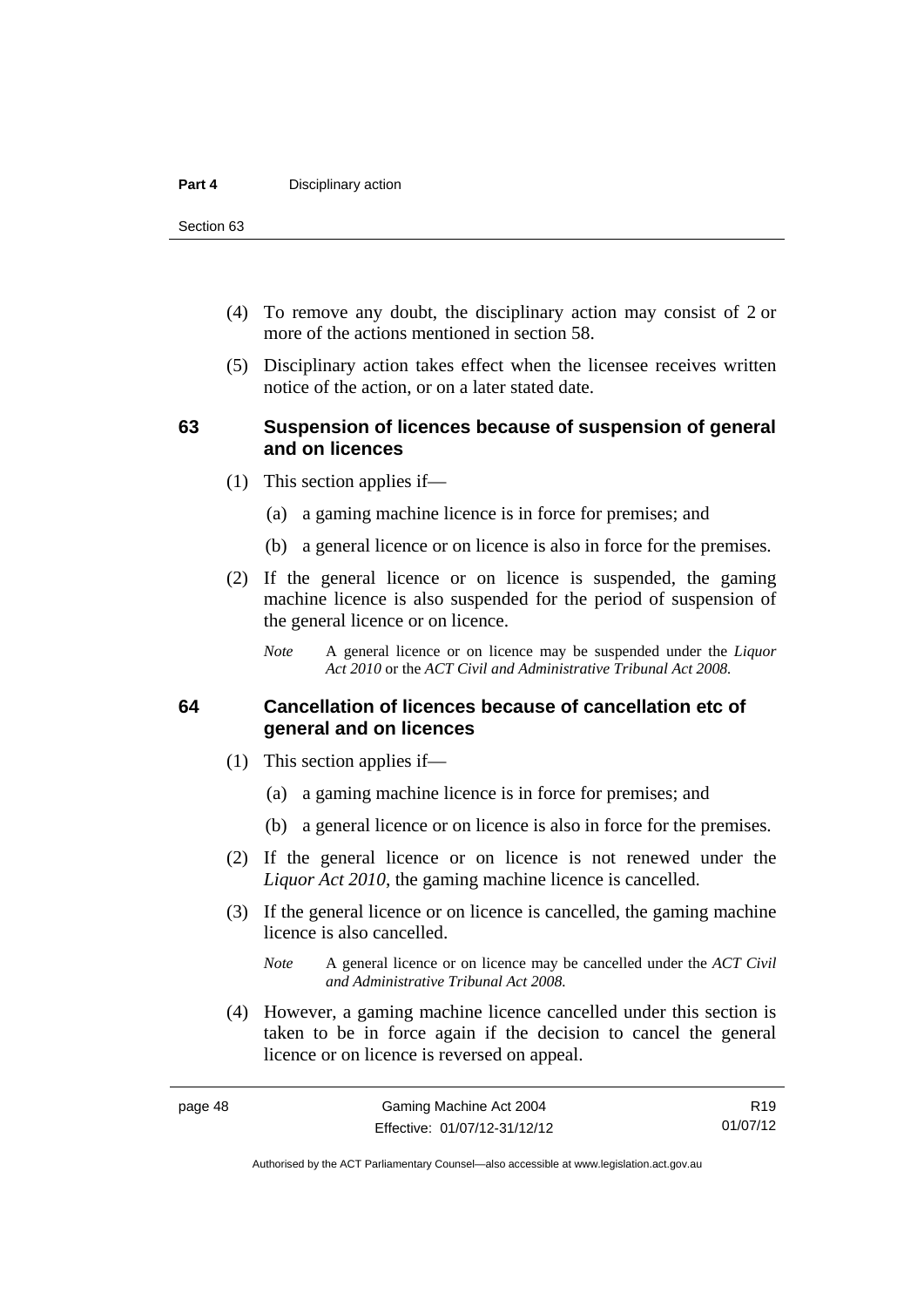(4) To remove any doubt, the disciplinary action may consist of 2 or more of the actions mentioned in section 58.

(5) Disciplinary action takes effect when the licensee receives written notice of the action, or on a later stated date.

### 63 Suspension of licences because of suspension of general and on licences

(1) This section applies if—

(a) a gaming machine licence is in force for premises; and

(b) a general licence or on licence is also in force for the premises.

(2) If the general licence or on licence is suspended, the gaming machine licence is also suspended for the period of suspension of the general licence or on licence.

*Note* A general licence or on licence may be suspended under the *Liquor Act 2010* or the *ACT Civil and Administrative Tribunal Act 2008.*

### 64 Cancellation of licences because of cancellation etc of general and on licences

(1) This section applies if—

(a) a gaming machine licence is in force for premises; and

(b) a general licence or on licence is also in force for the premises.

(2) If the general licence or on licence is not renewed under the *Liquor Act 2010*, the gaming machine licence is cancelled.

(3) If the general licence or on licence is cancelled, the gaming machine licence is also cancelled.

*Note* A general licence or on licence may be cancelled under the *ACT Civil and Administrative Tribunal Act 2008.*

(4) However, a gaming machine licence cancelled under this section is taken to be in force again if the decision to cancel the general licence or on licence is reversed on appeal.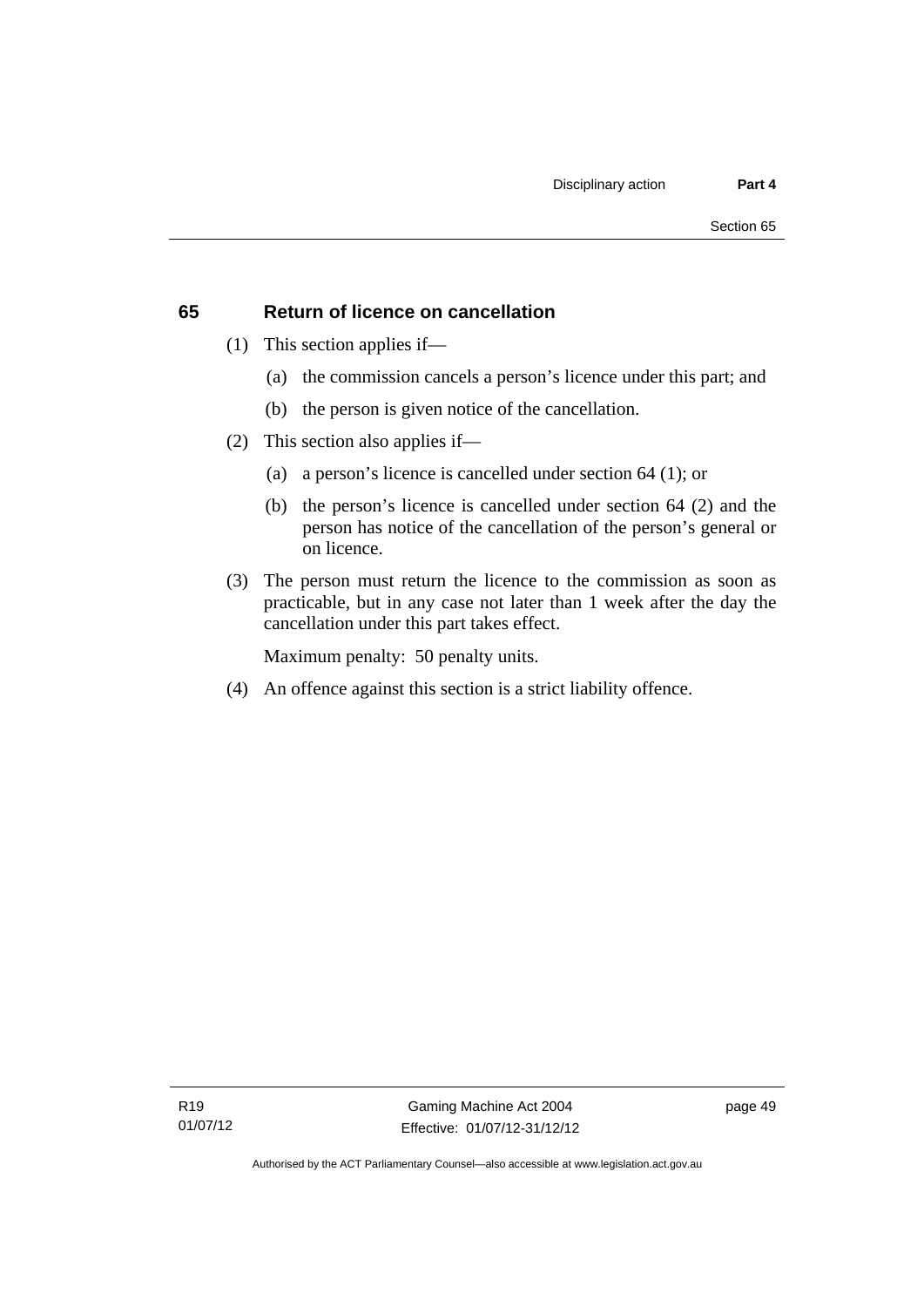## 65 Return of licence on cancellation

(1) This section applies if—

(a) the commission cancels a person's licence under this part; and

(b) the person is given notice of the cancellation.

(2) This section also applies if—

(a) a person's licence is cancelled under section 64 (1); or

(b) the person's licence is cancelled under section 64 (2) and the person has notice of the cancellation of the person's general or on licence.

(3) The person must return the licence to the commission as soon as practicable, but in any case not later than 1 week after the day the cancellation under this part takes effect.

Maximum penalty: 50 penalty units.

(4) An offence against this section is a strict liability offence.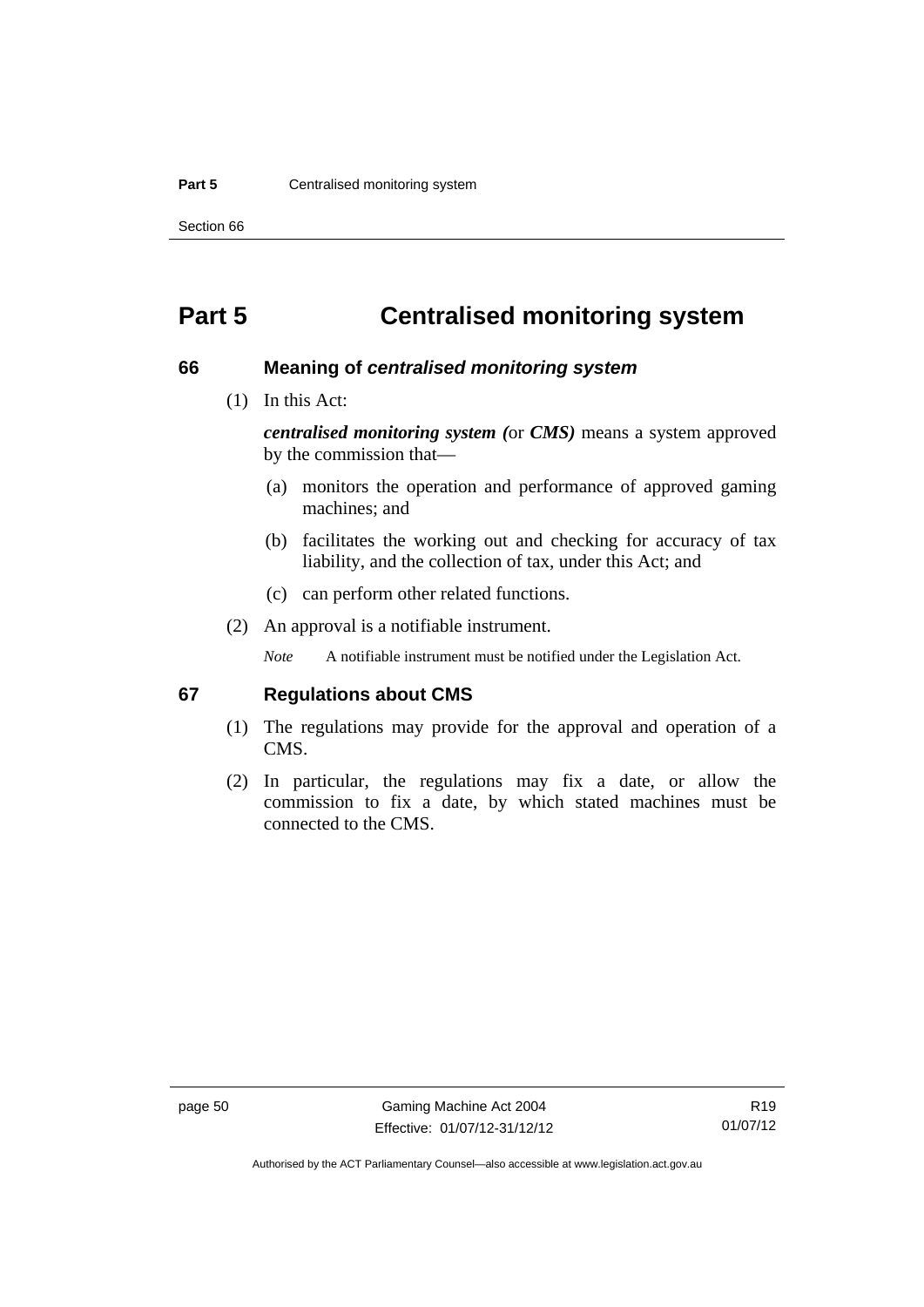# Part 5 Centralised monitoring system

## 66 Meaning of *centralised monitoring system*

(1) In this Act:

***centralised monitoring system (*** or ***CMS)*** means a system approved by the commission that—

(a) monitors the operation and performance of approved gaming machines; and

(b) facilitates the working out and checking for accuracy of tax liability, and the collection of tax, under this Act; and

(c) can perform other related functions.

(2) An approval is a notifiable instrument.

*Note* A notifiable instrument must be notified under the Legislation Act.

## 67 Regulations about CMS

(1) The regulations may provide for the approval and operation of a CMS.

(2) In particular, the regulations may fix a date, or allow the commission to fix a date, by which stated machines must be connected to the CMS.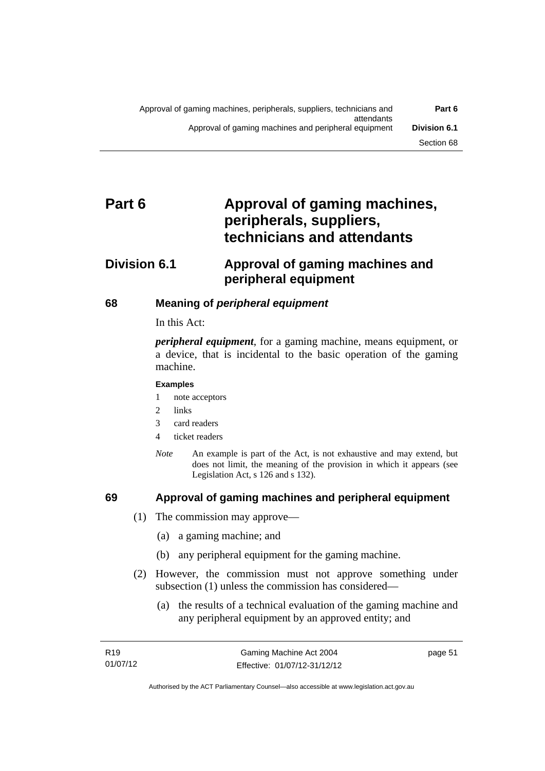# Part 6 Approval of gaming machines, peripherals, suppliers, technicians and attendants

## Division 6.1 Approval of gaming machines and peripheral equipment

### 68 Meaning of *peripheral equipment*

In this Act:

***peripheral equipment***, for a gaming machine, means equipment, or a device, that is incidental to the basic operation of the gaming machine.

**Examples**

1 note acceptors

2 links

3 card readers

4 ticket readers

*Note* An example is part of the Act, is not exhaustive and may extend, but does not limit, the meaning of the provision in which it appears (see Legislation Act, s 126 and s 132).

### 69 Approval of gaming machines and peripheral equipment

(1) The commission may approve—

(a) a gaming machine; and

(b) any peripheral equipment for the gaming machine.

(2) However, the commission must not approve something under subsection (1) unless the commission has considered—

(a) the results of a technical evaluation of the gaming machine and any peripheral equipment by an approved entity; and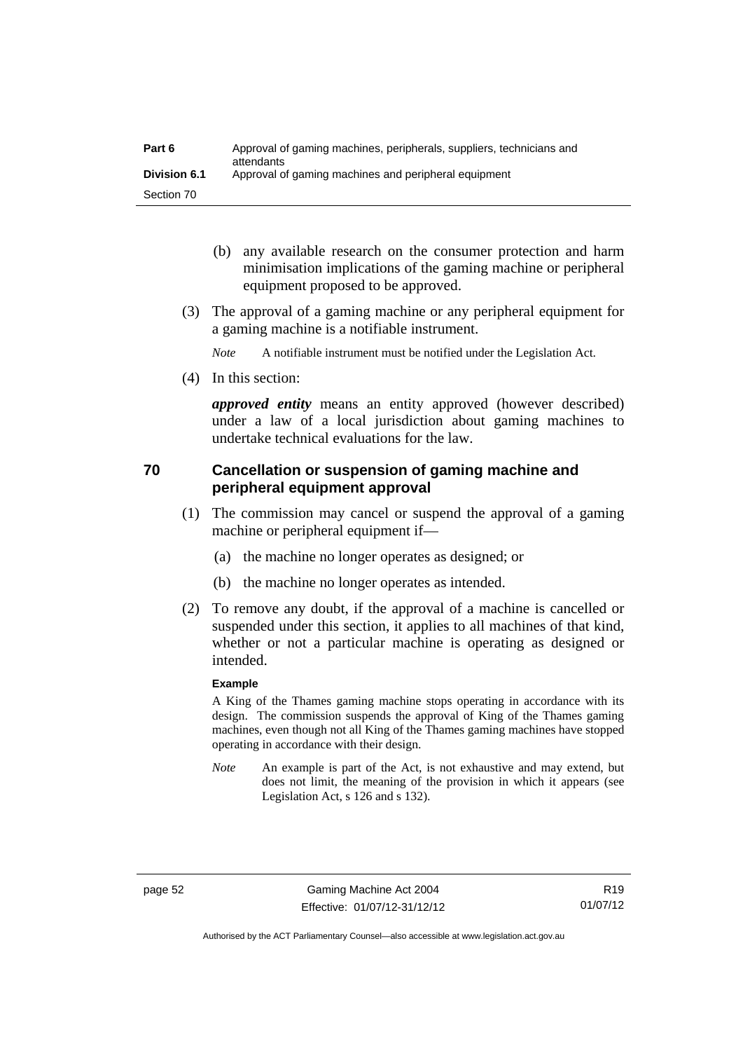(b) any available research on the consumer protection and harm minimisation implications of the gaming machine or peripheral equipment proposed to be approved.

(3) The approval of a gaming machine or any peripheral equipment for a gaming machine is a notifiable instrument.

*Note* A notifiable instrument must be notified under the Legislation Act.

(4) In this section:

***approved entity*** means an entity approved (however described) under a law of a local jurisdiction about gaming machines to undertake technical evaluations for the law.

## 70 Cancellation or suspension of gaming machine and peripheral equipment approval

(1) The commission may cancel or suspend the approval of a gaming machine or peripheral equipment if—

(a) the machine no longer operates as designed; or

(b) the machine no longer operates as intended.

(2) To remove any doubt, if the approval of a machine is cancelled or suspended under this section, it applies to all machines of that kind, whether or not a particular machine is operating as designed or intended.

**Example**

A King of the Thames gaming machine stops operating in accordance with its design. The commission suspends the approval of King of the Thames gaming machines, even though not all King of the Thames gaming machines have stopped operating in accordance with their design.

*Note* An example is part of the Act, is not exhaustive and may extend, but does not limit, the meaning of the provision in which it appears (see Legislation Act, s 126 and s 132).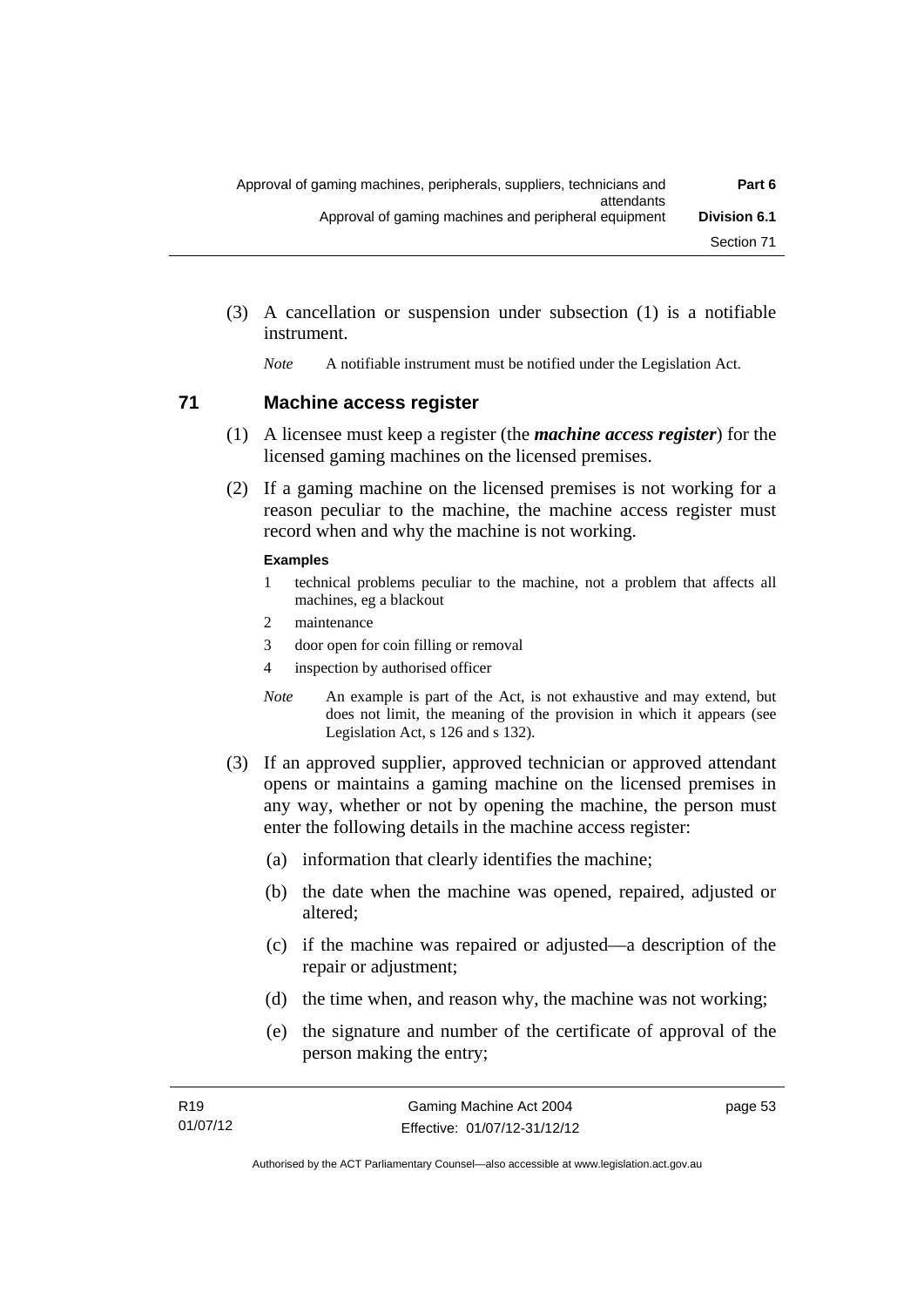(3) A cancellation or suspension under subsection (1) is a notifiable instrument.

*Note* A notifiable instrument must be notified under the Legislation Act.

## 71 Machine access register

(1) A licensee must keep a register (the ***machine access register***) for the licensed gaming machines on the licensed premises.

(2) If a gaming machine on the licensed premises is not working for a reason peculiar to the machine, the machine access register must record when and why the machine is not working.

**Examples**

1 technical problems peculiar to the machine, not a problem that affects all machines, eg a blackout

2 maintenance

3 door open for coin filling or removal

4 inspection by authorised officer

*Note* An example is part of the Act, is not exhaustive and may extend, but does not limit, the meaning of the provision in which it appears (see Legislation Act, s 126 and s 132).

(3) If an approved supplier, approved technician or approved attendant opens or maintains a gaming machine on the licensed premises in any way, whether or not by opening the machine, the person must enter the following details in the machine access register:

(a) information that clearly identifies the machine;

(b) the date when the machine was opened, repaired, adjusted or altered;

(c) if the machine was repaired or adjusted—a description of the repair or adjustment;

(d) the time when, and reason why, the machine was not working;

(e) the signature and number of the certificate of approval of the person making the entry;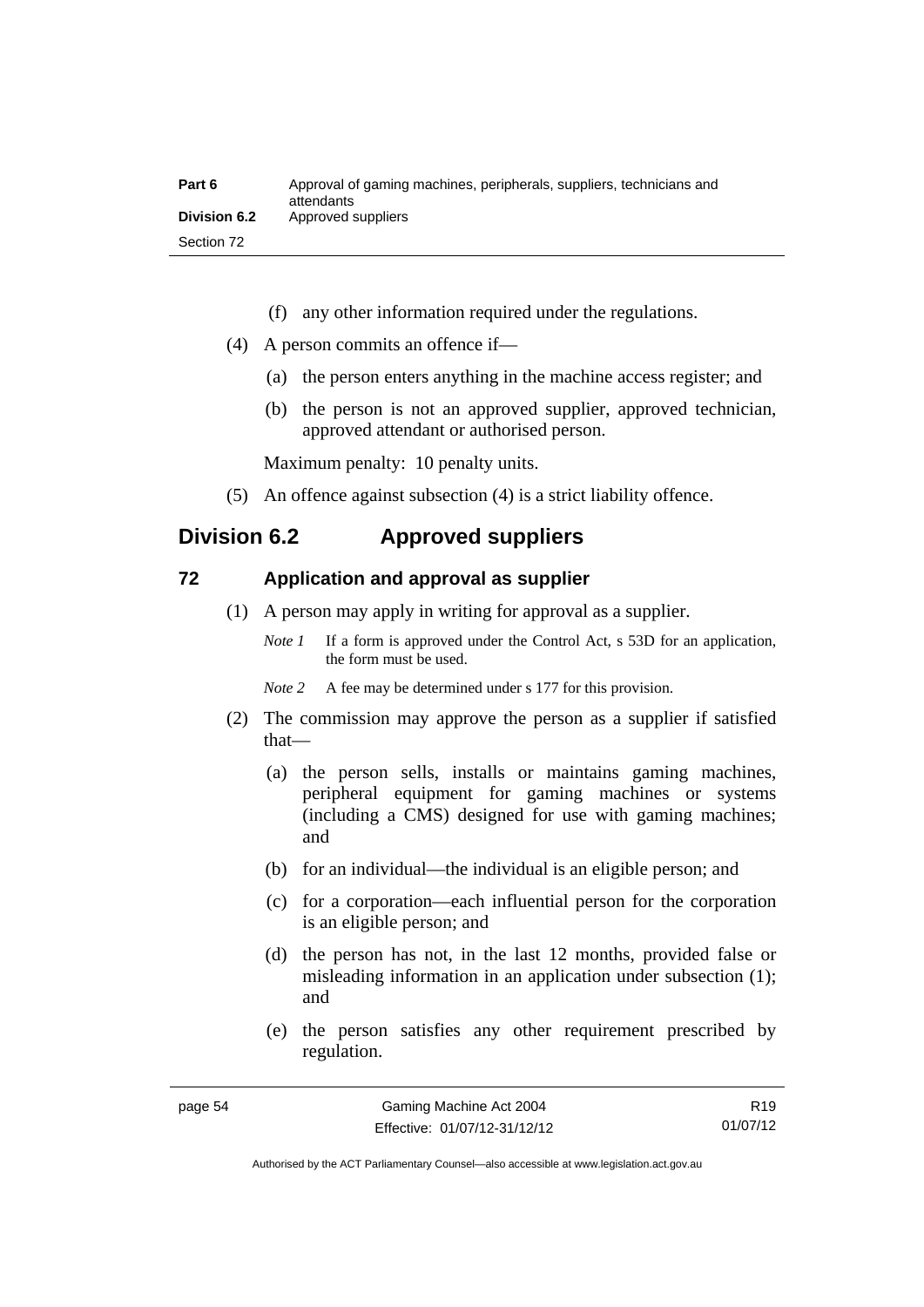(f) any other information required under the regulations.

(4) A person commits an offence if—

(a) the person enters anything in the machine access register; and

(b) the person is not an approved supplier, approved technician, approved attendant or authorised person.

Maximum penalty: 10 penalty units.

(5) An offence against subsection (4) is a strict liability offence.

## Division 6.2 Approved suppliers

### 72 Application and approval as supplier

(1) A person may apply in writing for approval as a supplier.

*Note 1* If a form is approved under the Control Act, s 53D for an application, the form must be used.

*Note 2* A fee may be determined under s 177 for this provision.

(2) The commission may approve the person as a supplier if satisfied that—

(a) the person sells, installs or maintains gaming machines, peripheral equipment for gaming machines or systems (including a CMS) designed for use with gaming machines; and

(b) for an individual—the individual is an eligible person; and

(c) for a corporation—each influential person for the corporation is an eligible person; and

(d) the person has not, in the last 12 months, provided false or misleading information in an application under subsection (1); and

(e) the person satisfies any other requirement prescribed by regulation.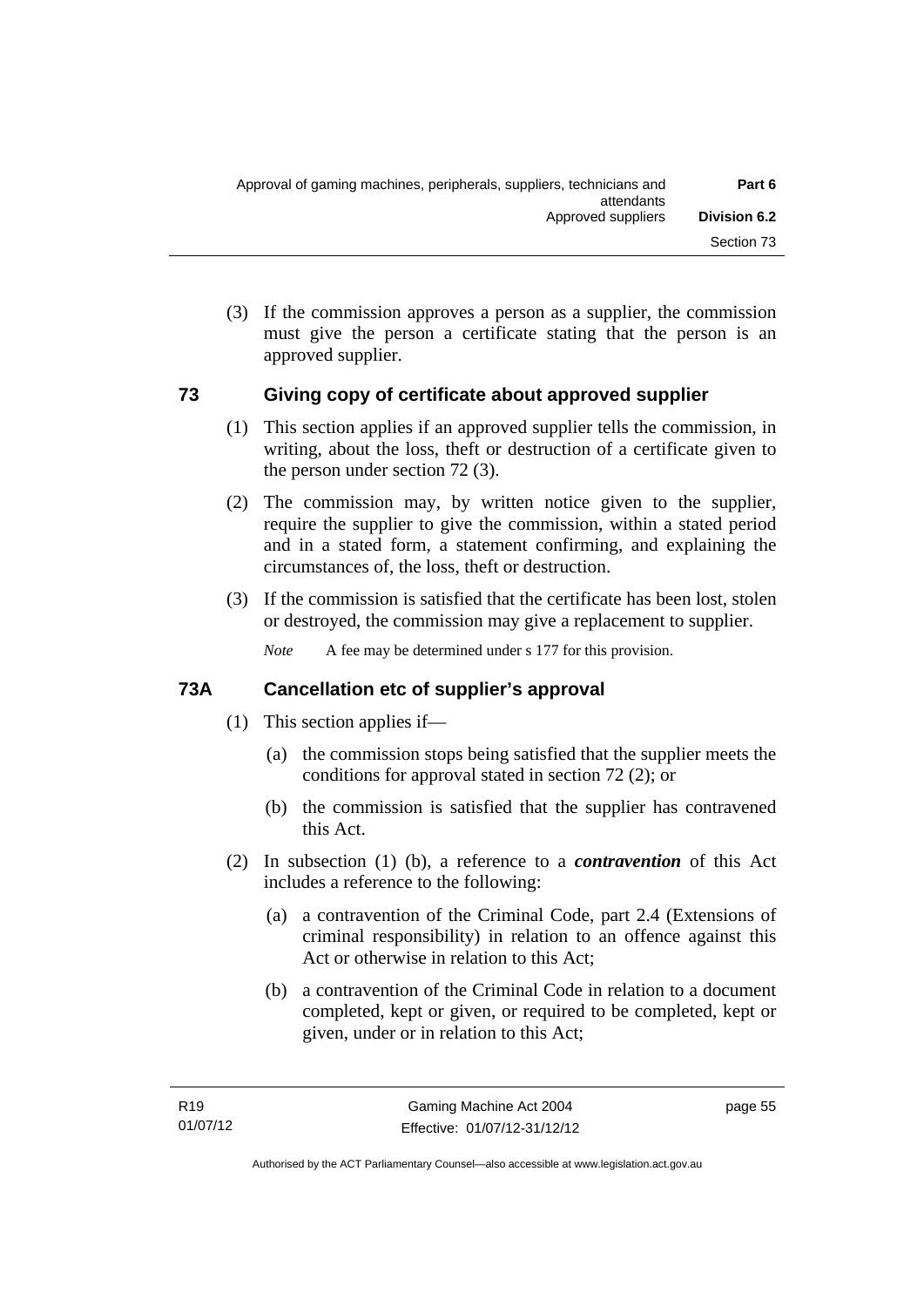(3) If the commission approves a person as a supplier, the commission must give the person a certificate stating that the person is an approved supplier.

## 73 Giving copy of certificate about approved supplier

(1) This section applies if an approved supplier tells the commission, in writing, about the loss, theft or destruction of a certificate given to the person under section 72 (3).

(2) The commission may, by written notice given to the supplier, require the supplier to give the commission, within a stated period and in a stated form, a statement confirming, and explaining the circumstances of, the loss, theft or destruction.

(3) If the commission is satisfied that the certificate has been lost, stolen or destroyed, the commission may give a replacement to supplier.

*Note* A fee may be determined under s 177 for this provision.

## 73A Cancellation etc of supplier's approval

(1) This section applies if—

(a) the commission stops being satisfied that the supplier meets the conditions for approval stated in section 72 (2); or

(b) the commission is satisfied that the supplier has contravened this Act.

(2) In subsection (1) (b), a reference to a ***contravention*** of this Act includes a reference to the following:

(a) a contravention of the Criminal Code, part 2.4 (Extensions of criminal responsibility) in relation to an offence against this Act or otherwise in relation to this Act;

(b) a contravention of the Criminal Code in relation to a document completed, kept or given, or required to be completed, kept or given, under or in relation to this Act;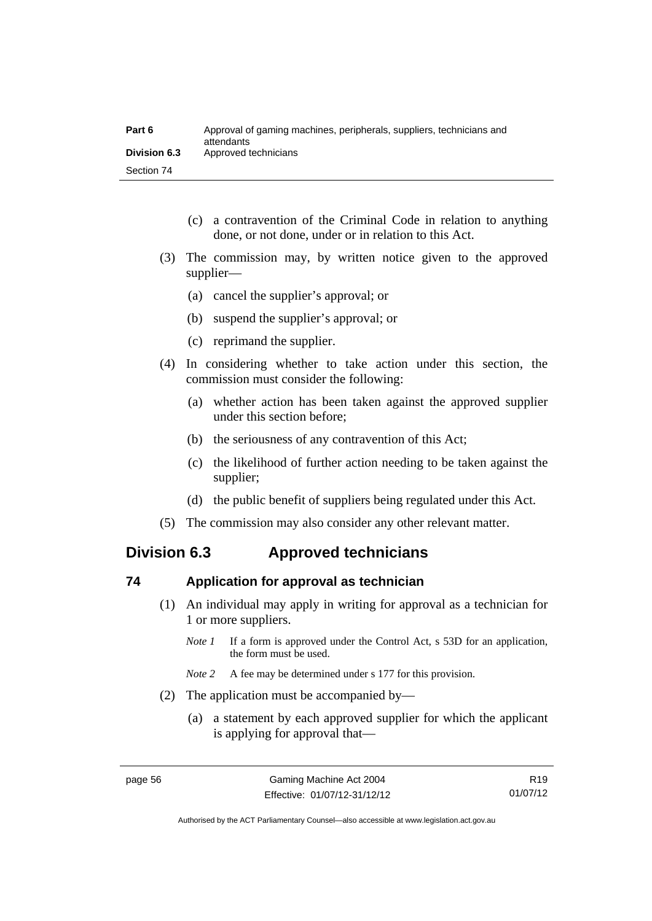(c) a contravention of the Criminal Code in relation to anything done, or not done, under or in relation to this Act.

(3) The commission may, by written notice given to the approved supplier—

(a) cancel the supplier's approval; or

(b) suspend the supplier's approval; or

(c) reprimand the supplier.

(4) In considering whether to take action under this section, the commission must consider the following:

(a) whether action has been taken against the approved supplier under this section before;

(b) the seriousness of any contravention of this Act;

(c) the likelihood of further action needing to be taken against the supplier;

(d) the public benefit of suppliers being regulated under this Act.

(5) The commission may also consider any other relevant matter.

## Division 6.3 Approved technicians

### 74 Application for approval as technician

(1) An individual may apply in writing for approval as a technician for 1 or more suppliers.

*Note 1* If a form is approved under the Control Act, s 53D for an application, the form must be used.

*Note 2* A fee may be determined under s 177 for this provision.

(2) The application must be accompanied by—

(a) a statement by each approved supplier for which the applicant is applying for approval that—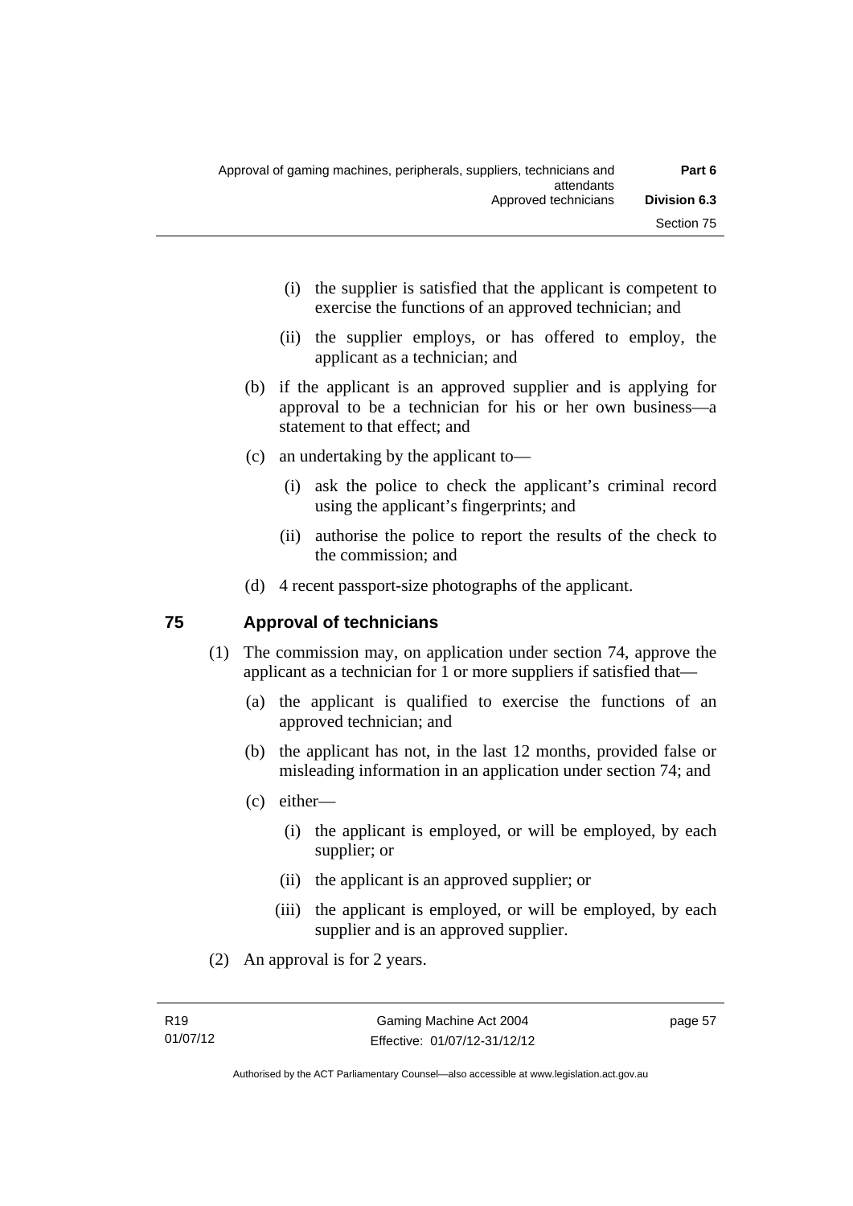(i) the supplier is satisfied that the applicant is competent to exercise the functions of an approved technician; and

(ii) the supplier employs, or has offered to employ, the applicant as a technician; and

(b) if the applicant is an approved supplier and is applying for approval to be a technician for his or her own business—a statement to that effect; and

(c) an undertaking by the applicant to—

(i) ask the police to check the applicant's criminal record using the applicant's fingerprints; and

(ii) authorise the police to report the results of the check to the commission; and

(d) 4 recent passport-size photographs of the applicant.

## 75 Approval of technicians

(1) The commission may, on application under section 74, approve the applicant as a technician for 1 or more suppliers if satisfied that—

(a) the applicant is qualified to exercise the functions of an approved technician; and

(b) the applicant has not, in the last 12 months, provided false or misleading information in an application under section 74; and

(c) either—

(i) the applicant is employed, or will be employed, by each supplier; or

(ii) the applicant is an approved supplier; or

(iii) the applicant is employed, or will be employed, by each supplier and is an approved supplier.

(2) An approval is for 2 years.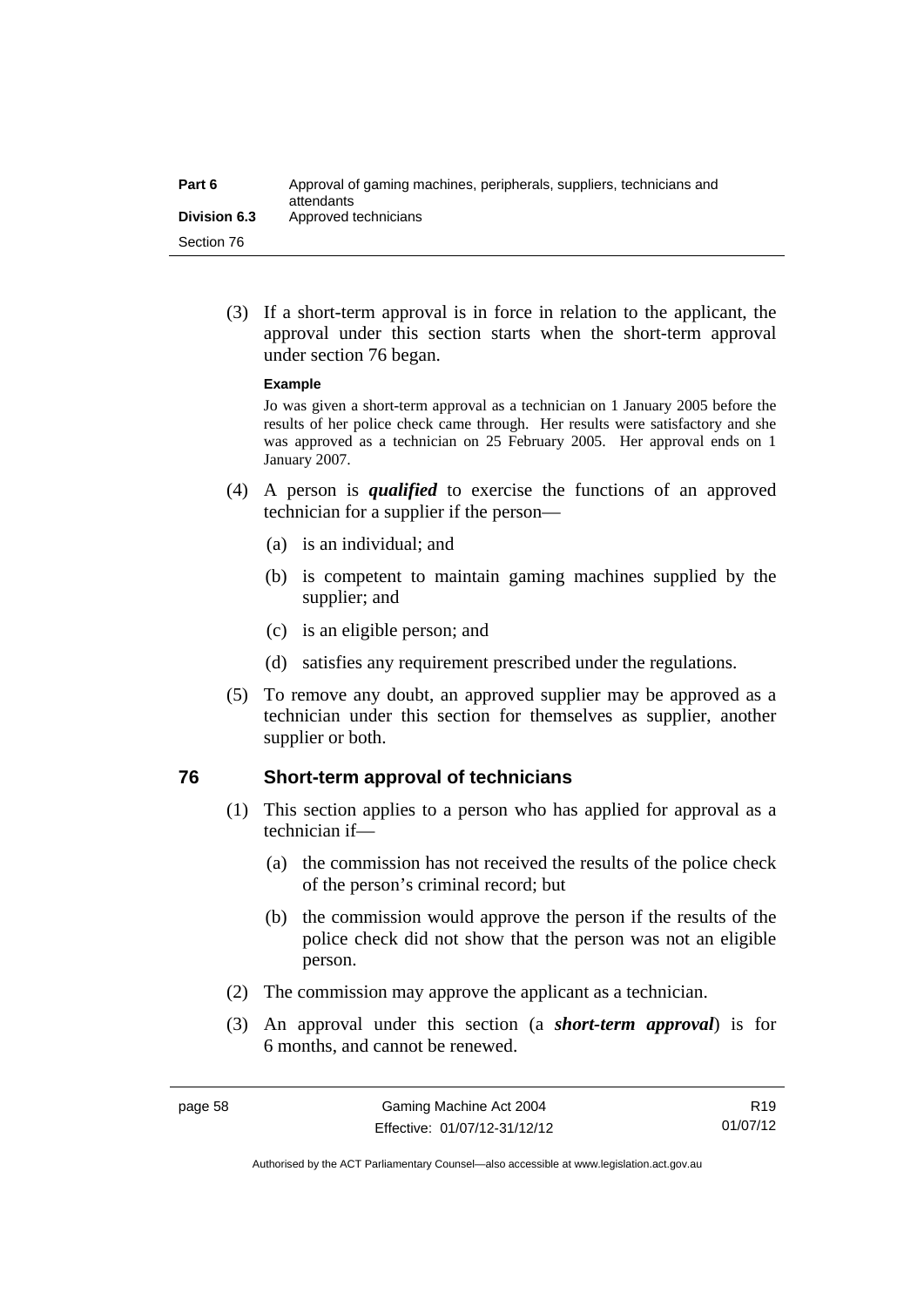(3) If a short-term approval is in force in relation to the applicant, the approval under this section starts when the short-term approval under section 76 began.

**Example**

Jo was given a short-term approval as a technician on 1 January 2005 before the results of her police check came through. Her results were satisfactory and she was approved as a technician on 25 February 2005. Her approval ends on 1 January 2007.

(4) A person is ***qualified*** to exercise the functions of an approved technician for a supplier if the person—

(a) is an individual; and

(b) is competent to maintain gaming machines supplied by the supplier; and

(c) is an eligible person; and

(d) satisfies any requirement prescribed under the regulations.

(5) To remove any doubt, an approved supplier may be approved as a technician under this section for themselves as supplier, another supplier or both.

## 76 Short-term approval of technicians

(1) This section applies to a person who has applied for approval as a technician if—

(a) the commission has not received the results of the police check of the person's criminal record; but

(b) the commission would approve the person if the results of the police check did not show that the person was not an eligible person.

(2) The commission may approve the applicant as a technician.

(3) An approval under this section (a ***short-term approval***) is for 6 months, and cannot be renewed.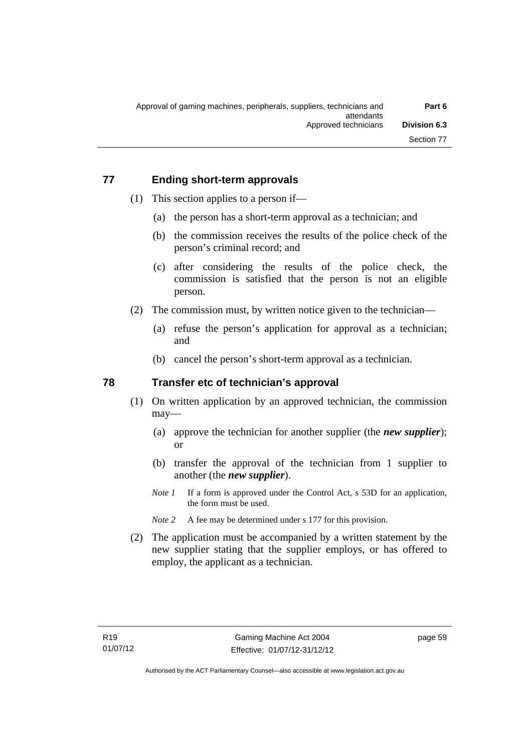## 77 Ending short-term approvals

(1) This section applies to a person if—

(a) the person has a short-term approval as a technician; and

(b) the commission receives the results of the police check of the person's criminal record; and

(c) after considering the results of the police check, the commission is satisfied that the person is not an eligible person.

(2) The commission must, by written notice given to the technician—

(a) refuse the person's application for approval as a technician; and

(b) cancel the person's short-term approval as a technician.

## 78 Transfer etc of technician's approval

(1) On written application by an approved technician, the commission may—

(a) approve the technician for another supplier (the ***new supplier***); or

(b) transfer the approval of the technician from 1 supplier to another (the ***new supplier***).

*Note 1* If a form is approved under the Control Act, s 53D for an application, the form must be used.

*Note 2* A fee may be determined under s 177 for this provision.

(2) The application must be accompanied by a written statement by the new supplier stating that the supplier employs, or has offered to employ, the applicant as a technician.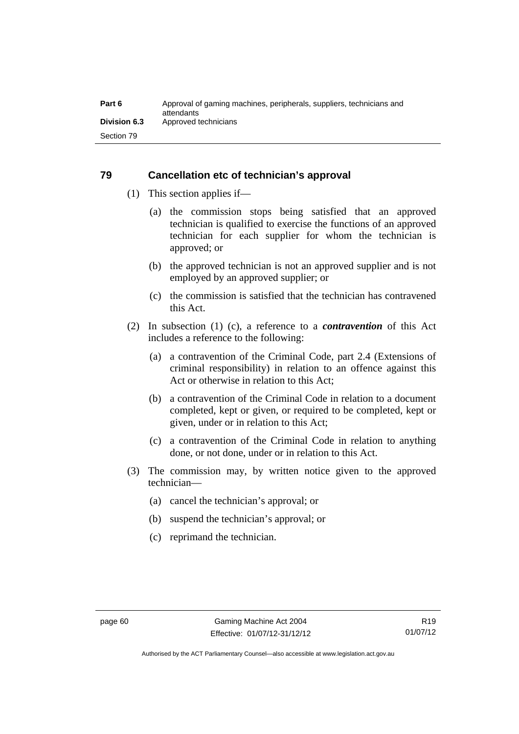## 79 Cancellation etc of technician's approval

(1) This section applies if—

(a) the commission stops being satisfied that an approved technician is qualified to exercise the functions of an approved technician for each supplier for whom the technician is approved; or

(b) the approved technician is not an approved supplier and is not employed by an approved supplier; or

(c) the commission is satisfied that the technician has contravened this Act.

(2) In subsection (1) (c), a reference to a ***contravention*** of this Act includes a reference to the following:

(a) a contravention of the Criminal Code, part 2.4 (Extensions of criminal responsibility) in relation to an offence against this Act or otherwise in relation to this Act;

(b) a contravention of the Criminal Code in relation to a document completed, kept or given, or required to be completed, kept or given, under or in relation to this Act;

(c) a contravention of the Criminal Code in relation to anything done, or not done, under or in relation to this Act.

(3) The commission may, by written notice given to the approved technician—

(a) cancel the technician's approval; or

(b) suspend the technician's approval; or

(c) reprimand the technician.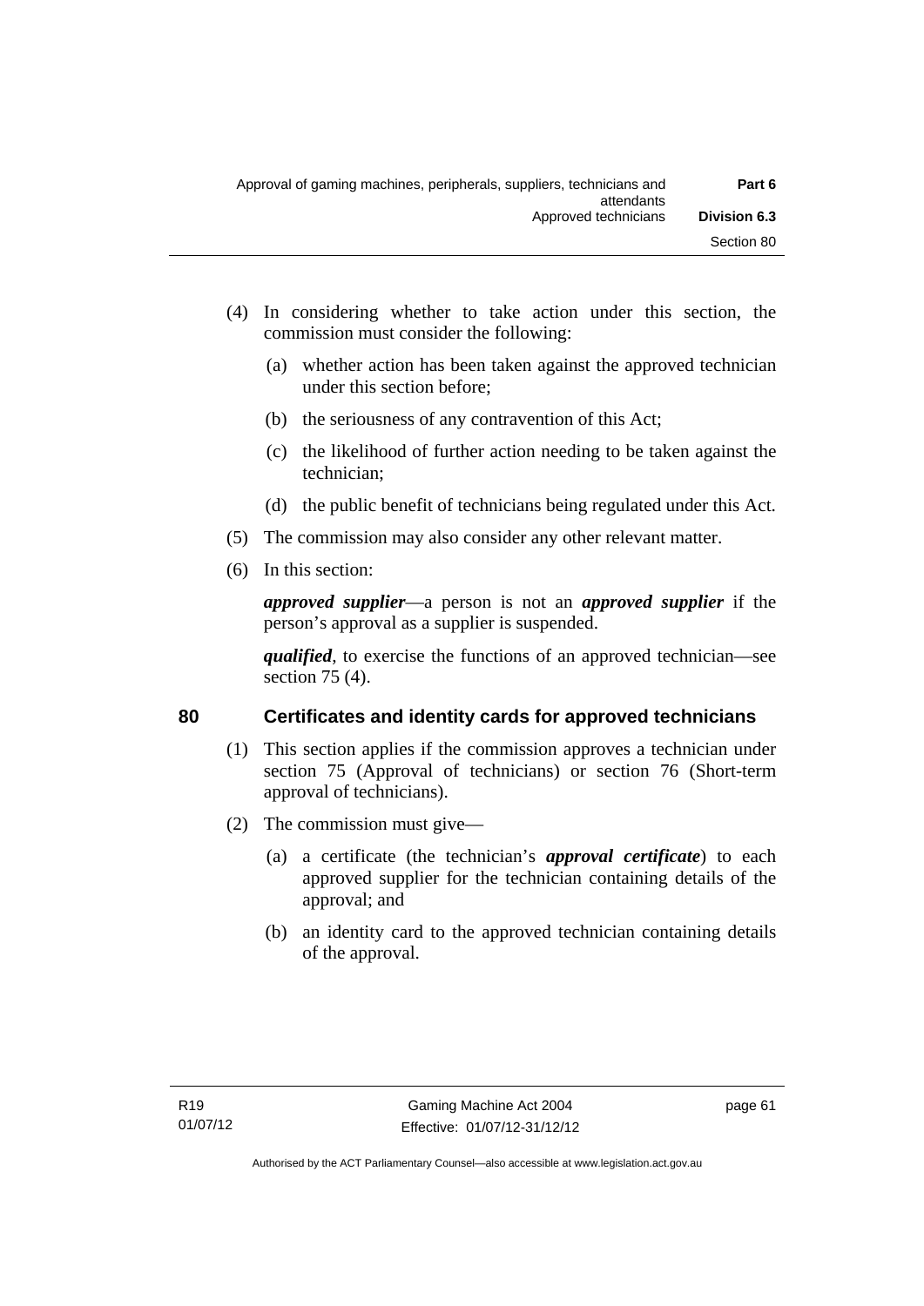(4) In considering whether to take action under this section, the commission must consider the following:

   (a) whether action has been taken against the approved technician under this section before;

   (b) the seriousness of any contravention of this Act;

   (c) the likelihood of further action needing to be taken against the technician;

   (d) the public benefit of technicians being regulated under this Act.

(5) The commission may also consider any other relevant matter.

(6) In this section:

***approved supplier***—a person is not an ***approved supplier*** if the person's approval as a supplier is suspended.

***qualified***, to exercise the functions of an approved technician—see section 75 (4).

## 80 Certificates and identity cards for approved technicians

(1) This section applies if the commission approves a technician under section 75 (Approval of technicians) or section 76 (Short-term approval of technicians).

(2) The commission must give—

   (a) a certificate (the technician's ***approval certificate***) to each approved supplier for the technician containing details of the approval; and

   (b) an identity card to the approved technician containing details of the approval.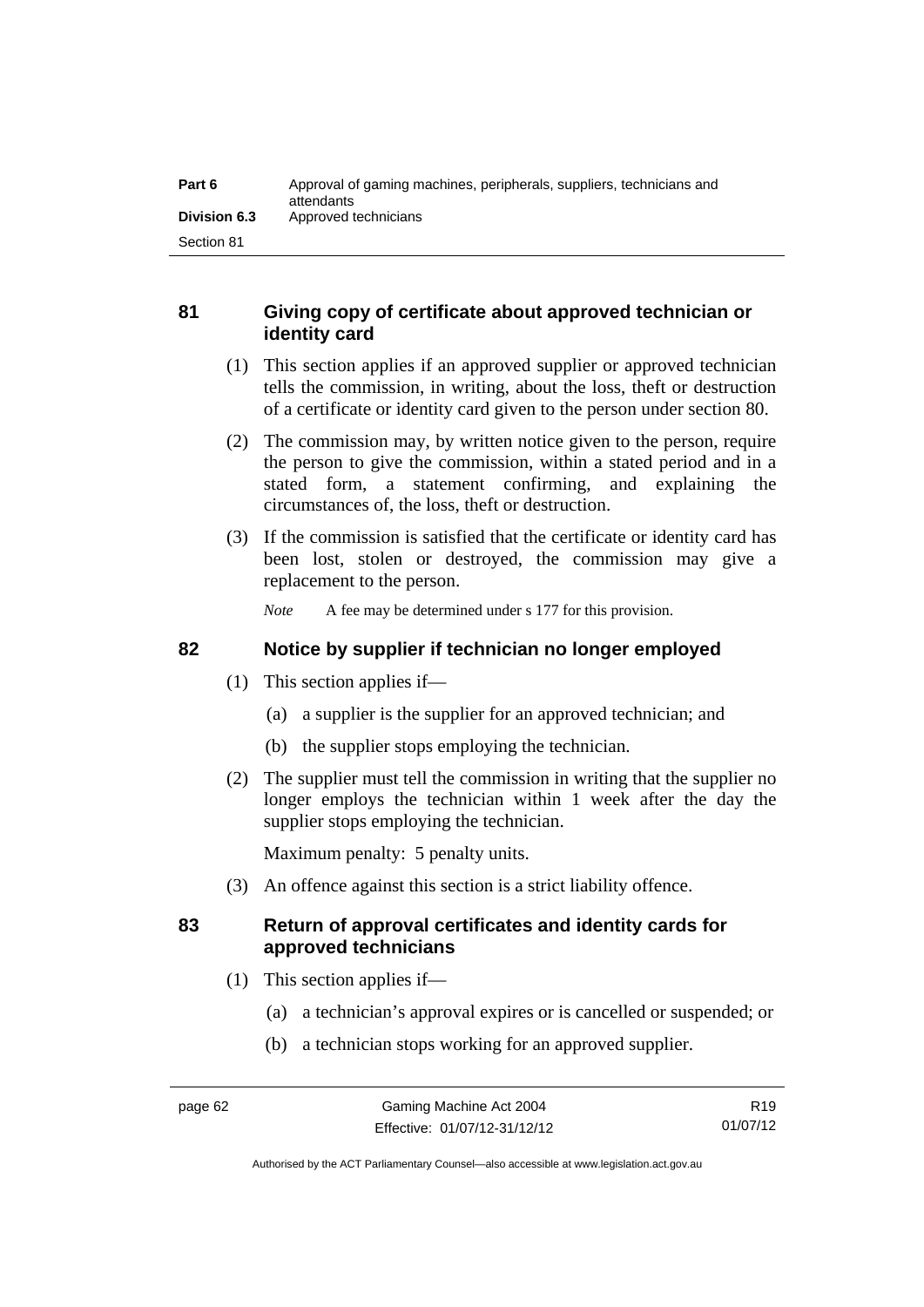## 81 Giving copy of certificate about approved technician or identity card

(1) This section applies if an approved supplier or approved technician tells the commission, in writing, about the loss, theft or destruction of a certificate or identity card given to the person under section 80.

(2) The commission may, by written notice given to the person, require the person to give the commission, within a stated period and in a stated form, a statement confirming, and explaining the circumstances of, the loss, theft or destruction.

(3) If the commission is satisfied that the certificate or identity card has been lost, stolen or destroyed, the commission may give a replacement to the person.

*Note* A fee may be determined under s 177 for this provision.

## 82 Notice by supplier if technician no longer employed

(1) This section applies if—

(a) a supplier is the supplier for an approved technician; and

(b) the supplier stops employing the technician.

(2) The supplier must tell the commission in writing that the supplier no longer employs the technician within 1 week after the day the supplier stops employing the technician.

Maximum penalty: 5 penalty units.

(3) An offence against this section is a strict liability offence.

## 83 Return of approval certificates and identity cards for approved technicians

(1) This section applies if—

(a) a technician's approval expires or is cancelled or suspended; or

(b) a technician stops working for an approved supplier.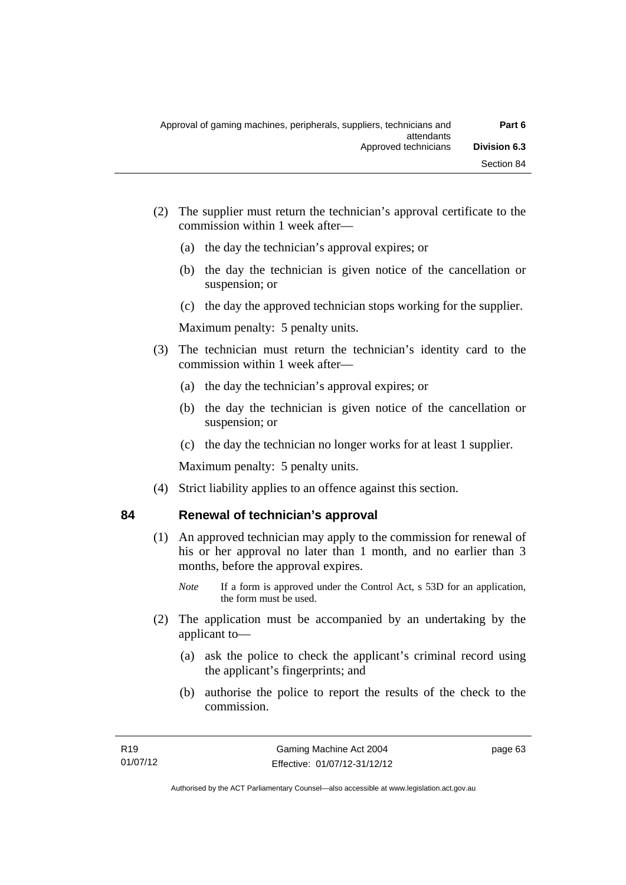(2) The supplier must return the technician's approval certificate to the commission within 1 week after—

(a) the day the technician's approval expires; or

(b) the day the technician is given notice of the cancellation or suspension; or

(c) the day the approved technician stops working for the supplier.

Maximum penalty: 5 penalty units.

(3) The technician must return the technician's identity card to the commission within 1 week after—

(a) the day the technician's approval expires; or

(b) the day the technician is given notice of the cancellation or suspension; or

(c) the day the technician no longer works for at least 1 supplier.

Maximum penalty: 5 penalty units.

(4) Strict liability applies to an offence against this section.

## 84 Renewal of technician's approval

(1) An approved technician may apply to the commission for renewal of his or her approval no later than 1 month, and no earlier than 3 months, before the approval expires.

*Note* If a form is approved under the Control Act, s 53D for an application, the form must be used.

(2) The application must be accompanied by an undertaking by the applicant to—

(a) ask the police to check the applicant's criminal record using the applicant's fingerprints; and

(b) authorise the police to report the results of the check to the commission.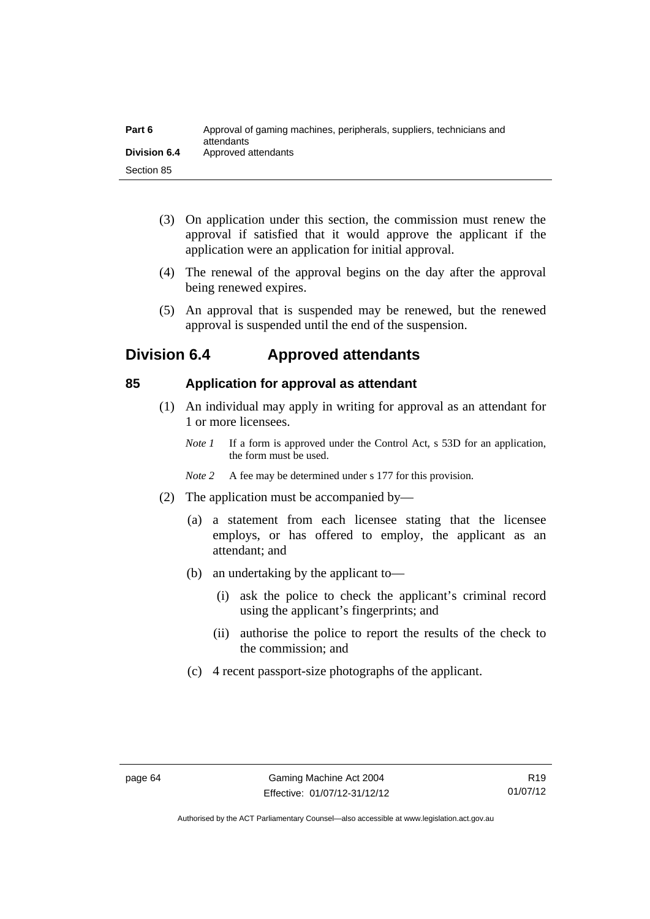(3) On application under this section, the commission must renew the approval if satisfied that it would approve the applicant if the application were an application for initial approval.

(4) The renewal of the approval begins on the day after the approval being renewed expires.

(5) An approval that is suspended may be renewed, but the renewed approval is suspended until the end of the suspension.

## Division 6.4 Approved attendants

### 85 Application for approval as attendant

(1) An individual may apply in writing for approval as an attendant for 1 or more licensees.

*Note 1* If a form is approved under the Control Act, s 53D for an application, the form must be used.

*Note 2* A fee may be determined under s 177 for this provision.

(2) The application must be accompanied by—

(a) a statement from each licensee stating that the licensee employs, or has offered to employ, the applicant as an attendant; and

(b) an undertaking by the applicant to—

(i) ask the police to check the applicant's criminal record using the applicant's fingerprints; and

(ii) authorise the police to report the results of the check to the commission; and

(c) 4 recent passport-size photographs of the applicant.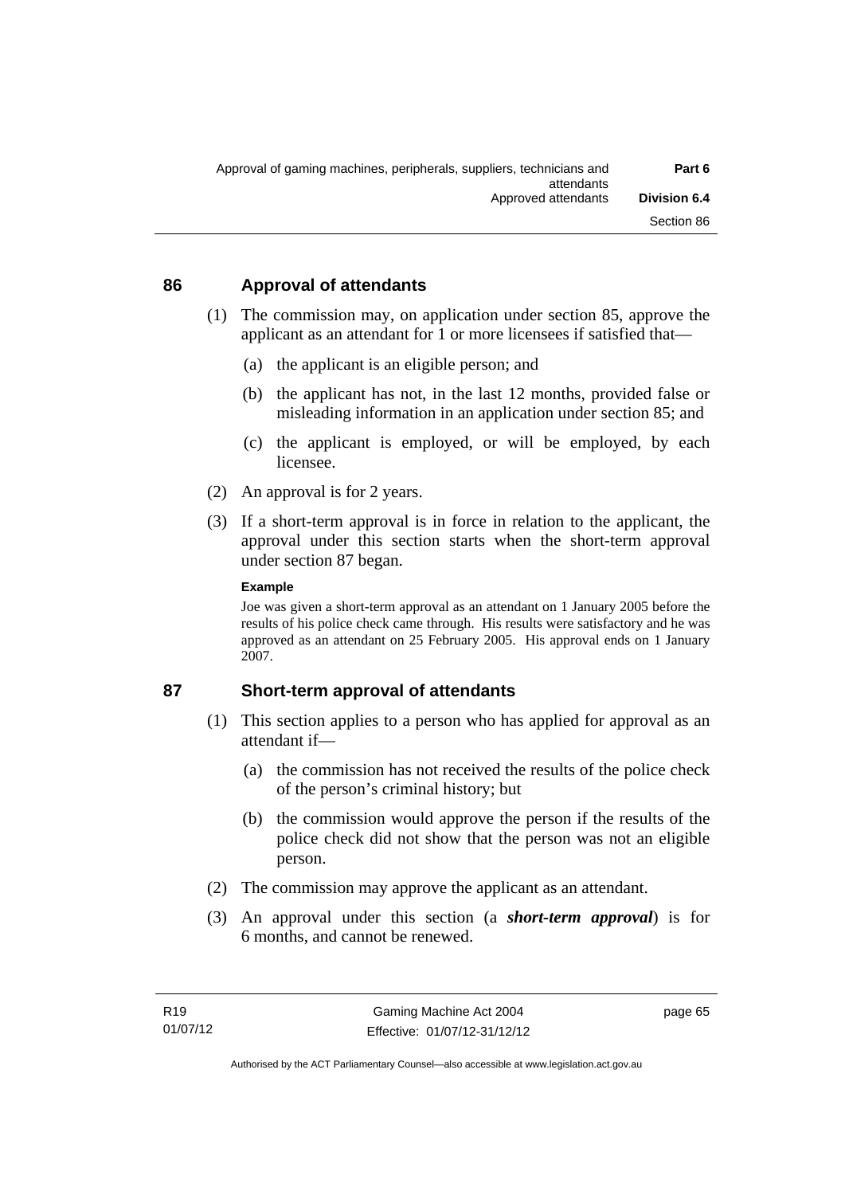## 86 Approval of attendants

(1) The commission may, on application under section 85, approve the applicant as an attendant for 1 or more licensees if satisfied that—

(a) the applicant is an eligible person; and

(b) the applicant has not, in the last 12 months, provided false or misleading information in an application under section 85; and

(c) the applicant is employed, or will be employed, by each licensee.

(2) An approval is for 2 years.

(3) If a short-term approval is in force in relation to the applicant, the approval under this section starts when the short-term approval under section 87 began.

**Example**

Joe was given a short-term approval as an attendant on 1 January 2005 before the results of his police check came through. His results were satisfactory and he was approved as an attendant on 25 February 2005. His approval ends on 1 January 2007.

## 87 Short-term approval of attendants

(1) This section applies to a person who has applied for approval as an attendant if—

(a) the commission has not received the results of the police check of the person's criminal history; but

(b) the commission would approve the person if the results of the police check did not show that the person was not an eligible person.

(2) The commission may approve the applicant as an attendant.

(3) An approval under this section (a ***short-term approval***) is for 6 months, and cannot be renewed.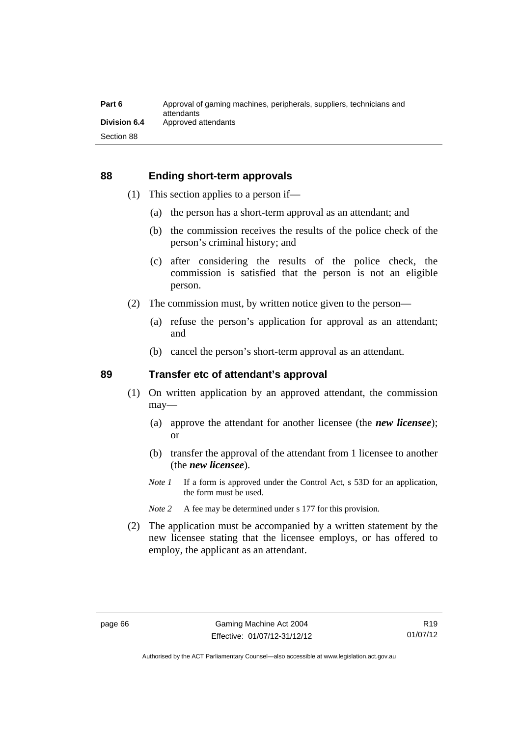## 88 Ending short-term approvals

(1) This section applies to a person if—

(a) the person has a short-term approval as an attendant; and

(b) the commission receives the results of the police check of the person's criminal history; and

(c) after considering the results of the police check, the commission is satisfied that the person is not an eligible person.

(2) The commission must, by written notice given to the person—

(a) refuse the person's application for approval as an attendant; and

(b) cancel the person's short-term approval as an attendant.

## 89 Transfer etc of attendant's approval

(1) On written application by an approved attendant, the commission may—

(a) approve the attendant for another licensee (the ***new licensee***); or

(b) transfer the approval of the attendant from 1 licensee to another (the ***new licensee***).

*Note 1* If a form is approved under the Control Act, s 53D for an application, the form must be used.

*Note 2* A fee may be determined under s 177 for this provision.

(2) The application must be accompanied by a written statement by the new licensee stating that the licensee employs, or has offered to employ, the applicant as an attendant.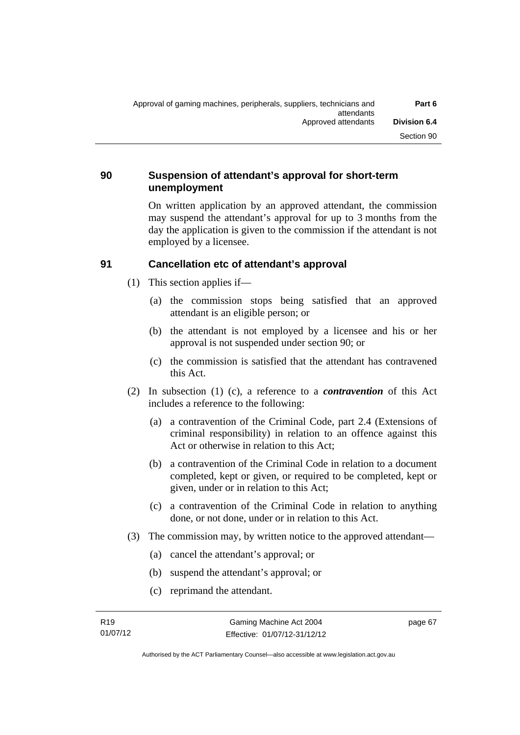## 90 Suspension of attendant's approval for short-term unemployment

On written application by an approved attendant, the commission may suspend the attendant's approval for up to 3 months from the day the application is given to the commission if the attendant is not employed by a licensee.

## 91 Cancellation etc of attendant's approval

(1) This section applies if—

(a) the commission stops being satisfied that an approved attendant is an eligible person; or

(b) the attendant is not employed by a licensee and his or her approval is not suspended under section 90; or

(c) the commission is satisfied that the attendant has contravened this Act.

(2) In subsection (1) (c), a reference to a ***contravention*** of this Act includes a reference to the following:

(a) a contravention of the Criminal Code, part 2.4 (Extensions of criminal responsibility) in relation to an offence against this Act or otherwise in relation to this Act;

(b) a contravention of the Criminal Code in relation to a document completed, kept or given, or required to be completed, kept or given, under or in relation to this Act;

(c) a contravention of the Criminal Code in relation to anything done, or not done, under or in relation to this Act.

(3) The commission may, by written notice to the approved attendant—

(a) cancel the attendant's approval; or

(b) suspend the attendant's approval; or

(c) reprimand the attendant.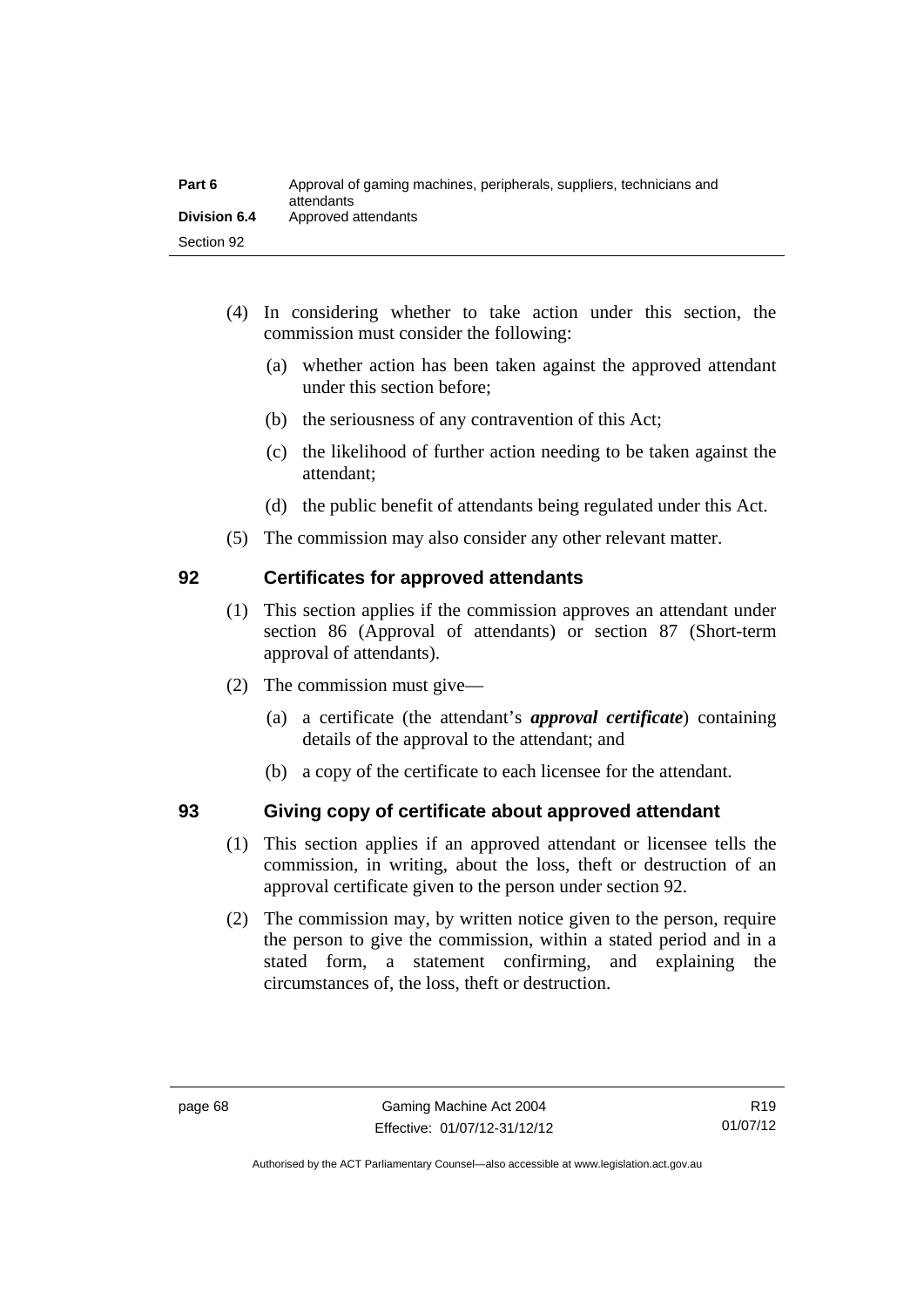(4) In considering whether to take action under this section, the commission must consider the following:

  (a) whether action has been taken against the approved attendant under this section before;

  (b) the seriousness of any contravention of this Act;

  (c) the likelihood of further action needing to be taken against the attendant;

  (d) the public benefit of attendants being regulated under this Act.

(5) The commission may also consider any other relevant matter.

## 92 Certificates for approved attendants

(1) This section applies if the commission approves an attendant under section 86 (Approval of attendants) or section 87 (Short-term approval of attendants).

(2) The commission must give—

  (a) a certificate (the attendant's ***approval certificate***) containing details of the approval to the attendant; and

  (b) a copy of the certificate to each licensee for the attendant.

## 93 Giving copy of certificate about approved attendant

(1) This section applies if an approved attendant or licensee tells the commission, in writing, about the loss, theft or destruction of an approval certificate given to the person under section 92.

(2) The commission may, by written notice given to the person, require the person to give the commission, within a stated period and in a stated form, a statement confirming, and explaining the circumstances of, the loss, theft or destruction.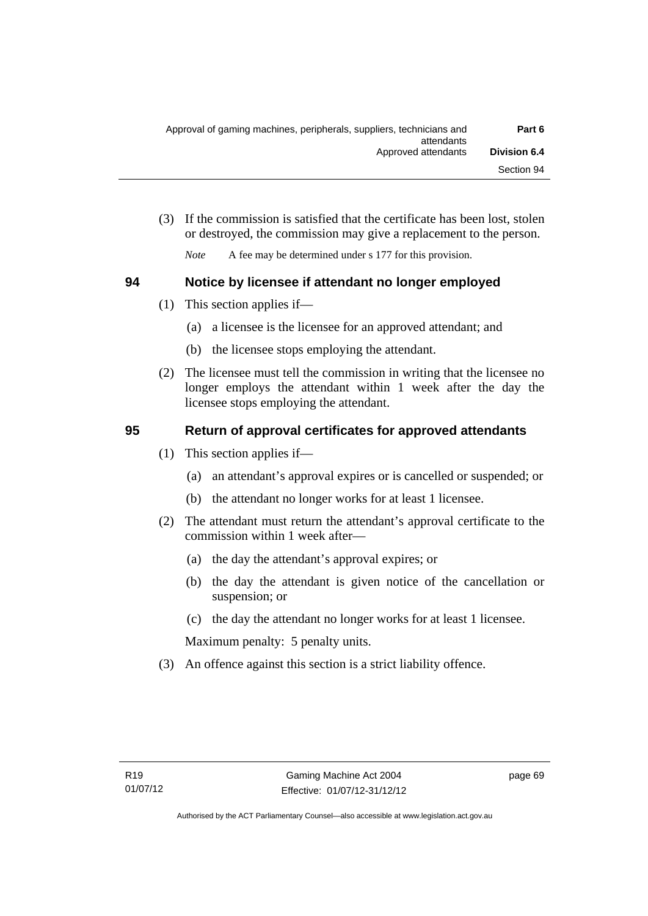(3) If the commission is satisfied that the certificate has been lost, stolen or destroyed, the commission may give a replacement to the person.

*Note* A fee may be determined under s 177 for this provision.

## 94 Notice by licensee if attendant no longer employed

(1) This section applies if—

(a) a licensee is the licensee for an approved attendant; and

(b) the licensee stops employing the attendant.

(2) The licensee must tell the commission in writing that the licensee no longer employs the attendant within 1 week after the day the licensee stops employing the attendant.

## 95 Return of approval certificates for approved attendants

(1) This section applies if—

(a) an attendant's approval expires or is cancelled or suspended; or

(b) the attendant no longer works for at least 1 licensee.

(2) The attendant must return the attendant's approval certificate to the commission within 1 week after—

(a) the day the attendant's approval expires; or

(b) the day the attendant is given notice of the cancellation or suspension; or

(c) the day the attendant no longer works for at least 1 licensee.

Maximum penalty: 5 penalty units.

(3) An offence against this section is a strict liability offence.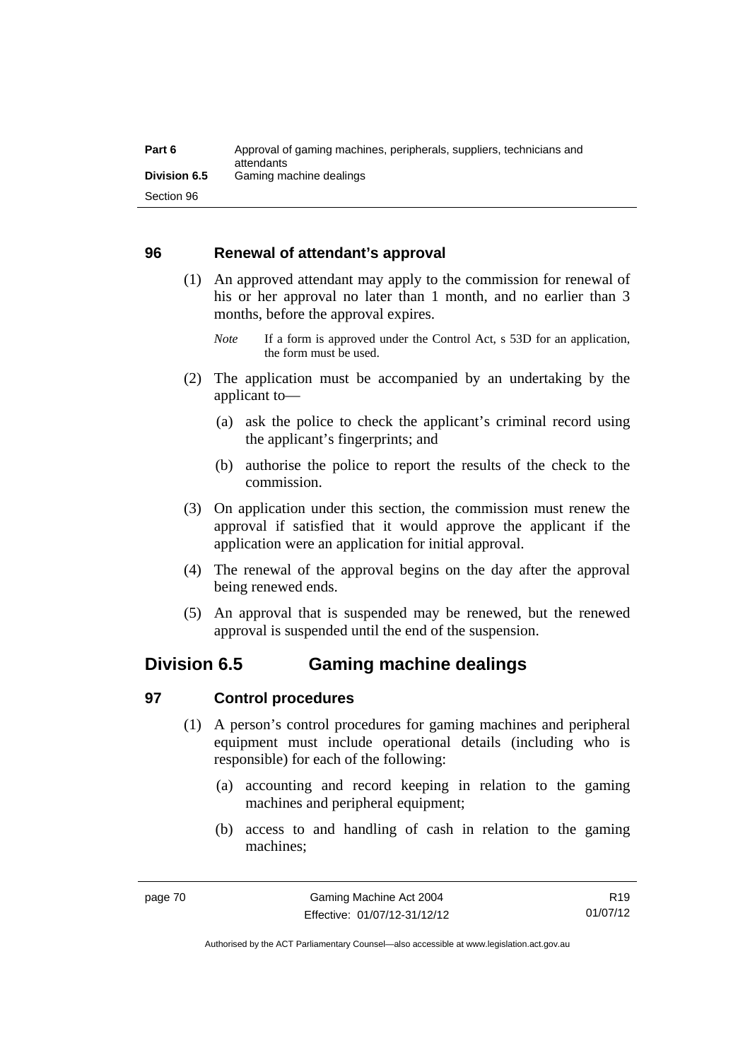### 96 Renewal of attendant's approval

(1) An approved attendant may apply to the commission for renewal of his or her approval no later than 1 month, and no earlier than 3 months, before the approval expires.

*Note* If a form is approved under the Control Act, s 53D for an application, the form must be used.

(2) The application must be accompanied by an undertaking by the applicant to—

(a) ask the police to check the applicant's criminal record using the applicant's fingerprints; and

(b) authorise the police to report the results of the check to the commission.

(3) On application under this section, the commission must renew the approval if satisfied that it would approve the applicant if the application were an application for initial approval.

(4) The renewal of the approval begins on the day after the approval being renewed ends.

(5) An approval that is suspended may be renewed, but the renewed approval is suspended until the end of the suspension.

## Division 6.5 Gaming machine dealings

### 97 Control procedures

(1) A person's control procedures for gaming machines and peripheral equipment must include operational details (including who is responsible) for each of the following:

(a) accounting and record keeping in relation to the gaming machines and peripheral equipment;

(b) access to and handling of cash in relation to the gaming machines;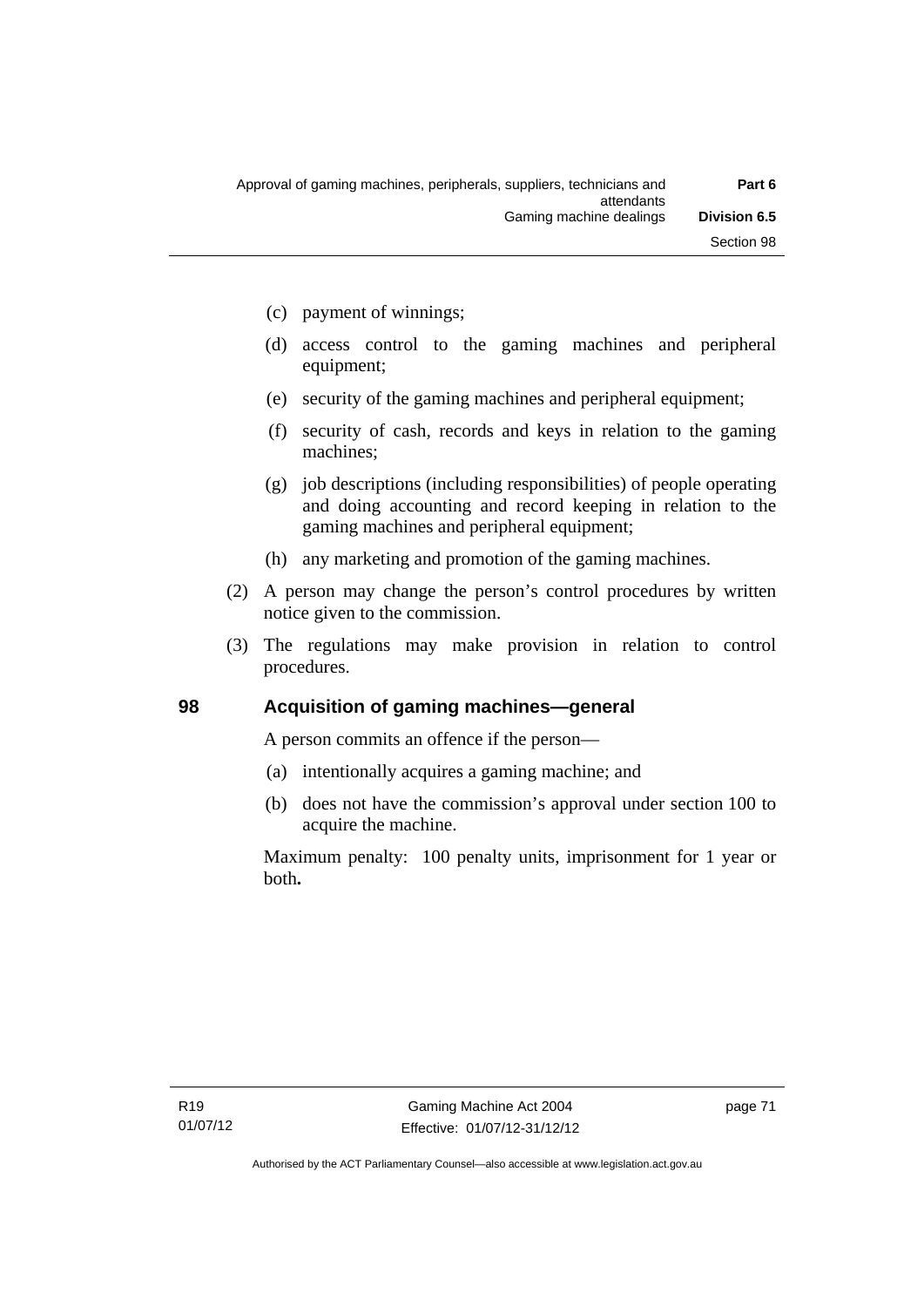(c) payment of winnings;

(d) access control to the gaming machines and peripheral equipment;

(e) security of the gaming machines and peripheral equipment;

(f) security of cash, records and keys in relation to the gaming machines;

(g) job descriptions (including responsibilities) of people operating and doing accounting and record keeping in relation to the gaming machines and peripheral equipment;

(h) any marketing and promotion of the gaming machines.

(2) A person may change the person's control procedures by written notice given to the commission.

(3) The regulations may make provision in relation to control procedures.

## 98 Acquisition of gaming machines—general

A person commits an offence if the person—

(a) intentionally acquires a gaming machine; and

(b) does not have the commission's approval under section 100 to acquire the machine.

Maximum penalty: 100 penalty units, imprisonment for 1 year or both**.**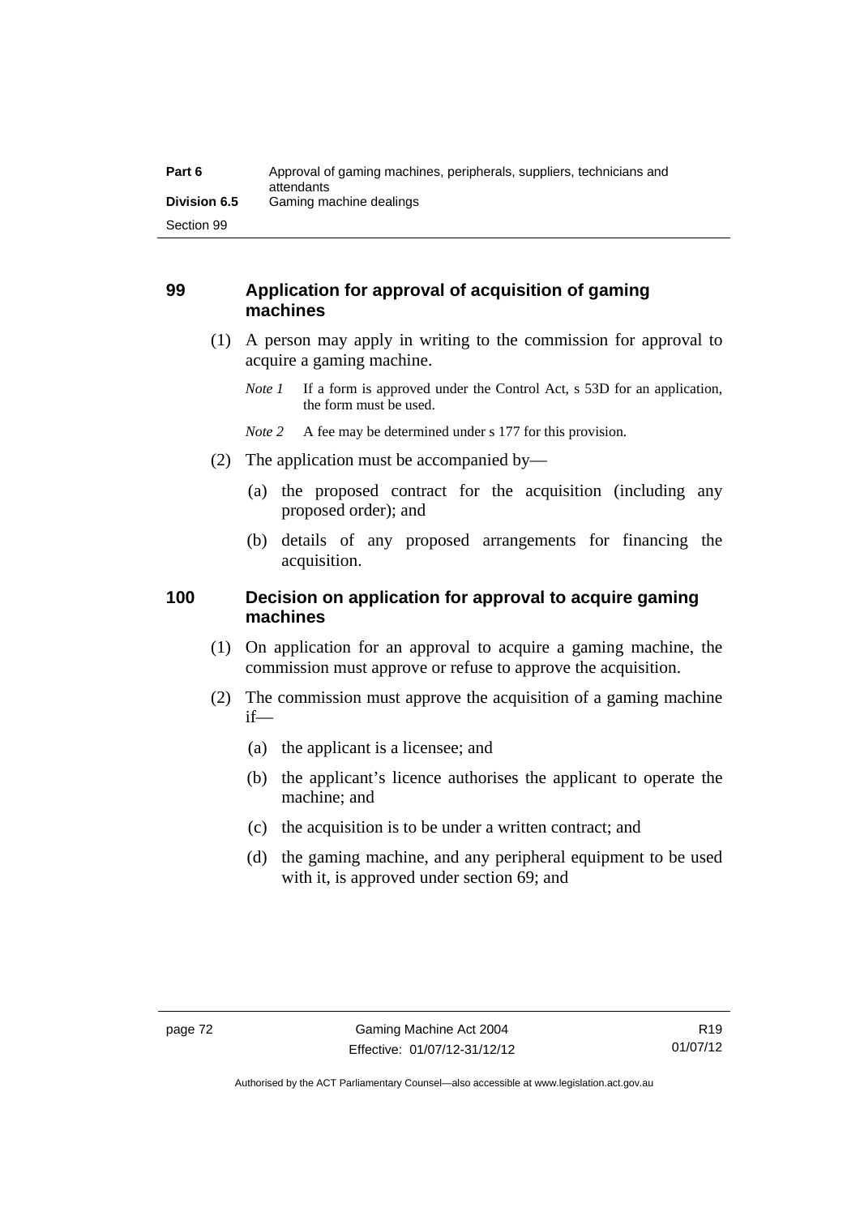## 99 Application for approval of acquisition of gaming machines

(1) A person may apply in writing to the commission for approval to acquire a gaming machine.

*Note 1* If a form is approved under the Control Act, s 53D for an application, the form must be used.

*Note 2* A fee may be determined under s 177 for this provision.

(2) The application must be accompanied by—

(a) the proposed contract for the acquisition (including any proposed order); and

(b) details of any proposed arrangements for financing the acquisition.

## 100 Decision on application for approval to acquire gaming machines

(1) On application for an approval to acquire a gaming machine, the commission must approve or refuse to approve the acquisition.

(2) The commission must approve the acquisition of a gaming machine if—

(a) the applicant is a licensee; and

(b) the applicant's licence authorises the applicant to operate the machine; and

(c) the acquisition is to be under a written contract; and

(d) the gaming machine, and any peripheral equipment to be used with it, is approved under section 69; and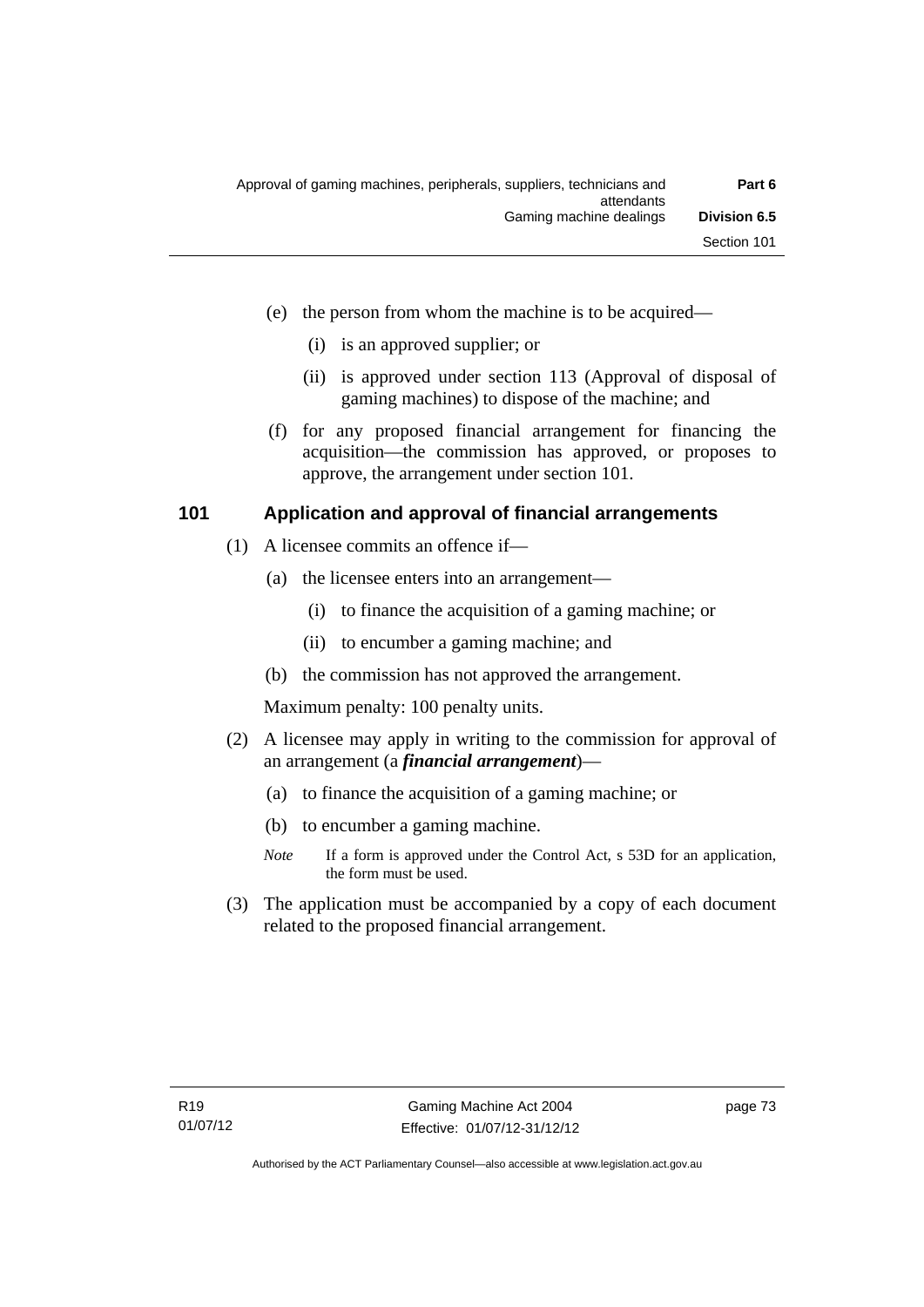(e) the person from whom the machine is to be acquired—

   (i) is an approved supplier; or

   (ii) is approved under section 113 (Approval of disposal of gaming machines) to dispose of the machine; and

(f) for any proposed financial arrangement for financing the acquisition—the commission has approved, or proposes to approve, the arrangement under section 101.

## 101 Application and approval of financial arrangements

(1) A licensee commits an offence if—

   (a) the licensee enters into an arrangement—

      (i) to finance the acquisition of a gaming machine; or

      (ii) to encumber a gaming machine; and

   (b) the commission has not approved the arrangement.

   Maximum penalty: 100 penalty units.

(2) A licensee may apply in writing to the commission for approval of an arrangement (a ***financial arrangement***)—

   (a) to finance the acquisition of a gaming machine; or

   (b) to encumber a gaming machine.

   *Note* If a form is approved under the Control Act, s 53D for an application, the form must be used.

(3) The application must be accompanied by a copy of each document related to the proposed financial arrangement.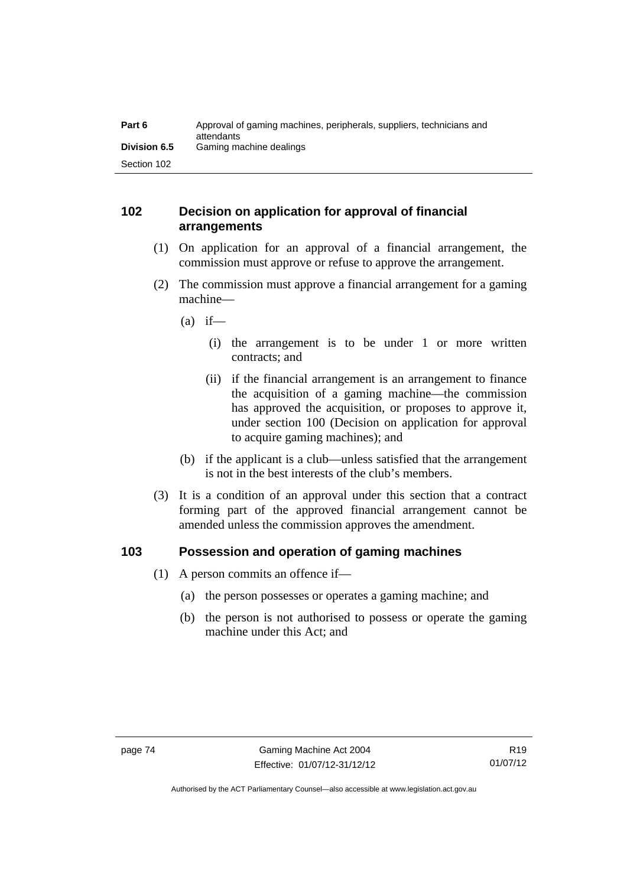## 102 Decision on application for approval of financial arrangements

(1) On application for an approval of a financial arrangement, the commission must approve or refuse to approve the arrangement.

(2) The commission must approve a financial arrangement for a gaming machine—

(a) if—

(i) the arrangement is to be under 1 or more written contracts; and

(ii) if the financial arrangement is an arrangement to finance the acquisition of a gaming machine—the commission has approved the acquisition, or proposes to approve it, under section 100 (Decision on application for approval to acquire gaming machines); and

(b) if the applicant is a club—unless satisfied that the arrangement is not in the best interests of the club's members.

(3) It is a condition of an approval under this section that a contract forming part of the approved financial arrangement cannot be amended unless the commission approves the amendment.

## 103 Possession and operation of gaming machines

(1) A person commits an offence if—

(a) the person possesses or operates a gaming machine; and

(b) the person is not authorised to possess or operate the gaming machine under this Act; and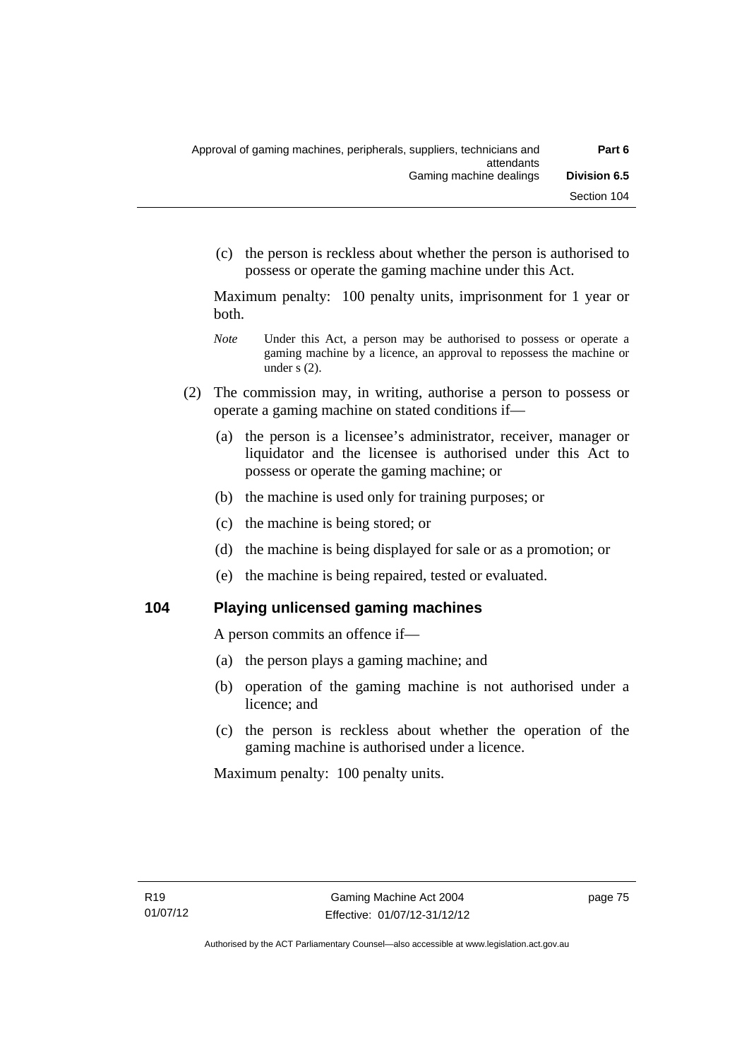(c) the person is reckless about whether the person is authorised to possess or operate the gaming machine under this Act.

Maximum penalty: 100 penalty units, imprisonment for 1 year or both.

*Note* Under this Act, a person may be authorised to possess or operate a gaming machine by a licence, an approval to repossess the machine or under s (2).

(2) The commission may, in writing, authorise a person to possess or operate a gaming machine on stated conditions if—

(a) the person is a licensee's administrator, receiver, manager or liquidator and the licensee is authorised under this Act to possess or operate the gaming machine; or

(b) the machine is used only for training purposes; or

(c) the machine is being stored; or

(d) the machine is being displayed for sale or as a promotion; or

(e) the machine is being repaired, tested or evaluated.

## 104 Playing unlicensed gaming machines

A person commits an offence if—

(a) the person plays a gaming machine; and

(b) operation of the gaming machine is not authorised under a licence; and

(c) the person is reckless about whether the operation of the gaming machine is authorised under a licence.

Maximum penalty: 100 penalty units.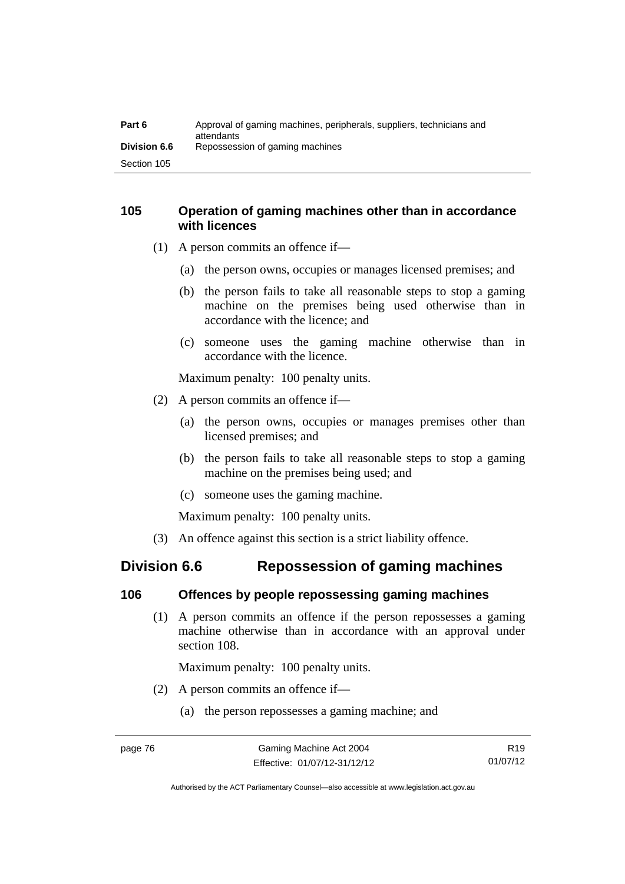### 105 Operation of gaming machines other than in accordance with licences

(1) A person commits an offence if—

  (a) the person owns, occupies or manages licensed premises; and

  (b) the person fails to take all reasonable steps to stop a gaming machine on the premises being used otherwise than in accordance with the licence; and

  (c) someone uses the gaming machine otherwise than in accordance with the licence.

Maximum penalty: 100 penalty units.

(2) A person commits an offence if—

  (a) the person owns, occupies or manages premises other than licensed premises; and

  (b) the person fails to take all reasonable steps to stop a gaming machine on the premises being used; and

  (c) someone uses the gaming machine.

Maximum penalty: 100 penalty units.

(3) An offence against this section is a strict liability offence.

## Division 6.6 Repossession of gaming machines

### 106 Offences by people repossessing gaming machines

(1) A person commits an offence if the person repossesses a gaming machine otherwise than in accordance with an approval under section 108.

Maximum penalty: 100 penalty units.

(2) A person commits an offence if—

  (a) the person repossesses a gaming machine; and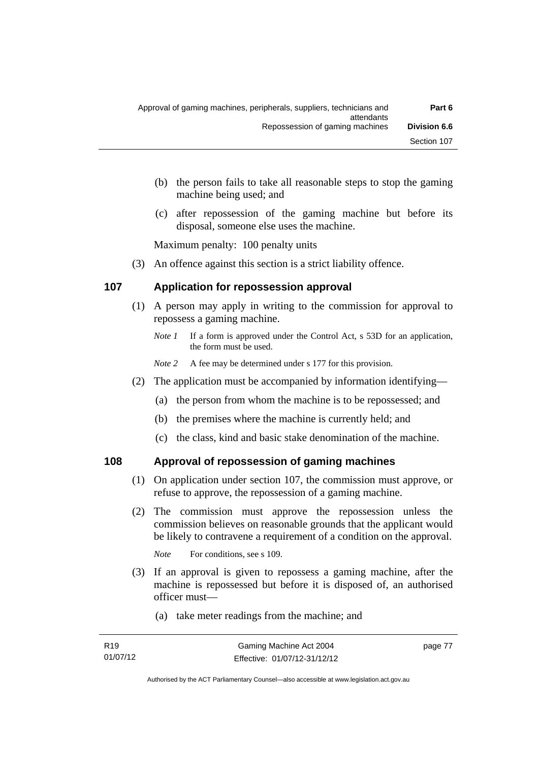(b) the person fails to take all reasonable steps to stop the gaming machine being used; and

(c) after repossession of the gaming machine but before its disposal, someone else uses the machine.

Maximum penalty: 100 penalty units

(3) An offence against this section is a strict liability offence.

## 107 Application for repossession approval

(1) A person may apply in writing to the commission for approval to repossess a gaming machine.

*Note 1* If a form is approved under the Control Act, s 53D for an application, the form must be used.

*Note 2* A fee may be determined under s 177 for this provision.

(2) The application must be accompanied by information identifying—

(a) the person from whom the machine is to be repossessed; and

(b) the premises where the machine is currently held; and

(c) the class, kind and basic stake denomination of the machine.

## 108 Approval of repossession of gaming machines

(1) On application under section 107, the commission must approve, or refuse to approve, the repossession of a gaming machine.

(2) The commission must approve the repossession unless the commission believes on reasonable grounds that the applicant would be likely to contravene a requirement of a condition on the approval.

*Note* For conditions, see s 109.

(3) If an approval is given to repossess a gaming machine, after the machine is repossessed but before it is disposed of, an authorised officer must—

(a) take meter readings from the machine; and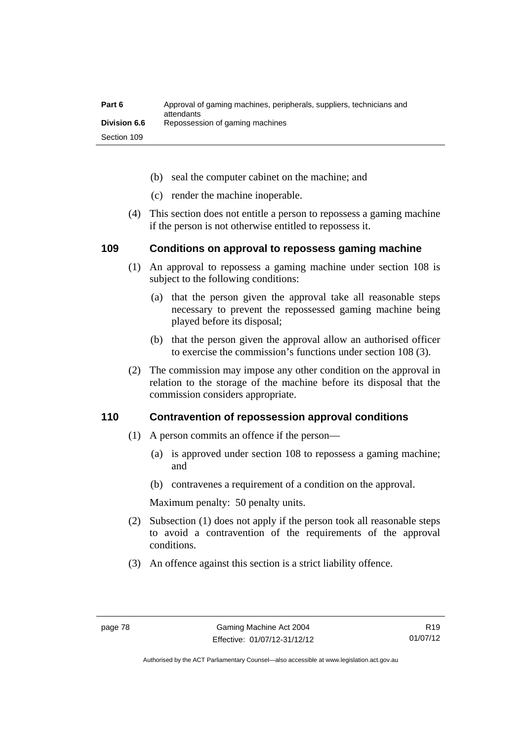(b) seal the computer cabinet on the machine; and

(c) render the machine inoperable.

(4) This section does not entitle a person to repossess a gaming machine if the person is not otherwise entitled to repossess it.

## 109 Conditions on approval to repossess gaming machine

(1) An approval to repossess a gaming machine under section 108 is subject to the following conditions:

(a) that the person given the approval take all reasonable steps necessary to prevent the repossessed gaming machine being played before its disposal;

(b) that the person given the approval allow an authorised officer to exercise the commission's functions under section 108 (3).

(2) The commission may impose any other condition on the approval in relation to the storage of the machine before its disposal that the commission considers appropriate.

## 110 Contravention of repossession approval conditions

(1) A person commits an offence if the person—

(a) is approved under section 108 to repossess a gaming machine; and

(b) contravenes a requirement of a condition on the approval.

Maximum penalty: 50 penalty units.

(2) Subsection (1) does not apply if the person took all reasonable steps to avoid a contravention of the requirements of the approval conditions.

(3) An offence against this section is a strict liability offence.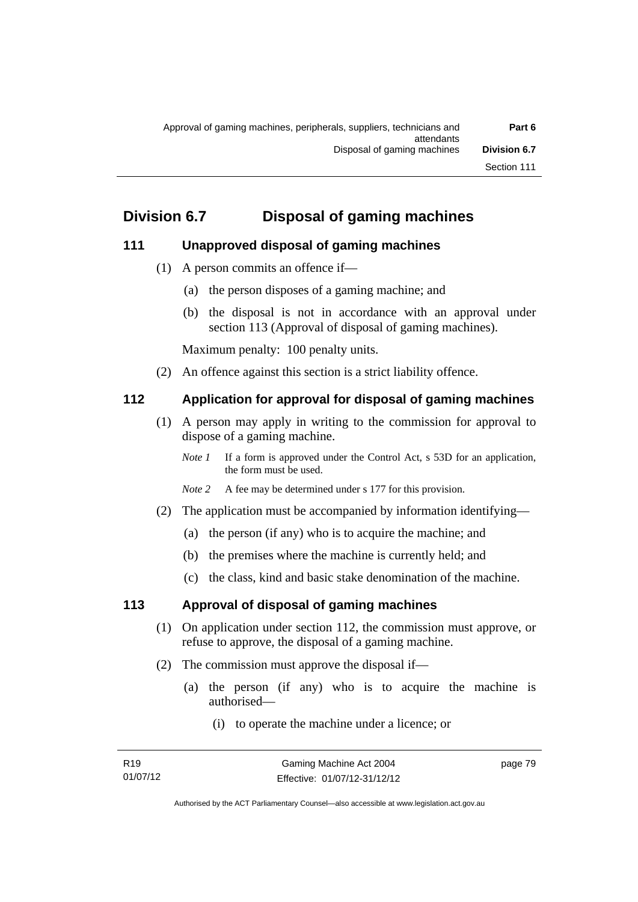## Division 6.7 Disposal of gaming machines

### 111 Unapproved disposal of gaming machines

(1) A person commits an offence if—

(a) the person disposes of a gaming machine; and

(b) the disposal is not in accordance with an approval under section 113 (Approval of disposal of gaming machines).

Maximum penalty: 100 penalty units.

(2) An offence against this section is a strict liability offence.

### 112 Application for approval for disposal of gaming machines

(1) A person may apply in writing to the commission for approval to dispose of a gaming machine.

*Note 1* If a form is approved under the Control Act, s 53D for an application, the form must be used.

*Note 2* A fee may be determined under s 177 for this provision.

(2) The application must be accompanied by information identifying—

(a) the person (if any) who is to acquire the machine; and

(b) the premises where the machine is currently held; and

(c) the class, kind and basic stake denomination of the machine.

### 113 Approval of disposal of gaming machines

(1) On application under section 112, the commission must approve, or refuse to approve, the disposal of a gaming machine.

(2) The commission must approve the disposal if—

(a) the person (if any) who is to acquire the machine is authorised—

(i) to operate the machine under a licence; or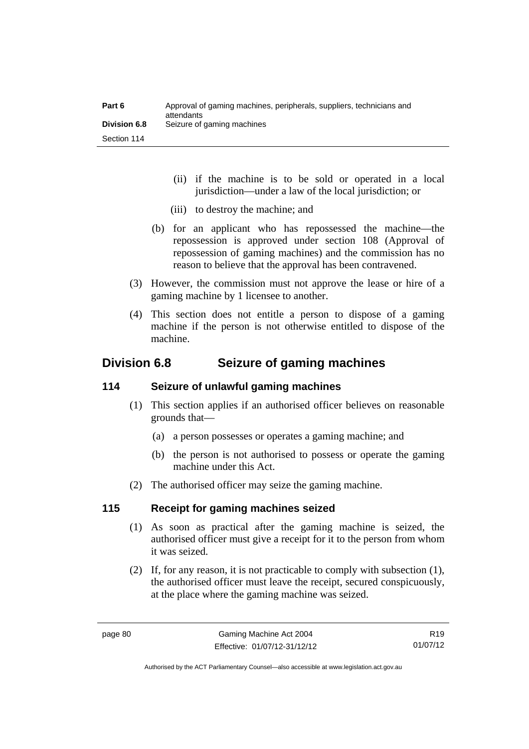(ii) if the machine is to be sold or operated in a local jurisdiction—under a law of the local jurisdiction; or

(iii) to destroy the machine; and

(b) for an applicant who has repossessed the machine—the repossession is approved under section 108 (Approval of repossession of gaming machines) and the commission has no reason to believe that the approval has been contravened.

(3) However, the commission must not approve the lease or hire of a gaming machine by 1 licensee to another.

(4) This section does not entitle a person to dispose of a gaming machine if the person is not otherwise entitled to dispose of the machine.

## Division 6.8 Seizure of gaming machines

### 114 Seizure of unlawful gaming machines

(1) This section applies if an authorised officer believes on reasonable grounds that—

(a) a person possesses or operates a gaming machine; and

(b) the person is not authorised to possess or operate the gaming machine under this Act.

(2) The authorised officer may seize the gaming machine.

### 115 Receipt for gaming machines seized

(1) As soon as practical after the gaming machine is seized, the authorised officer must give a receipt for it to the person from whom it was seized.

(2) If, for any reason, it is not practicable to comply with subsection (1), the authorised officer must leave the receipt, secured conspicuously, at the place where the gaming machine was seized.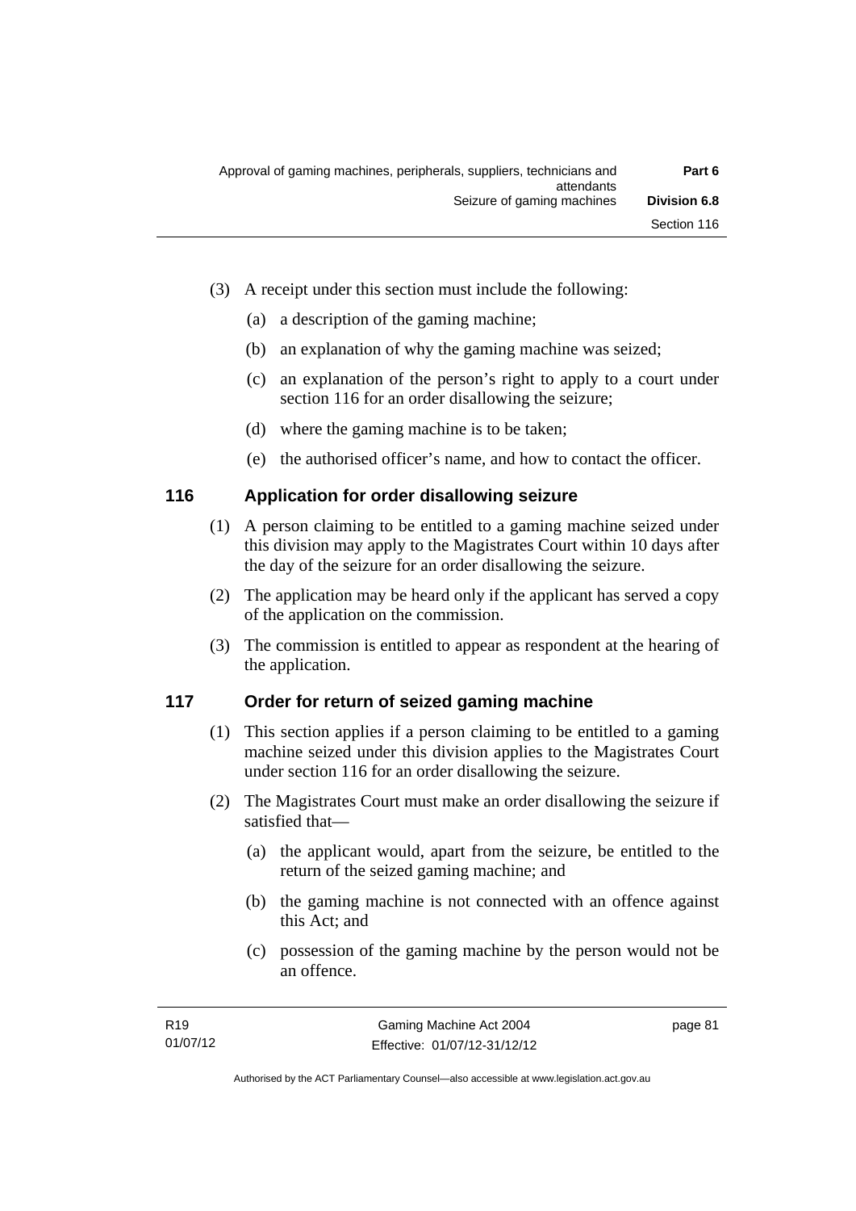(3) A receipt under this section must include the following:

(a) a description of the gaming machine;

(b) an explanation of why the gaming machine was seized;

(c) an explanation of the person's right to apply to a court under section 116 for an order disallowing the seizure;

(d) where the gaming machine is to be taken;

(e) the authorised officer's name, and how to contact the officer.

### 116 Application for order disallowing seizure

(1) A person claiming to be entitled to a gaming machine seized under this division may apply to the Magistrates Court within 10 days after the day of the seizure for an order disallowing the seizure.

(2) The application may be heard only if the applicant has served a copy of the application on the commission.

(3) The commission is entitled to appear as respondent at the hearing of the application.

### 117 Order for return of seized gaming machine

(1) This section applies if a person claiming to be entitled to a gaming machine seized under this division applies to the Magistrates Court under section 116 for an order disallowing the seizure.

(2) The Magistrates Court must make an order disallowing the seizure if satisfied that—

(a) the applicant would, apart from the seizure, be entitled to the return of the seized gaming machine; and

(b) the gaming machine is not connected with an offence against this Act; and

(c) possession of the gaming machine by the person would not be an offence.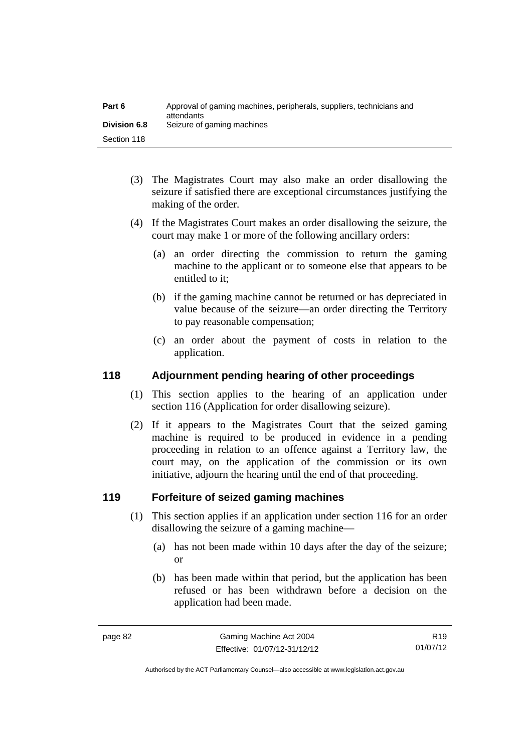(3) The Magistrates Court may also make an order disallowing the seizure if satisfied there are exceptional circumstances justifying the making of the order.

(4) If the Magistrates Court makes an order disallowing the seizure, the court may make 1 or more of the following ancillary orders:

(a) an order directing the commission to return the gaming machine to the applicant or to someone else that appears to be entitled to it;

(b) if the gaming machine cannot be returned or has depreciated in value because of the seizure—an order directing the Territory to pay reasonable compensation;

(c) an order about the payment of costs in relation to the application.

## 118 Adjournment pending hearing of other proceedings

(1) This section applies to the hearing of an application under section 116 (Application for order disallowing seizure).

(2) If it appears to the Magistrates Court that the seized gaming machine is required to be produced in evidence in a pending proceeding in relation to an offence against a Territory law, the court may, on the application of the commission or its own initiative, adjourn the hearing until the end of that proceeding.

## 119 Forfeiture of seized gaming machines

(1) This section applies if an application under section 116 for an order disallowing the seizure of a gaming machine—

(a) has not been made within 10 days after the day of the seizure; or

(b) has been made within that period, but the application has been refused or has been withdrawn before a decision on the application had been made.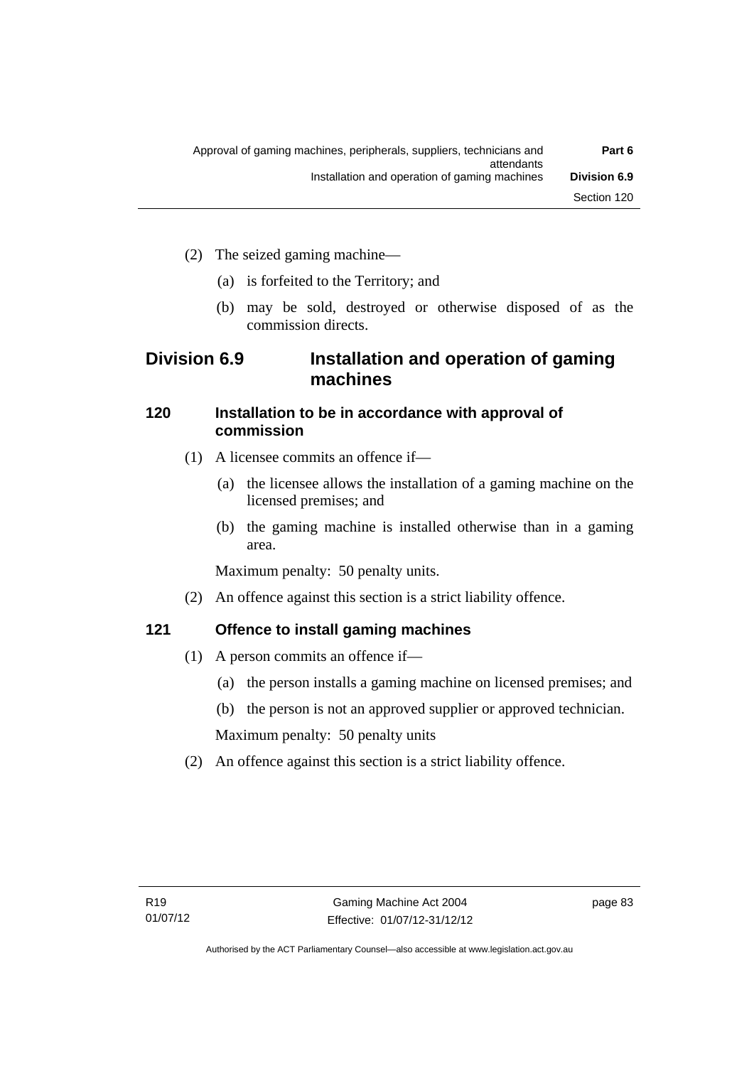(2) The seized gaming machine—

(a) is forfeited to the Territory; and

(b) may be sold, destroyed or otherwise disposed of as the commission directs.

## Division 6.9 Installation and operation of gaming machines

### 120 Installation to be in accordance with approval of commission

(1) A licensee commits an offence if—

(a) the licensee allows the installation of a gaming machine on the licensed premises; and

(b) the gaming machine is installed otherwise than in a gaming area.

Maximum penalty: 50 penalty units.

(2) An offence against this section is a strict liability offence.

### 121 Offence to install gaming machines

(1) A person commits an offence if—

(a) the person installs a gaming machine on licensed premises; and

(b) the person is not an approved supplier or approved technician.

Maximum penalty: 50 penalty units

(2) An offence against this section is a strict liability offence.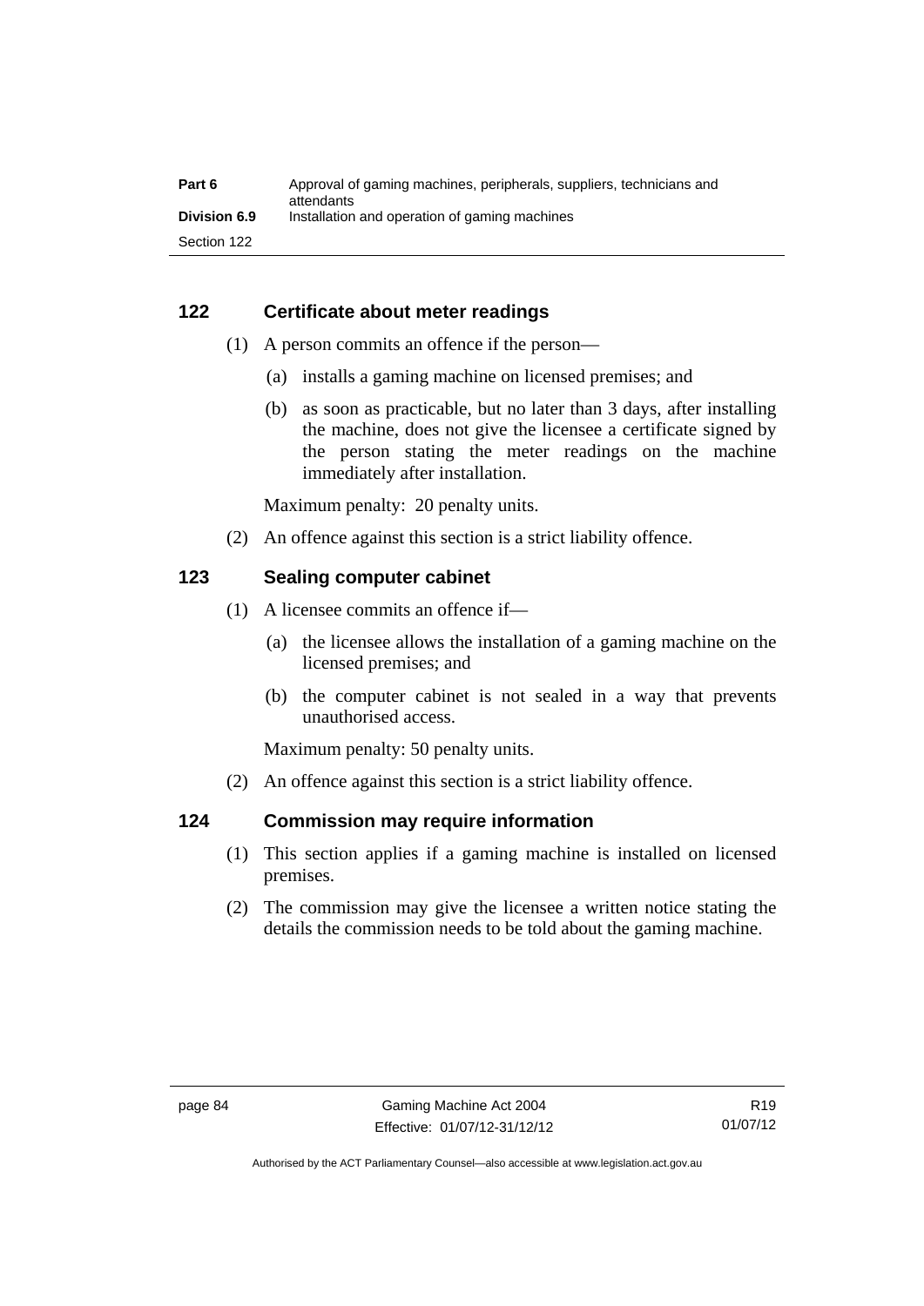## 122 Certificate about meter readings

(1) A person commits an offence if the person—

(a) installs a gaming machine on licensed premises; and

(b) as soon as practicable, but no later than 3 days, after installing the machine, does not give the licensee a certificate signed by the person stating the meter readings on the machine immediately after installation.

Maximum penalty: 20 penalty units.

(2) An offence against this section is a strict liability offence.

## 123 Sealing computer cabinet

(1) A licensee commits an offence if—

(a) the licensee allows the installation of a gaming machine on the licensed premises; and

(b) the computer cabinet is not sealed in a way that prevents unauthorised access.

Maximum penalty: 50 penalty units.

(2) An offence against this section is a strict liability offence.

## 124 Commission may require information

(1) This section applies if a gaming machine is installed on licensed premises.

(2) The commission may give the licensee a written notice stating the details the commission needs to be told about the gaming machine.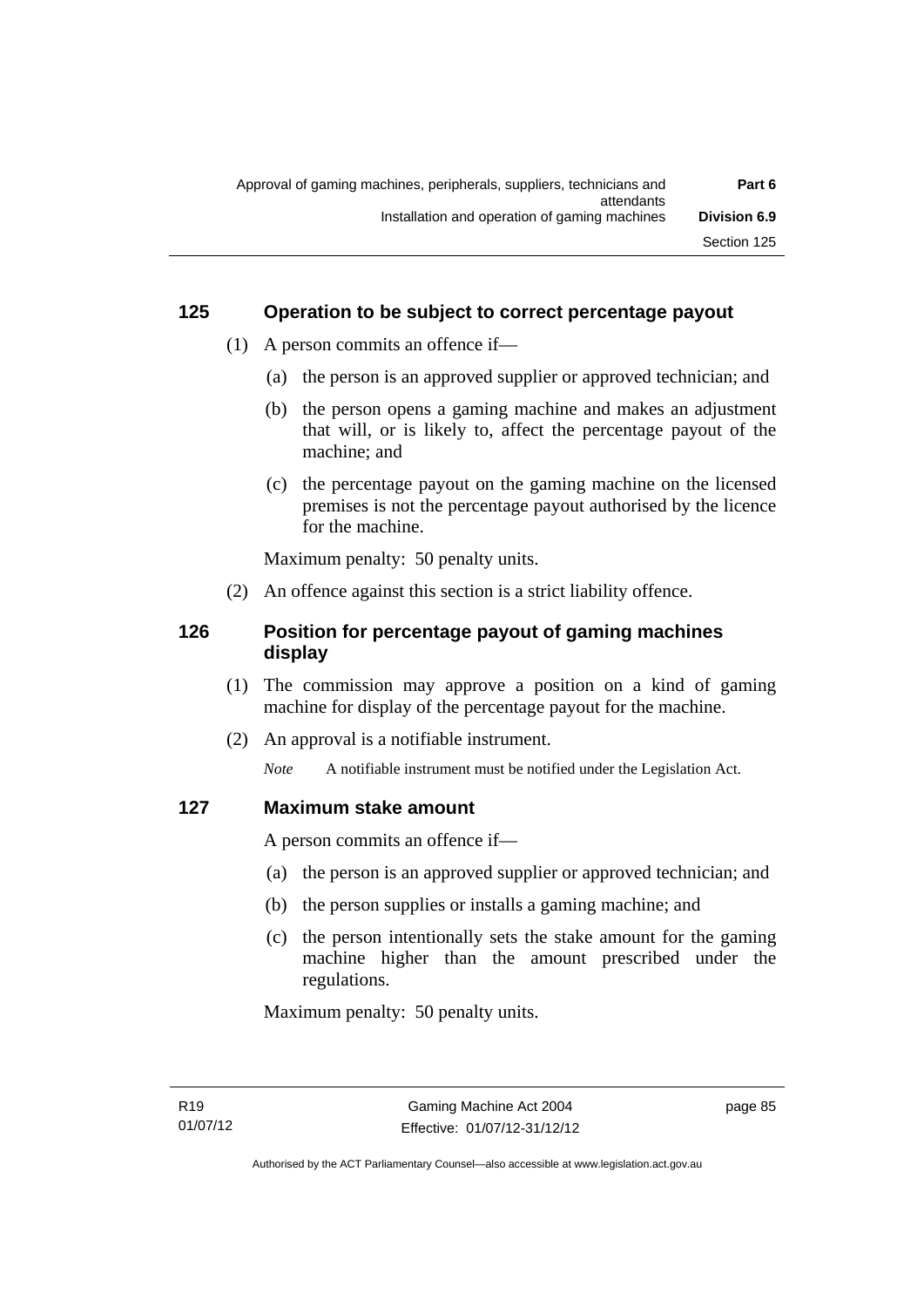## 125 Operation to be subject to correct percentage payout

(1) A person commits an offence if—

(a) the person is an approved supplier or approved technician; and

(b) the person opens a gaming machine and makes an adjustment that will, or is likely to, affect the percentage payout of the machine; and

(c) the percentage payout on the gaming machine on the licensed premises is not the percentage payout authorised by the licence for the machine.

Maximum penalty: 50 penalty units.

(2) An offence against this section is a strict liability offence.

## 126 Position for percentage payout of gaming machines display

(1) The commission may approve a position on a kind of gaming machine for display of the percentage payout for the machine.

(2) An approval is a notifiable instrument.

*Note* A notifiable instrument must be notified under the Legislation Act.

## 127 Maximum stake amount

A person commits an offence if—

(a) the person is an approved supplier or approved technician; and

(b) the person supplies or installs a gaming machine; and

(c) the person intentionally sets the stake amount for the gaming machine higher than the amount prescribed under the regulations.

Maximum penalty: 50 penalty units.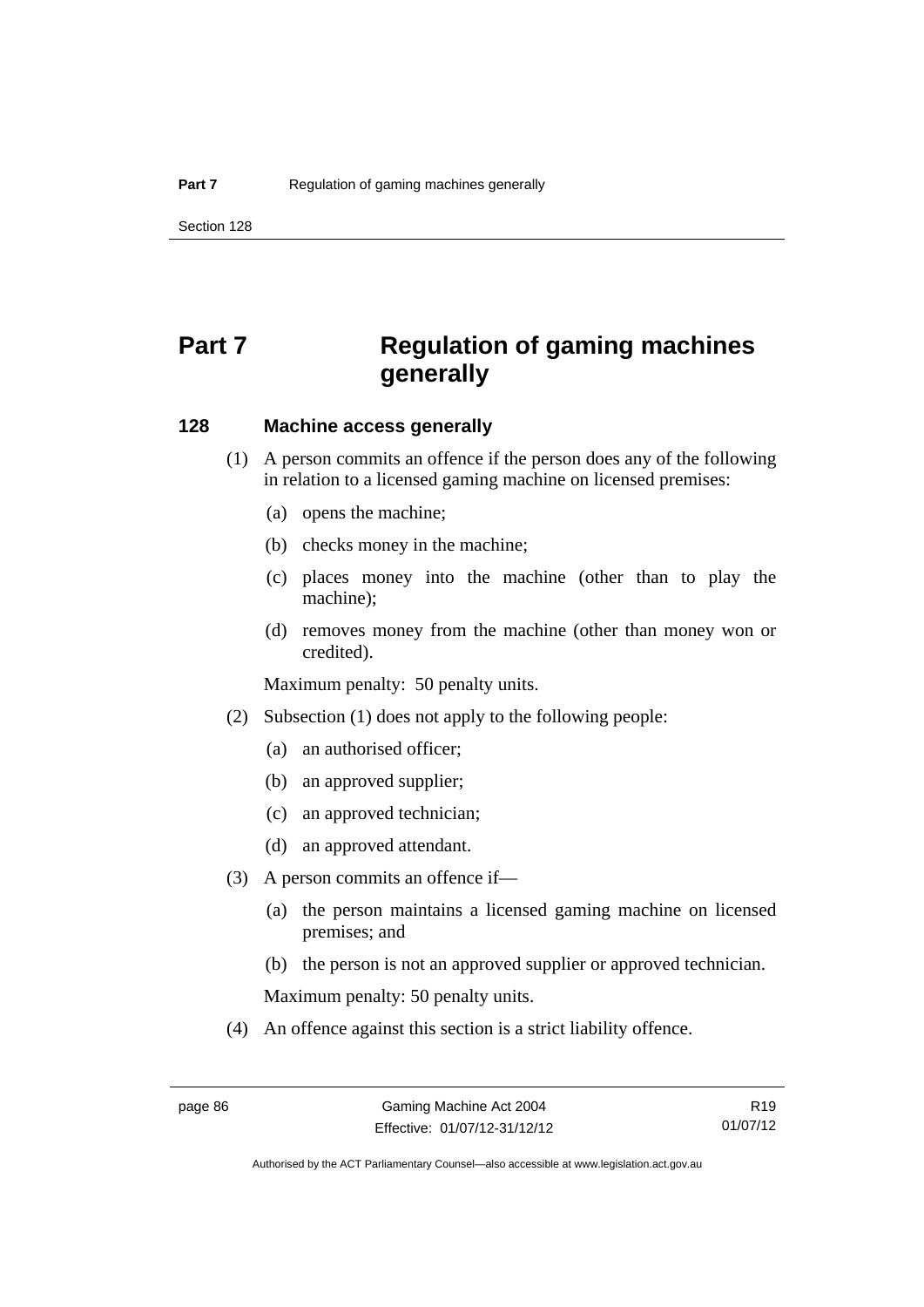# Part 7 Regulation of gaming machines generally

### 128 Machine access generally

(1) A person commits an offence if the person does any of the following in relation to a licensed gaming machine on licensed premises:

  (a) opens the machine;

  (b) checks money in the machine;

  (c) places money into the machine (other than to play the machine);

  (d) removes money from the machine (other than money won or credited).

Maximum penalty: 50 penalty units.

(2) Subsection (1) does not apply to the following people:

  (a) an authorised officer;

  (b) an approved supplier;

  (c) an approved technician;

  (d) an approved attendant.

(3) A person commits an offence if—

  (a) the person maintains a licensed gaming machine on licensed premises; and

  (b) the person is not an approved supplier or approved technician.

Maximum penalty: 50 penalty units.

(4) An offence against this section is a strict liability offence.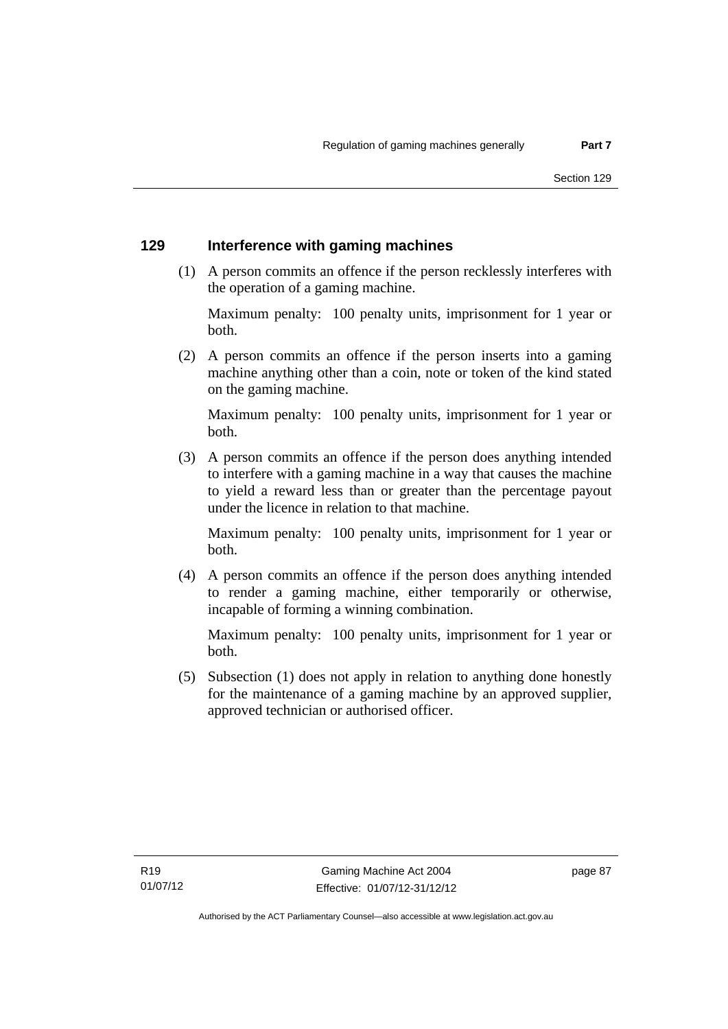## 129 Interference with gaming machines

(1) A person commits an offence if the person recklessly interferes with the operation of a gaming machine.

Maximum penalty: 100 penalty units, imprisonment for 1 year or both.

(2) A person commits an offence if the person inserts into a gaming machine anything other than a coin, note or token of the kind stated on the gaming machine.

Maximum penalty: 100 penalty units, imprisonment for 1 year or both.

(3) A person commits an offence if the person does anything intended to interfere with a gaming machine in a way that causes the machine to yield a reward less than or greater than the percentage payout under the licence in relation to that machine.

Maximum penalty: 100 penalty units, imprisonment for 1 year or both.

(4) A person commits an offence if the person does anything intended to render a gaming machine, either temporarily or otherwise, incapable of forming a winning combination.

Maximum penalty: 100 penalty units, imprisonment for 1 year or both.

(5) Subsection (1) does not apply in relation to anything done honestly for the maintenance of a gaming machine by an approved supplier, approved technician or authorised officer.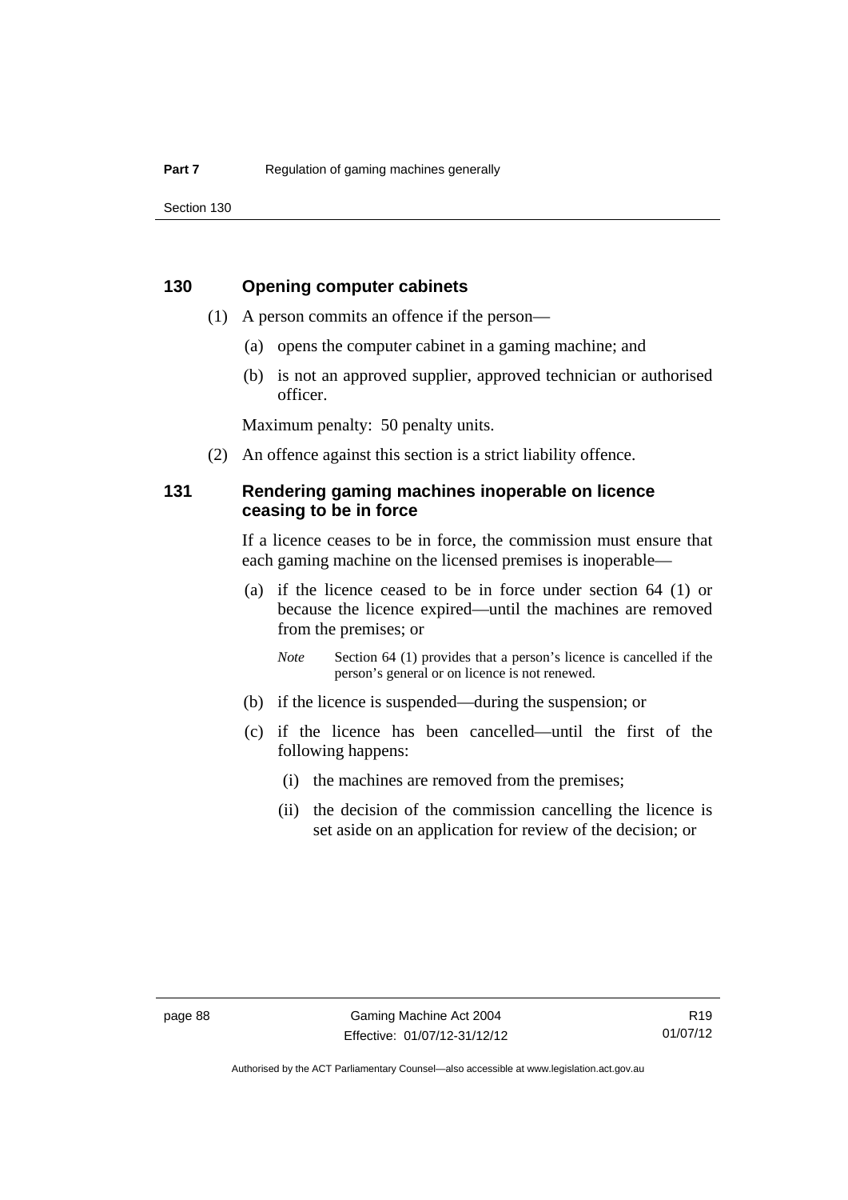## 130 Opening computer cabinets

(1) A person commits an offence if the person—

(a) opens the computer cabinet in a gaming machine; and

(b) is not an approved supplier, approved technician or authorised officer.

Maximum penalty: 50 penalty units.

(2) An offence against this section is a strict liability offence.

## 131 Rendering gaming machines inoperable on licence ceasing to be in force

If a licence ceases to be in force, the commission must ensure that each gaming machine on the licensed premises is inoperable—

(a) if the licence ceased to be in force under section 64 (1) or because the licence expired—until the machines are removed from the premises; or

*Note* Section 64 (1) provides that a person's licence is cancelled if the person's general or on licence is not renewed.

(b) if the licence is suspended—during the suspension; or

(c) if the licence has been cancelled—until the first of the following happens:

(i) the machines are removed from the premises;

(ii) the decision of the commission cancelling the licence is set aside on an application for review of the decision; or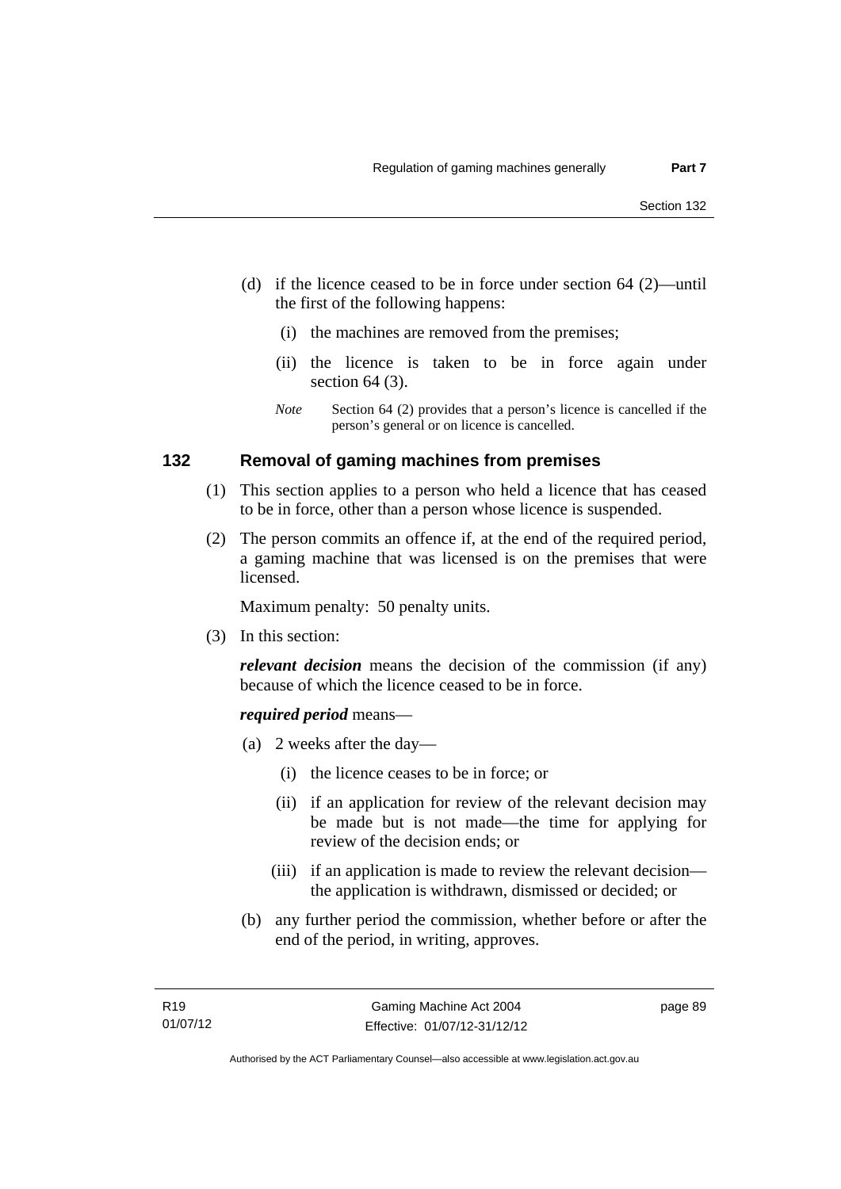(d) if the licence ceased to be in force under section 64 (2)—until the first of the following happens:

   (i) the machines are removed from the premises;

   (ii) the licence is taken to be in force again under section 64 (3).

*Note* Section 64 (2) provides that a person's licence is cancelled if the person's general or on licence is cancelled.

### 132 Removal of gaming machines from premises

(1) This section applies to a person who held a licence that has ceased to be in force, other than a person whose licence is suspended.

(2) The person commits an offence if, at the end of the required period, a gaming machine that was licensed is on the premises that were licensed.

Maximum penalty: 50 penalty units.

(3) In this section:

***relevant decision*** means the decision of the commission (if any) because of which the licence ceased to be in force.

***required period*** means—

(a) 2 weeks after the day—

   (i) the licence ceases to be in force; or

   (ii) if an application for review of the relevant decision may be made but is not made—the time for applying for review of the decision ends; or

   (iii) if an application is made to review the relevant decision—the application is withdrawn, dismissed or decided; or

(b) any further period the commission, whether before or after the end of the period, in writing, approves.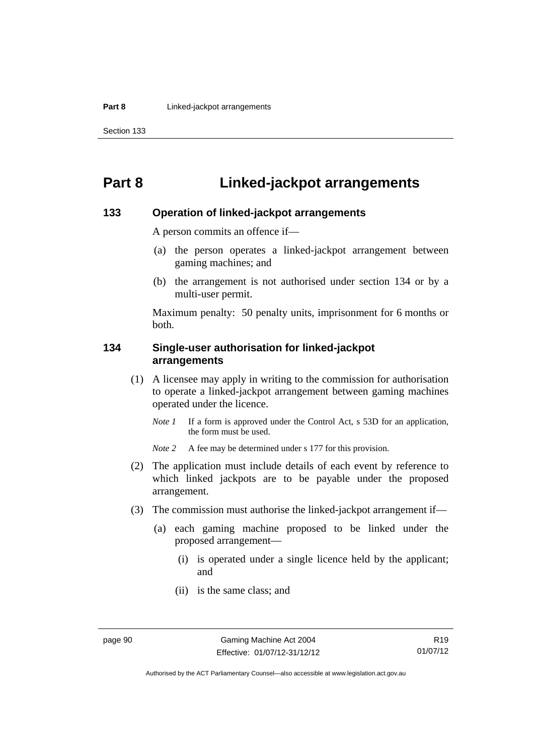# Part 8 Linked-jackpot arrangements

## 133 Operation of linked-jackpot arrangements

A person commits an offence if—

(a) the person operates a linked-jackpot arrangement between gaming machines; and

(b) the arrangement is not authorised under section 134 or by a multi-user permit.

Maximum penalty: 50 penalty units, imprisonment for 6 months or both.

## 134 Single-user authorisation for linked-jackpot arrangements

(1) A licensee may apply in writing to the commission for authorisation to operate a linked-jackpot arrangement between gaming machines operated under the licence.

*Note 1* If a form is approved under the Control Act, s 53D for an application, the form must be used.

*Note 2* A fee may be determined under s 177 for this provision.

(2) The application must include details of each event by reference to which linked jackpots are to be payable under the proposed arrangement.

(3) The commission must authorise the linked-jackpot arrangement if—

(a) each gaming machine proposed to be linked under the proposed arrangement—

(i) is operated under a single licence held by the applicant; and

(ii) is the same class; and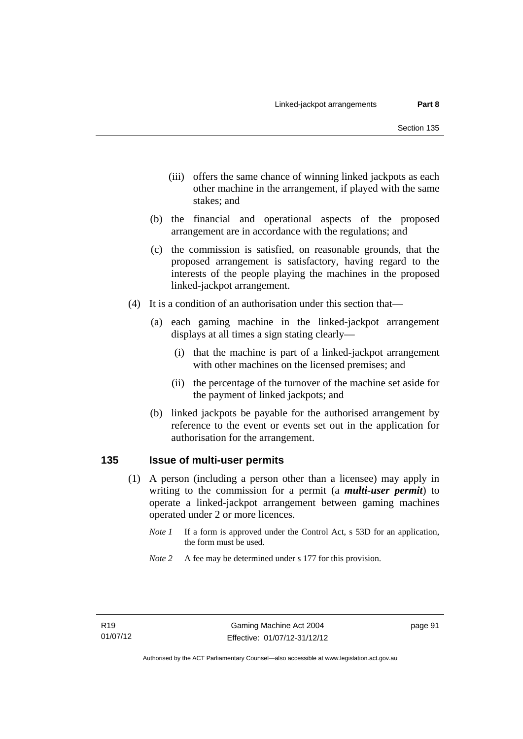(iii) offers the same chance of winning linked jackpots as each other machine in the arrangement, if played with the same stakes; and

(b) the financial and operational aspects of the proposed arrangement are in accordance with the regulations; and

(c) the commission is satisfied, on reasonable grounds, that the proposed arrangement is satisfactory, having regard to the interests of the people playing the machines in the proposed linked-jackpot arrangement.

(4) It is a condition of an authorisation under this section that—

(a) each gaming machine in the linked-jackpot arrangement displays at all times a sign stating clearly—

(i) that the machine is part of a linked-jackpot arrangement with other machines on the licensed premises; and

(ii) the percentage of the turnover of the machine set aside for the payment of linked jackpots; and

(b) linked jackpots be payable for the authorised arrangement by reference to the event or events set out in the application for authorisation for the arrangement.

## 135 Issue of multi-user permits

(1) A person (including a person other than a licensee) may apply in writing to the commission for a permit (a ***multi-user permit***) to operate a linked-jackpot arrangement between gaming machines operated under 2 or more licences.

*Note 1* If a form is approved under the Control Act, s 53D for an application, the form must be used.

*Note 2* A fee may be determined under s 177 for this provision.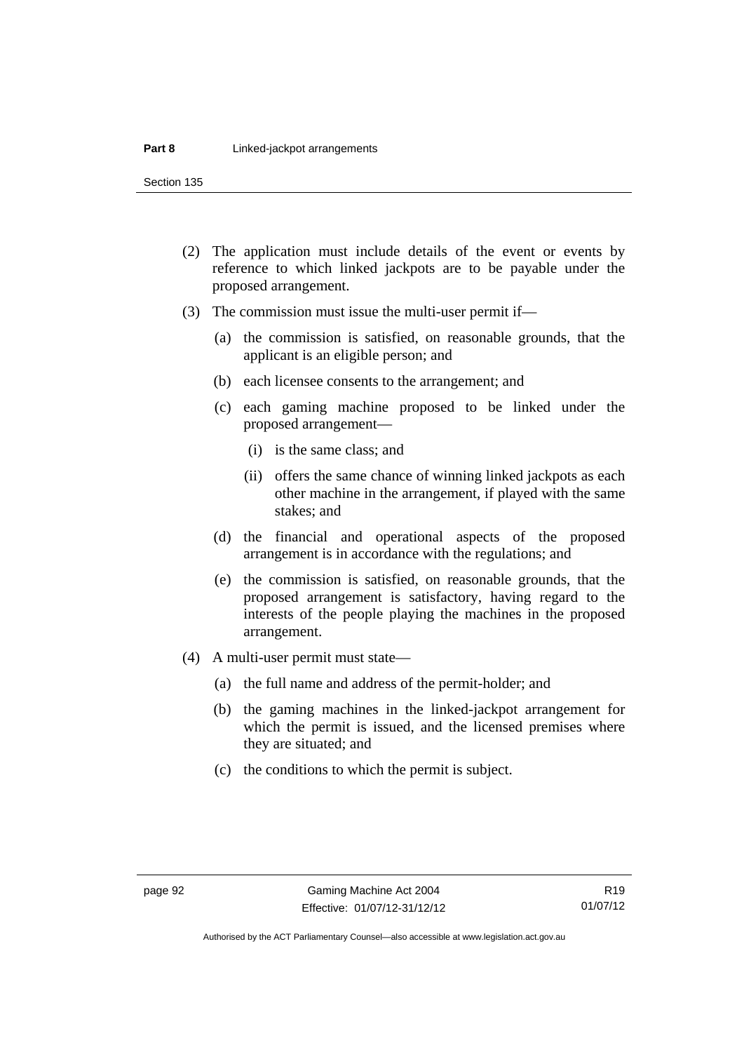(2) The application must include details of the event or events by reference to which linked jackpots are to be payable under the proposed arrangement.

(3) The commission must issue the multi-user permit if—

  (a) the commission is satisfied, on reasonable grounds, that the applicant is an eligible person; and

  (b) each licensee consents to the arrangement; and

  (c) each gaming machine proposed to be linked under the proposed arrangement—

    (i) is the same class; and

    (ii) offers the same chance of winning linked jackpots as each other machine in the arrangement, if played with the same stakes; and

  (d) the financial and operational aspects of the proposed arrangement is in accordance with the regulations; and

  (e) the commission is satisfied, on reasonable grounds, that the proposed arrangement is satisfactory, having regard to the interests of the people playing the machines in the proposed arrangement.

(4) A multi-user permit must state—

  (a) the full name and address of the permit-holder; and

  (b) the gaming machines in the linked-jackpot arrangement for which the permit is issued, and the licensed premises where they are situated; and

  (c) the conditions to which the permit is subject.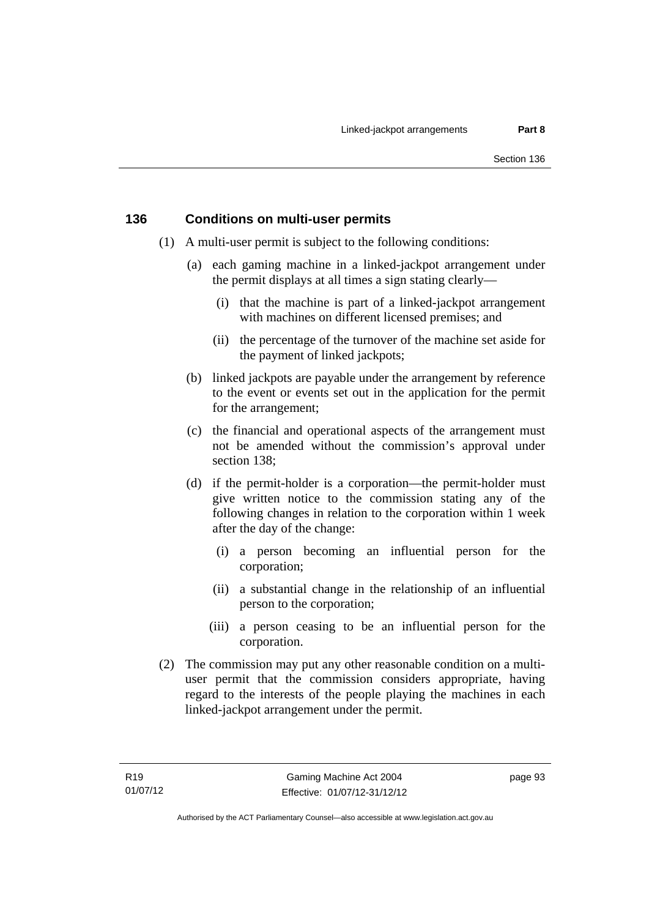## 136 Conditions on multi-user permits

(1) A multi-user permit is subject to the following conditions:

(a) each gaming machine in a linked-jackpot arrangement under the permit displays at all times a sign stating clearly—

(i) that the machine is part of a linked-jackpot arrangement with machines on different licensed premises; and

(ii) the percentage of the turnover of the machine set aside for the payment of linked jackpots;

(b) linked jackpots are payable under the arrangement by reference to the event or events set out in the application for the permit for the arrangement;

(c) the financial and operational aspects of the arrangement must not be amended without the commission's approval under section 138;

(d) if the permit-holder is a corporation—the permit-holder must give written notice to the commission stating any of the following changes in relation to the corporation within 1 week after the day of the change:

(i) a person becoming an influential person for the corporation;

(ii) a substantial change in the relationship of an influential person to the corporation;

(iii) a person ceasing to be an influential person for the corporation.

(2) The commission may put any other reasonable condition on a multi-user permit that the commission considers appropriate, having regard to the interests of the people playing the machines in each linked-jackpot arrangement under the permit.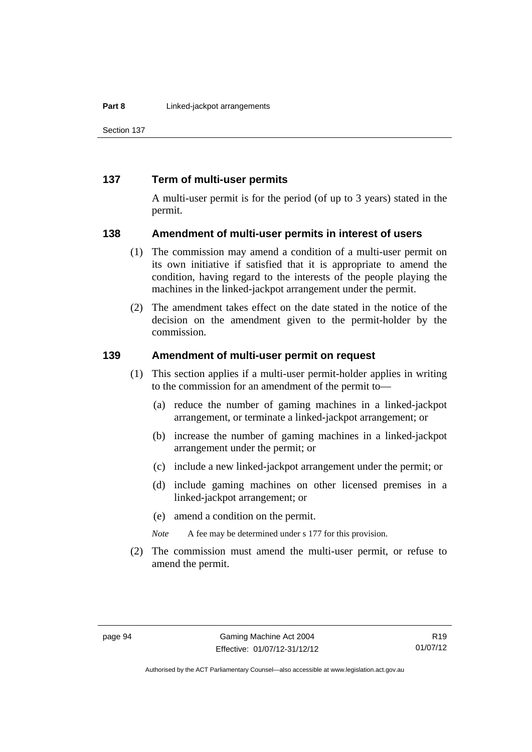## 137 Term of multi-user permits

A multi-user permit is for the period (of up to 3 years) stated in the permit.

## 138 Amendment of multi-user permits in interest of users

(1) The commission may amend a condition of a multi-user permit on its own initiative if satisfied that it is appropriate to amend the condition, having regard to the interests of the people playing the machines in the linked-jackpot arrangement under the permit.

(2) The amendment takes effect on the date stated in the notice of the decision on the amendment given to the permit-holder by the commission.

## 139 Amendment of multi-user permit on request

(1) This section applies if a multi-user permit-holder applies in writing to the commission for an amendment of the permit to—

(a) reduce the number of gaming machines in a linked-jackpot arrangement, or terminate a linked-jackpot arrangement; or

(b) increase the number of gaming machines in a linked-jackpot arrangement under the permit; or

(c) include a new linked-jackpot arrangement under the permit; or

(d) include gaming machines on other licensed premises in a linked-jackpot arrangement; or

(e) amend a condition on the permit.

*Note* A fee may be determined under s 177 for this provision.

(2) The commission must amend the multi-user permit, or refuse to amend the permit.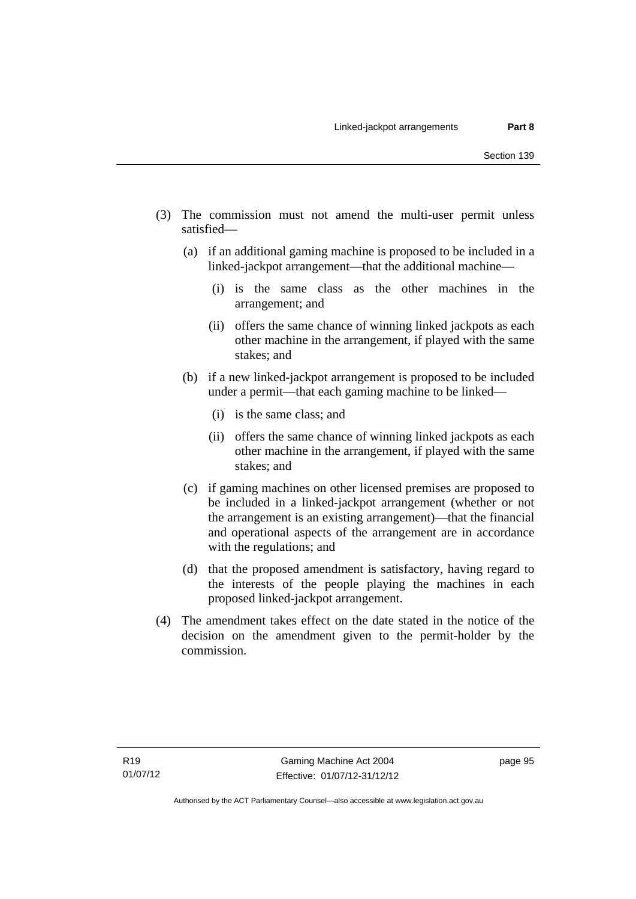(3) The commission must not amend the multi-user permit unless satisfied—

(a) if an additional gaming machine is proposed to be included in a linked-jackpot arrangement—that the additional machine—

(i) is the same class as the other machines in the arrangement; and

(ii) offers the same chance of winning linked jackpots as each other machine in the arrangement, if played with the same stakes; and

(b) if a new linked-jackpot arrangement is proposed to be included under a permit—that each gaming machine to be linked—

(i) is the same class; and

(ii) offers the same chance of winning linked jackpots as each other machine in the arrangement, if played with the same stakes; and

(c) if gaming machines on other licensed premises are proposed to be included in a linked-jackpot arrangement (whether or not the arrangement is an existing arrangement)—that the financial and operational aspects of the arrangement are in accordance with the regulations; and

(d) that the proposed amendment is satisfactory, having regard to the interests of the people playing the machines in each proposed linked-jackpot arrangement.

(4) The amendment takes effect on the date stated in the notice of the decision on the amendment given to the permit-holder by the commission.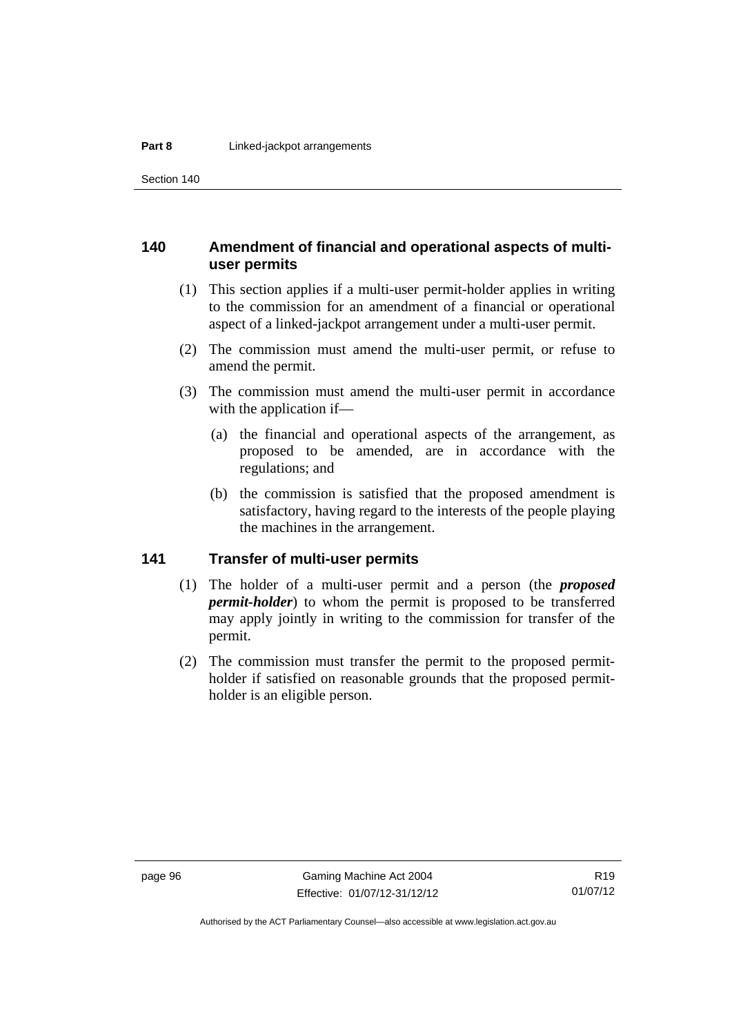### 140 Amendment of financial and operational aspects of multi-user permits

(1) This section applies if a multi-user permit-holder applies in writing to the commission for an amendment of a financial or operational aspect of a linked-jackpot arrangement under a multi-user permit.

(2) The commission must amend the multi-user permit, or refuse to amend the permit.

(3) The commission must amend the multi-user permit in accordance with the application if—

(a) the financial and operational aspects of the arrangement, as proposed to be amended, are in accordance with the regulations; and

(b) the commission is satisfied that the proposed amendment is satisfactory, having regard to the interests of the people playing the machines in the arrangement.

### 141 Transfer of multi-user permits

(1) The holder of a multi-user permit and a person (the ***proposed permit-holder***) to whom the permit is proposed to be transferred may apply jointly in writing to the commission for transfer of the permit.

(2) The commission must transfer the permit to the proposed permit-holder if satisfied on reasonable grounds that the proposed permit-holder is an eligible person.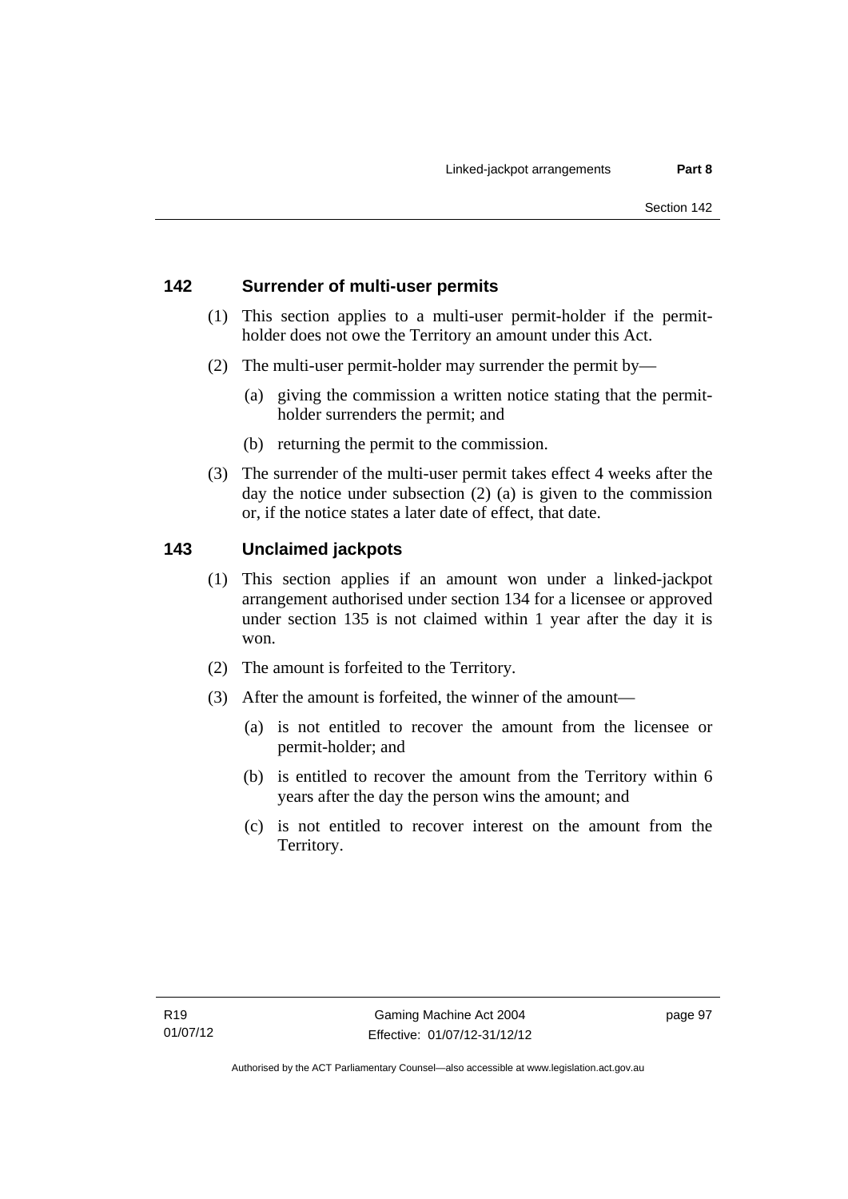## 142 Surrender of multi-user permits

(1) This section applies to a multi-user permit-holder if the permit-holder does not owe the Territory an amount under this Act.

(2) The multi-user permit-holder may surrender the permit by—

(a) giving the commission a written notice stating that the permit-holder surrenders the permit; and

(b) returning the permit to the commission.

(3) The surrender of the multi-user permit takes effect 4 weeks after the day the notice under subsection (2) (a) is given to the commission or, if the notice states a later date of effect, that date.

## 143 Unclaimed jackpots

(1) This section applies if an amount won under a linked-jackpot arrangement authorised under section 134 for a licensee or approved under section 135 is not claimed within 1 year after the day it is won.

(2) The amount is forfeited to the Territory.

(3) After the amount is forfeited, the winner of the amount—

(a) is not entitled to recover the amount from the licensee or permit-holder; and

(b) is entitled to recover the amount from the Territory within 6 years after the day the person wins the amount; and

(c) is not entitled to recover interest on the amount from the Territory.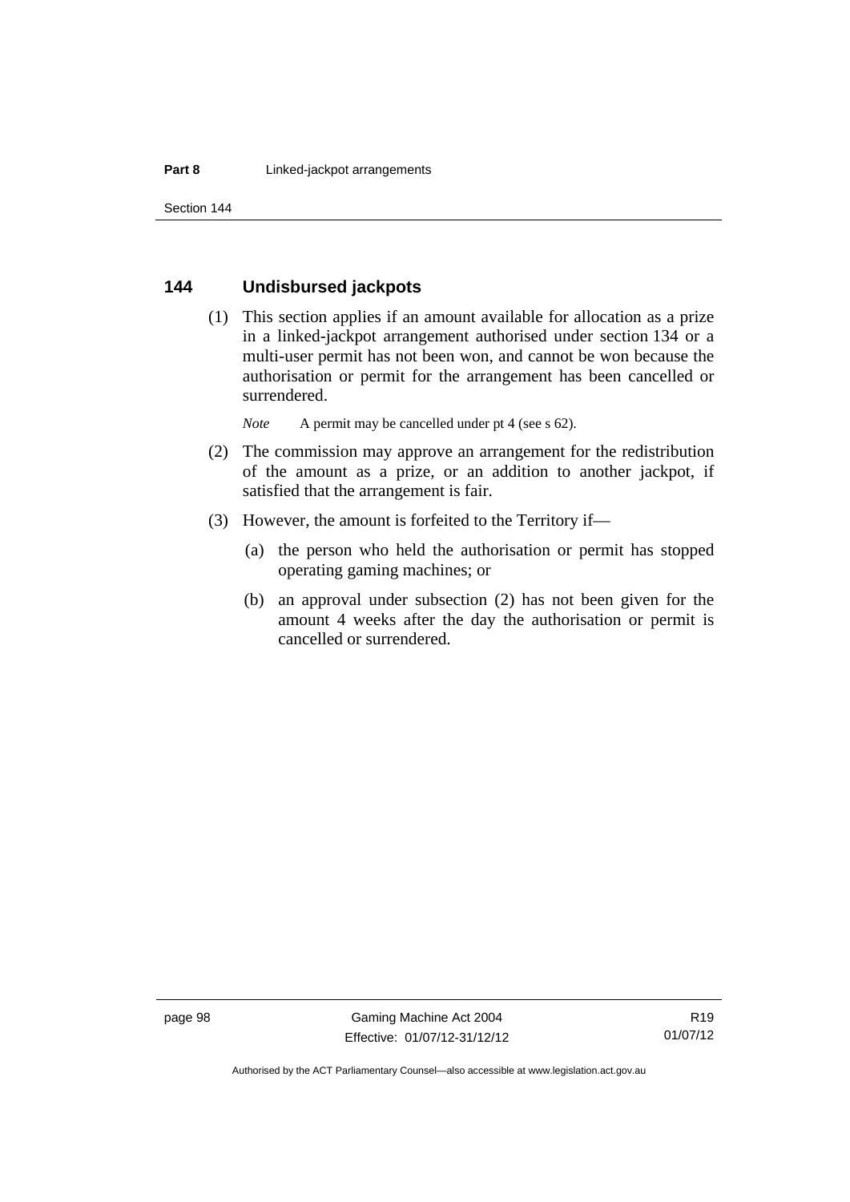## 144 Undisbursed jackpots

(1) This section applies if an amount available for allocation as a prize in a linked-jackpot arrangement authorised under section 134 or a multi-user permit has not been won, and cannot be won because the authorisation or permit for the arrangement has been cancelled or surrendered.

*Note* A permit may be cancelled under pt 4 (see s 62).

(2) The commission may approve an arrangement for the redistribution of the amount as a prize, or an addition to another jackpot, if satisfied that the arrangement is fair.

(3) However, the amount is forfeited to the Territory if—

(a) the person who held the authorisation or permit has stopped operating gaming machines; or

(b) an approval under subsection (2) has not been given for the amount 4 weeks after the day the authorisation or permit is cancelled or surrendered.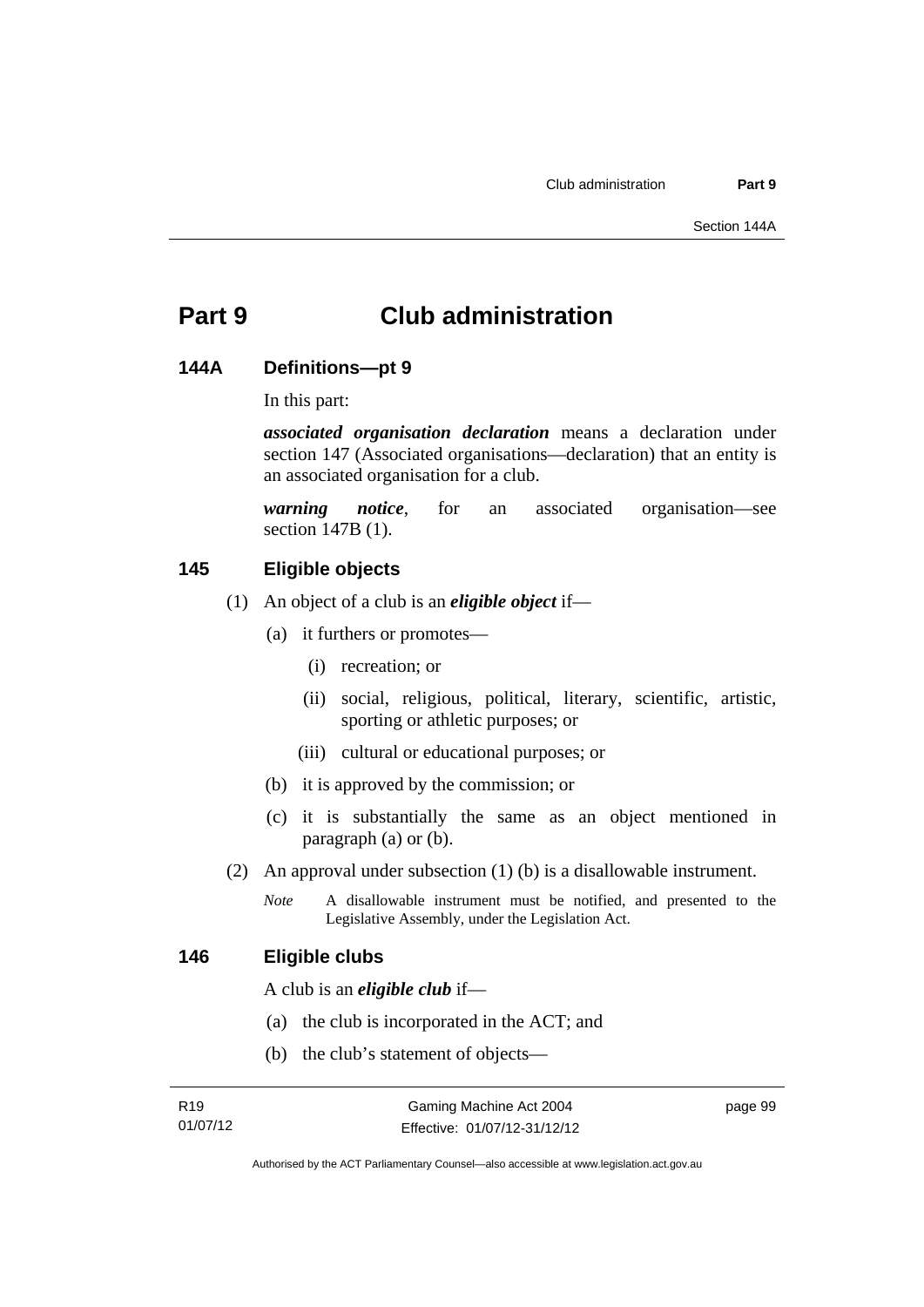# Part 9 Club administration

## 144A Definitions—pt 9

In this part:

***associated organisation declaration*** means a declaration under section 147 (Associated organisations—declaration) that an entity is an associated organisation for a club.

***warning notice***, for an associated organisation—see section 147B (1).

## 145 Eligible objects

(1) An object of a club is an ***eligible object*** if—

(a) it furthers or promotes—

(i) recreation; or

(ii) social, religious, political, literary, scientific, artistic, sporting or athletic purposes; or

(iii) cultural or educational purposes; or

(b) it is approved by the commission; or

(c) it is substantially the same as an object mentioned in paragraph (a) or (b).

(2) An approval under subsection (1) (b) is a disallowable instrument.

*Note* A disallowable instrument must be notified, and presented to the Legislative Assembly, under the Legislation Act.

## 146 Eligible clubs

A club is an ***eligible club*** if—

(a) the club is incorporated in the ACT; and

(b) the club's statement of objects—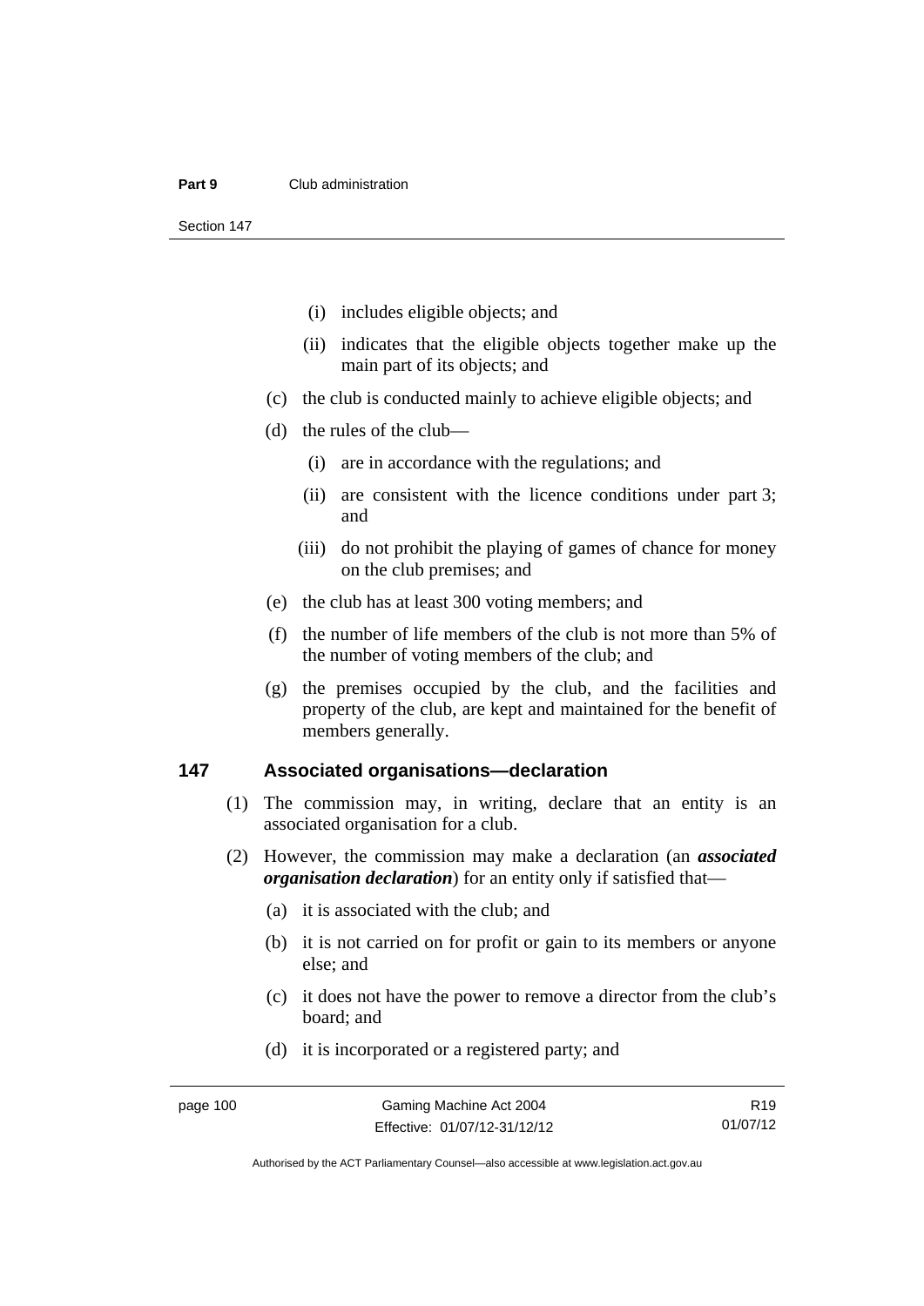(i) includes eligible objects; and

(ii) indicates that the eligible objects together make up the main part of its objects; and

(c) the club is conducted mainly to achieve eligible objects; and

(d) the rules of the club—

(i) are in accordance with the regulations; and

(ii) are consistent with the licence conditions under part 3; and

(iii) do not prohibit the playing of games of chance for money on the club premises; and

(e) the club has at least 300 voting members; and

(f) the number of life members of the club is not more than 5% of the number of voting members of the club; and

(g) the premises occupied by the club, and the facilities and property of the club, are kept and maintained for the benefit of members generally.

### 147 Associated organisations—declaration

(1) The commission may, in writing, declare that an entity is an associated organisation for a club.

(2) However, the commission may make a declaration (an ***associated organisation declaration***) for an entity only if satisfied that—

(a) it is associated with the club; and

(b) it is not carried on for profit or gain to its members or anyone else; and

(c) it does not have the power to remove a director from the club's board; and

(d) it is incorporated or a registered party; and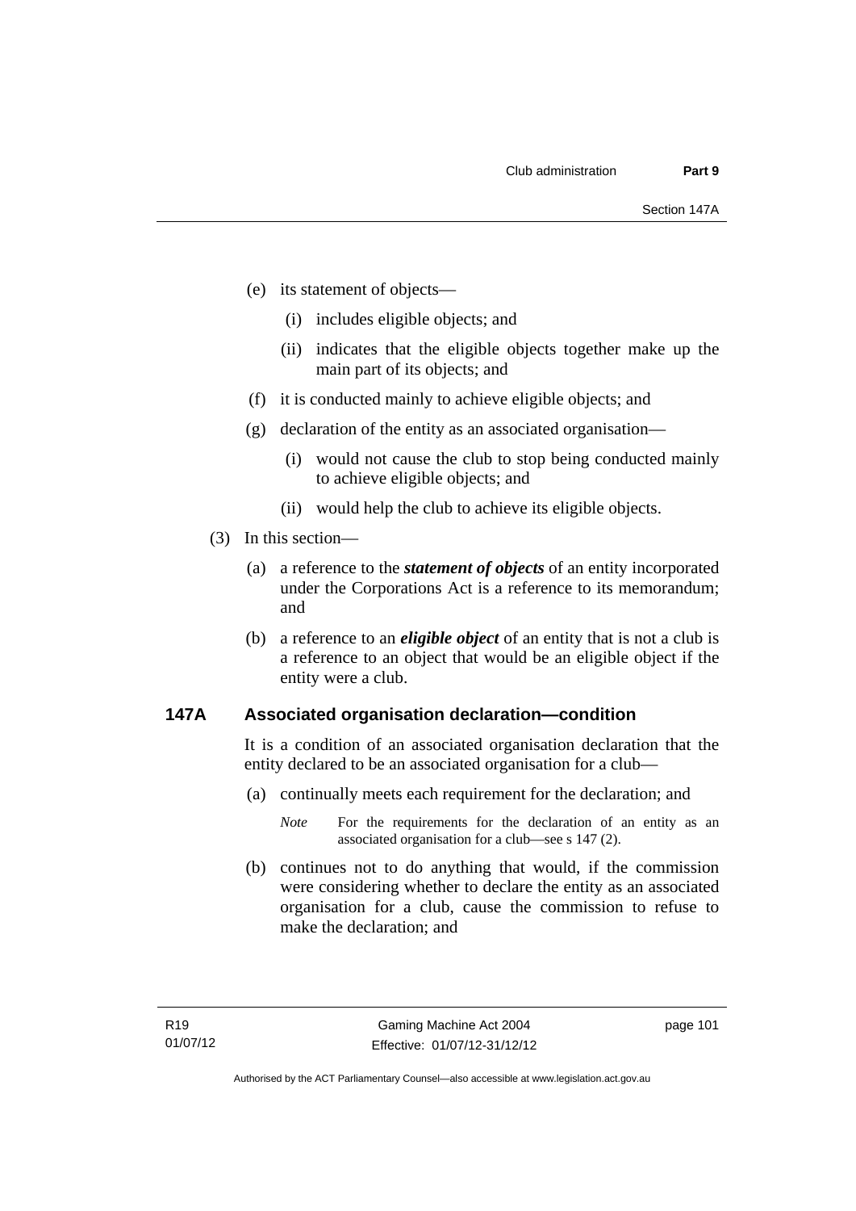(e) its statement of objects—

  (i) includes eligible objects; and

  (ii) indicates that the eligible objects together make up the main part of its objects; and

(f) it is conducted mainly to achieve eligible objects; and

(g) declaration of the entity as an associated organisation—

  (i) would not cause the club to stop being conducted mainly to achieve eligible objects; and

  (ii) would help the club to achieve its eligible objects.

(3) In this section—

(a) a reference to the ***statement of objects*** of an entity incorporated under the Corporations Act is a reference to its memorandum; and

(b) a reference to an ***eligible object*** of an entity that is not a club is a reference to an object that would be an eligible object if the entity were a club.

### 147A Associated organisation declaration—condition

It is a condition of an associated organisation declaration that the entity declared to be an associated organisation for a club—

(a) continually meets each requirement for the declaration; and

*Note* For the requirements for the declaration of an entity as an associated organisation for a club—see s 147 (2).

(b) continues not to do anything that would, if the commission were considering whether to declare the entity as an associated organisation for a club, cause the commission to refuse to make the declaration; and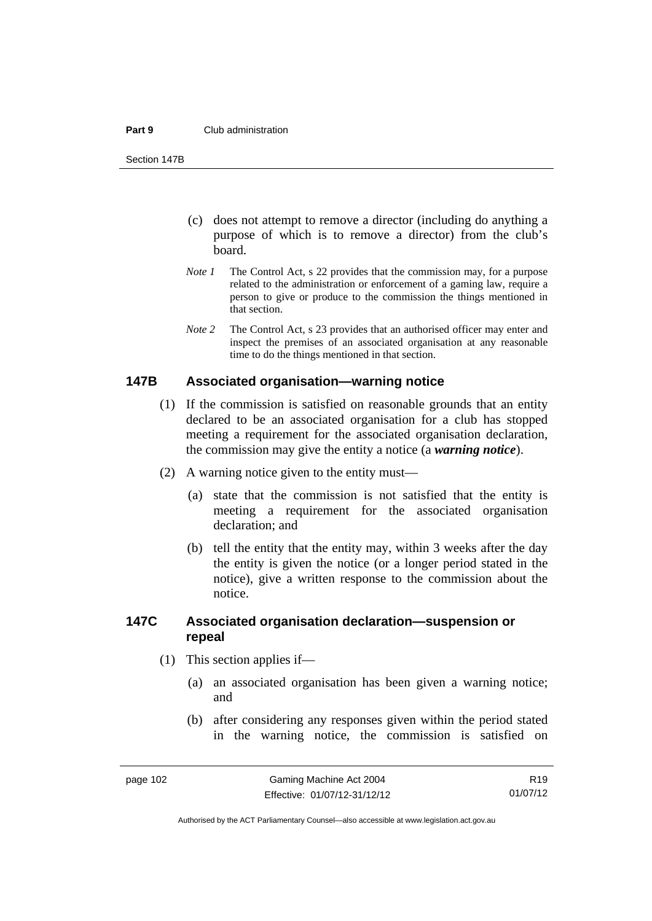(c) does not attempt to remove a director (including do anything a purpose of which is to remove a director) from the club's board.

*Note 1* The Control Act, s 22 provides that the commission may, for a purpose related to the administration or enforcement of a gaming law, require a person to give or produce to the commission the things mentioned in that section.

*Note 2* The Control Act, s 23 provides that an authorised officer may enter and inspect the premises of an associated organisation at any reasonable time to do the things mentioned in that section.

### 147B Associated organisation—warning notice

(1) If the commission is satisfied on reasonable grounds that an entity declared to be an associated organisation for a club has stopped meeting a requirement for the associated organisation declaration, the commission may give the entity a notice (a ***warning notice***).

(2) A warning notice given to the entity must—

(a) state that the commission is not satisfied that the entity is meeting a requirement for the associated organisation declaration; and

(b) tell the entity that the entity may, within 3 weeks after the day the entity is given the notice (or a longer period stated in the notice), give a written response to the commission about the notice.

### 147C Associated organisation declaration—suspension or repeal

(1) This section applies if—

(a) an associated organisation has been given a warning notice; and

(b) after considering any responses given within the period stated in the warning notice, the commission is satisfied on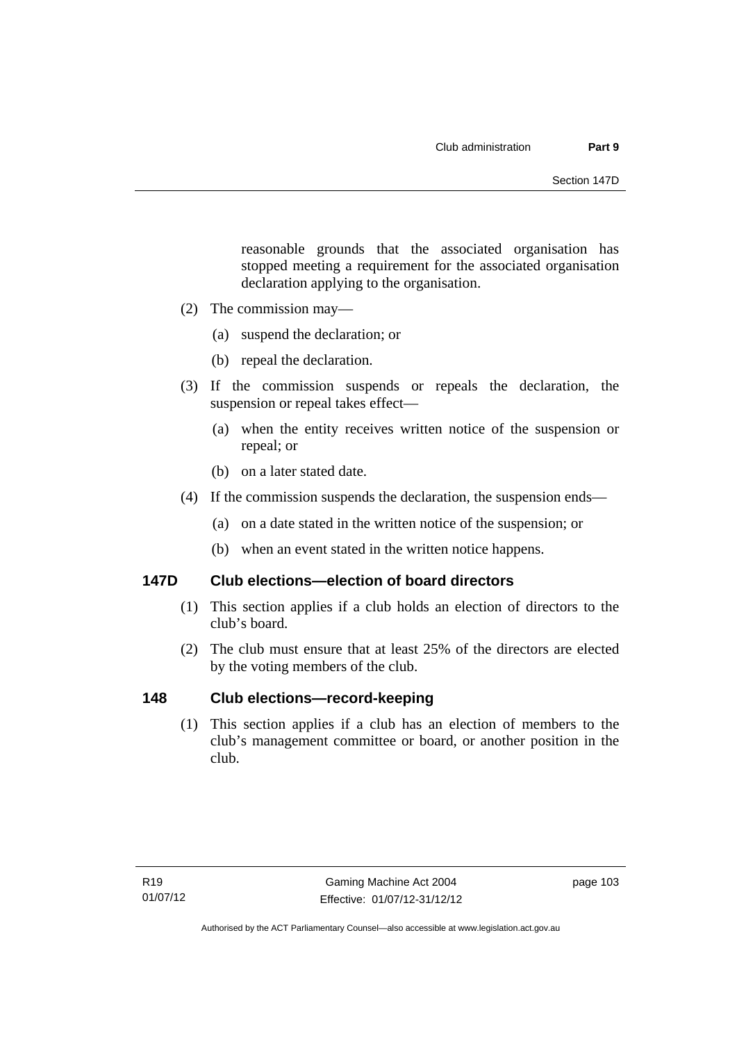reasonable grounds that the associated organisation has stopped meeting a requirement for the associated organisation declaration applying to the organisation.

(2) The commission may—

(a) suspend the declaration; or

(b) repeal the declaration.

(3) If the commission suspends or repeals the declaration, the suspension or repeal takes effect—

(a) when the entity receives written notice of the suspension or repeal; or

(b) on a later stated date.

(4) If the commission suspends the declaration, the suspension ends—

(a) on a date stated in the written notice of the suspension; or

(b) when an event stated in the written notice happens.

## 147D Club elections—election of board directors

(1) This section applies if a club holds an election of directors to the club's board.

(2) The club must ensure that at least 25% of the directors are elected by the voting members of the club.

## 148 Club elections—record-keeping

(1) This section applies if a club has an election of members to the club's management committee or board, or another position in the club.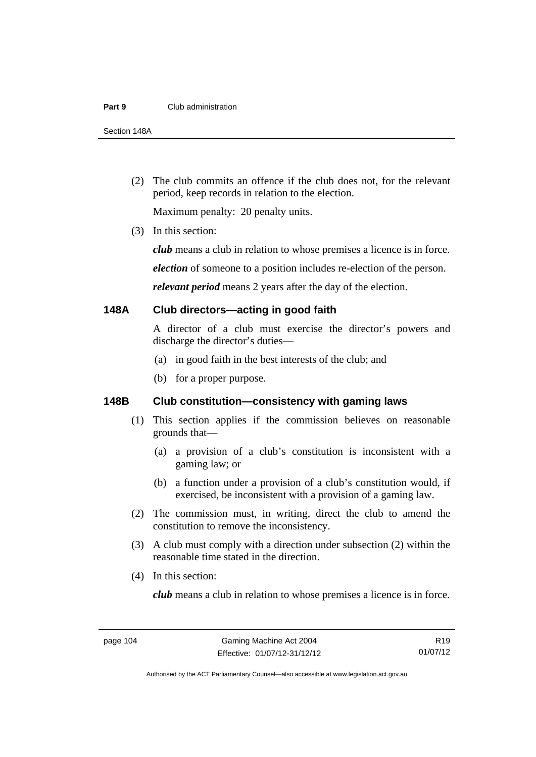(2) The club commits an offence if the club does not, for the relevant period, keep records in relation to the election.

Maximum penalty: 20 penalty units.

(3) In this section:

***club*** means a club in relation to whose premises a licence is in force.

***election*** of someone to a position includes re-election of the person.

***relevant period*** means 2 years after the day of the election.

## 148A Club directors—acting in good faith

A director of a club must exercise the director's powers and discharge the director's duties—

(a) in good faith in the best interests of the club; and

(b) for a proper purpose.

## 148B Club constitution—consistency with gaming laws

(1) This section applies if the commission believes on reasonable grounds that—

(a) a provision of a club's constitution is inconsistent with a gaming law; or

(b) a function under a provision of a club's constitution would, if exercised, be inconsistent with a provision of a gaming law.

(2) The commission must, in writing, direct the club to amend the constitution to remove the inconsistency.

(3) A club must comply with a direction under subsection (2) within the reasonable time stated in the direction.

(4) In this section:

***club*** means a club in relation to whose premises a licence is in force.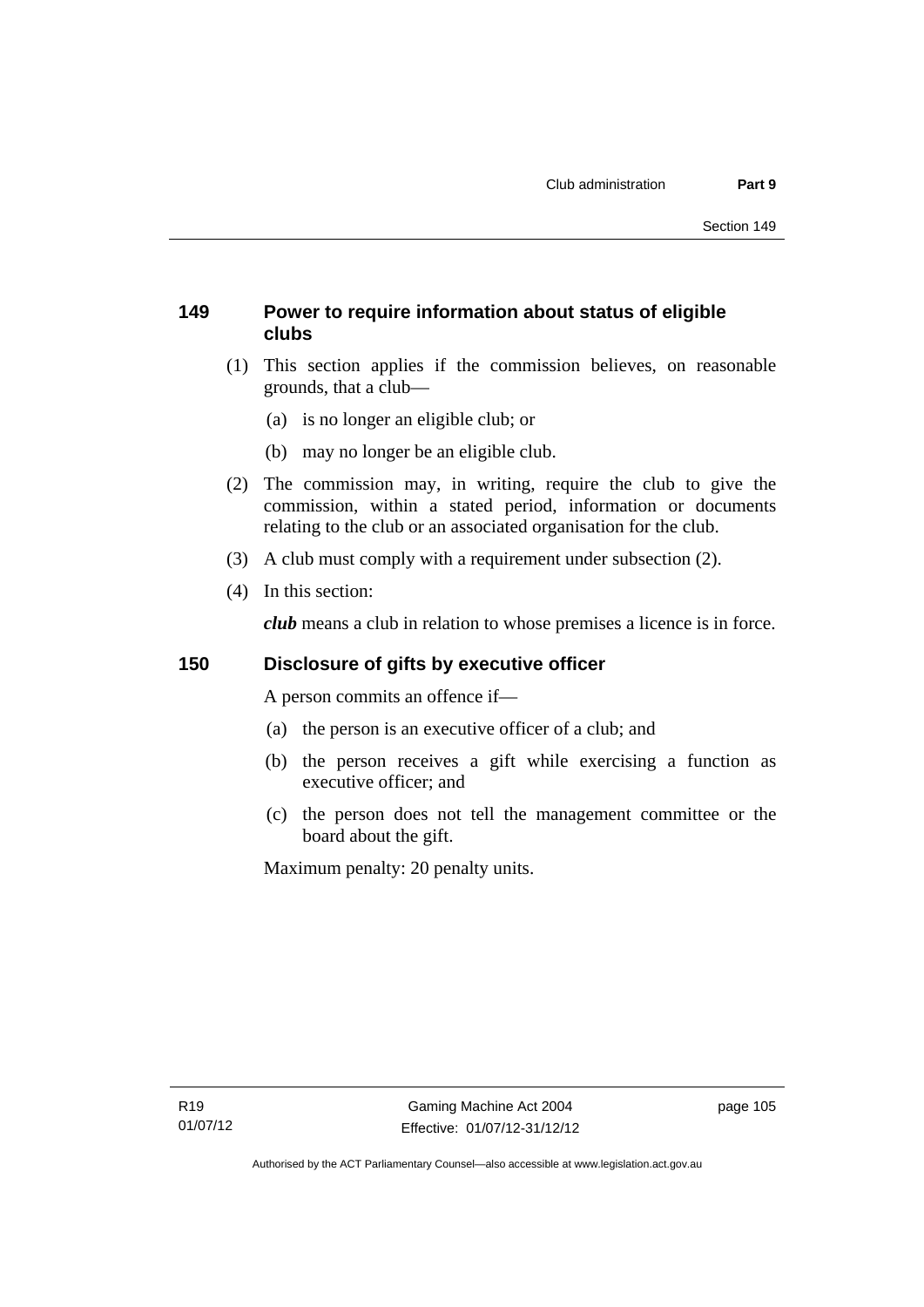## 149 Power to require information about status of eligible clubs

(1) This section applies if the commission believes, on reasonable grounds, that a club—

(a) is no longer an eligible club; or

(b) may no longer be an eligible club.

(2) The commission may, in writing, require the club to give the commission, within a stated period, information or documents relating to the club or an associated organisation for the club.

(3) A club must comply with a requirement under subsection (2).

(4) In this section:

***club*** means a club in relation to whose premises a licence is in force.

## 150 Disclosure of gifts by executive officer

A person commits an offence if—

(a) the person is an executive officer of a club; and

(b) the person receives a gift while exercising a function as executive officer; and

(c) the person does not tell the management committee or the board about the gift.

Maximum penalty: 20 penalty units.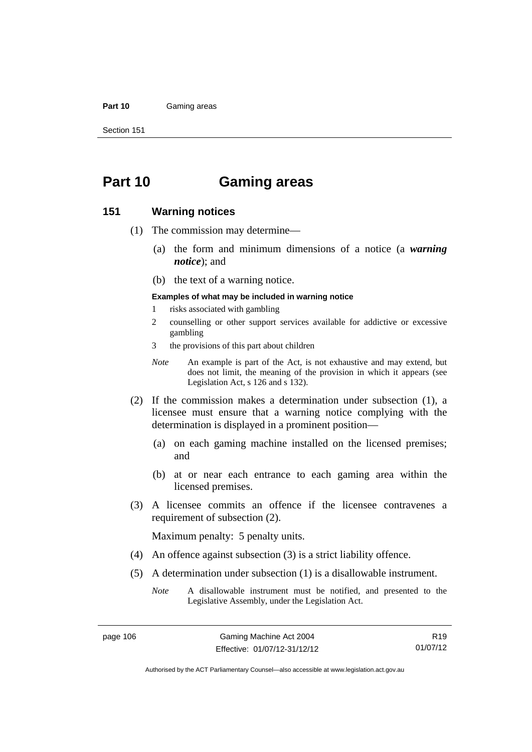# Part 10 Gaming areas

## 151 Warning notices

(1) The commission may determine—

(a) the form and minimum dimensions of a notice (a ***warning notice***); and

(b) the text of a warning notice.

**Examples of what may be included in warning notice**

1 risks associated with gambling

2 counselling or other support services available for addictive or excessive gambling

3 the provisions of this part about children

*Note* An example is part of the Act, is not exhaustive and may extend, but does not limit, the meaning of the provision in which it appears (see Legislation Act, s 126 and s 132).

(2) If the commission makes a determination under subsection (1), a licensee must ensure that a warning notice complying with the determination is displayed in a prominent position—

(a) on each gaming machine installed on the licensed premises; and

(b) at or near each entrance to each gaming area within the licensed premises.

(3) A licensee commits an offence if the licensee contravenes a requirement of subsection (2).

Maximum penalty: 5 penalty units.

(4) An offence against subsection (3) is a strict liability offence.

(5) A determination under subsection (1) is a disallowable instrument.

*Note* A disallowable instrument must be notified, and presented to the Legislative Assembly, under the Legislation Act.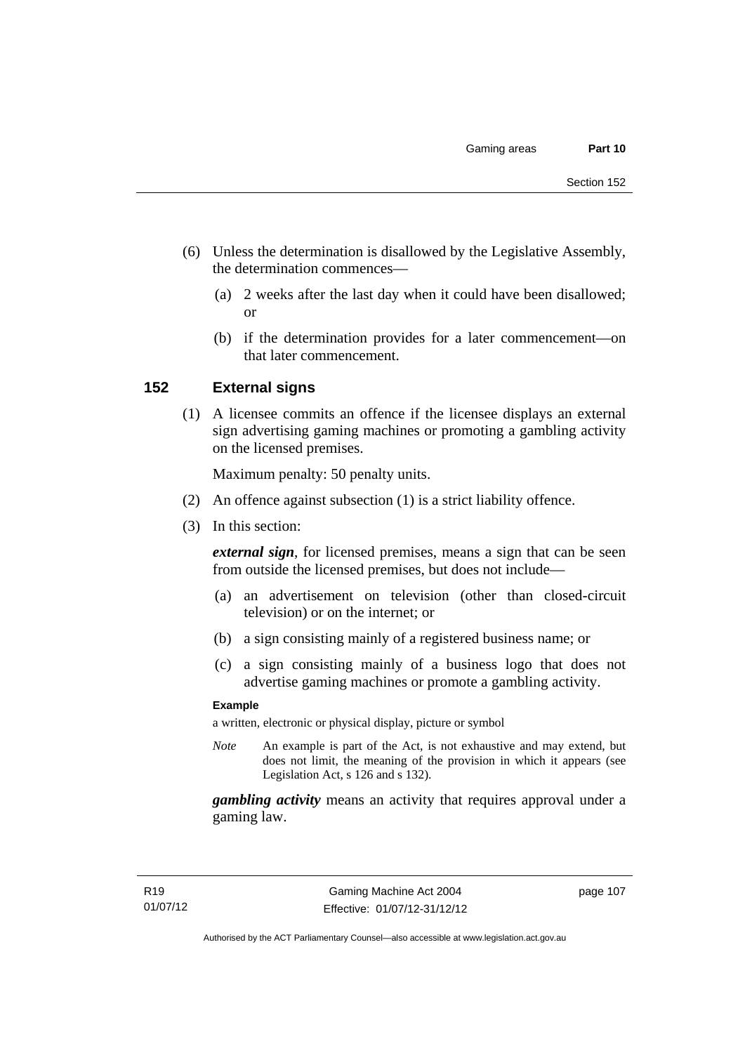(6) Unless the determination is disallowed by the Legislative Assembly, the determination commences—

  (a) 2 weeks after the last day when it could have been disallowed; or

  (b) if the determination provides for a later commencement—on that later commencement.

## 152 External signs

(1) A licensee commits an offence if the licensee displays an external sign advertising gaming machines or promoting a gambling activity on the licensed premises.

Maximum penalty: 50 penalty units.

(2) An offence against subsection (1) is a strict liability offence.

(3) In this section:

***external sign***, for licensed premises, means a sign that can be seen from outside the licensed premises, but does not include—

  (a) an advertisement on television (other than closed-circuit television) or on the internet; or

  (b) a sign consisting mainly of a registered business name; or

  (c) a sign consisting mainly of a business logo that does not advertise gaming machines or promote a gambling activity.

**Example**

a written, electronic or physical display, picture or symbol

*Note* An example is part of the Act, is not exhaustive and may extend, but does not limit, the meaning of the provision in which it appears (see Legislation Act, s 126 and s 132).

***gambling activity*** means an activity that requires approval under a gaming law.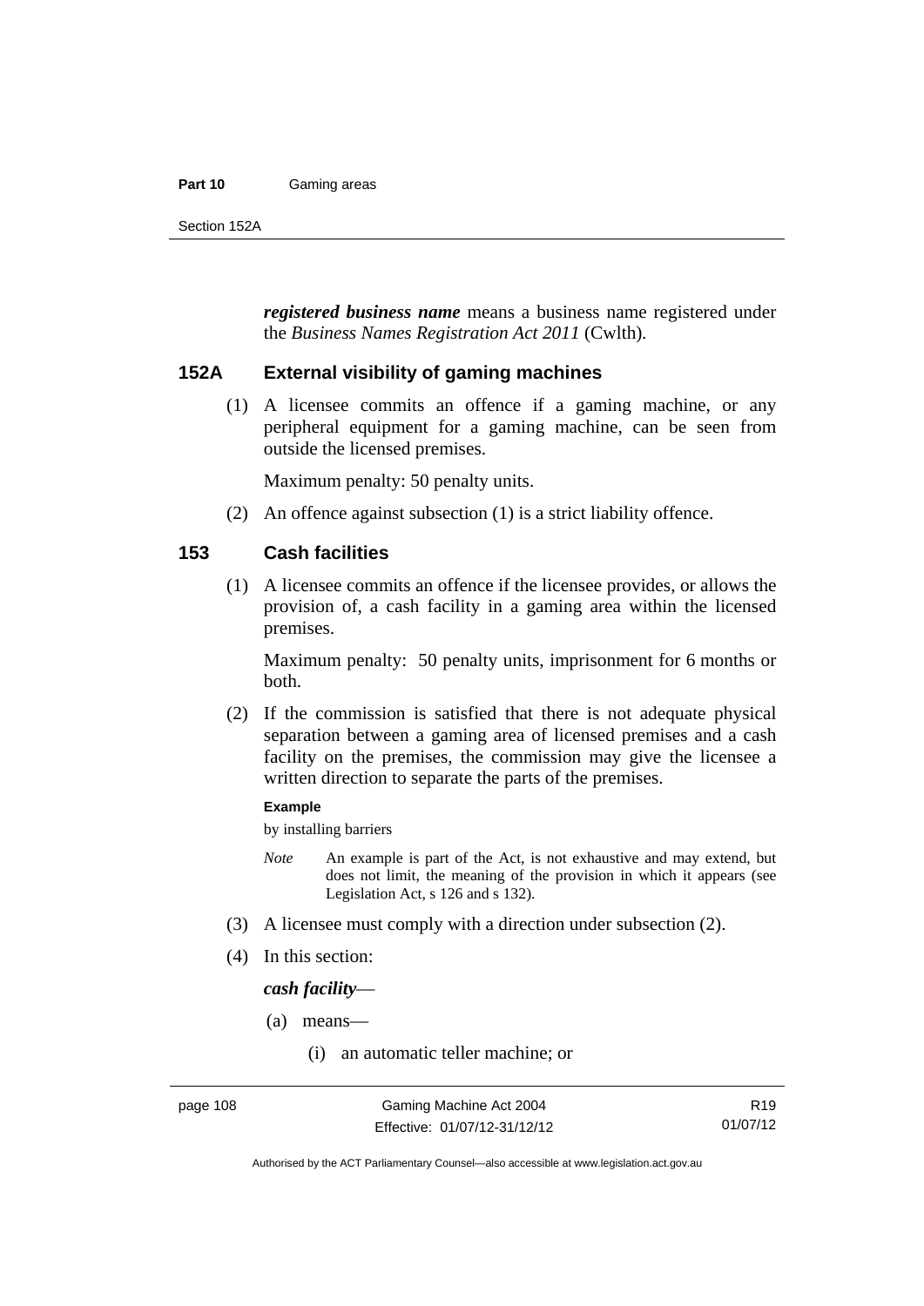***registered business name*** means a business name registered under the *Business Names Registration Act 2011* (Cwlth).

### 152A External visibility of gaming machines

(1) A licensee commits an offence if a gaming machine, or any peripheral equipment for a gaming machine, can be seen from outside the licensed premises.

Maximum penalty: 50 penalty units.

(2) An offence against subsection (1) is a strict liability offence.

### 153 Cash facilities

(1) A licensee commits an offence if the licensee provides, or allows the provision of, a cash facility in a gaming area within the licensed premises.

Maximum penalty: 50 penalty units, imprisonment for 6 months or both.

(2) If the commission is satisfied that there is not adequate physical separation between a gaming area of licensed premises and a cash facility on the premises, the commission may give the licensee a written direction to separate the parts of the premises.

**Example**

by installing barriers

*Note* An example is part of the Act, is not exhaustive and may extend, but does not limit, the meaning of the provision in which it appears (see Legislation Act, s 126 and s 132).

(3) A licensee must comply with a direction under subsection (2).

(4) In this section:

***cash facility***—

(a) means—

(i) an automatic teller machine; or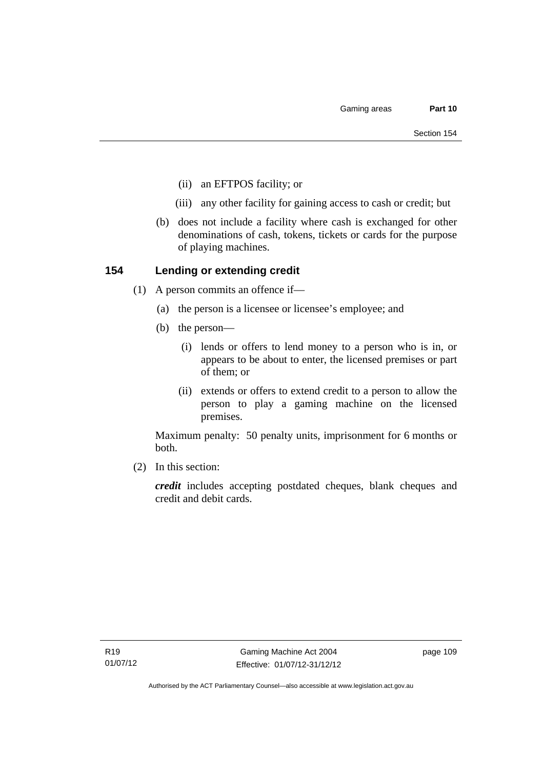(ii) an EFTPOS facility; or

(iii) any other facility for gaining access to cash or credit; but

(b) does not include a facility where cash is exchanged for other denominations of cash, tokens, tickets or cards for the purpose of playing machines.

### 154 Lending or extending credit

(1) A person commits an offence if—

(a) the person is a licensee or licensee's employee; and

(b) the person—

(i) lends or offers to lend money to a person who is in, or appears to be about to enter, the licensed premises or part of them; or

(ii) extends or offers to extend credit to a person to allow the person to play a gaming machine on the licensed premises.

Maximum penalty: 50 penalty units, imprisonment for 6 months or both.

(2) In this section:

***credit*** includes accepting postdated cheques, blank cheques and credit and debit cards.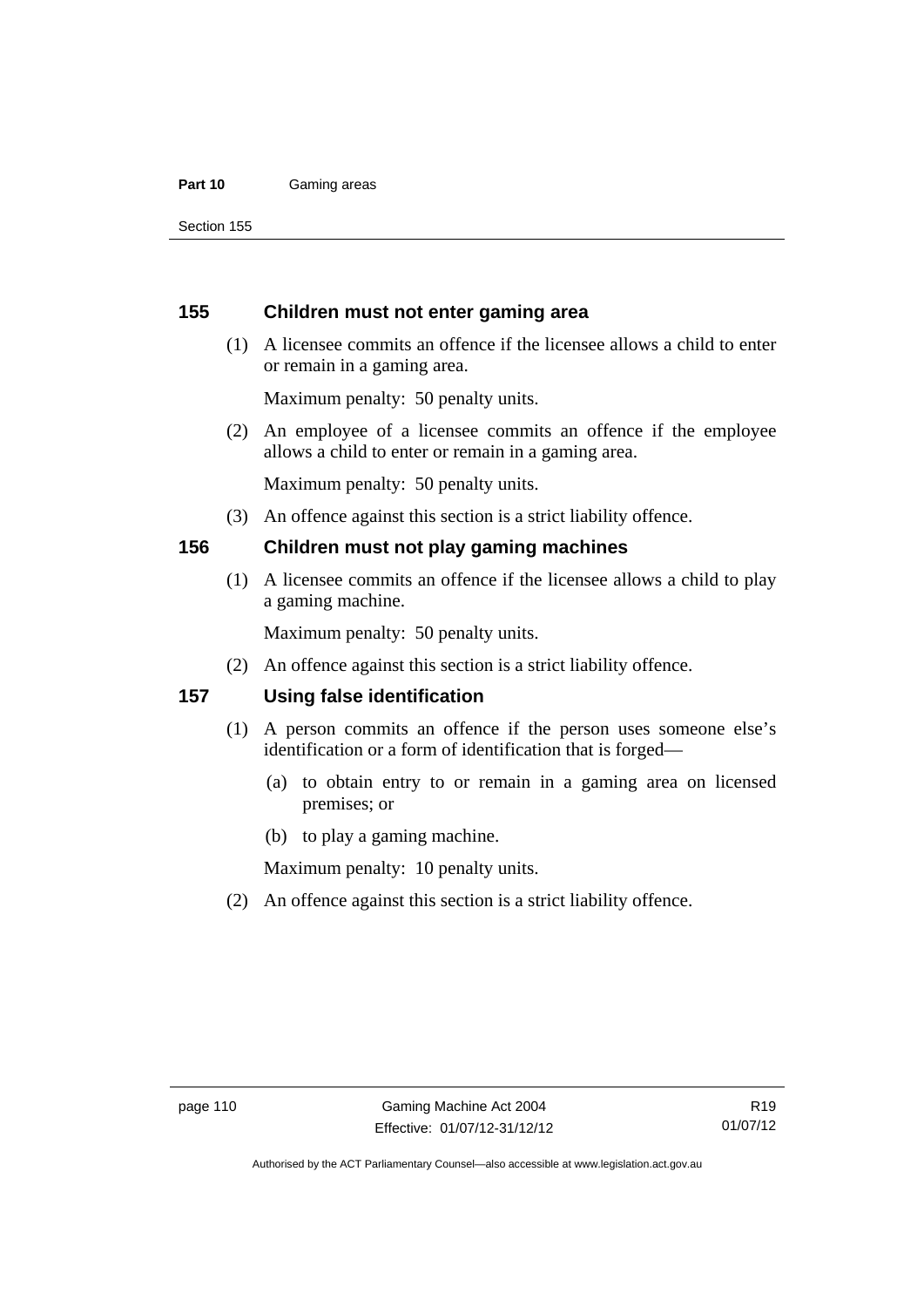### 155 Children must not enter gaming area

(1) A licensee commits an offence if the licensee allows a child to enter or remain in a gaming area.

Maximum penalty: 50 penalty units.

(2) An employee of a licensee commits an offence if the employee allows a child to enter or remain in a gaming area.

Maximum penalty: 50 penalty units.

(3) An offence against this section is a strict liability offence.

### 156 Children must not play gaming machines

(1) A licensee commits an offence if the licensee allows a child to play a gaming machine.

Maximum penalty: 50 penalty units.

(2) An offence against this section is a strict liability offence.

### 157 Using false identification

(1) A person commits an offence if the person uses someone else's identification or a form of identification that is forged—

(a) to obtain entry to or remain in a gaming area on licensed premises; or

(b) to play a gaming machine.

Maximum penalty: 10 penalty units.

(2) An offence against this section is a strict liability offence.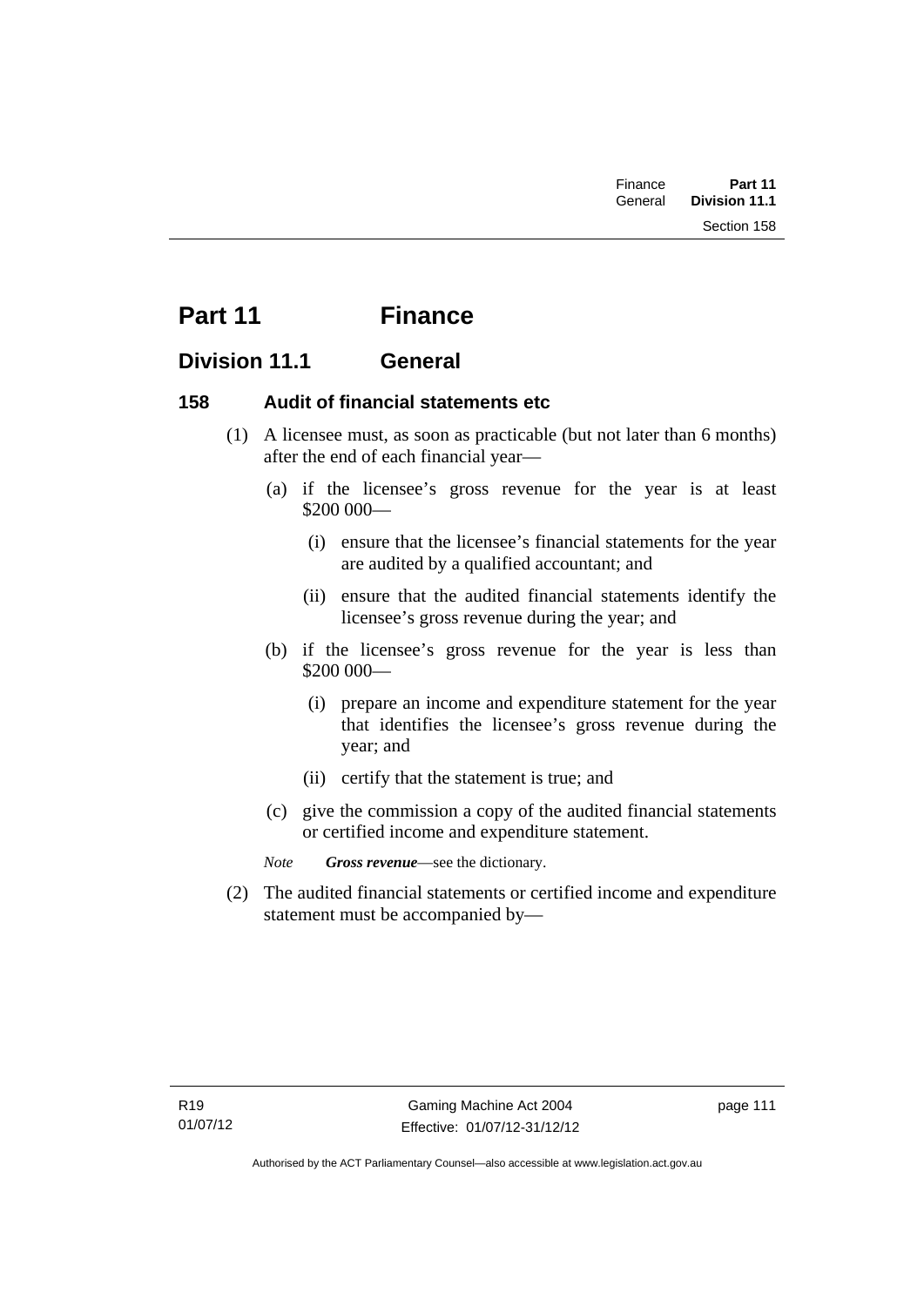# Part 11 Finance

## Division 11.1 General

### 158 Audit of financial statements etc

(1) A licensee must, as soon as practicable (but not later than 6 months) after the end of each financial year—

(a) if the licensee's gross revenue for the year is at least $200 000—

(i) ensure that the licensee's financial statements for the year are audited by a qualified accountant; and

(ii) ensure that the audited financial statements identify the licensee's gross revenue during the year; and

(b) if the licensee's gross revenue for the year is less than $200 000—

(i) prepare an income and expenditure statement for the year that identifies the licensee's gross revenue during the year; and

(ii) certify that the statement is true; and

(c) give the commission a copy of the audited financial statements or certified income and expenditure statement.

*Note* ***Gross revenue***—see the dictionary.

(2) The audited financial statements or certified income and expenditure statement must be accompanied by—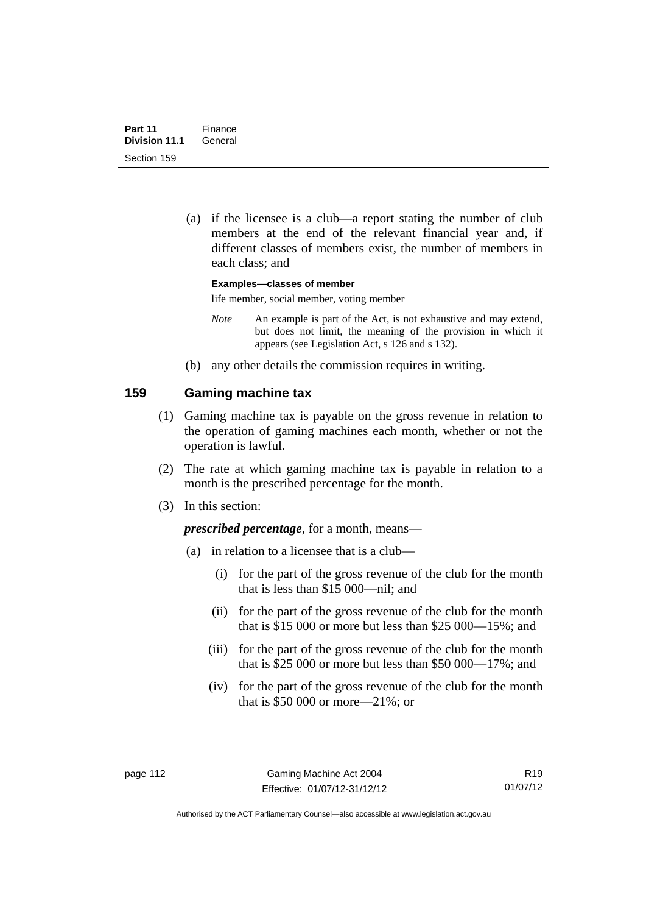(a) if the licensee is a club—a report stating the number of club members at the end of the relevant financial year and, if different classes of members exist, the number of members in each class; and

**Examples—classes of member**

life member, social member, voting member

*Note* An example is part of the Act, is not exhaustive and may extend, but does not limit, the meaning of the provision in which it appears (see Legislation Act, s 126 and s 132).

(b) any other details the commission requires in writing.

## 159 Gaming machine tax

(1) Gaming machine tax is payable on the gross revenue in relation to the operation of gaming machines each month, whether or not the operation is lawful.

(2) The rate at which gaming machine tax is payable in relation to a month is the prescribed percentage for the month.

(3) In this section:

***prescribed percentage***, for a month, means—

(a) in relation to a licensee that is a club—

(i) for the part of the gross revenue of the club for the month that is less than \$15 000—nil; and

(ii) for the part of the gross revenue of the club for the month that is \$15 000 or more but less than \$25 000—15%; and

(iii) for the part of the gross revenue of the club for the month that is \$25 000 or more but less than \$50 000—17%; and

(iv) for the part of the gross revenue of the club for the month that is \$50 000 or more—21%; or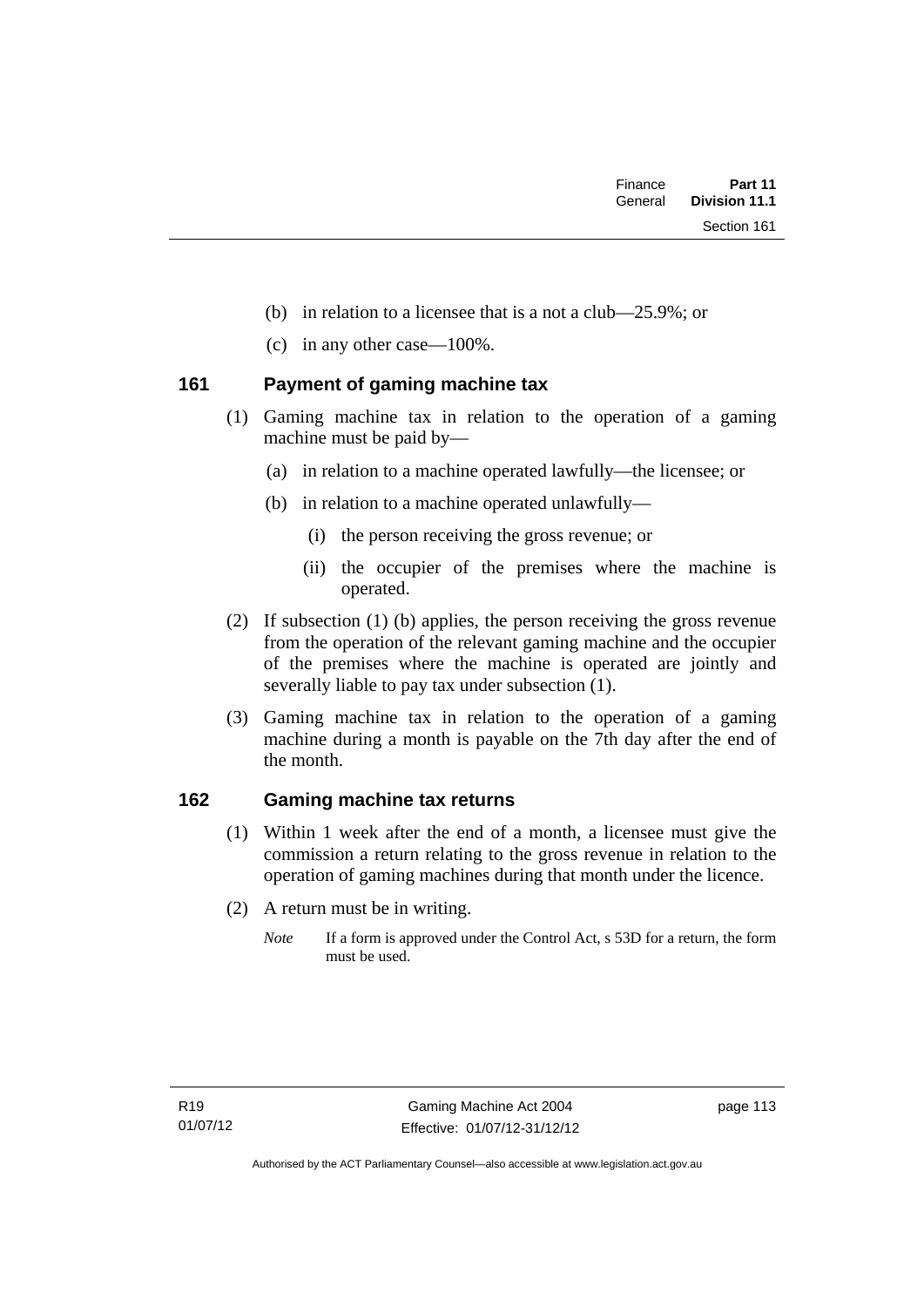(b) in relation to a licensee that is a not a club—25.9%; or

(c) in any other case—100%.

### 161 Payment of gaming machine tax

(1) Gaming machine tax in relation to the operation of a gaming machine must be paid by—

(a) in relation to a machine operated lawfully—the licensee; or

(b) in relation to a machine operated unlawfully—

(i) the person receiving the gross revenue; or

(ii) the occupier of the premises where the machine is operated.

(2) If subsection (1) (b) applies, the person receiving the gross revenue from the operation of the relevant gaming machine and the occupier of the premises where the machine is operated are jointly and severally liable to pay tax under subsection (1).

(3) Gaming machine tax in relation to the operation of a gaming machine during a month is payable on the 7th day after the end of the month.

### 162 Gaming machine tax returns

(1) Within 1 week after the end of a month, a licensee must give the commission a return relating to the gross revenue in relation to the operation of gaming machines during that month under the licence.

(2) A return must be in writing.

*Note* If a form is approved under the Control Act, s 53D for a return, the form must be used.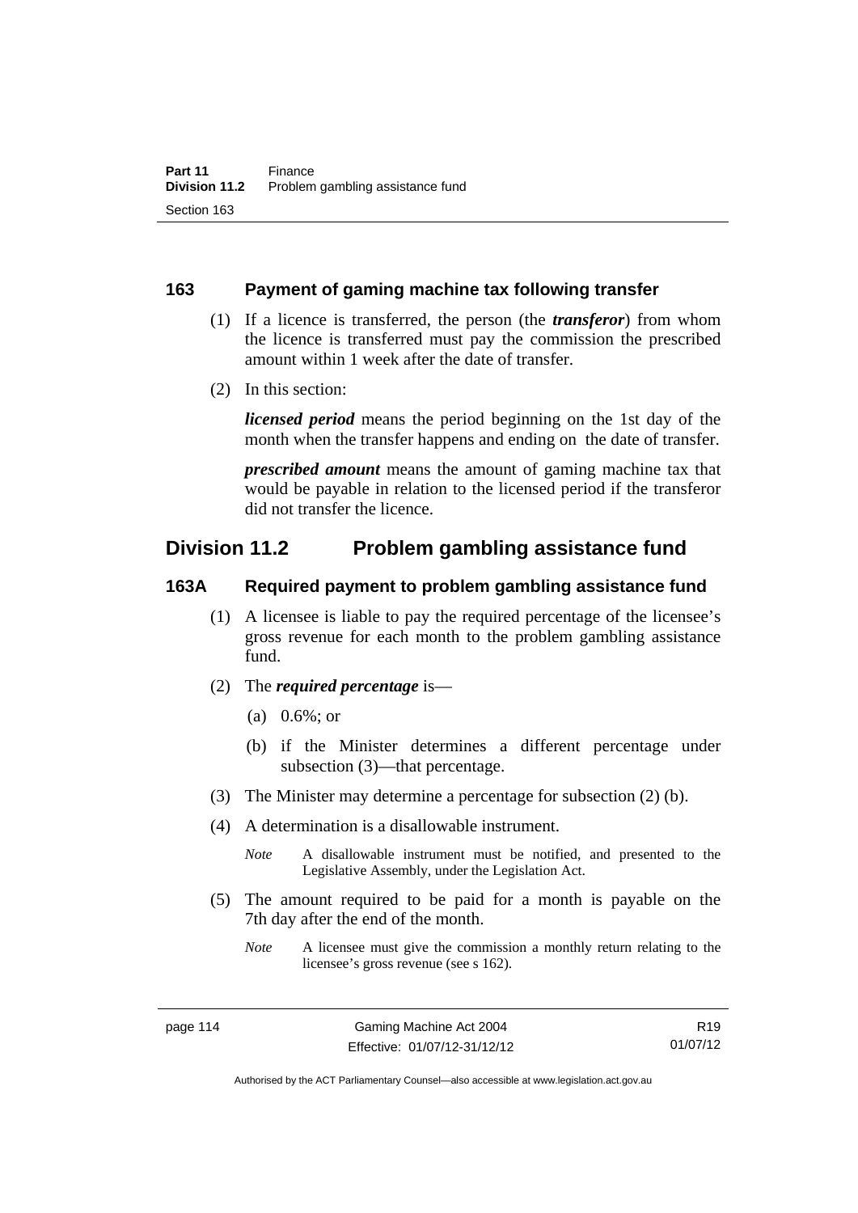### 163 Payment of gaming machine tax following transfer

(1) If a licence is transferred, the person (the ***transferor***) from whom the licence is transferred must pay the commission the prescribed amount within 1 week after the date of transfer.

(2) In this section:

***licensed period*** means the period beginning on the 1st day of the month when the transfer happens and ending on the date of transfer.

***prescribed amount*** means the amount of gaming machine tax that would be payable in relation to the licensed period if the transferor did not transfer the licence.

## Division 11.2 Problem gambling assistance fund

### 163A Required payment to problem gambling assistance fund

(1) A licensee is liable to pay the required percentage of the licensee's gross revenue for each month to the problem gambling assistance fund.

(2) The ***required percentage*** is—

(a) 0.6%; or

(b) if the Minister determines a different percentage under subsection (3)—that percentage.

(3) The Minister may determine a percentage for subsection (2) (b).

(4) A determination is a disallowable instrument.

*Note* A disallowable instrument must be notified, and presented to the Legislative Assembly, under the Legislation Act.

(5) The amount required to be paid for a month is payable on the 7th day after the end of the month.

*Note* A licensee must give the commission a monthly return relating to the licensee's gross revenue (see s 162).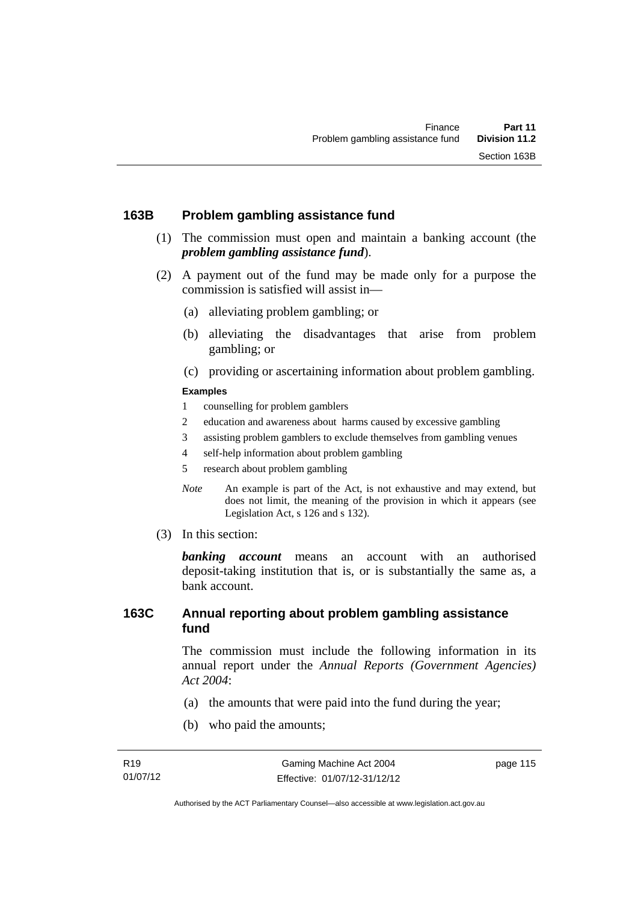## 163B Problem gambling assistance fund

(1) The commission must open and maintain a banking account (the ***problem gambling assistance fund***).

(2) A payment out of the fund may be made only for a purpose the commission is satisfied will assist in—

(a) alleviating problem gambling; or

(b) alleviating the disadvantages that arise from problem gambling; or

(c) providing or ascertaining information about problem gambling.

**Examples**

1 counselling for problem gamblers
2 education and awareness about harms caused by excessive gambling
3 assisting problem gamblers to exclude themselves from gambling venues
4 self-help information about problem gambling
5 research about problem gambling

*Note* An example is part of the Act, is not exhaustive and may extend, but does not limit, the meaning of the provision in which it appears (see Legislation Act, s 126 and s 132).

(3) In this section:

***banking account*** means an account with an authorised deposit-taking institution that is, or is substantially the same as, a bank account.

## 163C Annual reporting about problem gambling assistance fund

The commission must include the following information in its annual report under the *Annual Reports (Government Agencies) Act 2004*:

(a) the amounts that were paid into the fund during the year;

(b) who paid the amounts;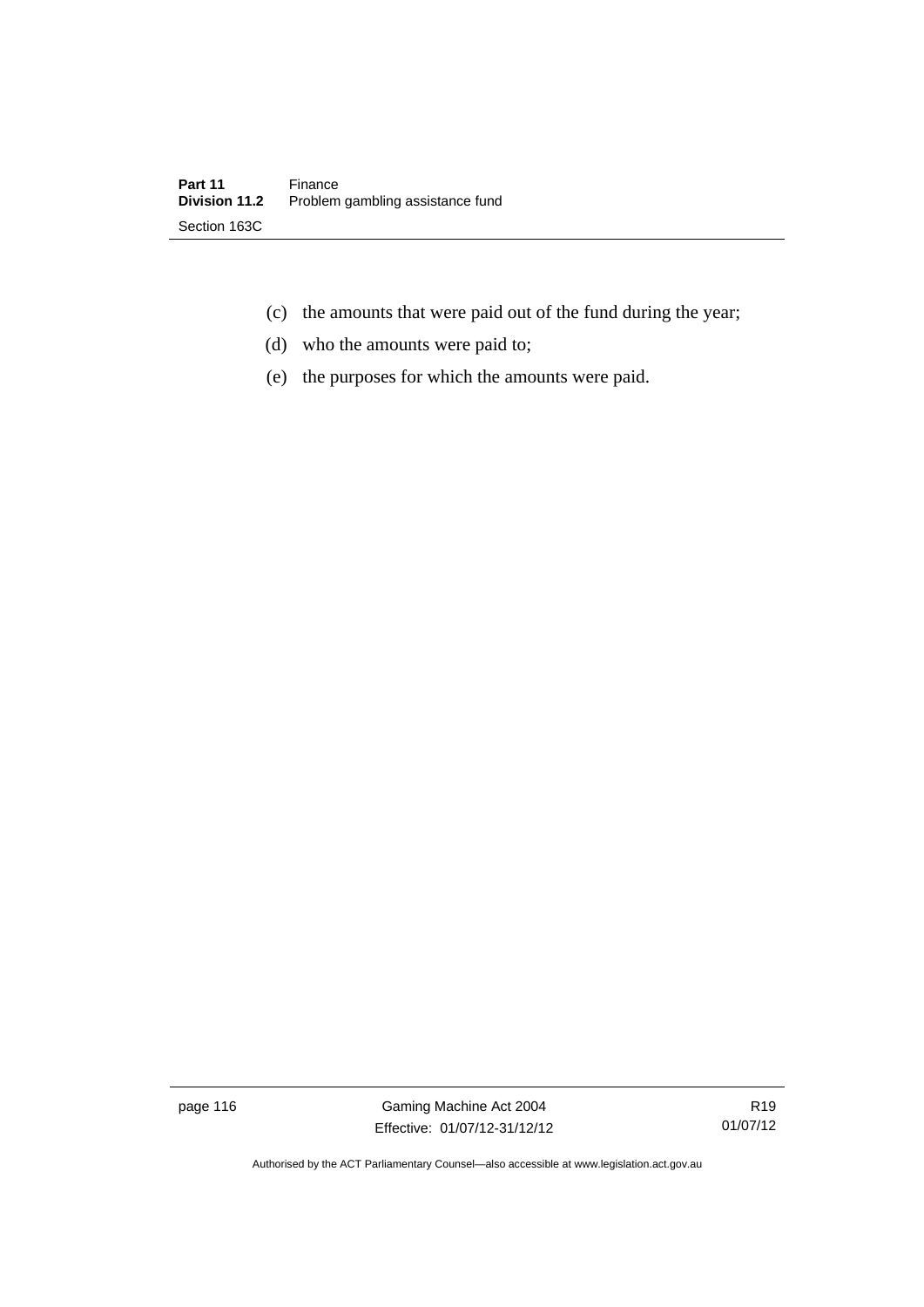(c) the amounts that were paid out of the fund during the year;

(d) who the amounts were paid to;

(e) the purposes for which the amounts were paid.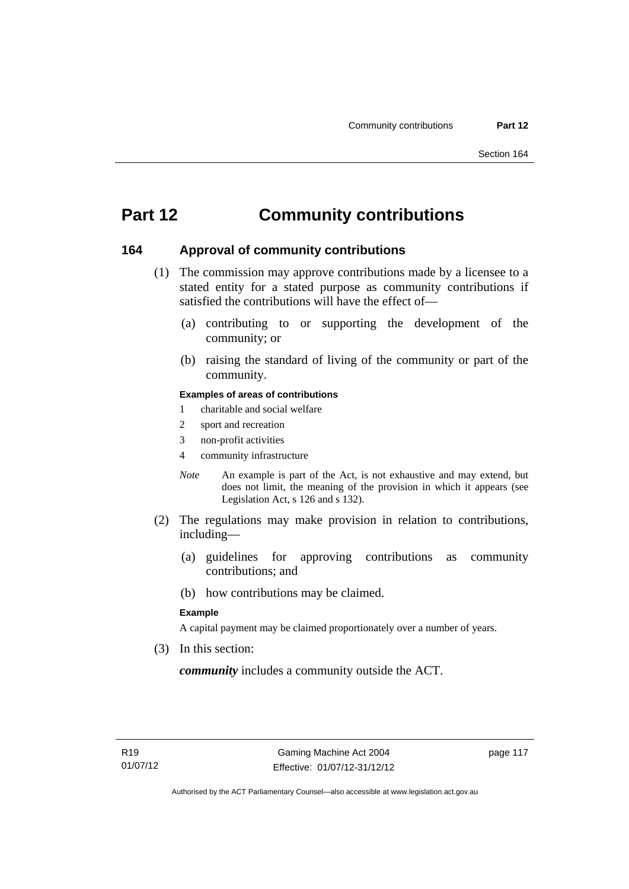# Part 12 Community contributions

## 164 Approval of community contributions

(1) The commission may approve contributions made by a licensee to a stated entity for a stated purpose as community contributions if satisfied the contributions will have the effect of—

(a) contributing to or supporting the development of the community; or

(b) raising the standard of living of the community or part of the community.

**Examples of areas of contributions**

1 charitable and social welfare

2 sport and recreation

3 non-profit activities

4 community infrastructure

*Note* An example is part of the Act, is not exhaustive and may extend, but does not limit, the meaning of the provision in which it appears (see Legislation Act, s 126 and s 132).

(2) The regulations may make provision in relation to contributions, including—

(a) guidelines for approving contributions as community contributions; and

(b) how contributions may be claimed.

**Example**

A capital payment may be claimed proportionately over a number of years.

(3) In this section:

***community*** includes a community outside the ACT.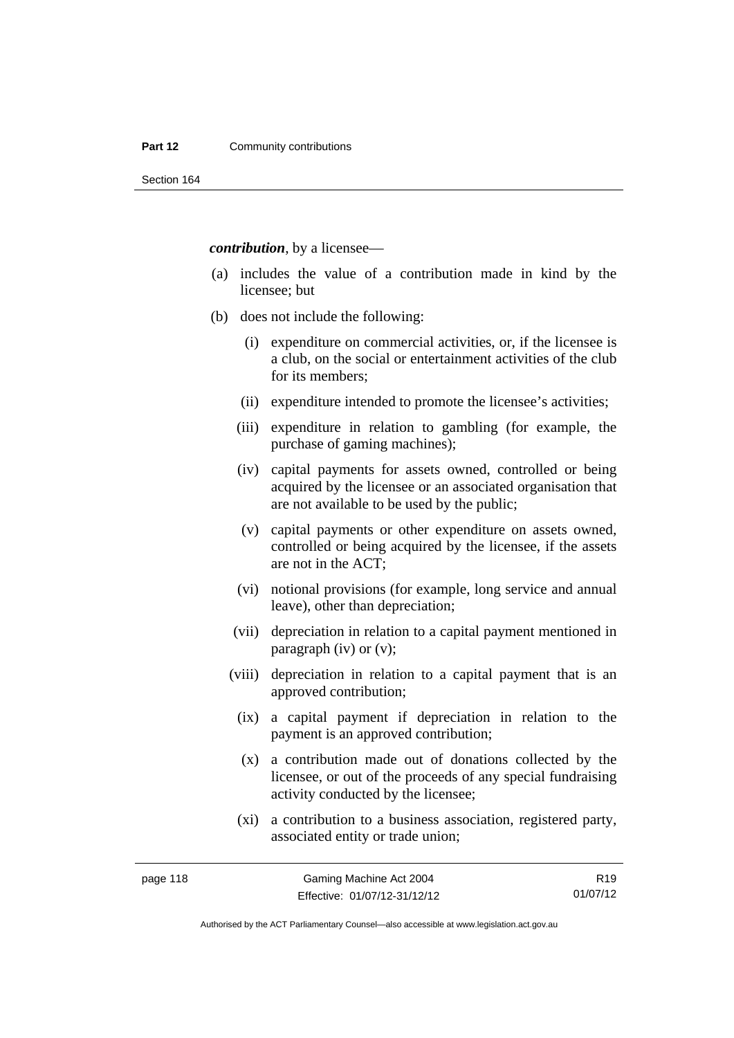***contribution***, by a licensee—

(a) includes the value of a contribution made in kind by the licensee; but

(b) does not include the following:

   (i) expenditure on commercial activities, or, if the licensee is a club, on the social or entertainment activities of the club for its members;

   (ii) expenditure intended to promote the licensee's activities;

   (iii) expenditure in relation to gambling (for example, the purchase of gaming machines);

   (iv) capital payments for assets owned, controlled or being acquired by the licensee or an associated organisation that are not available to be used by the public;

   (v) capital payments or other expenditure on assets owned, controlled or being acquired by the licensee, if the assets are not in the ACT;

   (vi) notional provisions (for example, long service and annual leave), other than depreciation;

   (vii) depreciation in relation to a capital payment mentioned in paragraph (iv) or (v);

   (viii) depreciation in relation to a capital payment that is an approved contribution;

   (ix) a capital payment if depreciation in relation to the payment is an approved contribution;

   (x) a contribution made out of donations collected by the licensee, or out of the proceeds of any special fundraising activity conducted by the licensee;

   (xi) a contribution to a business association, registered party, associated entity or trade union;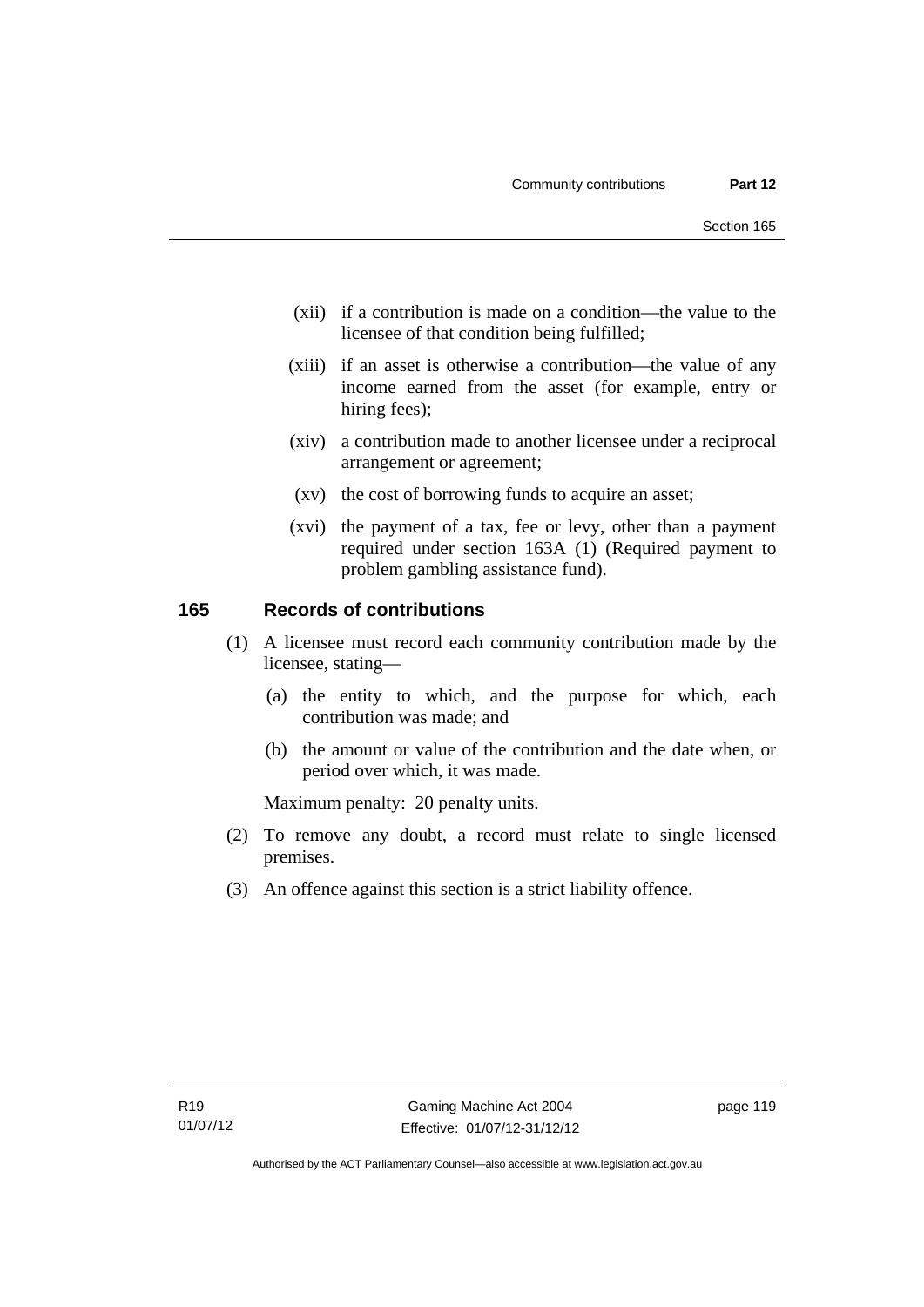(xii) if a contribution is made on a condition—the value to the licensee of that condition being fulfilled;

(xiii) if an asset is otherwise a contribution—the value of any income earned from the asset (for example, entry or hiring fees);

(xiv) a contribution made to another licensee under a reciprocal arrangement or agreement;

(xv) the cost of borrowing funds to acquire an asset;

(xvi) the payment of a tax, fee or levy, other than a payment required under section 163A (1) (Required payment to problem gambling assistance fund).

## 165 Records of contributions

(1) A licensee must record each community contribution made by the licensee, stating—

(a) the entity to which, and the purpose for which, each contribution was made; and

(b) the amount or value of the contribution and the date when, or period over which, it was made.

Maximum penalty: 20 penalty units.

(2) To remove any doubt, a record must relate to single licensed premises.

(3) An offence against this section is a strict liability offence.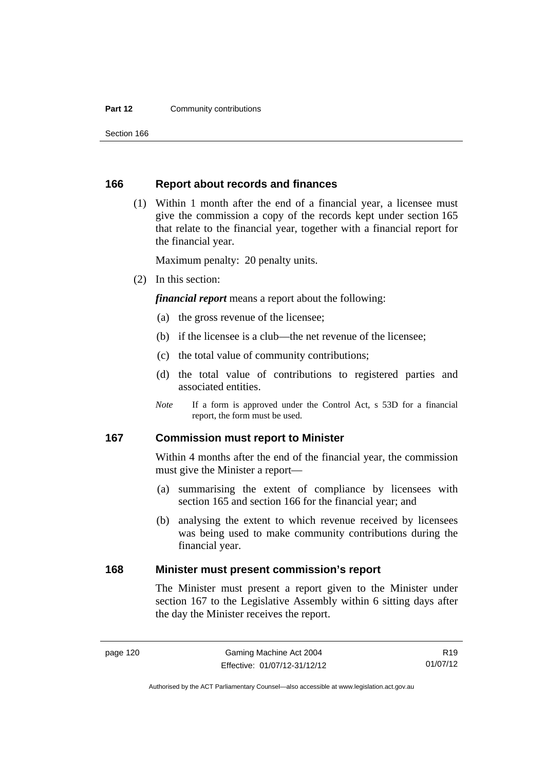## 166 Report about records and finances

(1) Within 1 month after the end of a financial year, a licensee must give the commission a copy of the records kept under section 165 that relate to the financial year, together with a financial report for the financial year.

Maximum penalty: 20 penalty units.

(2) In this section:

***financial report*** means a report about the following:

(a) the gross revenue of the licensee;

(b) if the licensee is a club—the net revenue of the licensee;

(c) the total value of community contributions;

(d) the total value of contributions to registered parties and associated entities.

*Note* If a form is approved under the Control Act, s 53D for a financial report, the form must be used.

## 167 Commission must report to Minister

Within 4 months after the end of the financial year, the commission must give the Minister a report—

(a) summarising the extent of compliance by licensees with section 165 and section 166 for the financial year; and

(b) analysing the extent to which revenue received by licensees was being used to make community contributions during the financial year.

## 168 Minister must present commission's report

The Minister must present a report given to the Minister under section 167 to the Legislative Assembly within 6 sitting days after the day the Minister receives the report.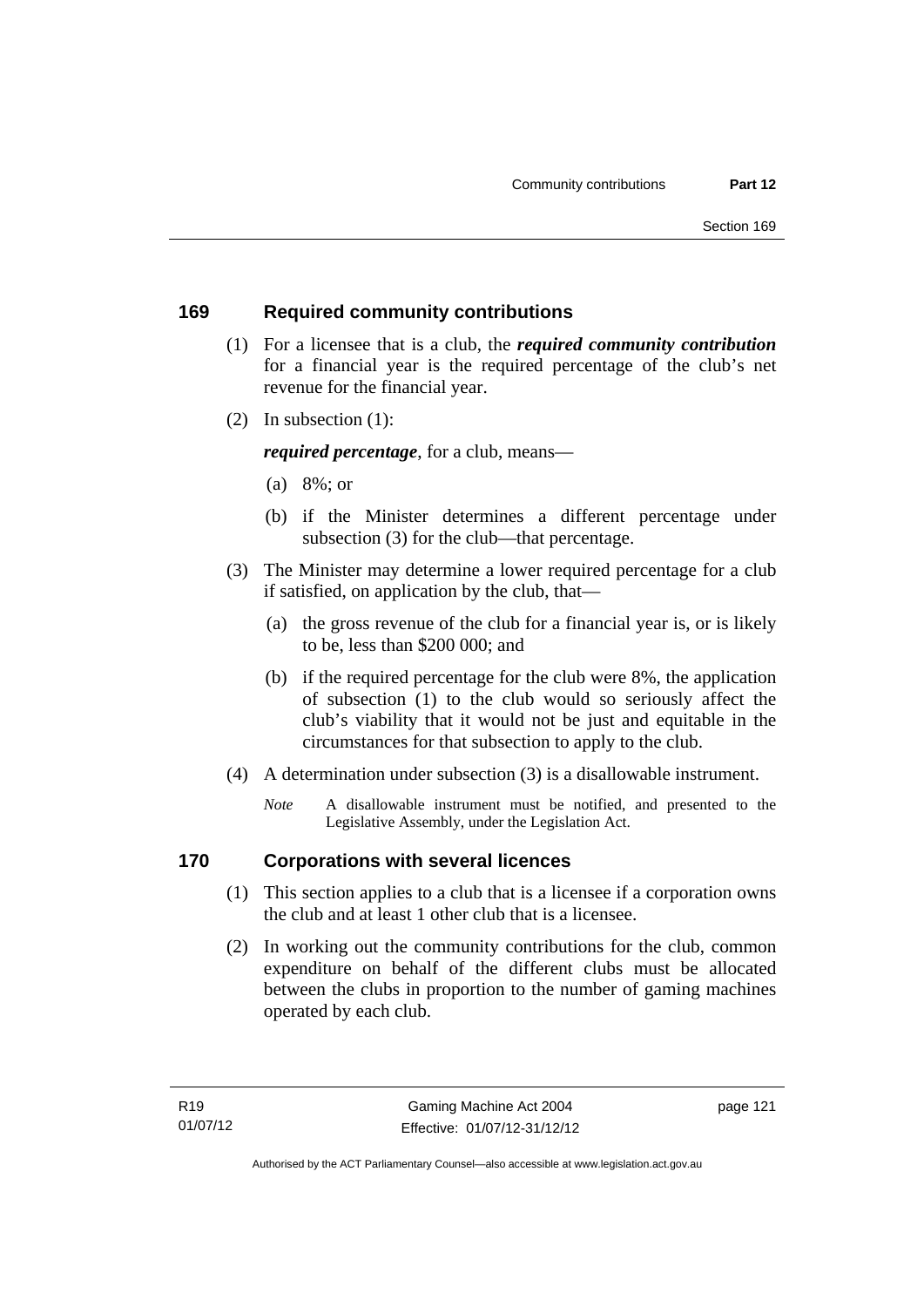## 169 Required community contributions

(1) For a licensee that is a club, the ***required community contribution*** for a financial year is the required percentage of the club's net revenue for the financial year.

(2) In subsection (1):

***required percentage***, for a club, means—

(a) 8%; or

(b) if the Minister determines a different percentage under subsection (3) for the club—that percentage.

(3) The Minister may determine a lower required percentage for a club if satisfied, on application by the club, that—

(a) the gross revenue of the club for a financial year is, or is likely to be, less than $200 000; and

(b) if the required percentage for the club were 8%, the application of subsection (1) to the club would so seriously affect the club's viability that it would not be just and equitable in the circumstances for that subsection to apply to the club.

(4) A determination under subsection (3) is a disallowable instrument.

*Note* A disallowable instrument must be notified, and presented to the Legislative Assembly, under the Legislation Act.

## 170 Corporations with several licences

(1) This section applies to a club that is a licensee if a corporation owns the club and at least 1 other club that is a licensee.

(2) In working out the community contributions for the club, common expenditure on behalf of the different clubs must be allocated between the clubs in proportion to the number of gaming machines operated by each club.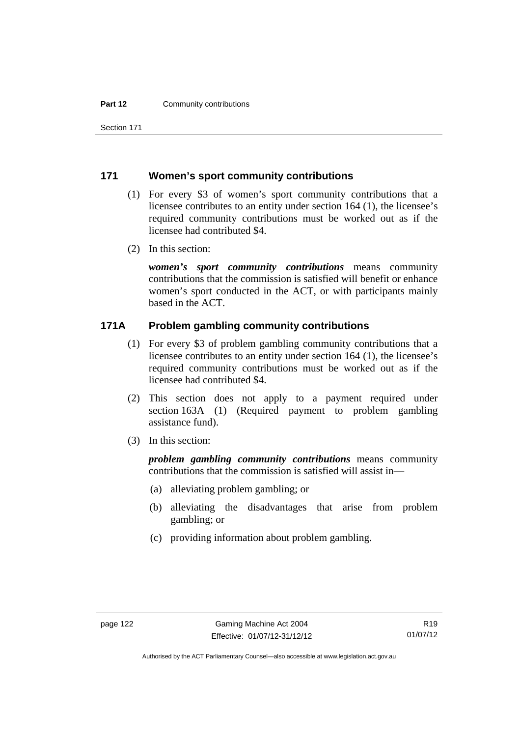### 171 Women's sport community contributions

(1) For every \$3 of women's sport community contributions that a licensee contributes to an entity under section 164 (1), the licensee's required community contributions must be worked out as if the licensee had contributed \$4.

(2) In this section:

***women's sport community contributions*** means community contributions that the commission is satisfied will benefit or enhance women's sport conducted in the ACT, or with participants mainly based in the ACT.

### 171A Problem gambling community contributions

(1) For every \$3 of problem gambling community contributions that a licensee contributes to an entity under section 164 (1), the licensee's required community contributions must be worked out as if the licensee had contributed \$4.

(2) This section does not apply to a payment required under section 163A (1) (Required payment to problem gambling assistance fund).

(3) In this section:

***problem gambling community contributions*** means community contributions that the commission is satisfied will assist in—

(a) alleviating problem gambling; or

(b) alleviating the disadvantages that arise from problem gambling; or

(c) providing information about problem gambling.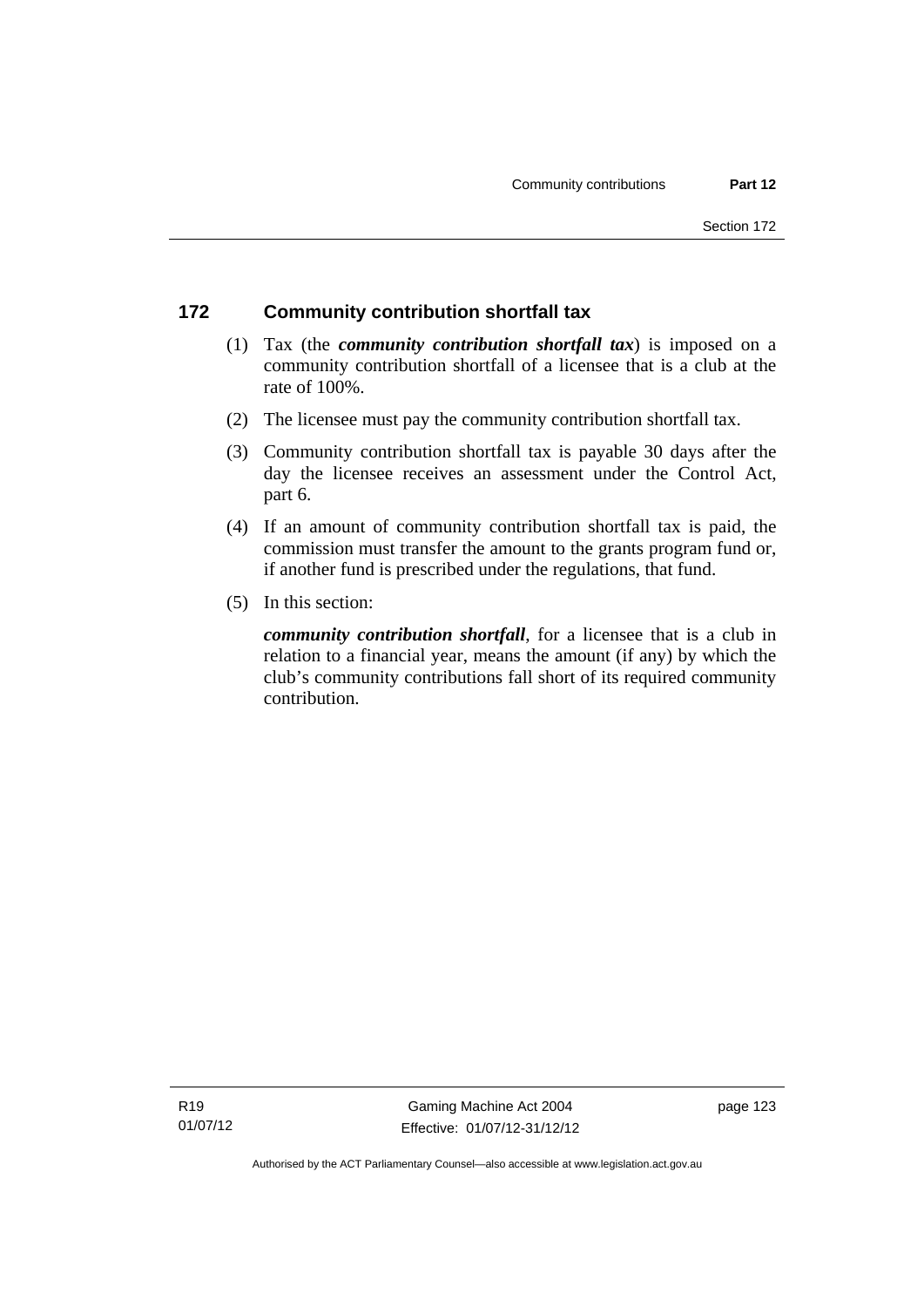## 172 Community contribution shortfall tax

(1) Tax (the ***community contribution shortfall tax***) is imposed on a community contribution shortfall of a licensee that is a club at the rate of 100%.

(2) The licensee must pay the community contribution shortfall tax.

(3) Community contribution shortfall tax is payable 30 days after the day the licensee receives an assessment under the Control Act, part 6.

(4) If an amount of community contribution shortfall tax is paid, the commission must transfer the amount to the grants program fund or, if another fund is prescribed under the regulations, that fund.

(5) In this section:

***community contribution shortfall***, for a licensee that is a club in relation to a financial year, means the amount (if any) by which the club's community contributions fall short of its required community contribution.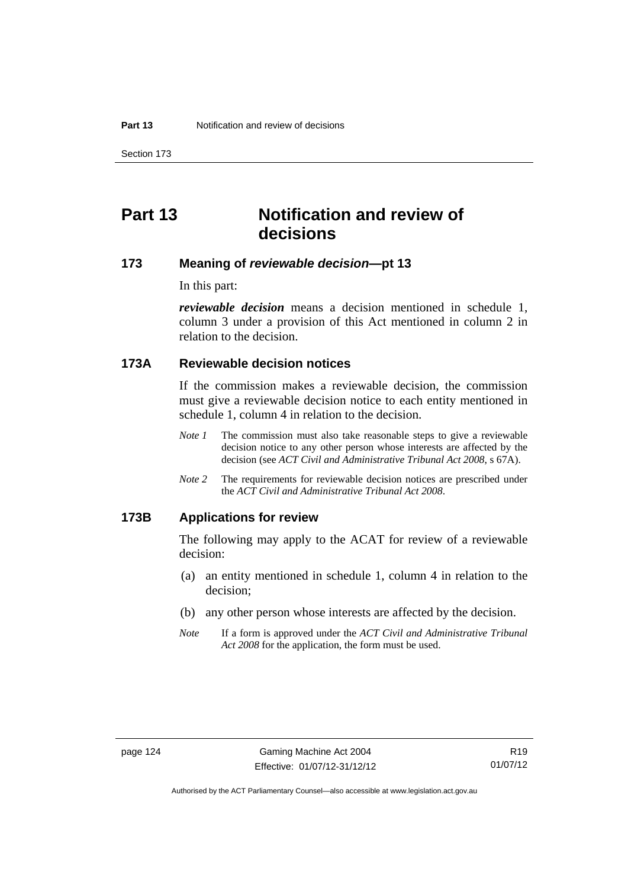# Part 13 Notification and review of decisions

## 173 Meaning of *reviewable decision*—pt 13

In this part:

***reviewable decision*** means a decision mentioned in schedule 1, column 3 under a provision of this Act mentioned in column 2 in relation to the decision.

## 173A Reviewable decision notices

If the commission makes a reviewable decision, the commission must give a reviewable decision notice to each entity mentioned in schedule 1, column 4 in relation to the decision.

*Note 1* The commission must also take reasonable steps to give a reviewable decision notice to any other person whose interests are affected by the decision (see *ACT Civil and Administrative Tribunal Act 2008*, s 67A).

*Note 2* The requirements for reviewable decision notices are prescribed under the *ACT Civil and Administrative Tribunal Act 2008*.

## 173B Applications for review

The following may apply to the ACAT for review of a reviewable decision:

(a) an entity mentioned in schedule 1, column 4 in relation to the decision;

(b) any other person whose interests are affected by the decision.

*Note* If a form is approved under the *ACT Civil and Administrative Tribunal Act 2008* for the application, the form must be used.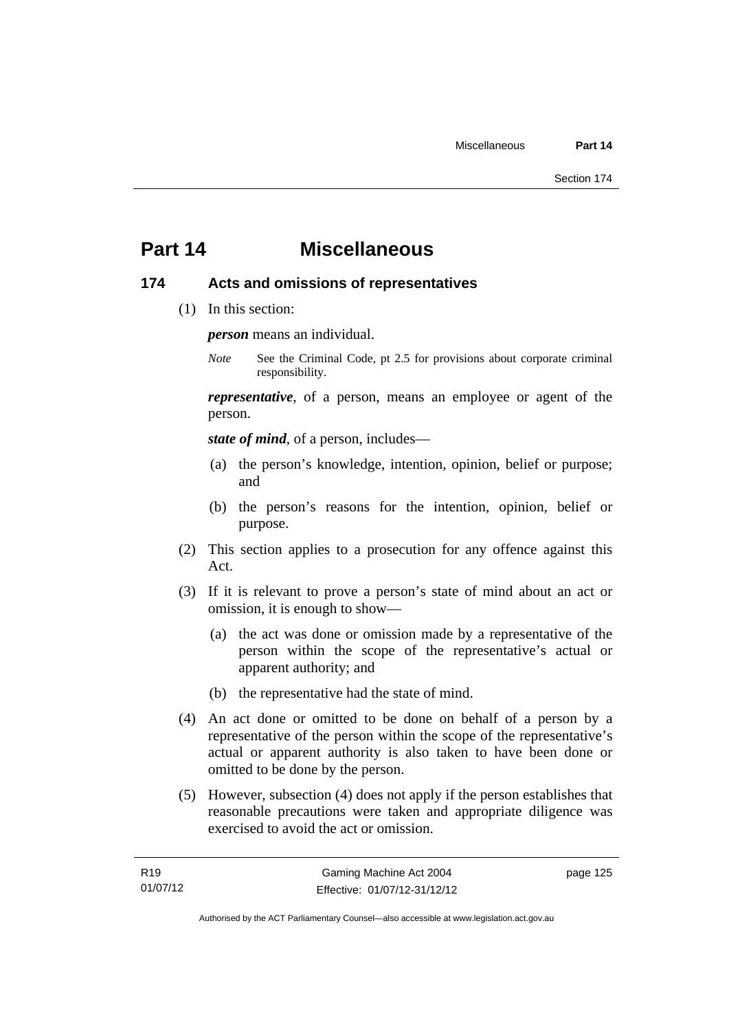# Part 14 Miscellaneous

## 174 Acts and omissions of representatives

(1) In this section:

***person*** means an individual.

*Note* See the Criminal Code, pt 2.5 for provisions about corporate criminal responsibility.

***representative***, of a person, means an employee or agent of the person.

***state of mind***, of a person, includes—

(a) the person's knowledge, intention, opinion, belief or purpose; and

(b) the person's reasons for the intention, opinion, belief or purpose.

(2) This section applies to a prosecution for any offence against this Act.

(3) If it is relevant to prove a person's state of mind about an act or omission, it is enough to show—

(a) the act was done or omission made by a representative of the person within the scope of the representative's actual or apparent authority; and

(b) the representative had the state of mind.

(4) An act done or omitted to be done on behalf of a person by a representative of the person within the scope of the representative's actual or apparent authority is also taken to have been done or omitted to be done by the person.

(5) However, subsection (4) does not apply if the person establishes that reasonable precautions were taken and appropriate diligence was exercised to avoid the act or omission.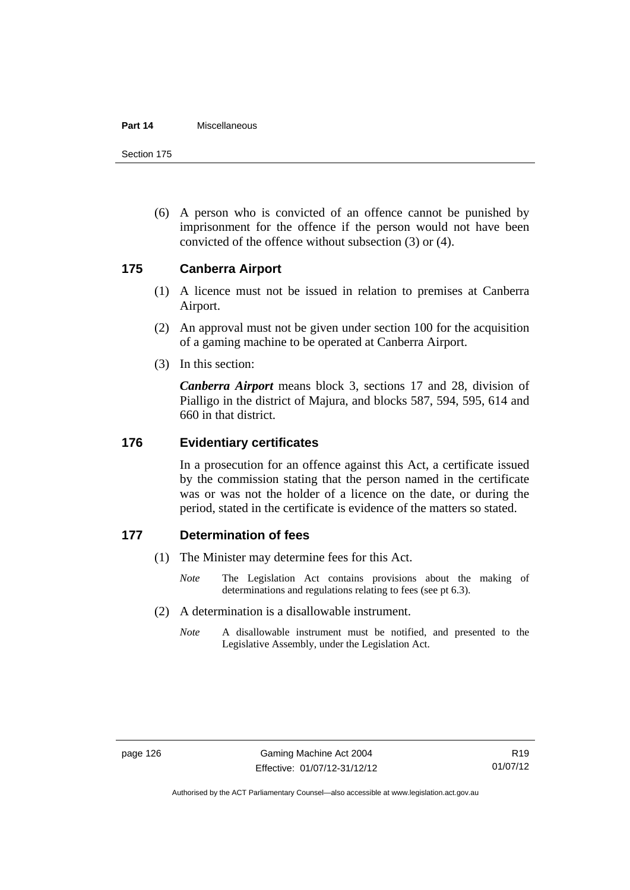(6) A person who is convicted of an offence cannot be punished by imprisonment for the offence if the person would not have been convicted of the offence without subsection (3) or (4).

## 175 Canberra Airport

(1) A licence must not be issued in relation to premises at Canberra Airport.

(2) An approval must not be given under section 100 for the acquisition of a gaming machine to be operated at Canberra Airport.

(3) In this section:

***Canberra Airport*** means block 3, sections 17 and 28, division of Pialligo in the district of Majura, and blocks 587, 594, 595, 614 and 660 in that district.

## 176 Evidentiary certificates

In a prosecution for an offence against this Act, a certificate issued by the commission stating that the person named in the certificate was or was not the holder of a licence on the date, or during the period, stated in the certificate is evidence of the matters so stated.

## 177 Determination of fees

(1) The Minister may determine fees for this Act.

*Note* The Legislation Act contains provisions about the making of determinations and regulations relating to fees (see pt 6.3).

(2) A determination is a disallowable instrument.

*Note* A disallowable instrument must be notified, and presented to the Legislative Assembly, under the Legislation Act.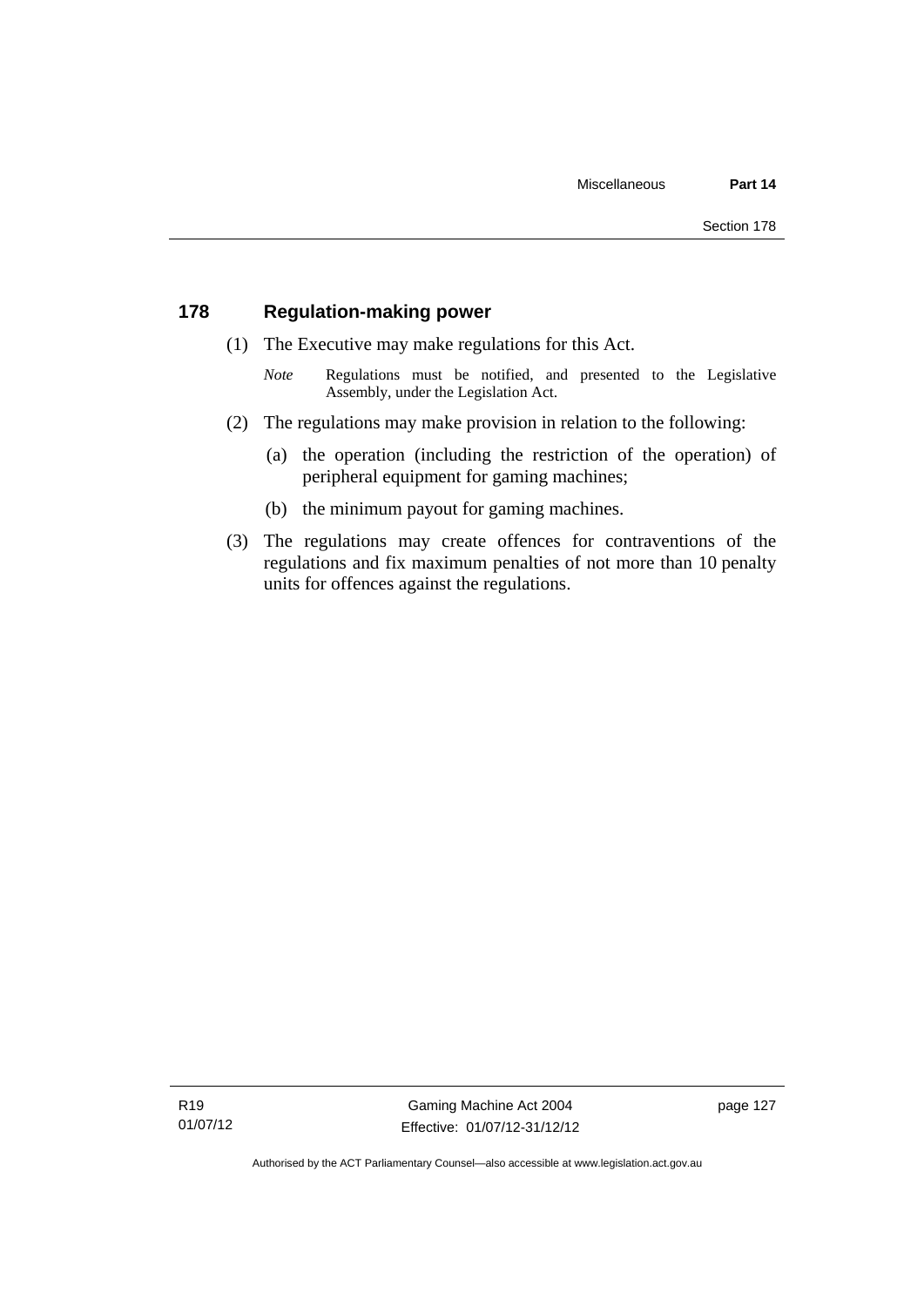## 178 Regulation-making power

(1) The Executive may make regulations for this Act.

*Note* Regulations must be notified, and presented to the Legislative Assembly, under the Legislation Act.

(2) The regulations may make provision in relation to the following:

(a) the operation (including the restriction of the operation) of peripheral equipment for gaming machines;

(b) the minimum payout for gaming machines.

(3) The regulations may create offences for contraventions of the regulations and fix maximum penalties of not more than 10 penalty units for offences against the regulations.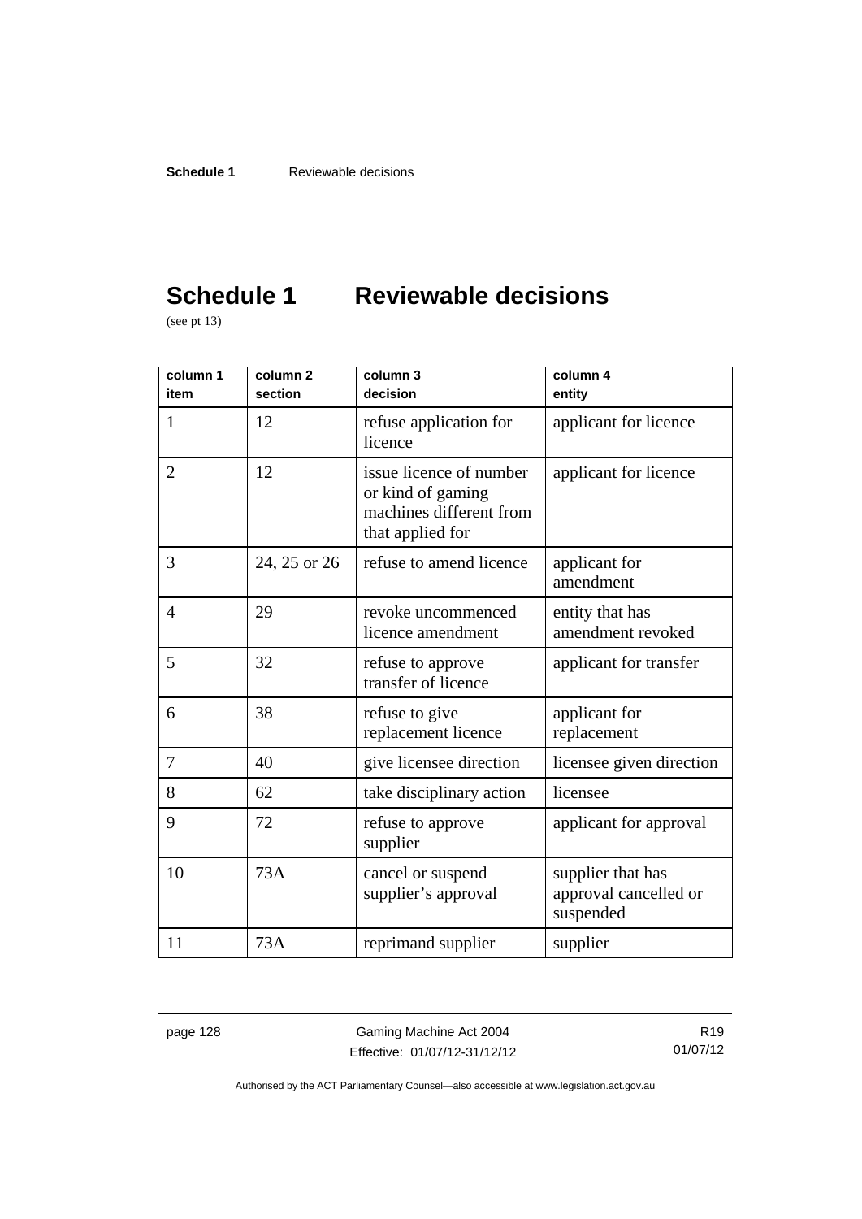# Schedule 1 Reviewable decisions

(see pt 13)

| column 1 item | column 2 section | column 3 decision | column 4 entity |
|---|---|---|---|
| 1 | 12 | refuse application for licence | applicant for licence |
| 2 | 12 | issue licence of number or kind of gaming machines different from that applied for | applicant for licence |
| 3 | 24, 25 or 26 | refuse to amend licence | applicant for amendment |
| 4 | 29 | revoke uncommenced licence amendment | entity that has amendment revoked |
| 5 | 32 | refuse to approve transfer of licence | applicant for transfer |
| 6 | 38 | refuse to give replacement licence | applicant for replacement |
| 7 | 40 | give licensee direction | licensee given direction |
| 8 | 62 | take disciplinary action | licensee |
| 9 | 72 | refuse to approve supplier | applicant for approval |
| 10 | 73A | cancel or suspend supplier's approval | supplier that has approval cancelled or suspended |
| 11 | 73A | reprimand supplier | supplier |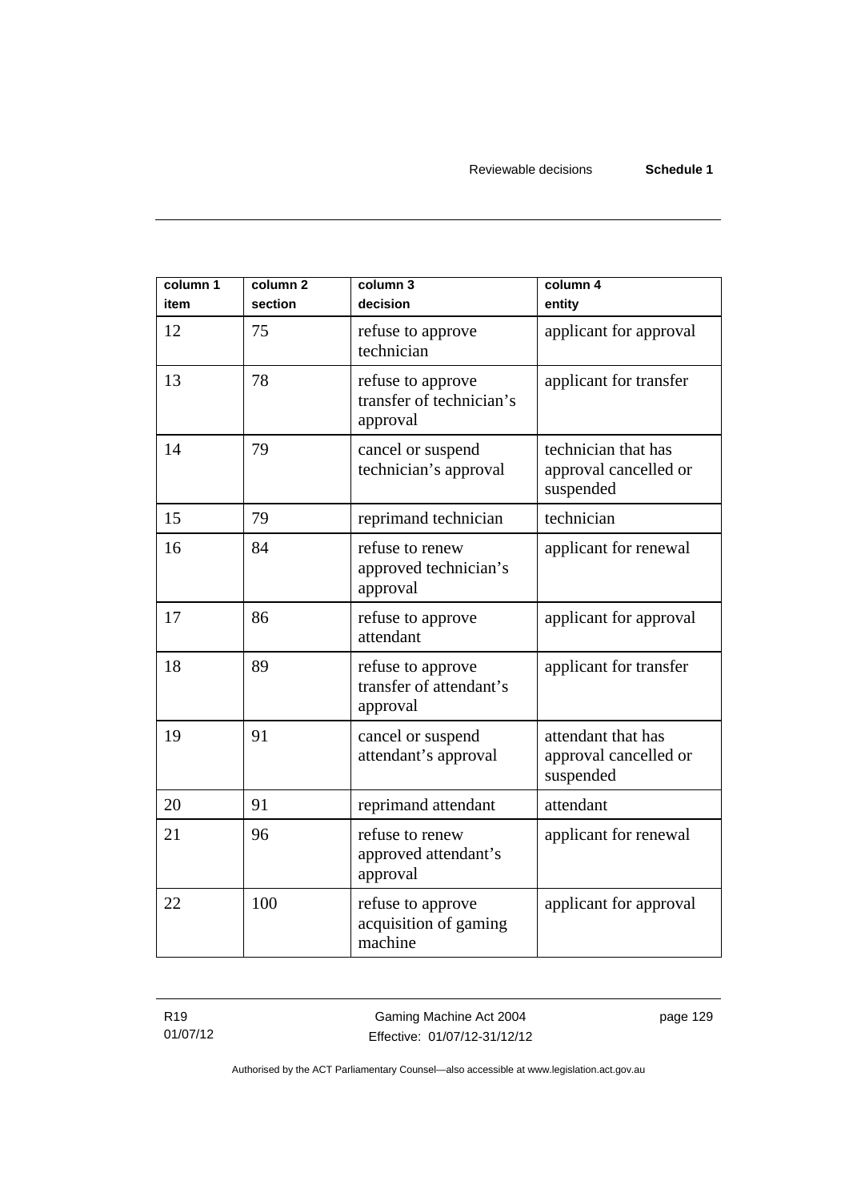| column 1 item | column 2 section | column 3 decision | column 4 entity |
|---|---|---|---|
| 12 | 75 | refuse to approve technician | applicant for approval |
| 13 | 78 | refuse to approve transfer of technician's approval | applicant for transfer |
| 14 | 79 | cancel or suspend technician's approval | technician that has approval cancelled or suspended |
| 15 | 79 | reprimand technician | technician |
| 16 | 84 | refuse to renew approved technician's approval | applicant for renewal |
| 17 | 86 | refuse to approve attendant | applicant for approval |
| 18 | 89 | refuse to approve transfer of attendant's approval | applicant for transfer |
| 19 | 91 | cancel or suspend attendant's approval | attendant that has approval cancelled or suspended |
| 20 | 91 | reprimand attendant | attendant |
| 21 | 96 | refuse to renew approved attendant's approval | applicant for renewal |
| 22 | 100 | refuse to approve acquisition of gaming machine | applicant for approval |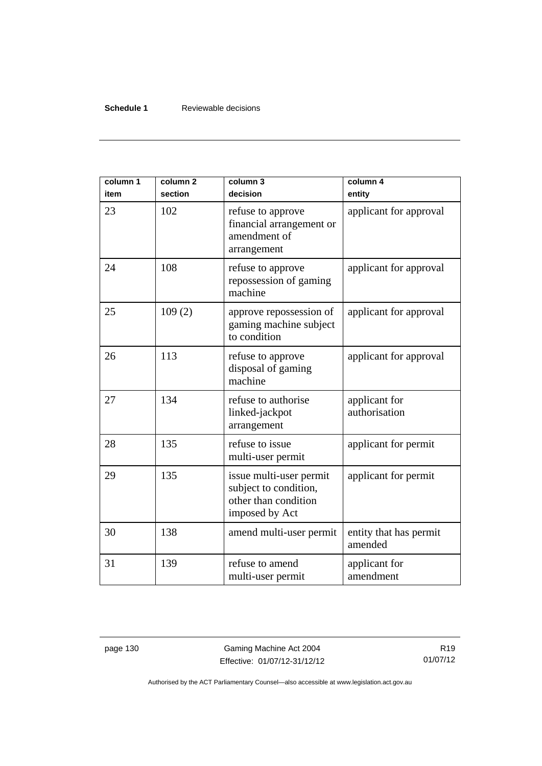| column 1 item | column 2 section | column 3 decision | column 4 entity |
|---|---|---|---|
| 23 | 102 | refuse to approve financial arrangement or amendment of arrangement | applicant for approval |
| 24 | 108 | refuse to approve repossession of gaming machine | applicant for approval |
| 25 | 109 (2) | approve repossession of gaming machine subject to condition | applicant for approval |
| 26 | 113 | refuse to approve disposal of gaming machine | applicant for approval |
| 27 | 134 | refuse to authorise linked-jackpot arrangement | applicant for authorisation |
| 28 | 135 | refuse to issue multi-user permit | applicant for permit |
| 29 | 135 | issue multi-user permit subject to condition, other than condition imposed by Act | applicant for permit |
| 30 | 138 | amend multi-user permit | entity that has permit amended |
| 31 | 139 | refuse to amend multi-user permit | applicant for amendment |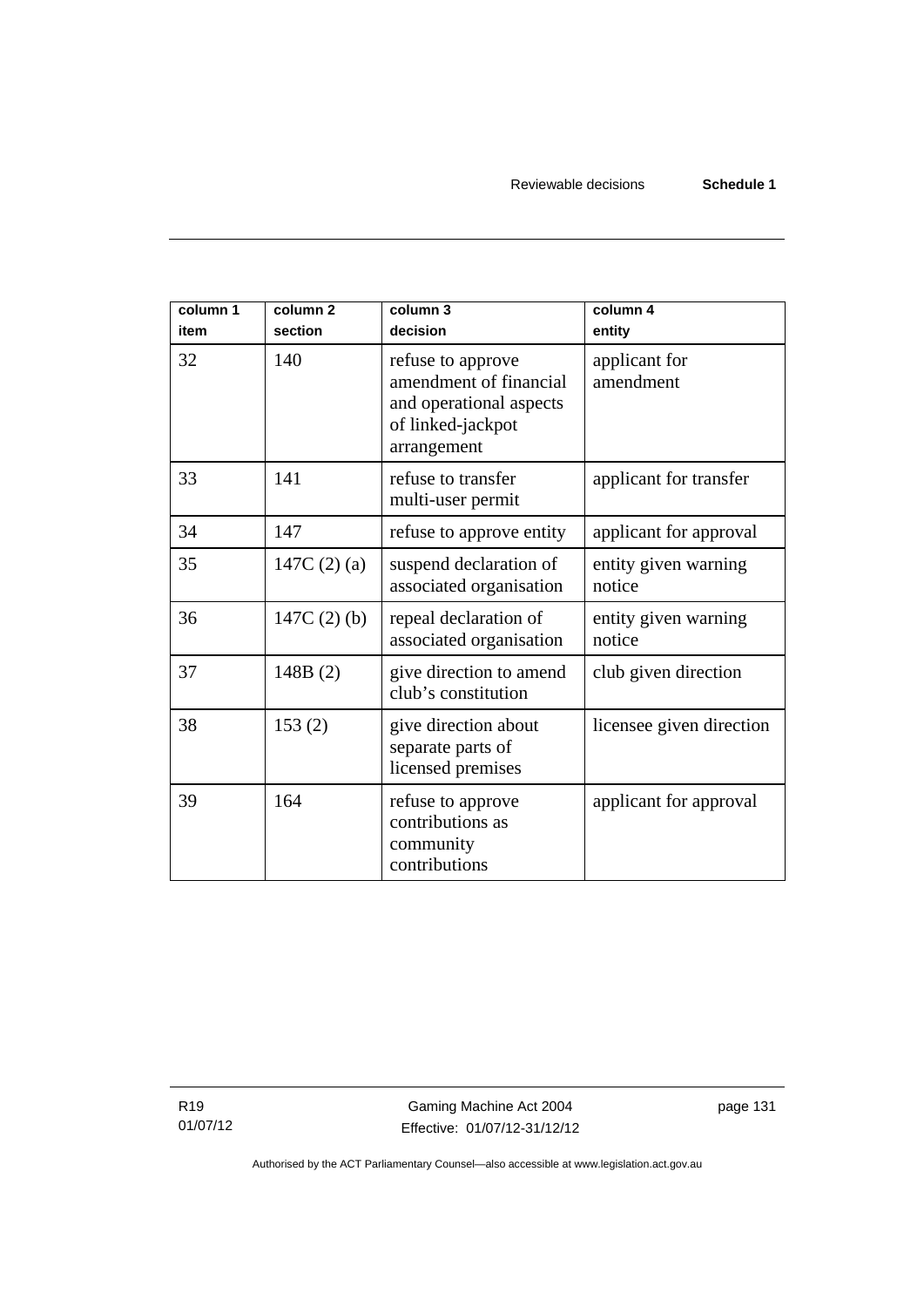| column 1 item | column 2 section | column 3 decision | column 4 entity |
| --- | --- | --- | --- |
| 32 | 140 | refuse to approve amendment of financial and operational aspects of linked-jackpot arrangement | applicant for amendment |
| 33 | 141 | refuse to transfer multi-user permit | applicant for transfer |
| 34 | 147 | refuse to approve entity | applicant for approval |
| 35 | 147C (2) (a) | suspend declaration of associated organisation | entity given warning notice |
| 36 | 147C (2) (b) | repeal declaration of associated organisation | entity given warning notice |
| 37 | 148B (2) | give direction to amend club's constitution | club given direction |
| 38 | 153 (2) | give direction about separate parts of licensed premises | licensee given direction |
| 39 | 164 | refuse to approve contributions as community contributions | applicant for approval |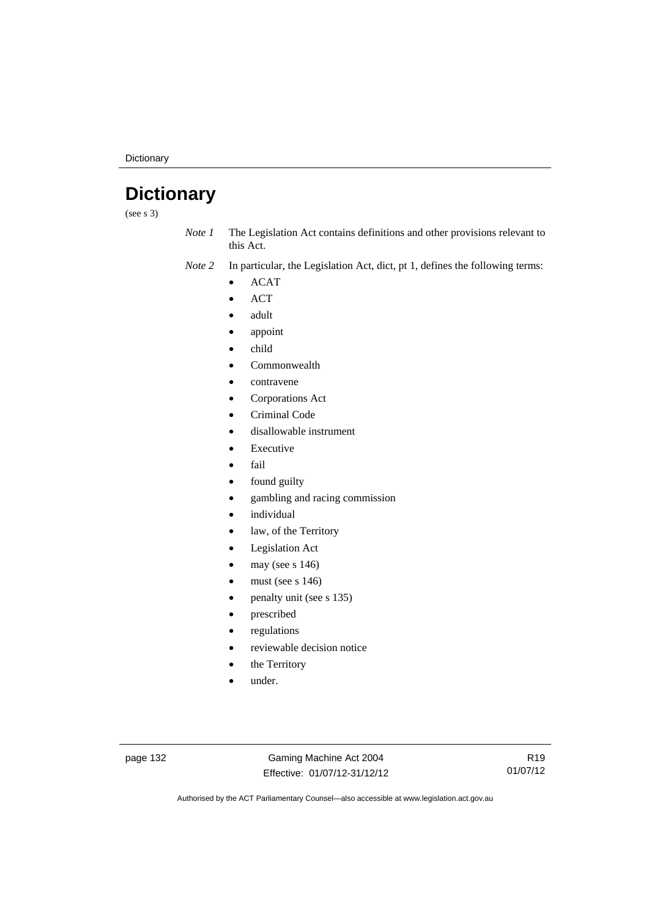# Dictionary

(see s 3)

*Note 1* The Legislation Act contains definitions and other provisions relevant to this Act.

*Note 2* In particular, the Legislation Act, dict, pt 1, defines the following terms:

- ACAT
- ACT
- adult
- appoint
- child
- Commonwealth
- contravene
- Corporations Act
- Criminal Code
- disallowable instrument
- Executive
- fail
- found guilty
- gambling and racing commission
- individual
- law, of the Territory
- Legislation Act
- may (see s 146)
- must (see s 146)
- penalty unit (see s 135)
- prescribed
- regulations
- reviewable decision notice
- the Territory
- under.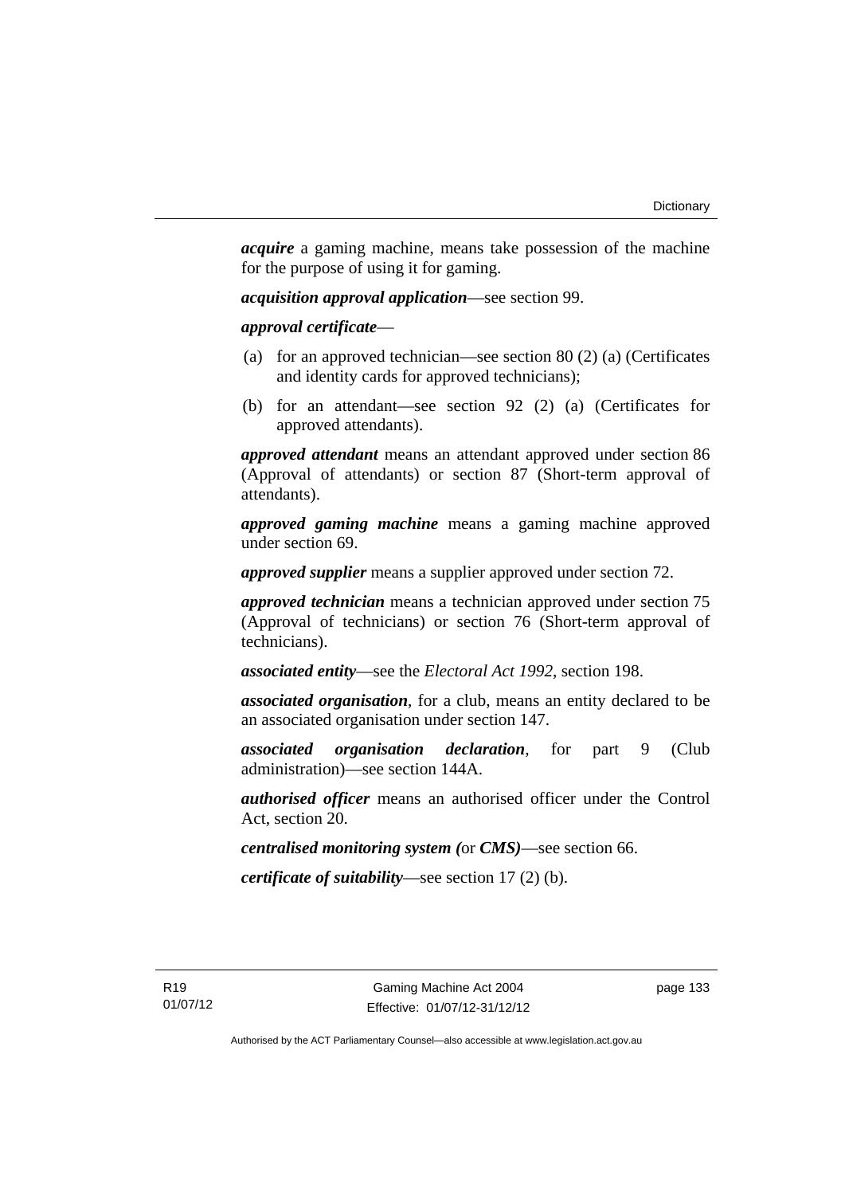***acquire*** a gaming machine, means take possession of the machine for the purpose of using it for gaming.

***acquisition approval application***—see section 99.

***approval certificate***—

(a) for an approved technician—see section 80 (2) (a) (Certificates and identity cards for approved technicians);

(b) for an attendant—see section 92 (2) (a) (Certificates for approved attendants).

***approved attendant*** means an attendant approved under section 86 (Approval of attendants) or section 87 (Short-term approval of attendants).

***approved gaming machine*** means a gaming machine approved under section 69.

***approved supplier*** means a supplier approved under section 72.

***approved technician*** means a technician approved under section 75 (Approval of technicians) or section 76 (Short-term approval of technicians).

***associated entity***—see the *Electoral Act 1992*, section 198.

***associated organisation***, for a club, means an entity declared to be an associated organisation under section 147.

***associated organisation declaration***, for part 9 (Club administration)—see section 144A.

***authorised officer*** means an authorised officer under the Control Act, section 20.

***centralised monitoring system (*or *CMS)***—see section 66.

***certificate of suitability***—see section 17 (2) (b).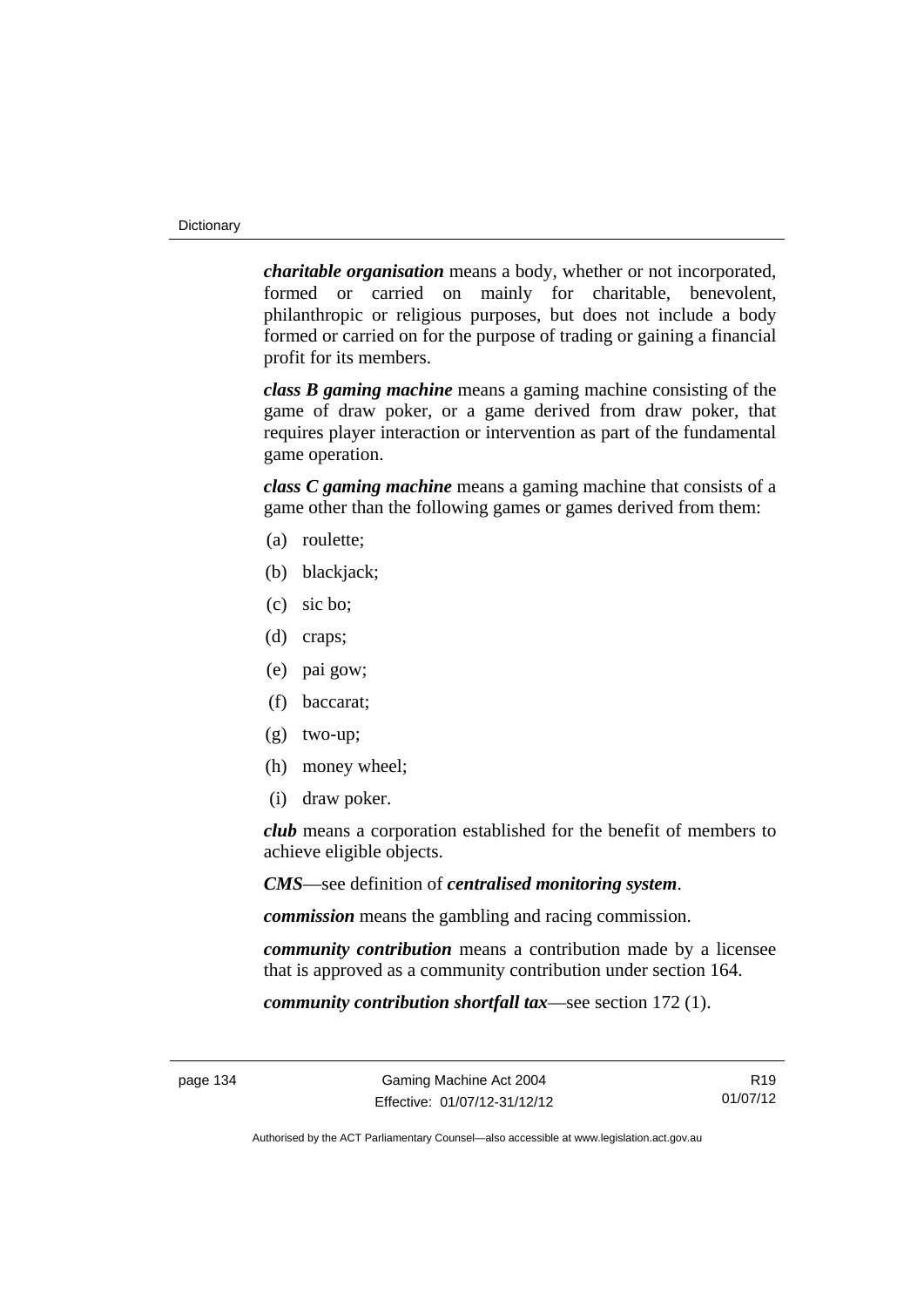***charitable organisation*** means a body, whether or not incorporated, formed or carried on mainly for charitable, benevolent, philanthropic or religious purposes, but does not include a body formed or carried on for the purpose of trading or gaining a financial profit for its members.

***class B gaming machine*** means a gaming machine consisting of the game of draw poker, or a game derived from draw poker, that requires player interaction or intervention as part of the fundamental game operation.

***class C gaming machine*** means a gaming machine that consists of a game other than the following games or games derived from them:

(a) roulette;

(b) blackjack;

(c) sic bo;

(d) craps;

(e) pai gow;

(f) baccarat;

(g) two-up;

(h) money wheel;

(i) draw poker.

***club*** means a corporation established for the benefit of members to achieve eligible objects.

***CMS***—see definition of ***centralised monitoring system***.

***commission*** means the gambling and racing commission.

***community contribution*** means a contribution made by a licensee that is approved as a community contribution under section 164.

***community contribution shortfall tax***—see section 172 (1).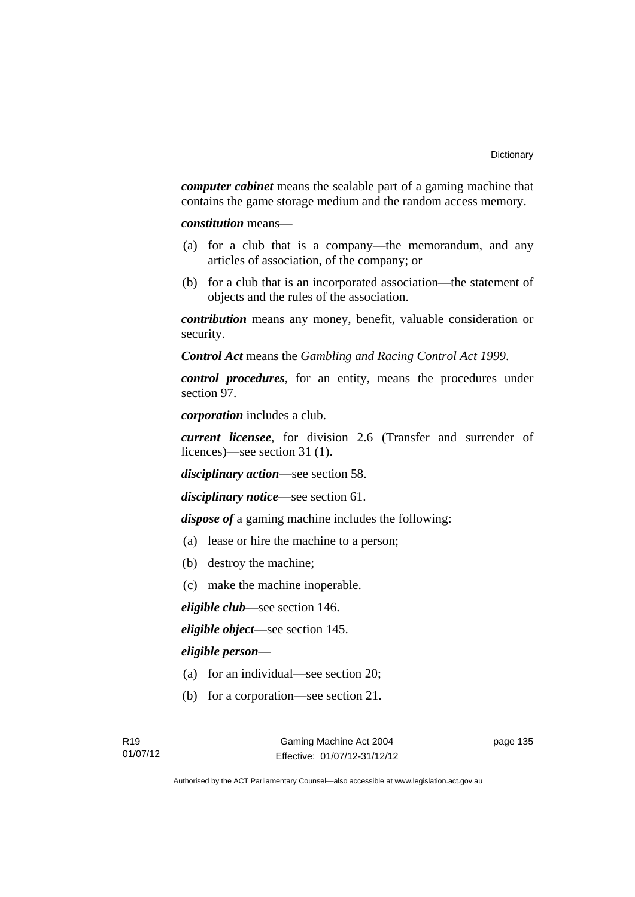***computer cabinet*** means the sealable part of a gaming machine that contains the game storage medium and the random access memory.

***constitution*** means—

(a) for a club that is a company—the memorandum, and any articles of association, of the company; or

(b) for a club that is an incorporated association—the statement of objects and the rules of the association.

***contribution*** means any money, benefit, valuable consideration or security.

***Control Act*** means the *Gambling and Racing Control Act 1999*.

***control procedures***, for an entity, means the procedures under section 97.

***corporation*** includes a club.

***current licensee***, for division 2.6 (Transfer and surrender of licences)—see section 31 (1).

***disciplinary action***—see section 58.

***disciplinary notice***—see section 61.

***dispose of*** a gaming machine includes the following:

(a) lease or hire the machine to a person;

(b) destroy the machine;

(c) make the machine inoperable.

***eligible club***—see section 146.

***eligible object***—see section 145.

***eligible person***—

(a) for an individual—see section 20;

(b) for a corporation—see section 21.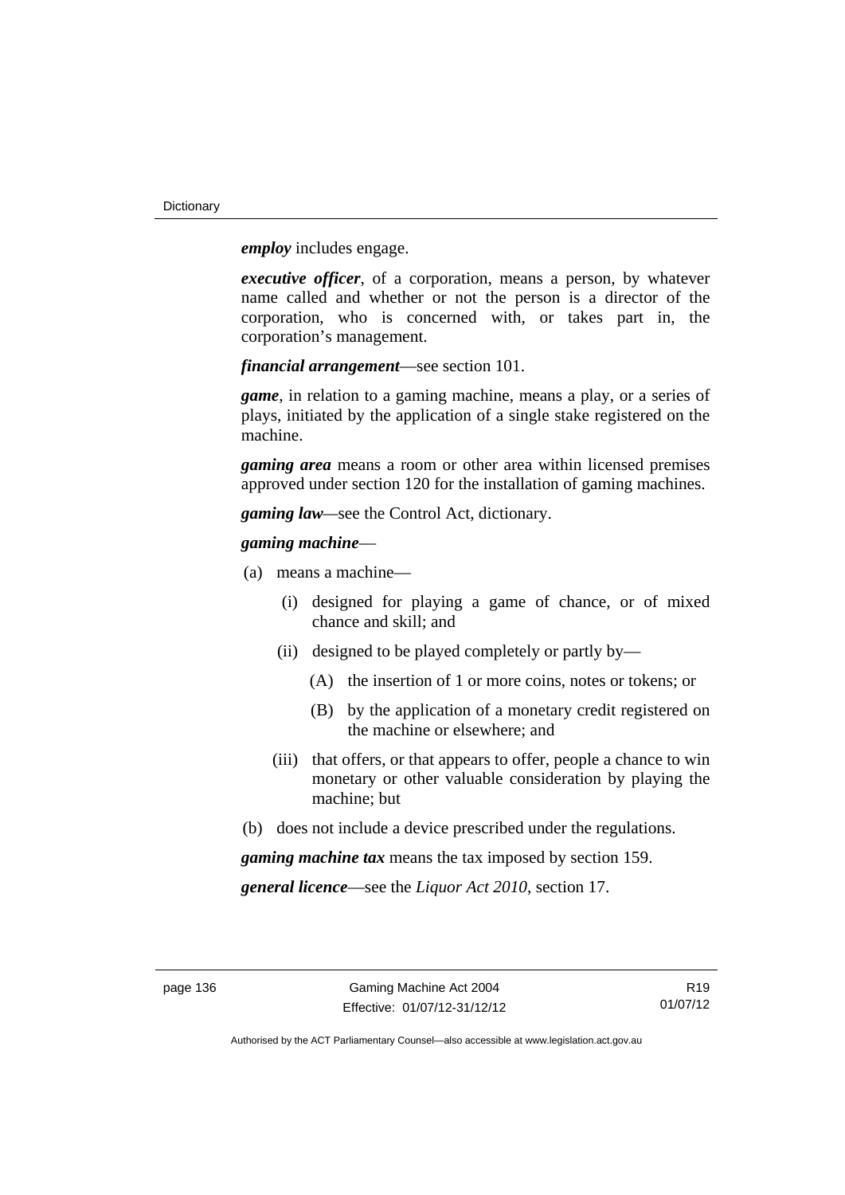***employ*** includes engage.

***executive officer***, of a corporation, means a person, by whatever name called and whether or not the person is a director of the corporation, who is concerned with, or takes part in, the corporation's management.

***financial arrangement***—see section 101.

***game***, in relation to a gaming machine, means a play, or a series of plays, initiated by the application of a single stake registered on the machine.

***gaming area*** means a room or other area within licensed premises approved under section 120 for the installation of gaming machines.

***gaming law***—see the Control Act, dictionary.

***gaming machine***—

(a) means a machine—

   (i) designed for playing a game of chance, or of mixed chance and skill; and

   (ii) designed to be played completely or partly by—

      (A) the insertion of 1 or more coins, notes or tokens; or

      (B) by the application of a monetary credit registered on the machine or elsewhere; and

   (iii) that offers, or that appears to offer, people a chance to win monetary or other valuable consideration by playing the machine; but

(b) does not include a device prescribed under the regulations.

***gaming machine tax*** means the tax imposed by section 159.

***general licence***—see the *Liquor Act 2010*, section 17.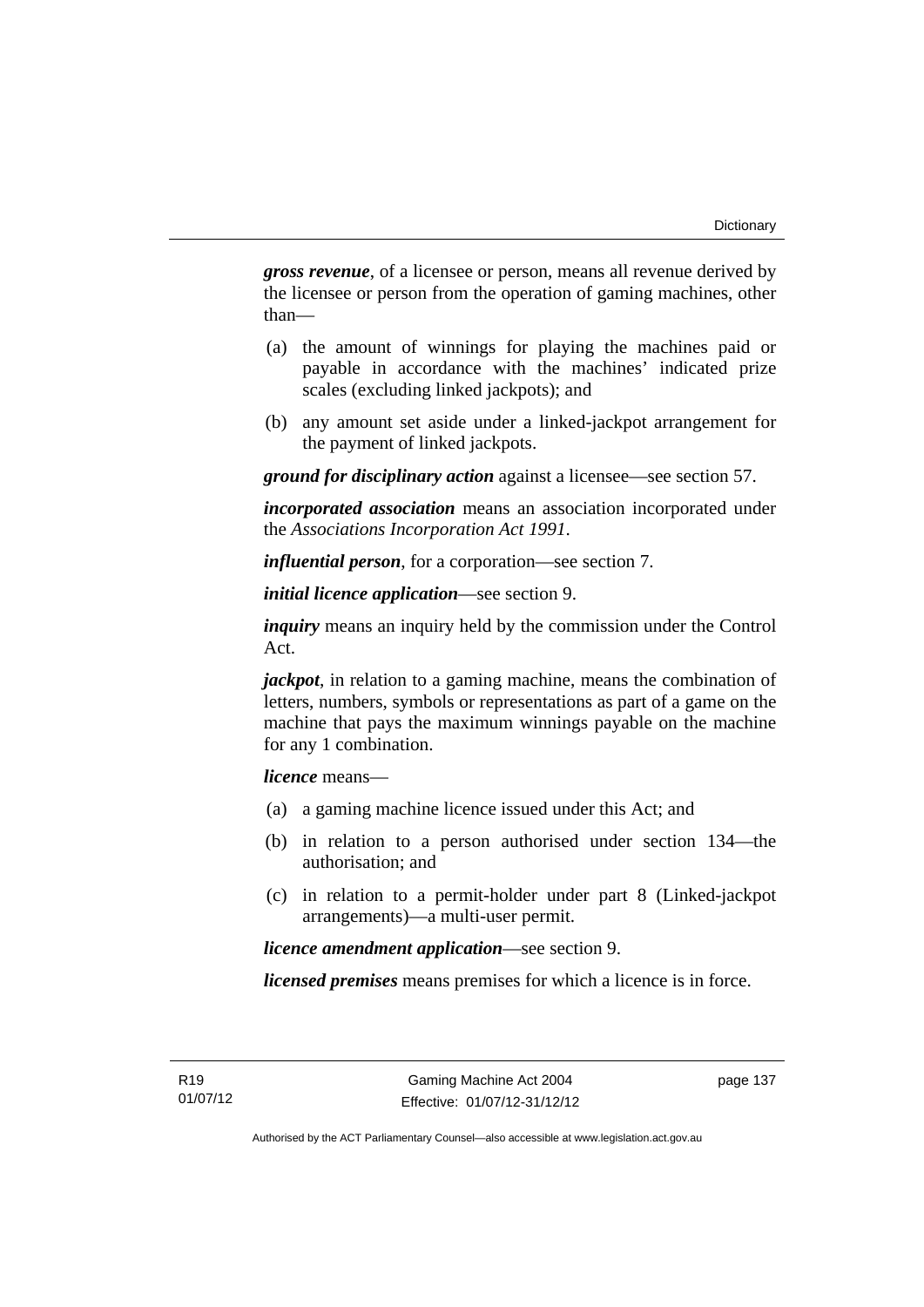***gross revenue***, of a licensee or person, means all revenue derived by the licensee or person from the operation of gaming machines, other than—

(a) the amount of winnings for playing the machines paid or payable in accordance with the machines' indicated prize scales (excluding linked jackpots); and

(b) any amount set aside under a linked-jackpot arrangement for the payment of linked jackpots.

***ground for disciplinary action*** against a licensee—see section 57.

***incorporated association*** means an association incorporated under the *Associations Incorporation Act 1991*.

***influential person***, for a corporation—see section 7.

***initial licence application***—see section 9.

***inquiry*** means an inquiry held by the commission under the Control Act.

***jackpot***, in relation to a gaming machine, means the combination of letters, numbers, symbols or representations as part of a game on the machine that pays the maximum winnings payable on the machine for any 1 combination.

***licence*** means—

(a) a gaming machine licence issued under this Act; and

(b) in relation to a person authorised under section 134—the authorisation; and

(c) in relation to a permit-holder under part 8 (Linked-jackpot arrangements)—a multi-user permit.

***licence amendment application***—see section 9.

***licensed premises*** means premises for which a licence is in force.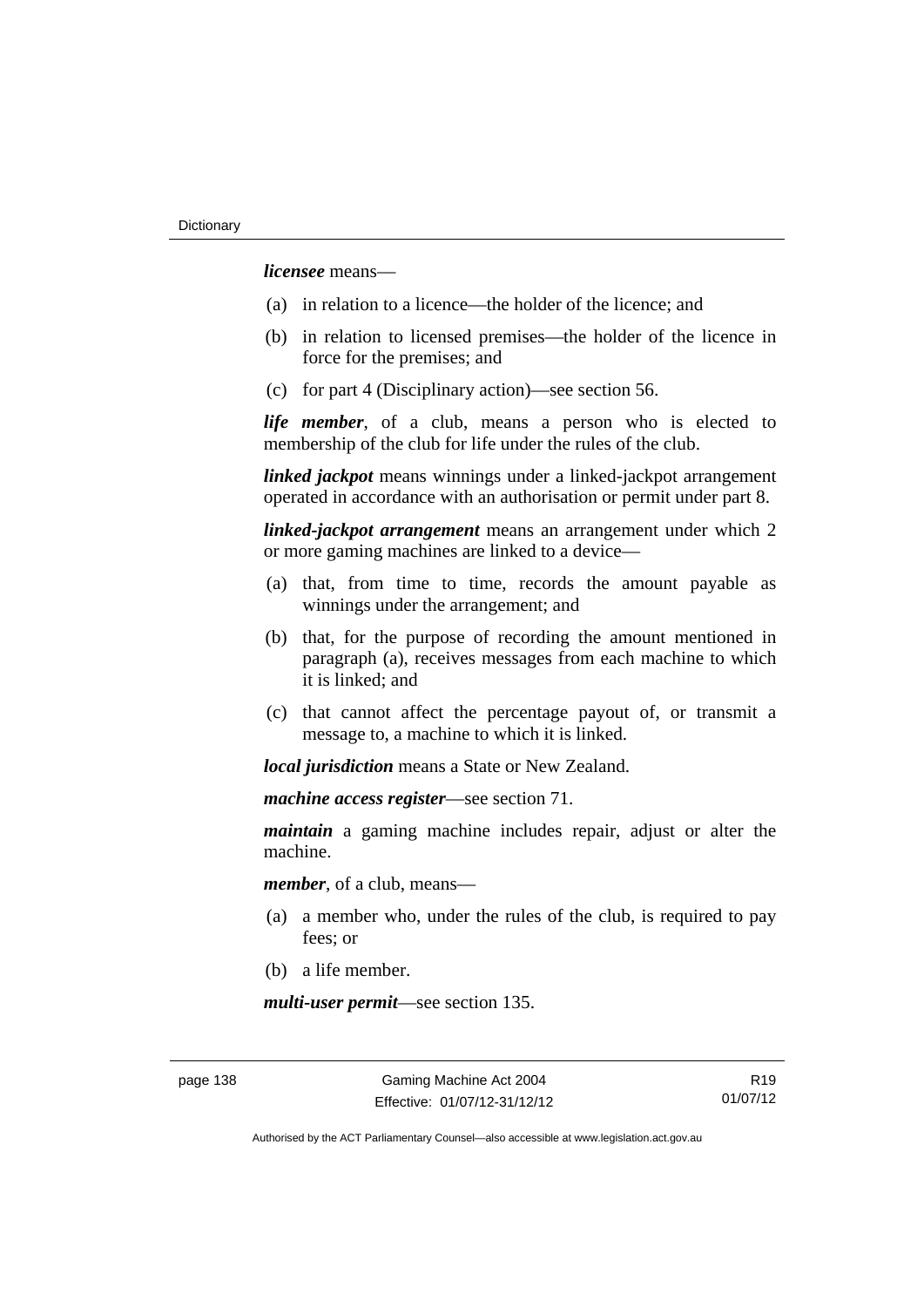***licensee*** means—

(a) in relation to a licence—the holder of the licence; and

(b) in relation to licensed premises—the holder of the licence in force for the premises; and

(c) for part 4 (Disciplinary action)—see section 56.

***life member***, of a club, means a person who is elected to membership of the club for life under the rules of the club.

***linked jackpot*** means winnings under a linked-jackpot arrangement operated in accordance with an authorisation or permit under part 8.

***linked-jackpot arrangement*** means an arrangement under which 2 or more gaming machines are linked to a device—

(a) that, from time to time, records the amount payable as winnings under the arrangement; and

(b) that, for the purpose of recording the amount mentioned in paragraph (a), receives messages from each machine to which it is linked; and

(c) that cannot affect the percentage payout of, or transmit a message to, a machine to which it is linked.

***local jurisdiction*** means a State or New Zealand.

***machine access register***—see section 71.

***maintain*** a gaming machine includes repair, adjust or alter the machine.

***member***, of a club, means—

(a) a member who, under the rules of the club, is required to pay fees; or

(b) a life member.

***multi-user permit***—see section 135.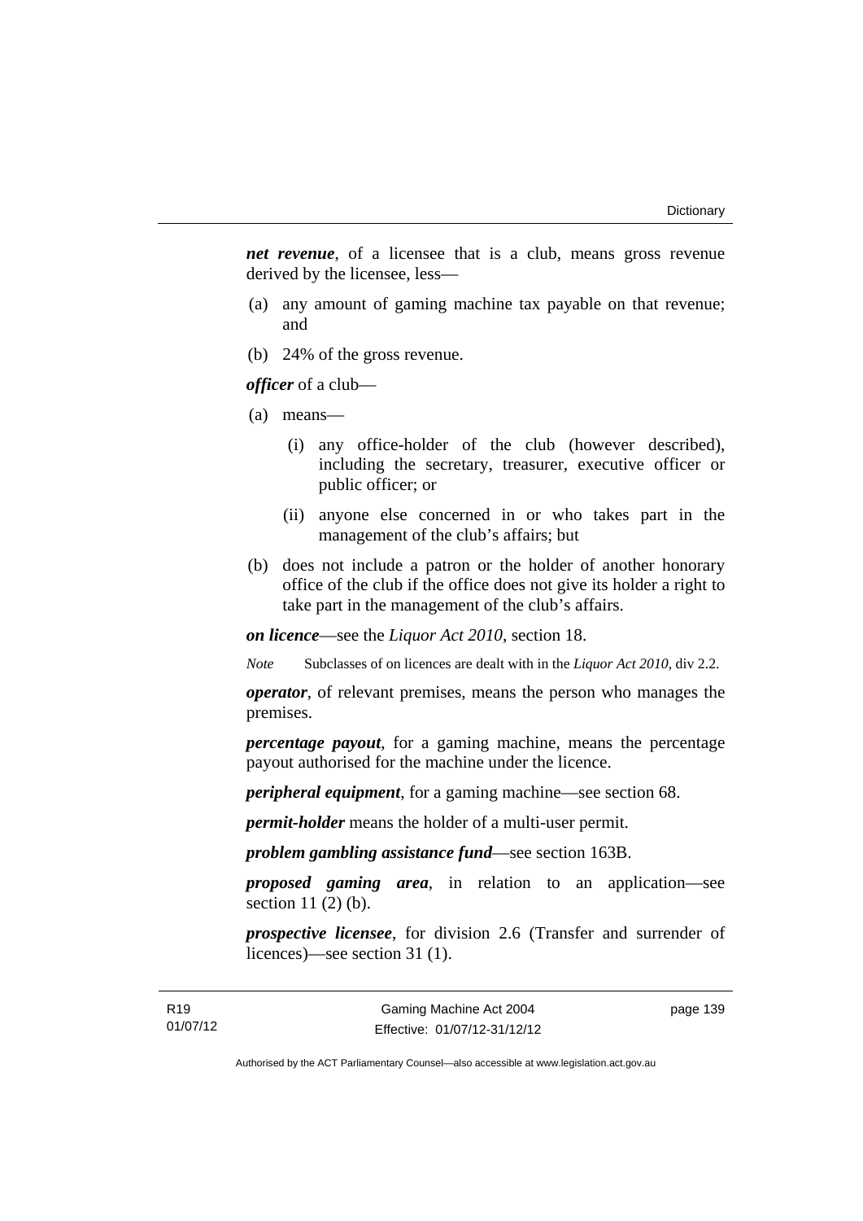***net revenue***, of a licensee that is a club, means gross revenue derived by the licensee, less—

(a) any amount of gaming machine tax payable on that revenue; and

(b) 24% of the gross revenue.

***officer*** of a club—

(a) means—

  (i) any office-holder of the club (however described), including the secretary, treasurer, executive officer or public officer; or

  (ii) anyone else concerned in or who takes part in the management of the club's affairs; but

(b) does not include a patron or the holder of another honorary office of the club if the office does not give its holder a right to take part in the management of the club's affairs.

***on licence***—see the *Liquor Act 2010*, section 18.

*Note* Subclasses of on licences are dealt with in the *Liquor Act 2010*, div 2.2.

***operator***, of relevant premises, means the person who manages the premises.

***percentage payout***, for a gaming machine, means the percentage payout authorised for the machine under the licence.

***peripheral equipment***, for a gaming machine—see section 68.

***permit-holder*** means the holder of a multi-user permit.

***problem gambling assistance fund***—see section 163B.

***proposed gaming area***, in relation to an application—see section 11 (2) (b).

***prospective licensee***, for division 2.6 (Transfer and surrender of licences)—see section 31 (1).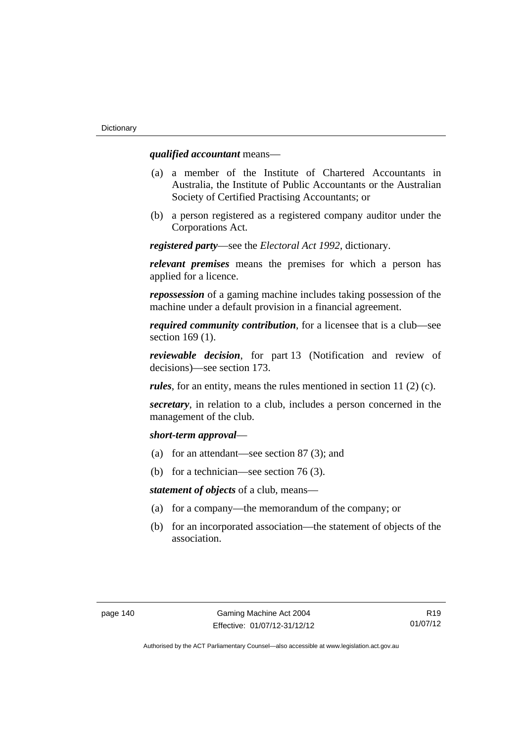***qualified accountant*** means—

(a) a member of the Institute of Chartered Accountants in Australia, the Institute of Public Accountants or the Australian Society of Certified Practising Accountants; or

(b) a person registered as a registered company auditor under the Corporations Act.

***registered party***—see the *Electoral Act 1992*, dictionary.

***relevant premises*** means the premises for which a person has applied for a licence.

***repossession*** of a gaming machine includes taking possession of the machine under a default provision in a financial agreement.

***required community contribution***, for a licensee that is a club—see section 169 (1).

***reviewable decision***, for part 13 (Notification and review of decisions)—see section 173.

***rules***, for an entity, means the rules mentioned in section 11 (2) (c).

***secretary***, in relation to a club, includes a person concerned in the management of the club.

***short-term approval***—

(a) for an attendant—see section 87 (3); and

(b) for a technician—see section 76 (3).

***statement of objects*** of a club, means—

(a) for a company—the memorandum of the company; or

(b) for an incorporated association—the statement of objects of the association.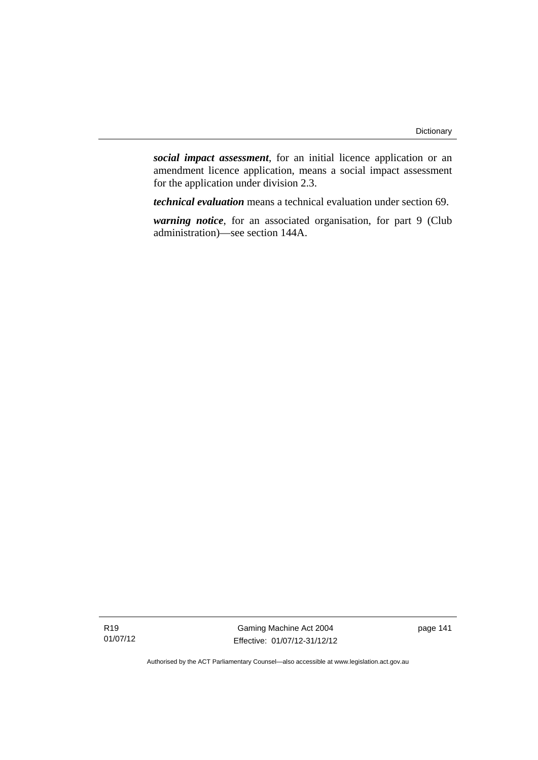***social impact assessment***, for an initial licence application or an amendment licence application, means a social impact assessment for the application under division 2.3.

***technical evaluation*** means a technical evaluation under section 69.

***warning notice***, for an associated organisation, for part 9 (Club administration)—see section 144A.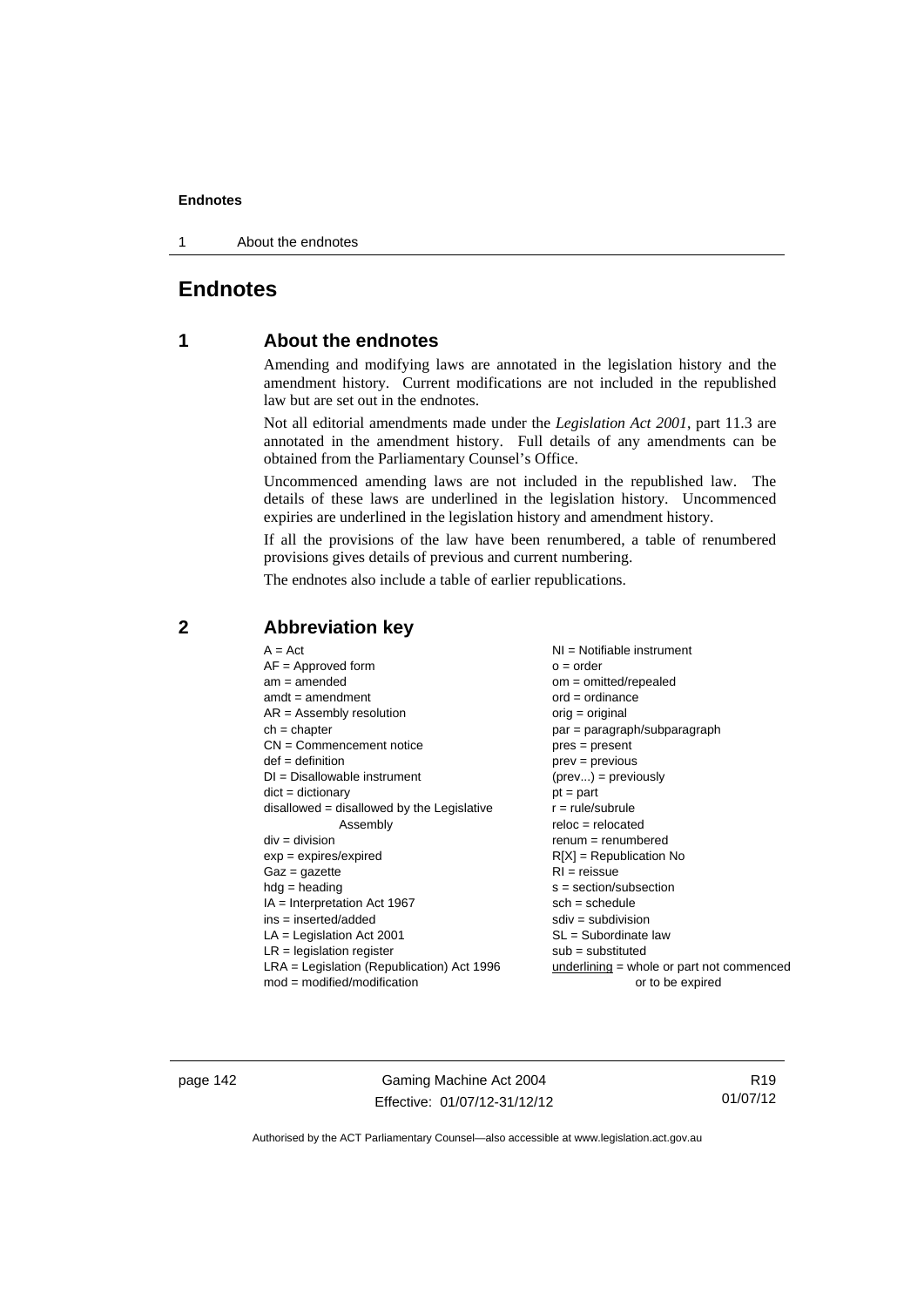# Endnotes

## 1 About the endnotes

Amending and modifying laws are annotated in the legislation history and the amendment history. Current modifications are not included in the republished law but are set out in the endnotes.

Not all editorial amendments made under the *Legislation Act 2001*, part 11.3 are annotated in the amendment history. Full details of any amendments can be obtained from the Parliamentary Counsel's Office.

Uncommenced amending laws are not included in the republished law. The details of these laws are underlined in the legislation history. Uncommenced expiries are underlined in the legislation history and amendment history.

If all the provisions of the law have been renumbered, a table of renumbered provisions gives details of previous and current numbering.

The endnotes also include a table of earlier republications.

## 2 Abbreviation key

A = Act
AF = Approved form
am = amended
amdt = amendment
AR = Assembly resolution
ch = chapter
CN = Commencement notice
def = definition
DI = Disallowable instrument
dict = dictionary
disallowed = disallowed by the Legislative Assembly
div = division
exp = expires/expired
Gaz = gazette
hdg = heading
IA = Interpretation Act 1967
ins = inserted/added
LA = Legislation Act 2001
LR = legislation register
LRA = Legislation (Republication) Act 1996
mod = modified/modification
NI = Notifiable instrument
o = order
om = omitted/repealed
ord = ordinance
orig = original
par = paragraph/subparagraph
pres = present
prev = previous
(prev...) = previously
pt = part
r = rule/subrule
reloc = relocated
renum = renumbered
R[X] = Republication No
RI = reissue
s = section/subsection
sch = schedule
sdiv = subdivision
SL = Subordinate law
sub = substituted
underlining = whole or part not commenced or to be expired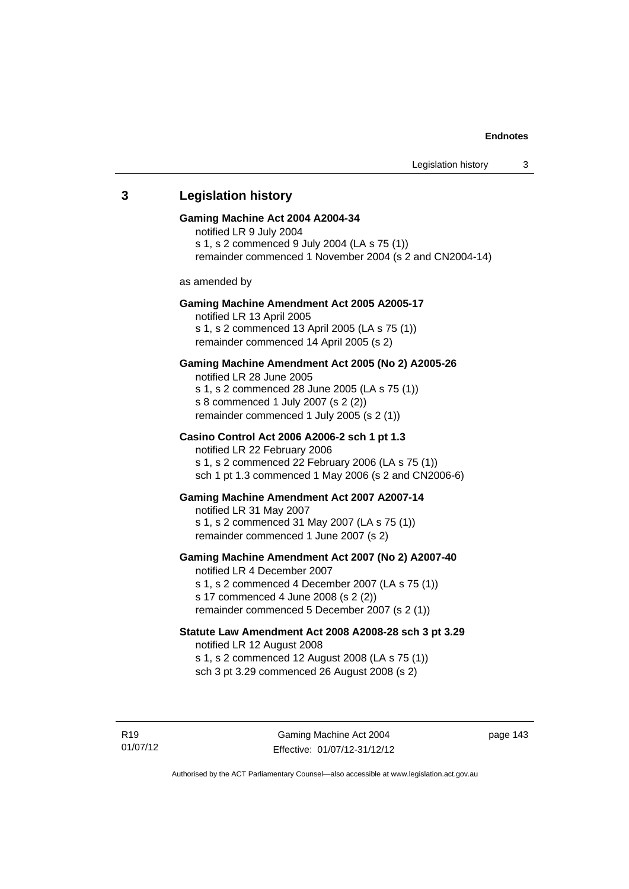## 3 Legislation history

**Gaming Machine Act 2004 A2004-34**

notified LR 9 July 2004

s 1, s 2 commenced 9 July 2004 (LA s 75 (1))

remainder commenced 1 November 2004 (s 2 and CN2004-14)

as amended by

**Gaming Machine Amendment Act 2005 A2005-17**

notified LR 13 April 2005

s 1, s 2 commenced 13 April 2005 (LA s 75 (1))

remainder commenced 14 April 2005 (s 2)

**Gaming Machine Amendment Act 2005 (No 2) A2005-26**

notified LR 28 June 2005

s 1, s 2 commenced 28 June 2005 (LA s 75 (1))

s 8 commenced 1 July 2007 (s 2 (2))

remainder commenced 1 July 2005 (s 2 (1))

**Casino Control Act 2006 A2006-2 sch 1 pt 1.3**

notified LR 22 February 2006

s 1, s 2 commenced 22 February 2006 (LA s 75 (1))

sch 1 pt 1.3 commenced 1 May 2006 (s 2 and CN2006-6)

**Gaming Machine Amendment Act 2007 A2007-14**

notified LR 31 May 2007

s 1, s 2 commenced 31 May 2007 (LA s 75 (1))

remainder commenced 1 June 2007 (s 2)

**Gaming Machine Amendment Act 2007 (No 2) A2007-40**

notified LR 4 December 2007

s 1, s 2 commenced 4 December 2007 (LA s 75 (1))

s 17 commenced 4 June 2008 (s 2 (2))

remainder commenced 5 December 2007 (s 2 (1))

**Statute Law Amendment Act 2008 A2008-28 sch 3 pt 3.29**

notified LR 12 August 2008

s 1, s 2 commenced 12 August 2008 (LA s 75 (1))

sch 3 pt 3.29 commenced 26 August 2008 (s 2)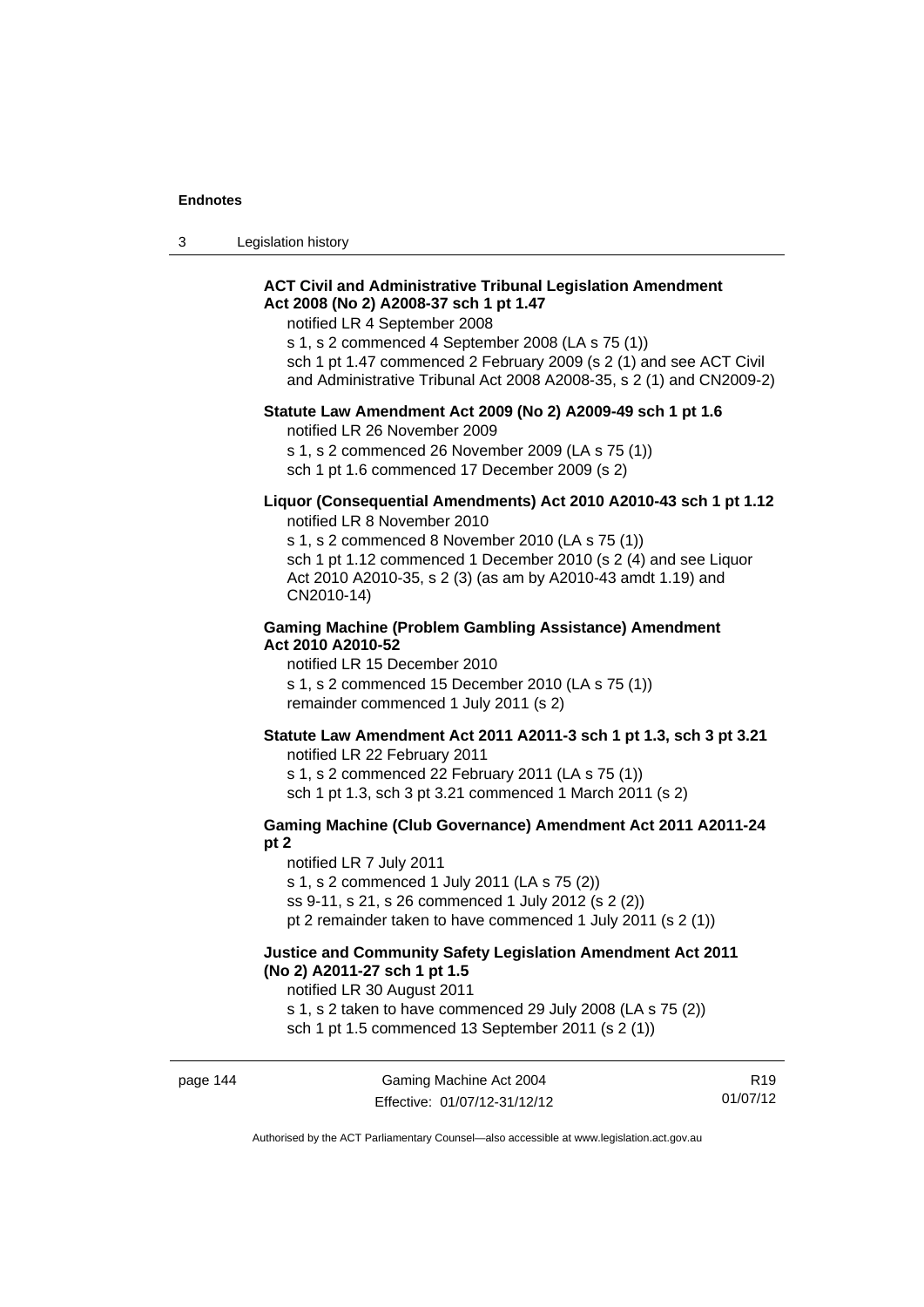**ACT Civil and Administrative Tribunal Legislation Amendment Act 2008 (No 2) A2008-37 sch 1 pt 1.47**

notified LR 4 September 2008

s 1, s 2 commenced 4 September 2008 (LA s 75 (1))

sch 1 pt 1.47 commenced 2 February 2009 (s 2 (1) and see ACT Civil and Administrative Tribunal Act 2008 A2008-35, s 2 (1) and CN2009-2)

**Statute Law Amendment Act 2009 (No 2) A2009-49 sch 1 pt 1.6**

notified LR 26 November 2009

s 1, s 2 commenced 26 November 2009 (LA s 75 (1))

sch 1 pt 1.6 commenced 17 December 2009 (s 2)

**Liquor (Consequential Amendments) Act 2010 A2010-43 sch 1 pt 1.12**

notified LR 8 November 2010

s 1, s 2 commenced 8 November 2010 (LA s 75 (1))

sch 1 pt 1.12 commenced 1 December 2010 (s 2 (4) and see Liquor Act 2010 A2010-35, s 2 (3) (as am by A2010-43 amdt 1.19) and CN2010-14)

**Gaming Machine (Problem Gambling Assistance) Amendment Act 2010 A2010-52**

notified LR 15 December 2010

s 1, s 2 commenced 15 December 2010 (LA s 75 (1))

remainder commenced 1 July 2011 (s 2)

**Statute Law Amendment Act 2011 A2011-3 sch 1 pt 1.3, sch 3 pt 3.21**

notified LR 22 February 2011

s 1, s 2 commenced 22 February 2011 (LA s 75 (1))

sch 1 pt 1.3, sch 3 pt 3.21 commenced 1 March 2011 (s 2)

**Gaming Machine (Club Governance) Amendment Act 2011 A2011-24 pt 2**

notified LR 7 July 2011

s 1, s 2 commenced 1 July 2011 (LA s 75 (2))

ss 9-11, s 21, s 26 commenced 1 July 2012 (s 2 (2))

pt 2 remainder taken to have commenced 1 July 2011 (s 2 (1))

**Justice and Community Safety Legislation Amendment Act 2011 (No 2) A2011-27 sch 1 pt 1.5**

notified LR 30 August 2011

s 1, s 2 taken to have commenced 29 July 2008 (LA s 75 (2))

sch 1 pt 1.5 commenced 13 September 2011 (s 2 (1))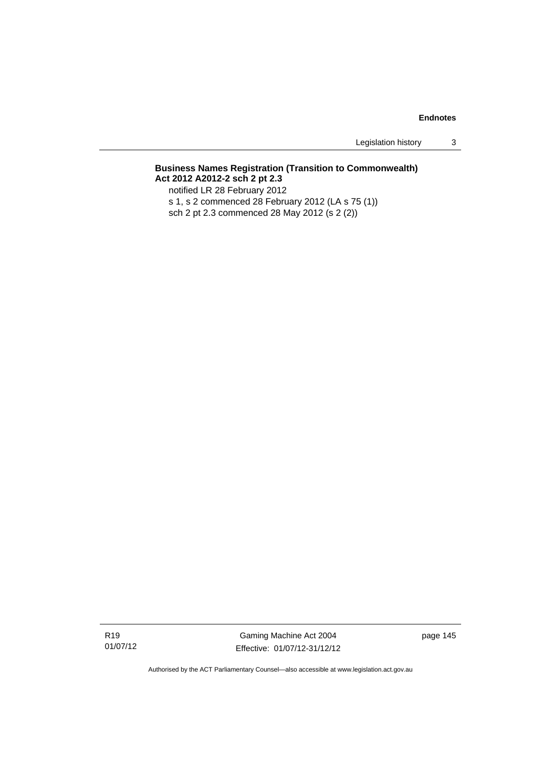**Business Names Registration (Transition to Commonwealth) Act 2012 A2012-2 sch 2 pt 2.3**

notified LR 28 February 2012

s 1, s 2 commenced 28 February 2012 (LA s 75 (1))

sch 2 pt 2.3 commenced 28 May 2012 (s 2 (2))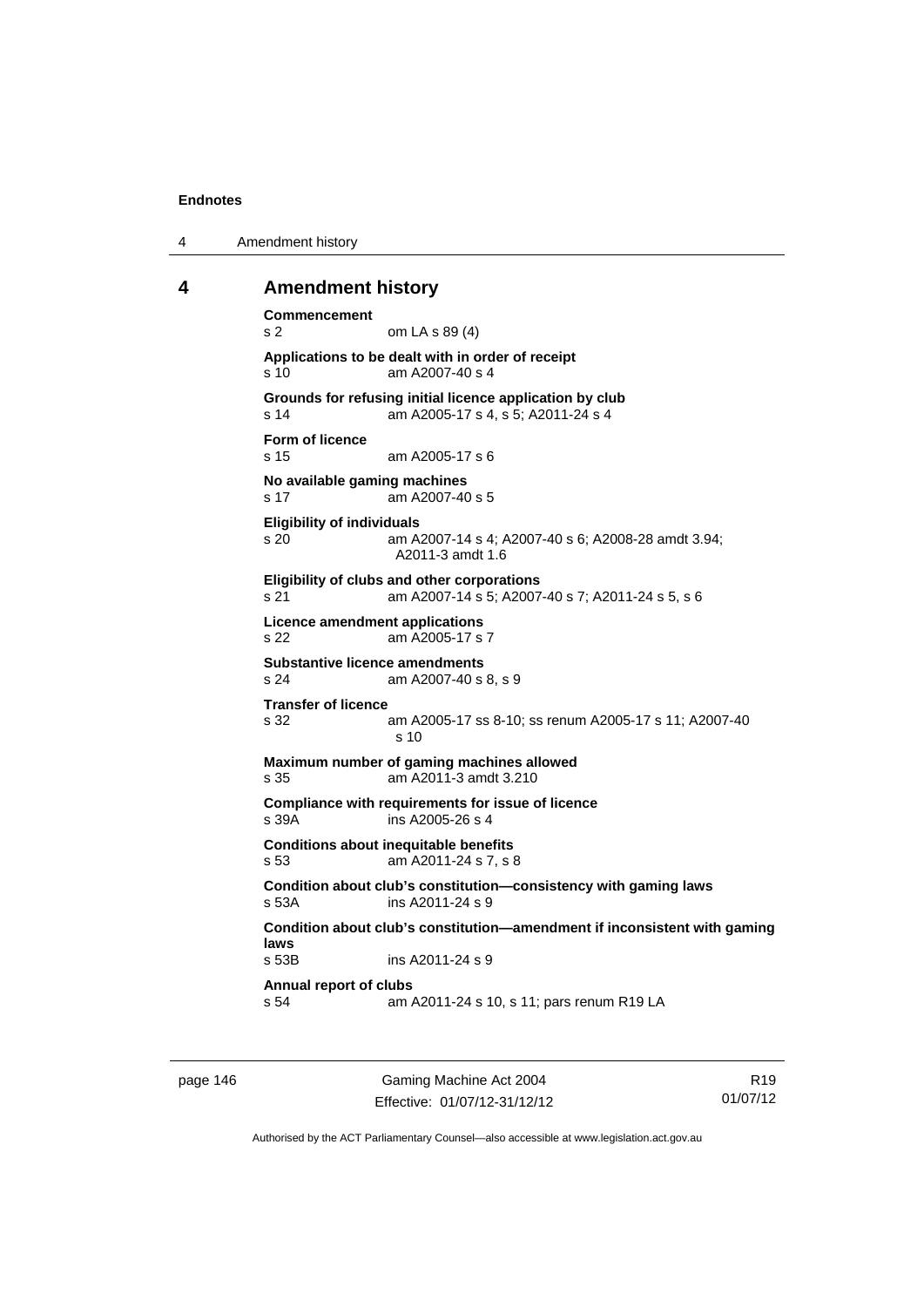## 4 Amendment history

**Commencement**
s 2 om LA s 89 (4)

**Applications to be dealt with in order of receipt**
s 10 am A2007-40 s 4

**Grounds for refusing initial licence application by club**
s 14 am A2005-17 s 4, s 5; A2011-24 s 4

**Form of licence**
s 15 am A2005-17 s 6

**No available gaming machines**
s 17 am A2007-40 s 5

**Eligibility of individuals**
s 20 am A2007-14 s 4; A2007-40 s 6; A2008-28 amdt 3.94; A2011-3 amdt 1.6

**Eligibility of clubs and other corporations**
s 21 am A2007-14 s 5; A2007-40 s 7; A2011-24 s 5, s 6

**Licence amendment applications**
s 22 am A2005-17 s 7

**Substantive licence amendments**
s 24 am A2007-40 s 8, s 9

**Transfer of licence**
s 32 am A2005-17 ss 8-10; ss renum A2005-17 s 11; A2007-40 s 10

**Maximum number of gaming machines allowed**
s 35 am A2011-3 amdt 3.210

**Compliance with requirements for issue of licence**
s 39A ins A2005-26 s 4

**Conditions about inequitable benefits**
s 53 am A2011-24 s 7, s 8

**Condition about club's constitution—consistency with gaming laws**
s 53A ins A2011-24 s 9

**Condition about club's constitution—amendment if inconsistent with gaming laws**
s 53B ins A2011-24 s 9

**Annual report of clubs**
s 54 am A2011-24 s 10, s 11; pars renum R19 LA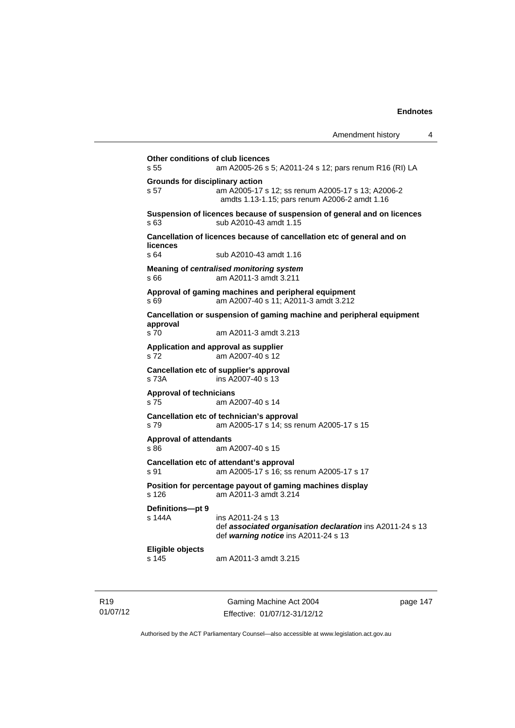**Other conditions of club licences**
s 55 am A2005-26 s 5; A2011-24 s 12; pars renum R16 (RI) LA

**Grounds for disciplinary action**
s 57 am A2005-17 s 12; ss renum A2005-17 s 13; A2006-2 amdts 1.13-1.15; pars renum A2006-2 amdt 1.16

**Suspension of licences because of suspension of general and on licences**
s 63 sub A2010-43 amdt 1.15

**Cancellation of licences because of cancellation etc of general and on licences**
s 64 sub A2010-43 amdt 1.16

**Meaning of *centralised monitoring system***
s 66 am A2011-3 amdt 3.211

**Approval of gaming machines and peripheral equipment**
s 69 am A2007-40 s 11; A2011-3 amdt 3.212

**Cancellation or suspension of gaming machine and peripheral equipment approval**
s 70 am A2011-3 amdt 3.213

**Application and approval as supplier**
s 72 am A2007-40 s 12

**Cancellation etc of supplier's approval**
s 73A ins A2007-40 s 13

**Approval of technicians**
s 75 am A2007-40 s 14

**Cancellation etc of technician's approval**
s 79 am A2005-17 s 14; ss renum A2005-17 s 15

**Approval of attendants**
s 86 am A2007-40 s 15

**Cancellation etc of attendant's approval**
s 91 am A2005-17 s 16; ss renum A2005-17 s 17

**Position for percentage payout of gaming machines display**
s 126 am A2011-3 amdt 3.214

**Definitions—pt 9**
s 144A ins A2011-24 s 13
def ***associated organisation declaration*** ins A2011-24 s 13
def ***warning notice*** ins A2011-24 s 13

**Eligible objects**
s 145 am A2011-3 amdt 3.215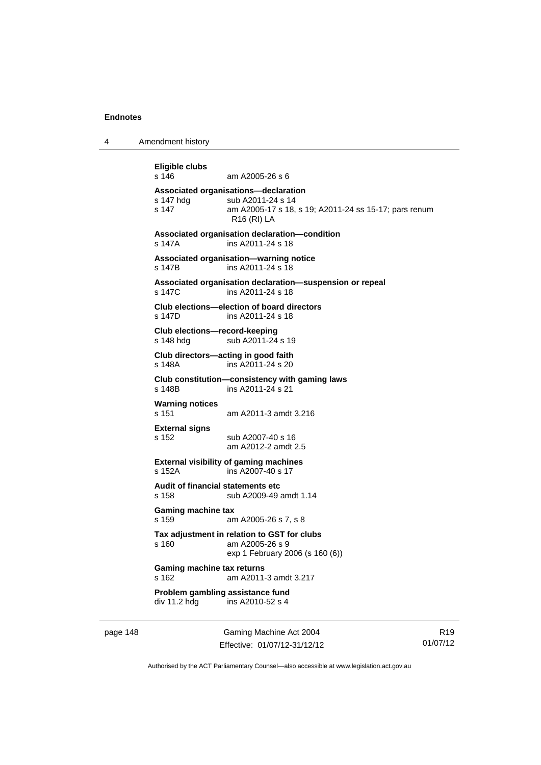**Eligible clubs**
s 146 am A2005-26 s 6

**Associated organisations—declaration**
s 147 hdg sub A2011-24 s 14
s 147 am A2005-17 s 18, s 19; A2011-24 ss 15-17; pars renum R16 (RI) LA

**Associated organisation declaration—condition**
s 147A ins A2011-24 s 18

**Associated organisation—warning notice**
s 147B ins A2011-24 s 18

**Associated organisation declaration—suspension or repeal**
s 147C ins A2011-24 s 18

**Club elections—election of board directors**
s 147D ins A2011-24 s 18

**Club elections—record-keeping**
s 148 hdg sub A2011-24 s 19

**Club directors—acting in good faith**
s 148A ins A2011-24 s 20

**Club constitution—consistency with gaming laws**
s 148B ins A2011-24 s 21

**Warning notices**
s 151 am A2011-3 amdt 3.216

**External signs**
s 152 sub A2007-40 s 16
am A2012-2 amdt 2.5

**External visibility of gaming machines**
s 152A ins A2007-40 s 17

**Audit of financial statements etc**
s 158 sub A2009-49 amdt 1.14

**Gaming machine tax**
s 159 am A2005-26 s 7, s 8

**Tax adjustment in relation to GST for clubs**
s 160 am A2005-26 s 9
exp 1 February 2006 (s 160 (6))

**Gaming machine tax returns**
s 162 am A2011-3 amdt 3.217

**Problem gambling assistance fund**
div 11.2 hdg ins A2010-52 s 4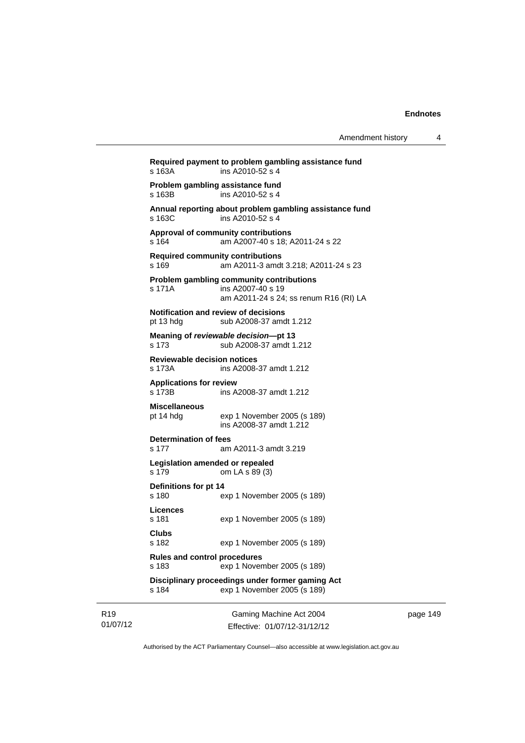**Required payment to problem gambling assistance fund**
s 163A ins A2010-52 s 4

**Problem gambling assistance fund**
s 163B ins A2010-52 s 4

**Annual reporting about problem gambling assistance fund**
s 163C ins A2010-52 s 4

**Approval of community contributions**
s 164 am A2007-40 s 18; A2011-24 s 22

**Required community contributions**
s 169 am A2011-3 amdt 3.218; A2011-24 s 23

**Problem gambling community contributions**
s 171A ins A2007-40 s 19
am A2011-24 s 24; ss renum R16 (RI) LA

**Notification and review of decisions**
pt 13 hdg sub A2008-37 amdt 1.212

**Meaning of *reviewable decision*—pt 13**
s 173 sub A2008-37 amdt 1.212

**Reviewable decision notices**
s 173A ins A2008-37 amdt 1.212

**Applications for review**
s 173B ins A2008-37 amdt 1.212

**Miscellaneous**
pt 14 hdg exp 1 November 2005 (s 189)
ins A2008-37 amdt 1.212

**Determination of fees**
s 177 am A2011-3 amdt 3.219

**Legislation amended or repealed**
s 179 om LA s 89 (3)

**Definitions for pt 14**
s 180 exp 1 November 2005 (s 189)

**Licences**
s 181 exp 1 November 2005 (s 189)

**Clubs**
s 182 exp 1 November 2005 (s 189)

**Rules and control procedures**
s 183 exp 1 November 2005 (s 189)

**Disciplinary proceedings under former gaming Act**
s 184 exp 1 November 2005 (s 189)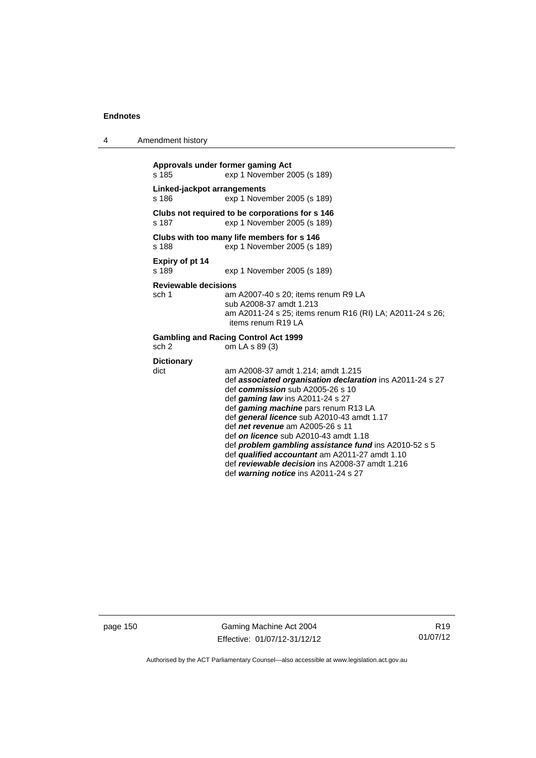**Approvals under former gaming Act**
s 185 exp 1 November 2005 (s 189)

**Linked-jackpot arrangements**
s 186 exp 1 November 2005 (s 189)

**Clubs not required to be corporations for s 146**
s 187 exp 1 November 2005 (s 189)

**Clubs with too many life members for s 146**
s 188 exp 1 November 2005 (s 189)

**Expiry of pt 14**
s 189 exp 1 November 2005 (s 189)

**Reviewable decisions**
sch 1 am A2007-40 s 20; items renum R9 LA
sub A2008-37 amdt 1.213
am A2011-24 s 25; items renum R16 (RI) LA; A2011-24 s 26; items renum R19 LA

**Gambling and Racing Control Act 1999**
sch 2 om LA s 89 (3)

**Dictionary**
dict am A2008-37 amdt 1.214; amdt 1.215
def ***associated organisation declaration*** ins A2011-24 s 27
def ***commission*** sub A2005-26 s 10
def ***gaming law*** ins A2011-24 s 27
def ***gaming machine*** pars renum R13 LA
def ***general licence*** sub A2010-43 amdt 1.17
def ***net revenue*** am A2005-26 s 11
def ***on licence*** sub A2010-43 amdt 1.18
def ***problem gambling assistance fund*** ins A2010-52 s 5
def ***qualified accountant*** am A2011-27 amdt 1.10
def ***reviewable decision*** ins A2008-37 amdt 1.216
def ***warning notice*** ins A2011-24 s 27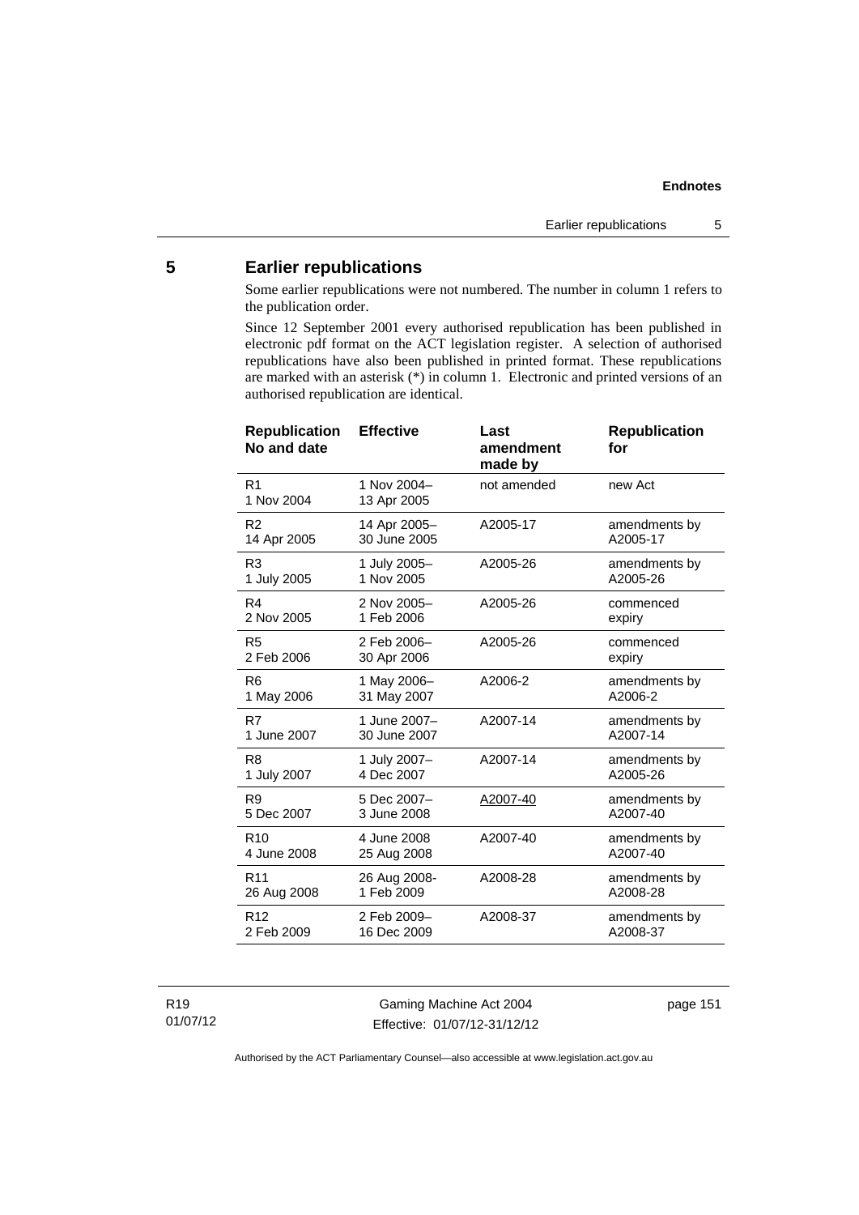## 5 Earlier republications

Some earlier republications were not numbered. The number in column 1 refers to the publication order.

Since 12 September 2001 every authorised republication has been published in electronic pdf format on the ACT legislation register. A selection of authorised republications have also been published in printed format. These republications are marked with an asterisk (*) in column 1. Electronic and printed versions of an authorised republication are identical.

| Republication No and date | Effective | Last amendment made by | Republication for |
|---|---|---|---|
| R1 1 Nov 2004 | 1 Nov 2004– 13 Apr 2005 | not amended | new Act |
| R2 14 Apr 2005 | 14 Apr 2005– 30 June 2005 | A2005-17 | amendments by A2005-17 |
| R3 1 July 2005 | 1 July 2005– 1 Nov 2005 | A2005-26 | amendments by A2005-26 |
| R4 2 Nov 2005 | 2 Nov 2005– 1 Feb 2006 | A2005-26 | commenced expiry |
| R5 2 Feb 2006 | 2 Feb 2006– 30 Apr 2006 | A2005-26 | commenced expiry |
| R6 1 May 2006 | 1 May 2006– 31 May 2007 | A2006-2 | amendments by A2006-2 |
| R7 1 June 2007 | 1 June 2007– 30 June 2007 | A2007-14 | amendments by A2007-14 |
| R8 1 July 2007 | 1 July 2007– 4 Dec 2007 | A2007-14 | amendments by A2005-26 |
| R9 5 Dec 2007 | 5 Dec 2007– 3 June 2008 | A2007-40 | amendments by A2007-40 |
| R10 4 June 2008 | 4 June 2008 25 Aug 2008 | A2007-40 | amendments by A2007-40 |
| R11 26 Aug 2008 | 26 Aug 2008- 1 Feb 2009 | A2008-28 | amendments by A2008-28 |
| R12 2 Feb 2009 | 2 Feb 2009– 16 Dec 2009 | A2008-37 | amendments by A2008-37 |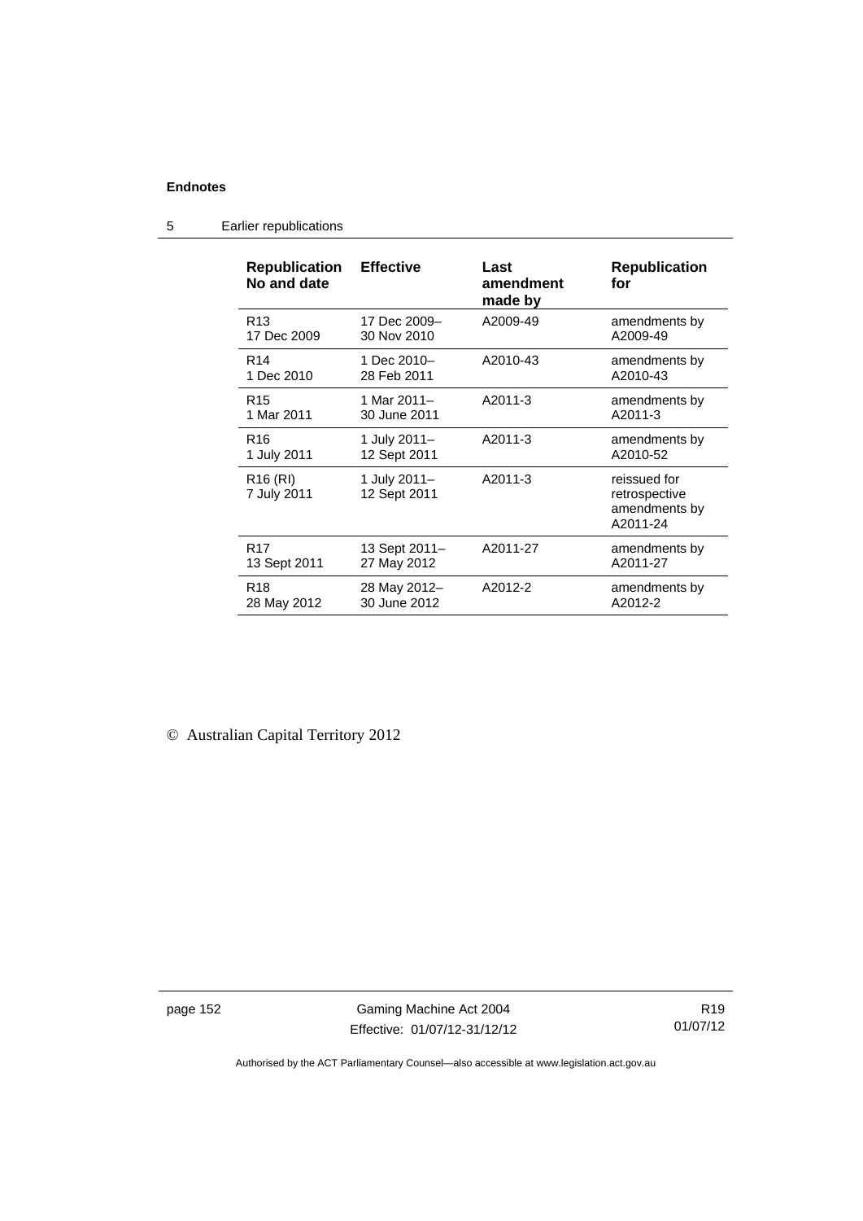**Endnotes**

5 Earlier republications

| Republication No and date | Effective | Last amendment made by | Republication for |
|---|---|---|---|
| R13 17 Dec 2009 | 17 Dec 2009– 30 Nov 2010 | A2009-49 | amendments by A2009-49 |
| R14 1 Dec 2010 | 1 Dec 2010– 28 Feb 2011 | A2010-43 | amendments by A2010-43 |
| R15 1 Mar 2011 | 1 Mar 2011– 30 June 2011 | A2011-3 | amendments by A2011-3 |
| R16 1 July 2011 | 1 July 2011– 12 Sept 2011 | A2011-3 | amendments by A2010-52 |
| R16 (RI) 7 July 2011 | 1 July 2011– 12 Sept 2011 | A2011-3 | reissued for retrospective amendments by A2011-24 |
| R17 13 Sept 2011 | 13 Sept 2011– 27 May 2012 | A2011-27 | amendments by A2011-27 |
| R18 28 May 2012 | 28 May 2012– 30 June 2012 | A2012-2 | amendments by A2012-2 |

© Australian Capital Territory 2012